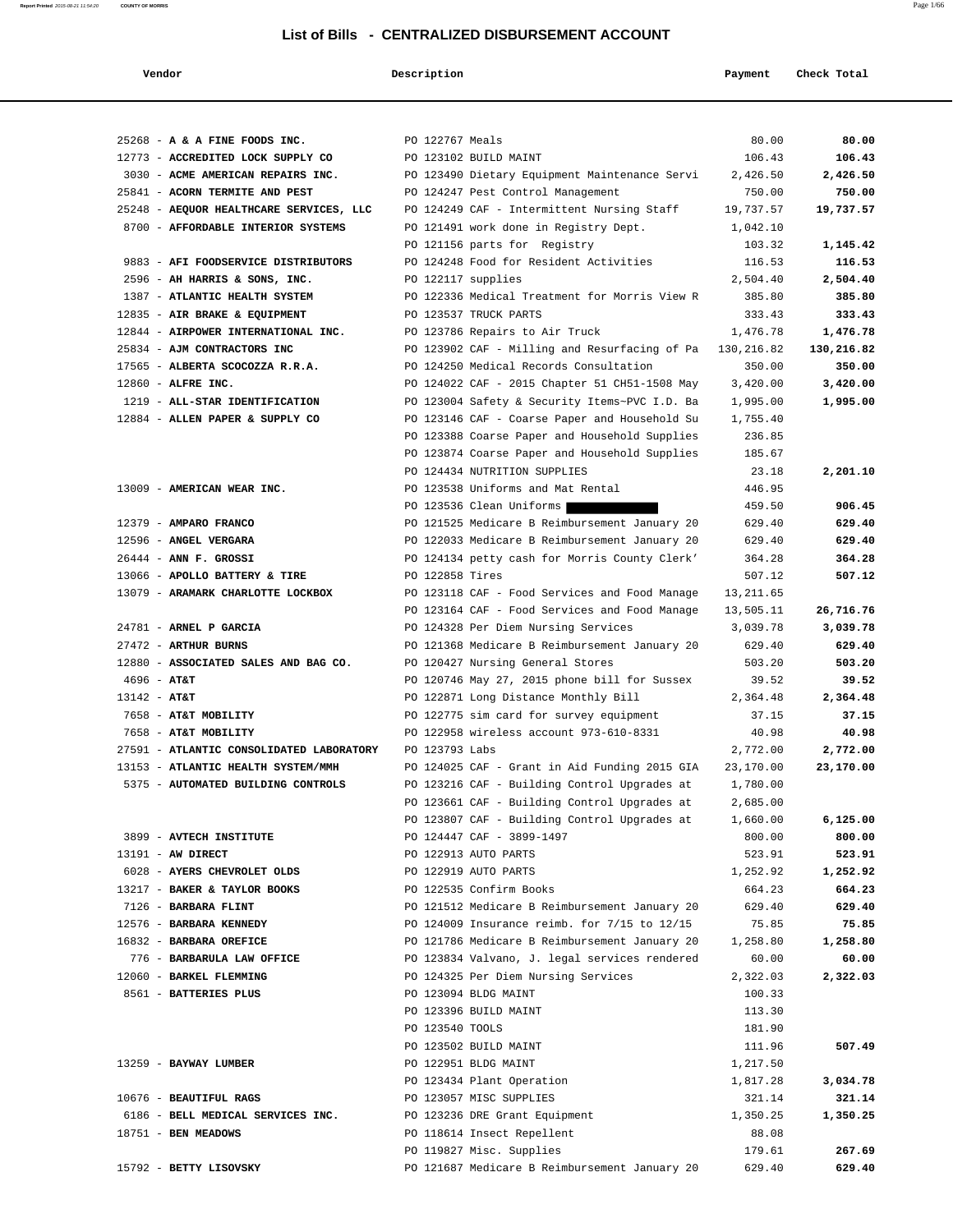# List of Bills - CENTRALIZED DISBURSEMENT ACCOUNT

| Vendor | Description | Payment | Check Total |
|---|---|---|---|
| 25268 - **A & A FINE FOODS INC.** | PO 122767 Meals | 80.00 | **80.00** |
| 12773 - **ACCREDITED LOCK SUPPLY CO** | PO 123102 BUILD MAINT | 106.43 | **106.43** |
| 3030 - **ACME AMERICAN REPAIRS INC.** | PO 123490 Dietary Equipment Maintenance Servi | 2,426.50 | **2,426.50** |
| 25841 - **ACORN TERMITE AND PEST** | PO 124247 Pest Control Management | 750.00 | **750.00** |
| 25248 - **AEQUOR HEALTHCARE SERVICES, LLC** | PO 124249 CAF - Intermittent Nursing Staff | 19,737.57 | **19,737.57** |
| 8700 - **AFFORDABLE INTERIOR SYSTEMS** | PO 121491 work done in Registry Dept. | 1,042.10 | |
| | PO 121156 parts for Registry | 103.32 | **1,145.42** |
| 9883 - **AFI FOODSERVICE DISTRIBUTORS** | PO 124248 Food for Resident Activities | 116.53 | **116.53** |
| 2596 - **AH HARRIS & SONS, INC.** | PO 122117 supplies | 2,504.40 | **2,504.40** |
| 1387 - **ATLANTIC HEALTH SYSTEM** | PO 122336 Medical Treatment for Morris View R | 385.80 | **385.80** |
| 12835 - **AIR BRAKE & EQUIPMENT** | PO 123537 TRUCK PARTS | 333.43 | **333.43** |
| 12844 - **AIRPOWER INTERNATIONAL INC.** | PO 123786 Repairs to Air Truck | 1,476.78 | **1,476.78** |
| 25834 - **AJM CONTRACTORS INC** | PO 123902 CAF - Milling and Resurfacing of Pa | 130,216.82 | **130,216.82** |
| 17565 - **ALBERTA SCOCOZZA R.R.A.** | PO 124250 Medical Records Consultation | 350.00 | **350.00** |
| 12860 - **ALFRE INC.** | PO 124022 CAF - 2015 Chapter 51 CH51-1508 May | 3,420.00 | **3,420.00** |
| 1219 - **ALL-STAR IDENTIFICATION** | PO 123004 Safety & Security Items~PVC I.D. Ba | 1,995.00 | **1,995.00** |
| 12884 - **ALLEN PAPER & SUPPLY CO** | PO 123146 CAF - Coarse Paper and Household Su | 1,755.40 | |
| | PO 123388 Coarse Paper and Household Supplies | 236.85 | |
| | PO 123874 Coarse Paper and Household Supplies | 185.67 | |
| | PO 124434 NUTRITION SUPPLIES | 23.18 | **2,201.10** |
| 13009 - **AMERICAN WEAR INC.** | PO 123538 Uniforms and Mat Rental | 446.95 | |
| | PO 123536 Clean Uniforms | 459.50 | **906.45** |
| 12379 - **AMPARO FRANCO** | PO 121525 Medicare B Reimbursement January 20 | 629.40 | **629.40** |
| 12596 - **ANGEL VERGARA** | PO 122033 Medicare B Reimbursement January 20 | 629.40 | **629.40** |
| 26444 - **ANN F. GROSSI** | PO 124134 petty cash for Morris County Clerk' | 364.28 | **364.28** |
| 13066 - **APOLLO BATTERY & TIRE** | PO 122858 Tires | 507.12 | **507.12** |
| 13079 - **ARAMARK CHARLOTTE LOCKBOX** | PO 123118 CAF - Food Services and Food Manage | 13,211.65 | |
| | PO 123164 CAF - Food Services and Food Manage | 13,505.11 | **26,716.76** |
| 24781 - **ARNEL P GARCIA** | PO 124328 Per Diem Nursing Services | 3,039.78 | **3,039.78** |
| 27472 - **ARTHUR BURNS** | PO 121368 Medicare B Reimbursement January 20 | 629.40 | **629.40** |
| 12880 - **ASSOCIATED SALES AND BAG CO.** | PO 120427 Nursing General Stores | 503.20 | **503.20** |
| 4696 - **AT&T** | PO 120746 May 27, 2015 phone bill for Sussex | 39.52 | **39.52** |
| 13142 - **AT&T** | PO 122871 Long Distance Monthly Bill | 2,364.48 | **2,364.48** |
| 7658 - **AT&T MOBILITY** | PO 122775 sim card for survey equipment | 37.15 | **37.15** |
| 7658 - **AT&T MOBILITY** | PO 122958 wireless account 973-610-8331 | 40.98 | **40.98** |
| 27591 - **ATLANTIC CONSOLIDATED LABORATORY** | PO 123793 Labs | 2,772.00 | **2,772.00** |
| 13153 - **ATLANTIC HEALTH SYSTEM/MMH** | PO 124025 CAF - Grant in Aid Funding 2015 GIA | 23,170.00 | **23,170.00** |
| 5375 - **AUTOMATED BUILDING CONTROLS** | PO 123216 CAF - Building Control Upgrades at | 1,780.00 | |
| | PO 123661 CAF - Building Control Upgrades at | 2,685.00 | |
| | PO 123807 CAF - Building Control Upgrades at | 1,660.00 | **6,125.00** |
| 3899 - **AVTECH INSTITUTE** | PO 124447 CAF - 3899-1497 | 800.00 | **800.00** |
| 13191 - **AW DIRECT** | PO 122913 AUTO PARTS | 523.91 | **523.91** |
| 6028 - **AYERS CHEVROLET OLDS** | PO 122919 AUTO PARTS | 1,252.92 | **1,252.92** |
| 13217 - **BAKER & TAYLOR BOOKS** | PO 122535 Confirm Books | 664.23 | **664.23** |
| 7126 - **BARBARA FLINT** | PO 121512 Medicare B Reimbursement January 20 | 629.40 | **629.40** |
| 12576 - **BARBARA KENNEDY** | PO 124009 Insurance reimb. for 7/15 to 12/15 | 75.85 | **75.85** |
| 16832 - **BARBARA OREFICE** | PO 121786 Medicare B Reimbursement January 20 | 1,258.80 | **1,258.80** |
| 776 - **BARBARULA LAW OFFICE** | PO 123834 Valvano, J. legal services rendered | 60.00 | **60.00** |
| 12060 - **BARKEL FLEMMING** | PO 124325 Per Diem Nursing Services | 2,322.03 | **2,322.03** |
| 8561 - **BATTERIES PLUS** | PO 123094 BLDG MAINT | 100.33 | |
| | PO 123396 BUILD MAINT | 113.30 | |
| | PO 123540 TOOLS | 181.90 | |
| | PO 123502 BUILD MAINT | 111.96 | **507.49** |
| 13259 - **BAYWAY LUMBER** | PO 122951 BLDG MAINT | 1,217.50 | |
| | PO 123434 Plant Operation | 1,817.28 | **3,034.78** |
| 10676 - **BEAUTIFUL RAGS** | PO 123057 MISC SUPPLIES | 321.14 | **321.14** |
| 6186 - **BELL MEDICAL SERVICES INC.** | PO 123236 DRE Grant Equipment | 1,350.25 | **1,350.25** |
| 18751 - **BEN MEADOWS** | PO 118614 Insect Repellent | 88.08 | |
| | PO 119827 Misc. Supplies | 179.61 | **267.69** |
| 15792 - **BETTY LISOVSKY** | PO 121687 Medicare B Reimbursement January 20 | 629.40 | **629.40** |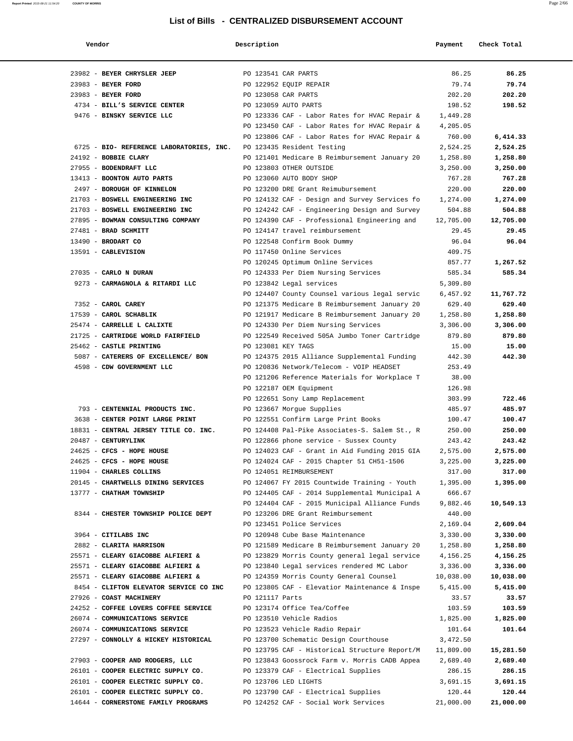# List of Bills - CENTRALIZED DISBURSEMENT ACCOUNT

| Vendor | Description | Payment | Check Total |
|---|---|---|---|
| 23982 - **BEYER CHRYSLER JEEP** | PO 123541 CAR PARTS | 86.25 | **86.25** |
| 23983 - **BEYER FORD** | PO 122952 EQUIP REPAIR | 79.74 | **79.74** |
| 23983 - **BEYER FORD** | PO 123058 CAR PARTS | 202.20 | **202.20** |
| 4734 - **BILL'S SERVICE CENTER** | PO 123059 AUTO PARTS | 198.52 | **198.52** |
| 9476 - **BINSKY SERVICE LLC** | PO 123336 CAF - Labor Rates for HVAC Repair & | 1,449.28 | |
| | PO 123450 CAF - Labor Rates for HVAC Repair & | 4,205.05 | |
| | PO 123806 CAF - Labor Rates for HVAC Repair & | 760.00 | **6,414.33** |
| 6725 - **BIO- REFERENCE LABORATORIES, INC.** | PO 123435 Resident Testing | 2,524.25 | **2,524.25** |
| 24192 - **BOBBIE CLARY** | PO 121401 Medicare B Reimbursement January 20 | 1,258.80 | **1,258.80** |
| 27955 - **BODENDRAFT LLC** | PO 123803 OTHER OUTSIDE | 3,250.00 | **3,250.00** |
| 13413 - **BOONTON AUTO PARTS** | PO 123060 AUTO BODY SHOP | 767.28 | **767.28** |
| 2497 - **BOROUGH OF KINNELON** | PO 123200 DRE Grant Reimubursement | 220.00 | **220.00** |
| 21703 - **BOSWELL ENGINEERING INC** | PO 124132 CAF - Design and Survey Services fo | 1,274.00 | **1,274.00** |
| 21703 - **BOSWELL ENGINEERING INC** | PO 124242 CAF - Engineering Design and Survey | 504.88 | **504.88** |
| 27895 - **BOWMAN CONSULTING COMPANY** | PO 124390 CAF - Professional Engineering and | 12,705.00 | **12,705.00** |
| 27481 - **BRAD SCHMITT** | PO 124147 travel reimbursement | 29.45 | **29.45** |
| 13490 - **BRODART CO** | PO 122548 Confirm Book Dummy | 96.04 | **96.04** |
| 13591 - **CABLEVISION** | PO 117450 Online Services | 409.75 | |
| | PO 120245 Optimum Online Services | 857.77 | **1,267.52** |
| 27035 - **CARLO N DURAN** | PO 124333 Per Diem Nursing Services | 585.34 | **585.34** |
| 9273 - **CARMAGNOLA & RITARDI LLC** | PO 123842 Legal services | 5,309.80 | |
| | PO 124407 County Counsel various legal servic | 6,457.92 | **11,767.72** |
| 7352 - **CAROL CAREY** | PO 121375 Medicare B Reimbursement January 20 | 629.40 | **629.40** |
| 17539 - **CAROL SCHABLIK** | PO 121917 Medicare B Reimbursement January 20 | 1,258.80 | **1,258.80** |
| 25474 - **CARRELLE L CALIXTE** | PO 124330 Per Diem Nursing Services | 3,306.00 | **3,306.00** |
| 21725 - **CARTRIDGE WORLD FAIRFIELD** | PO 122549 Received 505A Jumbo Toner Cartridge | 879.80 | **879.80** |
| 25462 - **CASTLE PRINTING** | PO 123081 KEY TAGS | 15.00 | **15.00** |
| 5087 - **CATERERS OF EXCELLENCE/ BON** | PO 124375 2015 Alliance Supplemental Funding | 442.30 | **442.30** |
| 4598 - **CDW GOVERNMENT LLC** | PO 120836 Network/Telecom - VOIP HEADSET | 253.49 | |
| | PO 121206 Reference Materials for Workplace T | 38.00 | |
| | PO 122187 OEM Equipment | 126.98 | |
| | PO 122651 Sony Lamp Replacement | 303.99 | **722.46** |
| 793 - **CENTENNIAL PRODUCTS INC.** | PO 123667 Morgue Supplies | 485.97 | **485.97** |
| 3638 - **CENTER POINT LARGE PRINT** | PO 122551 Confirm Large Print Books | 100.47 | **100.47** |
| 18831 - **CENTRAL JERSEY TITLE CO. INC.** | PO 124408 Pal-Pike Associates-S. Salem St., R | 250.00 | **250.00** |
| 20487 - **CENTURYLINK** | PO 122866 phone service - Sussex County | 243.42 | **243.42** |
| 24625 - **CFCS - HOPE HOUSE** | PO 124023 CAF - Grant in Aid Funding 2015 GIA | 2,575.00 | **2,575.00** |
| 24625 - **CFCS - HOPE HOUSE** | PO 124024 CAF - 2015 Chapter 51 CH51-1506 | 3,225.00 | **3,225.00** |
| 11904 - **CHARLES COLLINS** | PO 124051 REIMBURSEMENT | 317.00 | **317.00** |
| 20145 - **CHARTWELLS DINING SERVICES** | PO 124067 FY 2015 Countwide Training - Youth | 1,395.00 | **1,395.00** |
| 13777 - **CHATHAM TOWNSHIP** | PO 124405 CAF - 2014 Supplemental Municipal A | 666.67 | |
| | PO 124404 CAF - 2015 Municipal Alliance Funds | 9,882.46 | **10,549.13** |
| 8344 - **CHESTER TOWNSHIP POLICE DEPT** | PO 123206 DRE Grant Reimbursement | 440.00 | |
| | PO 123451 Police Services | 2,169.04 | **2,609.04** |
| 3964 - **CITILABS INC** | PO 120948 Cube Base Maintenance | 3,330.00 | **3,330.00** |
| 2882 - **CLARITA HARRISON** | PO 121589 Medicare B Reimbursement January 20 | 1,258.80 | **1,258.80** |
| 25571 - **CLEARY GIACOBBE ALFIERI &** | PO 123829 Morris County general legal service | 4,156.25 | **4,156.25** |
| 25571 - **CLEARY GIACOBBE ALFIERI &** | PO 123840 Legal services rendered MC Labor | 3,336.00 | **3,336.00** |
| 25571 - **CLEARY GIACOBBE ALFIERI &** | PO 124359 Morris County General Counsel | 10,038.00 | **10,038.00** |
| 8454 - **CLIFTON ELEVATOR SERVICE CO INC** | PO 123805 CAF - Elevatior Maintenance & Inspe | 5,415.00 | **5,415.00** |
| 27926 - **COAST MACHINERY** | PO 121117 Parts | 33.57 | **33.57** |
| 24252 - **COFFEE LOVERS COFFEE SERVICE** | PO 123174 Office Tea/Coffee | 103.59 | **103.59** |
| 26074 - **COMMUNICATIONS SERVICE** | PO 123510 Vehicle Radios | 1,825.00 | **1,825.00** |
| 26074 - **COMMUNICATIONS SERVICE** | PO 123523 Vehicle Radio Repair | 101.64 | **101.64** |
| 27297 - **CONNOLLY & HICKEY HISTORICAL** | PO 123700 Schematic Design Courthouse | 3,472.50 | |
| | PO 123795 CAF - Historical Structure Report/M | 11,809.00 | **15,281.50** |
| 27903 - **COOPER AND RODGERS, LLC** | PO 123843 Goossrock Farm v. Morris CADB Appea | 2,689.40 | **2,689.40** |
| 26101 - **COOPER ELECTRIC SUPPLY CO.** | PO 123379 CAF - Electrical Supplies | 286.15 | **286.15** |
| 26101 - **COOPER ELECTRIC SUPPLY CO.** | PO 123706 LED LIGHTS | 3,691.15 | **3,691.15** |
| 26101 - **COOPER ELECTRIC SUPPLY CO.** | PO 123790 CAF - Electrical Supplies | 120.44 | **120.44** |
| 14644 - **CORNERSTONE FAMILY PROGRAMS** | PO 124252 CAF - Social Work Services | 21,000.00 | **21,000.00** |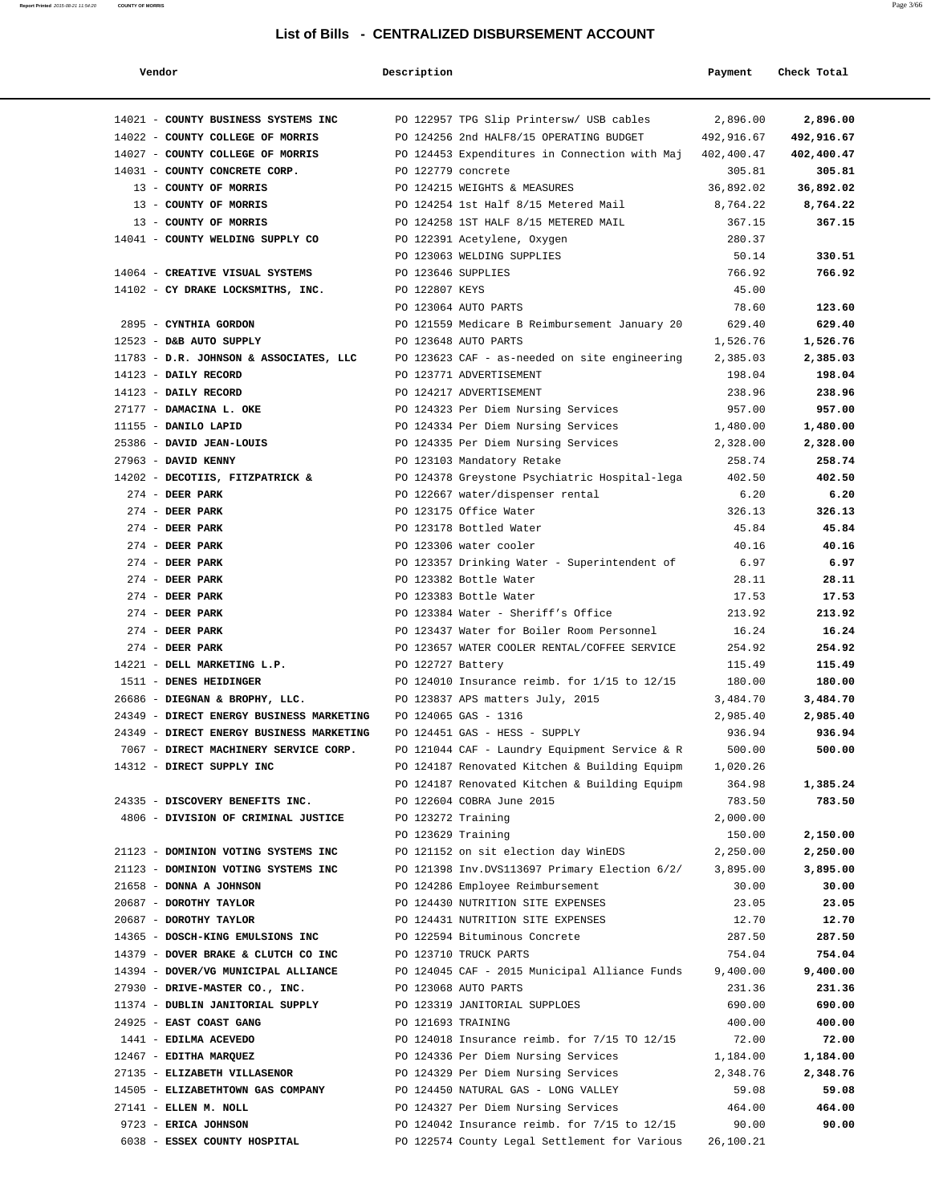# List of Bills - CENTRALIZED DISBURSEMENT ACCOUNT

| Vendor | Description | Payment | Check Total |
|---|---|---|---|
| 14021 - **COUNTY BUSINESS SYSTEMS INC** | PO 122957 TPG Slip Printersw/ USB cables | 2,896.00 | **2,896.00** |
| 14022 - **COUNTY COLLEGE OF MORRIS** | PO 124256 2nd HALF8/15 OPERATING BUDGET | 492,916.67 | **492,916.67** |
| 14027 - **COUNTY COLLEGE OF MORRIS** | PO 124453 Expenditures in Connection with Maj | 402,400.47 | **402,400.47** |
| 14031 - **COUNTY CONCRETE CORP.** | PO 122779 concrete | 305.81 | **305.81** |
| 13 - **COUNTY OF MORRIS** | PO 124215 WEIGHTS & MEASURES | 36,892.02 | **36,892.02** |
| 13 - **COUNTY OF MORRIS** | PO 124254 1st Half 8/15 Metered Mail | 8,764.22 | **8,764.22** |
| 13 - **COUNTY OF MORRIS** | PO 124258 1ST HALF 8/15 METERED MAIL | 367.15 | **367.15** |
| 14041 - **COUNTY WELDING SUPPLY CO** | PO 122391 Acetylene, Oxygen | 280.37 | |
| | PO 123063 WELDING SUPPLIES | 50.14 | **330.51** |
| 14064 - **CREATIVE VISUAL SYSTEMS** | PO 123646 SUPPLIES | 766.92 | **766.92** |
| 14102 - **CY DRAKE LOCKSMITHS, INC.** | PO 122807 KEYS | 45.00 | |
| | PO 123064 AUTO PARTS | 78.60 | **123.60** |
| 2895 - **CYNTHIA GORDON** | PO 121559 Medicare B Reimbursement January 20 | 629.40 | **629.40** |
| 12523 - **D&B AUTO SUPPLY** | PO 123648 AUTO PARTS | 1,526.76 | **1,526.76** |
| 11783 - **D.R. JOHNSON & ASSOCIATES, LLC** | PO 123623 CAF - as-needed on site engineering | 2,385.03 | **2,385.03** |
| 14123 - **DAILY RECORD** | PO 123771 ADVERTISEMENT | 198.04 | **198.04** |
| 14123 - **DAILY RECORD** | PO 124217 ADVERTISEMENT | 238.96 | **238.96** |
| 27177 - **DAMACINA L. OKE** | PO 124323 Per Diem Nursing Services | 957.00 | **957.00** |
| 11155 - **DANILO LAPID** | PO 124334 Per Diem Nursing Services | 1,480.00 | **1,480.00** |
| 25386 - **DAVID JEAN-LOUIS** | PO 124335 Per Diem Nursing Services | 2,328.00 | **2,328.00** |
| 27963 - **DAVID KENNY** | PO 123103 Mandatory Retake | 258.74 | **258.74** |
| 14202 - **DECOTIIS, FITZPATRICK &** | PO 124378 Greystone Psychiatric Hospital-lega | 402.50 | **402.50** |
| 274 - **DEER PARK** | PO 122667 water/dispenser rental | 6.20 | **6.20** |
| 274 - **DEER PARK** | PO 123175 Office Water | 326.13 | **326.13** |
| 274 - **DEER PARK** | PO 123178 Bottled Water | 45.84 | **45.84** |
| 274 - **DEER PARK** | PO 123306 water cooler | 40.16 | **40.16** |
| 274 - **DEER PARK** | PO 123357 Drinking Water - Superintendent of | 6.97 | **6.97** |
| 274 - **DEER PARK** | PO 123382 Bottle Water | 28.11 | **28.11** |
| 274 - **DEER PARK** | PO 123383 Bottle Water | 17.53 | **17.53** |
| 274 - **DEER PARK** | PO 123384 Water - Sheriff's Office | 213.92 | **213.92** |
| 274 - **DEER PARK** | PO 123437 Water for Boiler Room Personnel | 16.24 | **16.24** |
| 274 - **DEER PARK** | PO 123657 WATER COOLER RENTAL/COFFEE SERVICE | 254.92 | **254.92** |
| 14221 - **DELL MARKETING L.P.** | PO 122727 Battery | 115.49 | **115.49** |
| 1511 - **DENES HEIDINGER** | PO 124010 Insurance reimb. for 1/15 to 12/15 | 180.00 | **180.00** |
| 26686 - **DIEGNAN & BROPHY, LLC.** | PO 123837 APS matters July, 2015 | 3,484.70 | **3,484.70** |
| 24349 - **DIRECT ENERGY BUSINESS MARKETING** | PO 124065 GAS - 1316 | 2,985.40 | **2,985.40** |
| 24349 - **DIRECT ENERGY BUSINESS MARKETING** | PO 124451 GAS - HESS - SUPPLY | 936.94 | **936.94** |
| 7067 - **DIRECT MACHINERY SERVICE CORP.** | PO 121044 CAF - Laundry Equipment Service & R | 500.00 | **500.00** |
| 14312 - **DIRECT SUPPLY INC** | PO 124187 Renovated Kitchen & Building Equipm | 1,020.26 | |
| | PO 124187 Renovated Kitchen & Building Equipm | 364.98 | **1,385.24** |
| 24335 - **DISCOVERY BENEFITS INC.** | PO 122604 COBRA June 2015 | 783.50 | **783.50** |
| 4806 - **DIVISION OF CRIMINAL JUSTICE** | PO 123272 Training | 2,000.00 | |
| | PO 123629 Training | 150.00 | **2,150.00** |
| 21123 - **DOMINION VOTING SYSTEMS INC** | PO 121152 on sit election day WinEDS | 2,250.00 | **2,250.00** |
| 21123 - **DOMINION VOTING SYSTEMS INC** | PO 121398 Inv.DVS113697 Primary Election 6/2/ | 3,895.00 | **3,895.00** |
| 21658 - **DONNA A JOHNSON** | PO 124286 Employee Reimbursement | 30.00 | **30.00** |
| 20687 - **DOROTHY TAYLOR** | PO 124430 NUTRITION SITE EXPENSES | 23.05 | **23.05** |
| 20687 - **DOROTHY TAYLOR** | PO 124431 NUTRITION SITE EXPENSES | 12.70 | **12.70** |
| 14365 - **DOSCH-KING EMULSIONS INC** | PO 122594 Bituminous Concrete | 287.50 | **287.50** |
| 14379 - **DOVER BRAKE & CLUTCH CO INC** | PO 123710 TRUCK PARTS | 754.04 | **754.04** |
| 14394 - **DOVER/VG MUNICIPAL ALLIANCE** | PO 124045 CAF - 2015 Municipal Alliance Funds | 9,400.00 | **9,400.00** |
| 27930 - **DRIVE-MASTER CO., INC.** | PO 123068 AUTO PARTS | 231.36 | **231.36** |
| 11374 - **DUBLIN JANITORIAL SUPPLY** | PO 123319 JANITORIAL SUPPLOES | 690.00 | **690.00** |
| 24925 - **EAST COAST GANG** | PO 121693 TRAINING | 400.00 | **400.00** |
| 1441 - **EDILMA ACEVEDO** | PO 124018 Insurance reimb. for 7/15 TO 12/15 | 72.00 | **72.00** |
| 12467 - **EDITHA MARQUEZ** | PO 124336 Per Diem Nursing Services | 1,184.00 | **1,184.00** |
| 27135 - **ELIZABETH VILLASENOR** | PO 124329 Per Diem Nursing Services | 2,348.76 | **2,348.76** |
| 14505 - **ELIZABETHTOWN GAS COMPANY** | PO 124450 NATURAL GAS - LONG VALLEY | 59.08 | **59.08** |
| 27141 - **ELLEN M. NOLL** | PO 124327 Per Diem Nursing Services | 464.00 | **464.00** |
| 9723 - **ERICA JOHNSON** | PO 124042 Insurance reimb. for 7/15 to 12/15 | 90.00 | **90.00** |
| 6038 - **ESSEX COUNTY HOSPITAL** | PO 122574 County Legal Settlement for Various | 26,100.21 | |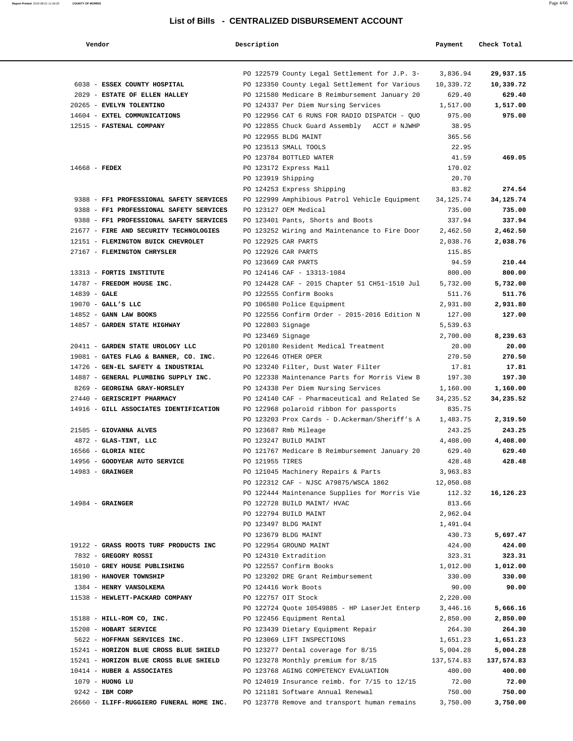# List of Bills - CENTRALIZED DISBURSEMENT ACCOUNT

| Vendor | Description | Payment | Check Total |
|---|---|---|---|
| | PO 122579 County Legal Settlement for J.P. 3- | 3,836.94 | **29,937.15** |
| 6038 - **ESSEX COUNTY HOSPITAL** | PO 123350 County Legal Settlement for Various | 10,339.72 | **10,339.72** |
| 2029 - **ESTATE OF ELLEN HALLEY** | PO 121580 Medicare B Reimbursement January 20 | 629.40 | **629.40** |
| 20265 - **EVELYN TOLENTINO** | PO 124337 Per Diem Nursing Services | 1,517.00 | **1,517.00** |
| 14604 - **EXTEL COMMUNICATIONS** | PO 122956 CAT 6 RUNS FOR RADIO DISPATCH - QUO | 975.00 | **975.00** |
| 12515 - **FASTENAL COMPANY** | PO 122855 Chuck Guard Assembly ACCT # NJWHP | 38.95 | |
| | PO 122955 BLDG MAINT | 365.56 | |
| | PO 123513 SMALL TOOLS | 22.95 | |
| | PO 123784 BOTTLED WATER | 41.59 | **469.05** |
| 14668 - **FEDEX** | PO 123172 Express Mail | 170.02 | |
| | PO 123919 Shipping | 20.70 | |
| | PO 124253 Express Shipping | 83.82 | **274.54** |
| 9388 - **FF1 PROFESSIONAL SAFETY SERVICES** | PO 122999 Amphibious Patrol Vehicle Equipment | 34,125.74 | **34,125.74** |
| 9388 - **FF1 PROFESSIONAL SAFETY SERVICES** | PO 123127 OEM Medical | 735.00 | **735.00** |
| 9388 - **FF1 PROFESSIONAL SAFETY SERVICES** | PO 123401 Pants, Shorts and Boots | 337.94 | **337.94** |
| 21677 - **FIRE AND SECURITY TECHNOLOGIES** | PO 123252 Wiring and Maintenance to Fire Door | 2,462.50 | **2,462.50** |
| 12151 - **FLEMINGTON BUICK CHEVROLET** | PO 122925 CAR PARTS | 2,038.76 | **2,038.76** |
| 27167 - **FLEMINGTON CHRYSLER** | PO 122926 CAR PARTS | 115.85 | |
| | PO 123669 CAR PARTS | 94.59 | **210.44** |
| 13313 - **FORTIS INSTITUTE** | PO 124146 CAF - 13313-1084 | 800.00 | **800.00** |
| 14787 - **FREEDOM HOUSE INC.** | PO 124428 CAF - 2015 Chapter 51 CH51-1510 Jul | 5,732.00 | **5,732.00** |
| 14839 - **GALE** | PO 122555 Confirm Books | 511.76 | **511.76** |
| 19070 - **GALL'S LLC** | PO 106580 Police Equipment | 2,931.80 | **2,931.80** |
| 14852 - **GANN LAW BOOKS** | PO 122556 Confirm Order - 2015-2016 Edition N | 127.00 | **127.00** |
| 14857 - **GARDEN STATE HIGHWAY** | PO 122803 Signage | 5,539.63 | |
| | PO 123469 Signage | 2,700.00 | **8,239.63** |
| 20411 - **GARDEN STATE UROLOGY LLC** | PO 120180 Resident Medical Treatment | 20.00 | **20.00** |
| 19081 - **GATES FLAG & BANNER, CO. INC.** | PO 122646 OTHER OPER | 270.50 | **270.50** |
| 14726 - **GEN-EL SAFETY & INDUSTRIAL** | PO 123240 Filter, Dust Water Filter | 17.81 | **17.81** |
| 14887 - **GENERAL PLUMBING SUPPLY INC.** | PO 122338 Maintenance Parts for Morris View B | 197.30 | **197.30** |
| 8269 - **GEORGINA GRAY-HORSLEY** | PO 124338 Per Diem Nursing Services | 1,160.00 | **1,160.00** |
| 27440 - **GERISCRIPT PHARMACY** | PO 124140 CAF - Pharmaceutical and Related Se | 34,235.52 | **34,235.52** |
| 14916 - **GILL ASSOCIATES IDENTIFICATION** | PO 122968 polaroid ribbon for passports | 835.75 | |
| | PO 123203 Prox Cards - D.Ackerman/Sheriff's A | 1,483.75 | **2,319.50** |
| 21585 - **GIOVANNA ALVES** | PO 123687 Rmb Mileage | 243.25 | **243.25** |
| 4872 - **GLAS-TINT, LLC** | PO 123247 BUILD MAINT | 4,408.00 | **4,408.00** |
| 16566 - **GLORIA NIEC** | PO 121767 Medicare B Reimbursement January 20 | 629.40 | **629.40** |
| 14956 - **GOODYEAR AUTO SERVICE** | PO 121955 TIRES | 428.48 | **428.48** |
| 14983 - **GRAINGER** | PO 121045 Machinery Repairs & Parts | 3,963.83 | |
| | PO 122312 CAF - NJSC A79875/WSCA 1862 | 12,050.08 | |
| | PO 122444 Maintenance Supplies for Morris Vie | 112.32 | **16,126.23** |
| 14984 - **GRAINGER** | PO 122728 BUILD MAINT/ HVAC | 813.66 | |
| | PO 122794 BUILD MAINT | 2,962.04 | |
| | PO 123497 BLDG MAINT | 1,491.04 | |
| | PO 123679 BLDG MAINT | 430.73 | **5,697.47** |
| 19122 - **GRASS ROOTS TURF PRODUCTS INC** | PO 122954 GROUND MAINT | 424.00 | **424.00** |
| 7832 - **GREGORY ROSSI** | PO 124310 Extradition | 323.31 | **323.31** |
| 15010 - **GREY HOUSE PUBLISHING** | PO 122557 Confirm Books | 1,012.00 | **1,012.00** |
| 18190 - **HANOVER TOWNSHIP** | PO 123202 DRE Grant Reimbursement | 330.00 | **330.00** |
| 1384 - **HENRY VANSOLKEMA** | PO 124416 Work Boots | 90.00 | **90.00** |
| 11538 - **HEWLETT-PACKARD COMPANY** | PO 122757 OIT Stock | 2,220.00 | |
| | PO 122724 Quote 10549885 - HP LaserJet Enterp | 3,446.16 | **5,666.16** |
| 15188 - **HILL-ROM CO, INC.** | PO 122456 Equipment Rental | 2,850.00 | **2,850.00** |
| 15208 - **HOBART SERVICE** | PO 123439 Dietary Equipment Repair | 264.30 | **264.30** |
| 5622 - **HOFFMAN SERVICES INC.** | PO 123069 LIFT INSPECTIONS | 1,651.23 | **1,651.23** |
| 15241 - **HORIZON BLUE CROSS BLUE SHIELD** | PO 123277 Dental coverage for 8/15 | 5,004.28 | **5,004.28** |
| 15241 - **HORIZON BLUE CROSS BLUE SHIELD** | PO 123278 Monthly premium for 8/15 | 137,574.83 | **137,574.83** |
| 10414 - **HUBER & ASSOCIATES** | PO 123768 AGING COMPETENCY EVALUATION | 400.00 | **400.00** |
| 1079 - **HUONG LU** | PO 124019 Insurance reimb. for 7/15 to 12/15 | 72.00 | **72.00** |
| 9242 - **IBM CORP** | PO 121181 Software Annual Renewal | 750.00 | **750.00** |
| 26660 - **ILIFF-RUGGIERO FUNERAL HOME INC.** | PO 123778 Remove and transport human remains | 3,750.00 | **3,750.00** |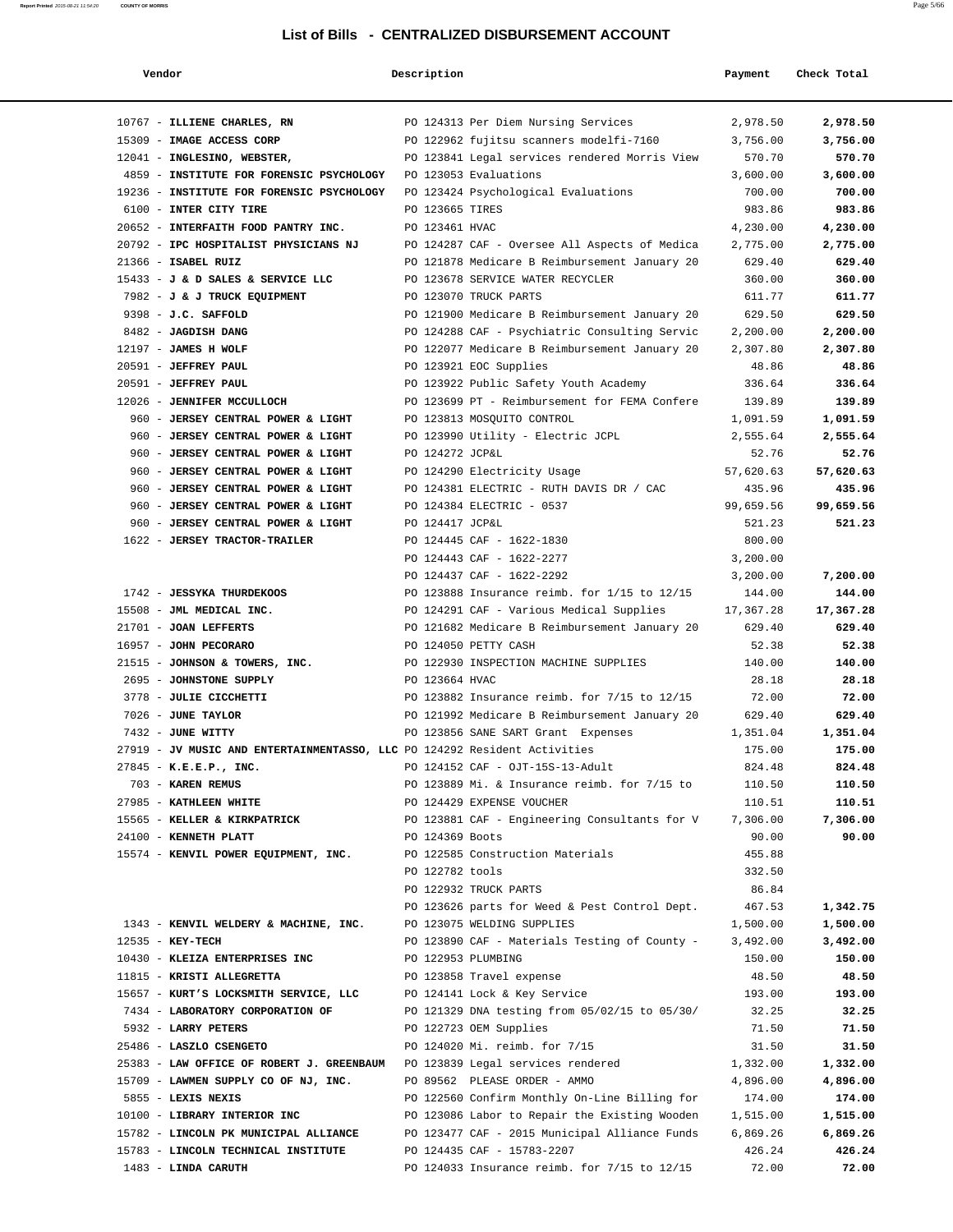# List of Bills - CENTRALIZED DISBURSEMENT ACCOUNT

| Vendor | Description | Payment | Check Total |
|---|---|---|---|
| 10767 - **ILLIENE CHARLES, RN** | PO 124313 Per Diem Nursing Services | 2,978.50 | **2,978.50** |
| 15309 - **IMAGE ACCESS CORP** | PO 122962 fujitsu scanners modelfi-7160 | 3,756.00 | **3,756.00** |
| 12041 - **INGLESINO, WEBSTER,** | PO 123841 Legal services rendered Morris View | 570.70 | **570.70** |
| 4859 - **INSTITUTE FOR FORENSIC PSYCHOLOGY** | PO 123053 Evaluations | 3,600.00 | **3,600.00** |
| 19236 - **INSTITUTE FOR FORENSIC PSYCHOLOGY** | PO 123424 Psychological Evaluations | 700.00 | **700.00** |
| 6100 - **INTER CITY TIRE** | PO 123665 TIRES | 983.86 | **983.86** |
| 20652 - **INTERFAITH FOOD PANTRY INC.** | PO 123461 HVAC | 4,230.00 | **4,230.00** |
| 20792 - **IPC HOSPITALIST PHYSICIANS NJ** | PO 124287 CAF - Oversee All Aspects of Medica | 2,775.00 | **2,775.00** |
| 21366 - **ISABEL RUIZ** | PO 121878 Medicare B Reimbursement January 20 | 629.40 | **629.40** |
| 15433 - **J & D SALES & SERVICE LLC** | PO 123678 SERVICE WATER RECYCLER | 360.00 | **360.00** |
| 7982 - **J & J TRUCK EQUIPMENT** | PO 123070 TRUCK PARTS | 611.77 | **611.77** |
| 9398 - **J.C. SAFFOLD** | PO 121900 Medicare B Reimbursement January 20 | 629.50 | **629.50** |
| 8482 - **JAGDISH DANG** | PO 124288 CAF - Psychiatric Consulting Servic | 2,200.00 | **2,200.00** |
| 12197 - **JAMES H WOLF** | PO 122077 Medicare B Reimbursement January 20 | 2,307.80 | **2,307.80** |
| 20591 - **JEFFREY PAUL** | PO 123921 EOC Supplies | 48.86 | **48.86** |
| 20591 - **JEFFREY PAUL** | PO 123922 Public Safety Youth Academy | 336.64 | **336.64** |
| 12026 - **JENNIFER MCCULLOCH** | PO 123699 PT - Reimbursement for FEMA Confere | 139.89 | **139.89** |
| 960 - **JERSEY CENTRAL POWER & LIGHT** | PO 123813 MOSQUITO CONTROL | 1,091.59 | **1,091.59** |
| 960 - **JERSEY CENTRAL POWER & LIGHT** | PO 123990 Utility - Electric JCPL | 2,555.64 | **2,555.64** |
| 960 - **JERSEY CENTRAL POWER & LIGHT** | PO 124272 JCP&L | 52.76 | **52.76** |
| 960 - **JERSEY CENTRAL POWER & LIGHT** | PO 124290 Electricity Usage | 57,620.63 | **57,620.63** |
| 960 - **JERSEY CENTRAL POWER & LIGHT** | PO 124381 ELECTRIC - RUTH DAVIS DR / CAC | 435.96 | **435.96** |
| 960 - **JERSEY CENTRAL POWER & LIGHT** | PO 124384 ELECTRIC - 0537 | 99,659.56 | **99,659.56** |
| 960 - **JERSEY CENTRAL POWER & LIGHT** | PO 124417 JCP&L | 521.23 | **521.23** |
| 1622 - **JERSEY TRACTOR-TRAILER** | PO 124445 CAF - 1622-1830 | 800.00 | |
| | PO 124443 CAF - 1622-2277 | 3,200.00 | |
| | PO 124437 CAF - 1622-2292 | 3,200.00 | **7,200.00** |
| 1742 - **JESSYKA THURDEKOOS** | PO 123888 Insurance reimb. for 1/15 to 12/15 | 144.00 | **144.00** |
| 15508 - **JML MEDICAL INC.** | PO 124291 CAF - Various Medical Supplies | 17,367.28 | **17,367.28** |
| 21701 - **JOAN LEFFERTS** | PO 121682 Medicare B Reimbursement January 20 | 629.40 | **629.40** |
| 16957 - **JOHN PECORARO** | PO 124050 PETTY CASH | 52.38 | **52.38** |
| 21515 - **JOHNSON & TOWERS, INC.** | PO 122930 INSPECTION MACHINE SUPPLIES | 140.00 | **140.00** |
| 2695 - **JOHNSTONE SUPPLY** | PO 123664 HVAC | 28.18 | **28.18** |
| 3778 - **JULIE CICCHETTI** | PO 123882 Insurance reimb. for 7/15 to 12/15 | 72.00 | **72.00** |
| 7026 - **JUNE TAYLOR** | PO 121992 Medicare B Reimbursement January 20 | 629.40 | **629.40** |
| 7432 - **JUNE WITTY** | PO 123856 SANE SART Grant Expenses | 1,351.04 | **1,351.04** |
| 27919 - **JV MUSIC AND ENTERTAINMENTASSO, LLC** | PO 124292 Resident Activities | 175.00 | **175.00** |
| 27845 - **K.E.E.P., INC.** | PO 124152 CAF - OJT-15S-13-Adult | 824.48 | **824.48** |
| 703 - **KAREN REMUS** | PO 123889 Mi. & Insurance reimb. for 7/15 to | 110.50 | **110.50** |
| 27985 - **KATHLEEN WHITE** | PO 124429 EXPENSE VOUCHER | 110.51 | **110.51** |
| 15565 - **KELLER & KIRKPATRICK** | PO 123881 CAF - Engineering Consultants for V | 7,306.00 | **7,306.00** |
| 24100 - **KENNETH PLATT** | PO 124369 Boots | 90.00 | **90.00** |
| 15574 - **KENVIL POWER EQUIPMENT, INC.** | PO 122585 Construction Materials | 455.88 | |
| | PO 122782 tools | 332.50 | |
| | PO 122932 TRUCK PARTS | 86.84 | |
| | PO 123626 parts for Weed & Pest Control Dept. | 467.53 | **1,342.75** |
| 1343 - **KENVIL WELDERY & MACHINE, INC.** | PO 123075 WELDING SUPPLIES | 1,500.00 | **1,500.00** |
| 12535 - **KEY-TECH** | PO 123890 CAF - Materials Testing of County - | 3,492.00 | **3,492.00** |
| 10430 - **KLEIZA ENTERPRISES INC** | PO 122953 PLUMBING | 150.00 | **150.00** |
| 11815 - **KRISTI ALLEGRETTA** | PO 123858 Travel expense | 48.50 | **48.50** |
| 15657 - **KURT'S LOCKSMITH SERVICE, LLC** | PO 124141 Lock & Key Service | 193.00 | **193.00** |
| 7434 - **LABORATORY CORPORATION OF** | PO 121329 DNA testing from 05/02/15 to 05/30/ | 32.25 | **32.25** |
| 5932 - **LARRY PETERS** | PO 122723 OEM Supplies | 71.50 | **71.50** |
| 25486 - **LASZLO CSENGETO** | PO 124020 Mi. reimb. for 7/15 | 31.50 | **31.50** |
| 25383 - **LAW OFFICE OF ROBERT J. GREENBAUM** | PO 123839 Legal services rendered | 1,332.00 | **1,332.00** |
| 15709 - **LAWMEN SUPPLY CO OF NJ, INC.** | PO 89562 PLEASE ORDER - AMMO | 4,896.00 | **4,896.00** |
| 5855 - **LEXIS NEXIS** | PO 122560 Confirm Monthly On-Line Billing for | 174.00 | **174.00** |
| 10100 - **LIBRARY INTERIOR INC** | PO 123086 Labor to Repair the Existing Wooden | 1,515.00 | **1,515.00** |
| 15782 - **LINCOLN PK MUNICIPAL ALLIANCE** | PO 123477 CAF - 2015 Municipal Alliance Funds | 6,869.26 | **6,869.26** |
| 15783 - **LINCOLN TECHNICAL INSTITUTE** | PO 124435 CAF - 15783-2207 | 426.24 | **426.24** |
| 1483 - **LINDA CARUTH** | PO 124033 Insurance reimb. for 7/15 to 12/15 | 72.00 | **72.00** |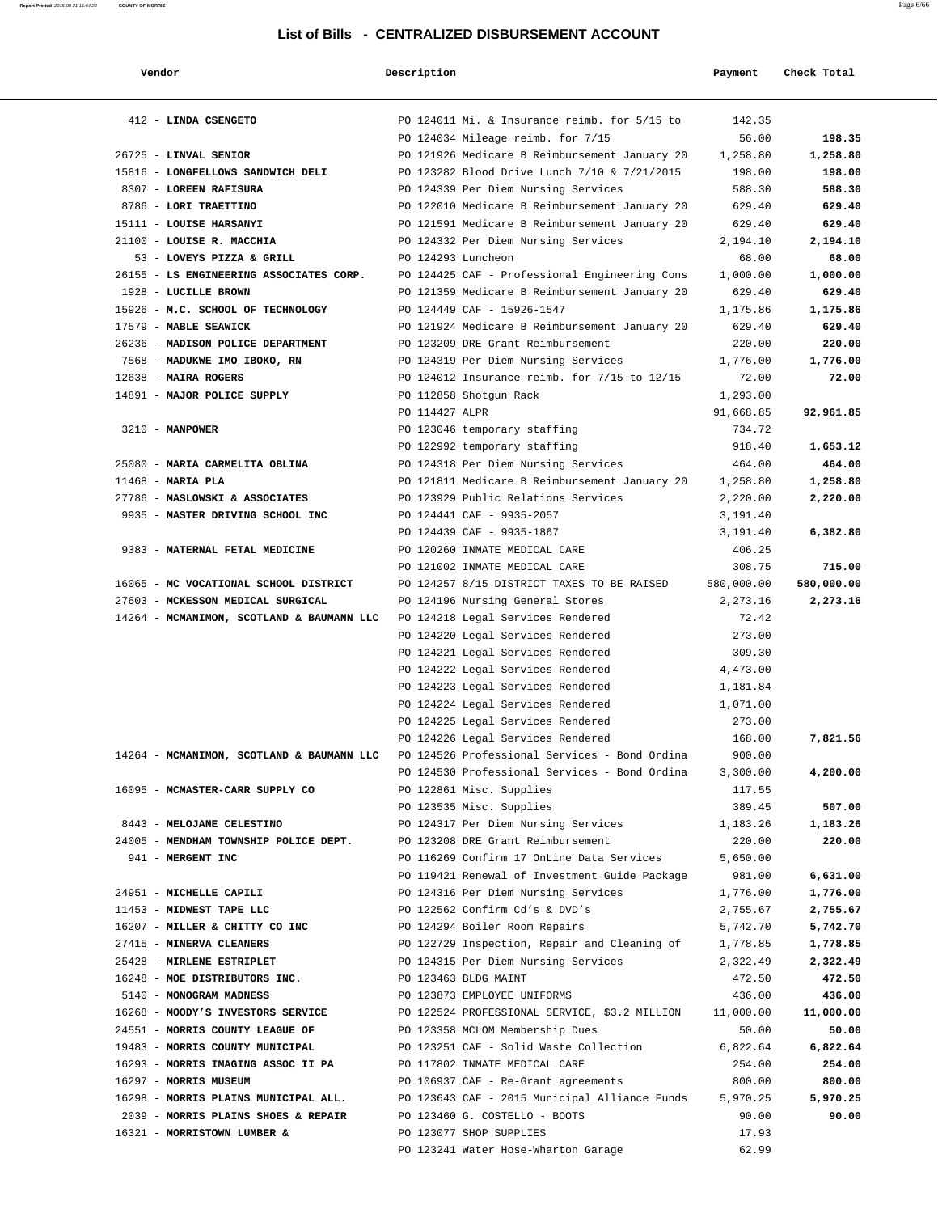## List of Bills - CENTRALIZED DISBURSEMENT ACCOUNT

| Vendor | Description | Payment | Check Total |
|---|---|---|---|
| 412 - **LINDA CSENGETO** | PO 124011 Mi. & Insurance reimb. for 5/15 to | 142.35 | |
| | PO 124034 Mileage reimb. for 7/15 | 56.00 | **198.35** |
| 26725 - **LINVAL SENIOR** | PO 121926 Medicare B Reimbursement January 20 | 1,258.80 | **1,258.80** |
| 15816 - **LONGFELLOWS SANDWICH DELI** | PO 123282 Blood Drive Lunch 7/10 & 7/21/2015 | 198.00 | **198.00** |
| 8307 - **LOREEN RAFISURA** | PO 124339 Per Diem Nursing Services | 588.30 | **588.30** |
| 8786 - **LORI TRAETTINO** | PO 122010 Medicare B Reimbursement January 20 | 629.40 | **629.40** |
| 15111 - **LOUISE HARSANYI** | PO 121591 Medicare B Reimbursement January 20 | 629.40 | **629.40** |
| 21100 - **LOUISE R. MACCHIA** | PO 124332 Per Diem Nursing Services | 2,194.10 | **2,194.10** |
| 53 - **LOVEYS PIZZA & GRILL** | PO 124293 Luncheon | 68.00 | **68.00** |
| 26155 - **LS ENGINEERING ASSOCIATES CORP.** | PO 124425 CAF - Professional Engineering Cons | 1,000.00 | **1,000.00** |
| 1928 - **LUCILLE BROWN** | PO 121359 Medicare B Reimbursement January 20 | 629.40 | **629.40** |
| 15926 - **M.C. SCHOOL OF TECHNOLOGY** | PO 124449 CAF - 15926-1547 | 1,175.86 | **1,175.86** |
| 17579 - **MABLE SEAWICK** | PO 121924 Medicare B Reimbursement January 20 | 629.40 | **629.40** |
| 26236 - **MADISON POLICE DEPARTMENT** | PO 123209 DRE Grant Reimbursement | 220.00 | **220.00** |
| 7568 - **MADUKWE IMO IBOKO, RN** | PO 124319 Per Diem Nursing Services | 1,776.00 | **1,776.00** |
| 12638 - **MAIRA ROGERS** | PO 124012 Insurance reimb. for 7/15 to 12/15 | 72.00 | **72.00** |
| 14891 - **MAJOR POLICE SUPPLY** | PO 112858 Shotgun Rack | 1,293.00 | |
| | PO 114427 ALPR | 91,668.85 | **92,961.85** |
| 3210 - **MANPOWER** | PO 123046 temporary staffing | 734.72 | |
| | PO 122992 temporary staffing | 918.40 | **1,653.12** |
| 25080 - **MARIA CARMELITA OBLINA** | PO 124318 Per Diem Nursing Services | 464.00 | **464.00** |
| 11468 - **MARIA PLA** | PO 121811 Medicare B Reimbursement January 20 | 1,258.80 | **1,258.80** |
| 27786 - **MASLOWSKI & ASSOCIATES** | PO 123929 Public Relations Services | 2,220.00 | **2,220.00** |
| 9935 - **MASTER DRIVING SCHOOL INC** | PO 124441 CAF - 9935-2057 | 3,191.40 | |
| | PO 124439 CAF - 9935-1867 | 3,191.40 | **6,382.80** |
| 9383 - **MATERNAL FETAL MEDICINE** | PO 120260 INMATE MEDICAL CARE | 406.25 | |
| | PO 121002 INMATE MEDICAL CARE | 308.75 | **715.00** |
| 16065 - **MC VOCATIONAL SCHOOL DISTRICT** | PO 124257 8/15 DISTRICT TAXES TO BE RAISED | 580,000.00 | **580,000.00** |
| 27603 - **MCKESSON MEDICAL SURGICAL** | PO 124196 Nursing General Stores | 2,273.16 | **2,273.16** |
| 14264 - **MCMANIMON, SCOTLAND & BAUMANN LLC** | PO 124218 Legal Services Rendered | 72.42 | |
| | PO 124220 Legal Services Rendered | 273.00 | |
| | PO 124221 Legal Services Rendered | 309.30 | |
| | PO 124222 Legal Services Rendered | 4,473.00 | |
| | PO 124223 Legal Services Rendered | 1,181.84 | |
| | PO 124224 Legal Services Rendered | 1,071.00 | |
| | PO 124225 Legal Services Rendered | 273.00 | |
| | PO 124226 Legal Services Rendered | 168.00 | **7,821.56** |
| 14264 - **MCMANIMON, SCOTLAND & BAUMANN LLC** | PO 124526 Professional Services - Bond Ordina | 900.00 | |
| | PO 124530 Professional Services - Bond Ordina | 3,300.00 | **4,200.00** |
| 16095 - **MCMASTER-CARR SUPPLY CO** | PO 122861 Misc. Supplies | 117.55 | |
| | PO 123535 Misc. Supplies | 389.45 | **507.00** |
| 8443 - **MELOJANE CELESTINO** | PO 124317 Per Diem Nursing Services | 1,183.26 | **1,183.26** |
| 24005 - **MENDHAM TOWNSHIP POLICE DEPT.** | PO 123208 DRE Grant Reimbursement | 220.00 | **220.00** |
| 941 - **MERGENT INC** | PO 116269 Confirm 17 OnLine Data Services | 5,650.00 | |
| | PO 119421 Renewal of Investment Guide Package | 981.00 | **6,631.00** |
| 24951 - **MICHELLE CAPILI** | PO 124316 Per Diem Nursing Services | 1,776.00 | **1,776.00** |
| 11453 - **MIDWEST TAPE LLC** | PO 122562 Confirm Cd's & DVD's | 2,755.67 | **2,755.67** |
| 16207 - **MILLER & CHITTY CO INC** | PO 124294 Boiler Room Repairs | 5,742.70 | **5,742.70** |
| 27415 - **MINERVA CLEANERS** | PO 122729 Inspection, Repair and Cleaning of | 1,778.85 | **1,778.85** |
| 25428 - **MIRLENE ESTRIPLET** | PO 124315 Per Diem Nursing Services | 2,322.49 | **2,322.49** |
| 16248 - **MOE DISTRIBUTORS INC.** | PO 123463 BLDG MAINT | 472.50 | **472.50** |
| 5140 - **MONOGRAM MADNESS** | PO 123873 EMPLOYEE UNIFORMS | 436.00 | **436.00** |
| 16268 - **MOODY'S INVESTORS SERVICE** | PO 122524 PROFESSIONAL SERVICE, $3.2 MILLION | 11,000.00 | **11,000.00** |
| 24551 - **MORRIS COUNTY LEAGUE OF** | PO 123358 MCLOM Membership Dues | 50.00 | **50.00** |
| 19483 - **MORRIS COUNTY MUNICIPAL** | PO 123251 CAF - Solid Waste Collection | 6,822.64 | **6,822.64** |
| 16293 - **MORRIS IMAGING ASSOC II PA** | PO 117802 INMATE MEDICAL CARE | 254.00 | **254.00** |
| 16297 - **MORRIS MUSEUM** | PO 106937 CAF - Re-Grant agreements | 800.00 | **800.00** |
| 16298 - **MORRIS PLAINS MUNICIPAL ALL.** | PO 123643 CAF - 2015 Municipal Alliance Funds | 5,970.25 | **5,970.25** |
| 2039 - **MORRIS PLAINS SHOES & REPAIR** | PO 123460 G. COSTELLO - BOOTS | 90.00 | **90.00** |
| 16321 - **MORRISTOWN LUMBER &** | PO 123077 SHOP SUPPLIES | 17.93 | |
| | PO 123241 Water Hose-Wharton Garage | 62.99 | |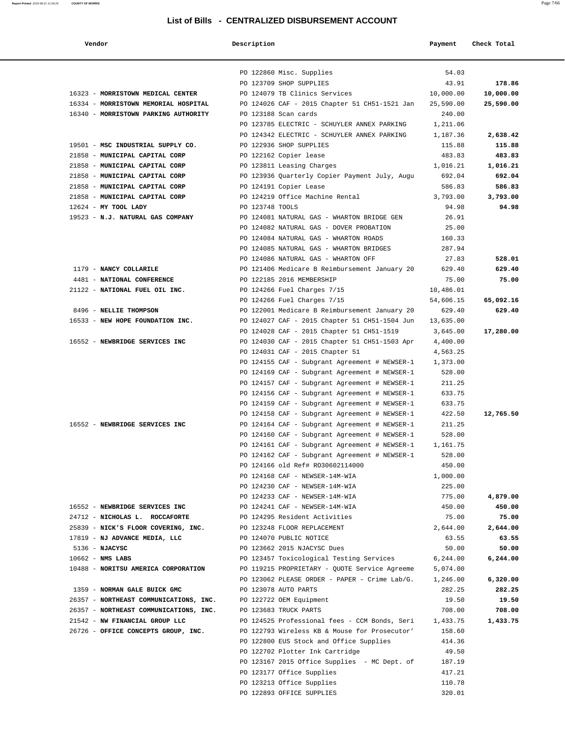# List of Bills - CENTRALIZED DISBURSEMENT ACCOUNT

| Vendor | Description | Payment | Check Total |
|---|---|---|---|
| | PO 122860 Misc. Supplies | 54.03 | |
| | PO 123709 SHOP SUPPLIES | 43.91 | **178.86** |
| 16323 - **MORRISTOWN MEDICAL CENTER** | PO 124079 TB Clinics Services | 10,000.00 | **10,000.00** |
| 16334 - **MORRISTOWN MEMORIAL HOSPITAL** | PO 124026 CAF - 2015 Chapter 51 CH51-1521 Jan | 25,590.00 | **25,590.00** |
| 16340 - **MORRISTOWN PARKING AUTHORITY** | PO 123188 Scan cards | 240.00 | |
| | PO 123785 ELECTRIC - SCHUYLER ANNEX PARKING | 1,211.06 | |
| | PO 124342 ELECTRIC - SCHUYLER ANNEX PARKING | 1,187.36 | **2,638.42** |
| 19501 - **MSC INDUSTRIAL SUPPLY CO.** | PO 122936 SHOP SUPPLIES | 115.88 | **115.88** |
| 21858 - **MUNICIPAL CAPITAL CORP** | PO 122162 Copier lease | 483.83 | **483.83** |
| 21858 - **MUNICIPAL CAPITAL CORP** | PO 123811 Leasing Charges | 1,016.21 | **1,016.21** |
| 21858 - **MUNICIPAL CAPITAL CORP** | PO 123936 Quarterly Copier Payment July, Augu | 692.04 | **692.04** |
| 21858 - **MUNICIPAL CAPITAL CORP** | PO 124191 Copier Lease | 586.83 | **586.83** |
| 21858 - **MUNICIPAL CAPITAL CORP** | PO 124219 Office Machine Rental | 3,793.00 | **3,793.00** |
| 12624 - **MY TOOL LADY** | PO 123748 TOOLS | 94.98 | **94.98** |
| 19523 - **N.J. NATURAL GAS COMPANY** | PO 124081 NATURAL GAS - WHARTON BRIDGE GEN | 26.91 | |
| | PO 124082 NATURAL GAS - DOVER PROBATION | 25.00 | |
| | PO 124084 NATURAL GAS - WHARTON ROADS | 160.33 | |
| | PO 124085 NATURAL GAS - WHARTON BRIDGES | 287.94 | |
| | PO 124086 NATURAL GAS - WHARTON OFF | 27.83 | **528.01** |
| 1179 - **NANCY COLLARILE** | PO 121406 Medicare B Reimbursement January 20 | 629.40 | **629.40** |
| 4481 - **NATIONAL CONFERENCE** | PO 122185 2016 MEMBERSHIP | 75.00 | **75.00** |
| 21122 - **NATIONAL FUEL OIL INC.** | PO 124266 Fuel Charges 7/15 | 10,486.01 | |
| | PO 124266 Fuel Charges 7/15 | 54,606.15 | **65,092.16** |
| 8496 - **NELLIE THOMPSON** | PO 122001 Medicare B Reimbursement January 20 | 629.40 | **629.40** |
| 16533 - **NEW HOPE FOUNDATION INC.** | PO 124027 CAF - 2015 Chapter 51 CH51-1504 Jun | 13,635.00 | |
| | PO 124028 CAF - 2015 Chapter 51 CH51-1519 | 3,645.00 | **17,280.00** |
| 16552 - **NEWBRIDGE SERVICES INC** | PO 124030 CAF - 2015 Chapter 51 CH51-1503 Apr | 4,400.00 | |
| | PO 124031 CAF - 2015 Chapter 51 | 4,563.25 | |
| | PO 124155 CAF - Subgrant Agreement # NEWSER-1 | 1,373.00 | |
| | PO 124169 CAF - Subgrant Agreement # NEWSER-1 | 528.00 | |
| | PO 124157 CAF - Subgrant Agreement # NEWSER-1 | 211.25 | |
| | PO 124156 CAF - Subgrant Agreement # NEWSER-1 | 633.75 | |
| | PO 124159 CAF - Subgrant Agreement # NEWSER-1 | 633.75 | |
| | PO 124158 CAF - Subgrant Agreement # NEWSER-1 | 422.50 | **12,765.50** |
| 16552 - **NEWBRIDGE SERVICES INC** | PO 124164 CAF - Subgrant Agreement # NEWSER-1 | 211.25 | |
| | PO 124160 CAF - Subgrant Agreement # NEWSER-1 | 528.00 | |
| | PO 124161 CAF - Subgrant Agreement # NEWSER-1 | 1,161.75 | |
| | PO 124162 CAF - Subgrant Agreement # NEWSER-1 | 528.00 | |
| | PO 124166 old Ref# RO30602114000 | 450.00 | |
| | PO 124168 CAF - NEWSER-14M-WIA | 1,000.00 | |
| | PO 124230 CAF - NEWSER-14M-WIA | 225.00 | |
| | PO 124233 CAF - NEWSER-14M-WIA | 775.00 | **4,879.00** |
| 16552 - **NEWBRIDGE SERVICES INC** | PO 124241 CAF - NEWSER-14M-WIA | 450.00 | **450.00** |
| 24712 - **NICHOLAS L. ROCCAFORTE** | PO 124295 Resident Activities | 75.00 | **75.00** |
| 25839 - **NICK'S FLOOR COVERING, INC.** | PO 123248 FLOOR REPLACEMENT | 2,644.00 | **2,644.00** |
| 17819 - **NJ ADVANCE MEDIA, LLC** | PO 124070 PUBLIC NOTICE | 63.55 | **63.55** |
| 5136 - **NJACYSC** | PO 123662 2015 NJACYSC Dues | 50.00 | **50.00** |
| 10662 - **NMS LABS** | PO 123457 Toxicological Testing Services | 6,244.00 | **6,244.00** |
| 10488 - **NORITSU AMERICA CORPORATION** | PO 119215 PROPRIETARY - QUOTE Service Agreeme | 5,074.00 | |
| | PO 123062 PLEASE ORDER - PAPER - Crime Lab/G. | 1,246.00 | **6,320.00** |
| 1359 - **NORMAN GALE BUICK GMC** | PO 123078 AUTO PARTS | 282.25 | **282.25** |
| 26357 - **NORTHEAST COMMUNICATIONS, INC.** | PO 122722 OEM Equipment | 19.50 | **19.50** |
| 26357 - **NORTHEAST COMMUNICATIONS, INC.** | PO 123683 TRUCK PARTS | 708.00 | **708.00** |
| 21542 - **NW FINANCIAL GROUP LLC** | PO 124525 Professional fees - CCM Bonds, Seri | 1,433.75 | **1,433.75** |
| 26726 - **OFFICE CONCEPTS GROUP, INC.** | PO 122793 Wireless KB & Mouse for Prosecutor' | 158.60 | |
| | PO 122800 EUS Stock and Office Supplies | 414.36 | |
| | PO 122702 Plotter Ink Cartridge | 49.50 | |
| | PO 123167 2015 Office Supplies - MC Dept. of | 187.19 | |
| | PO 123177 Office Supplies | 417.21 | |
| | PO 123213 Office Supplies | 110.78 | |
| | PO 122893 OFFICE SUPPLIES | 320.01 | |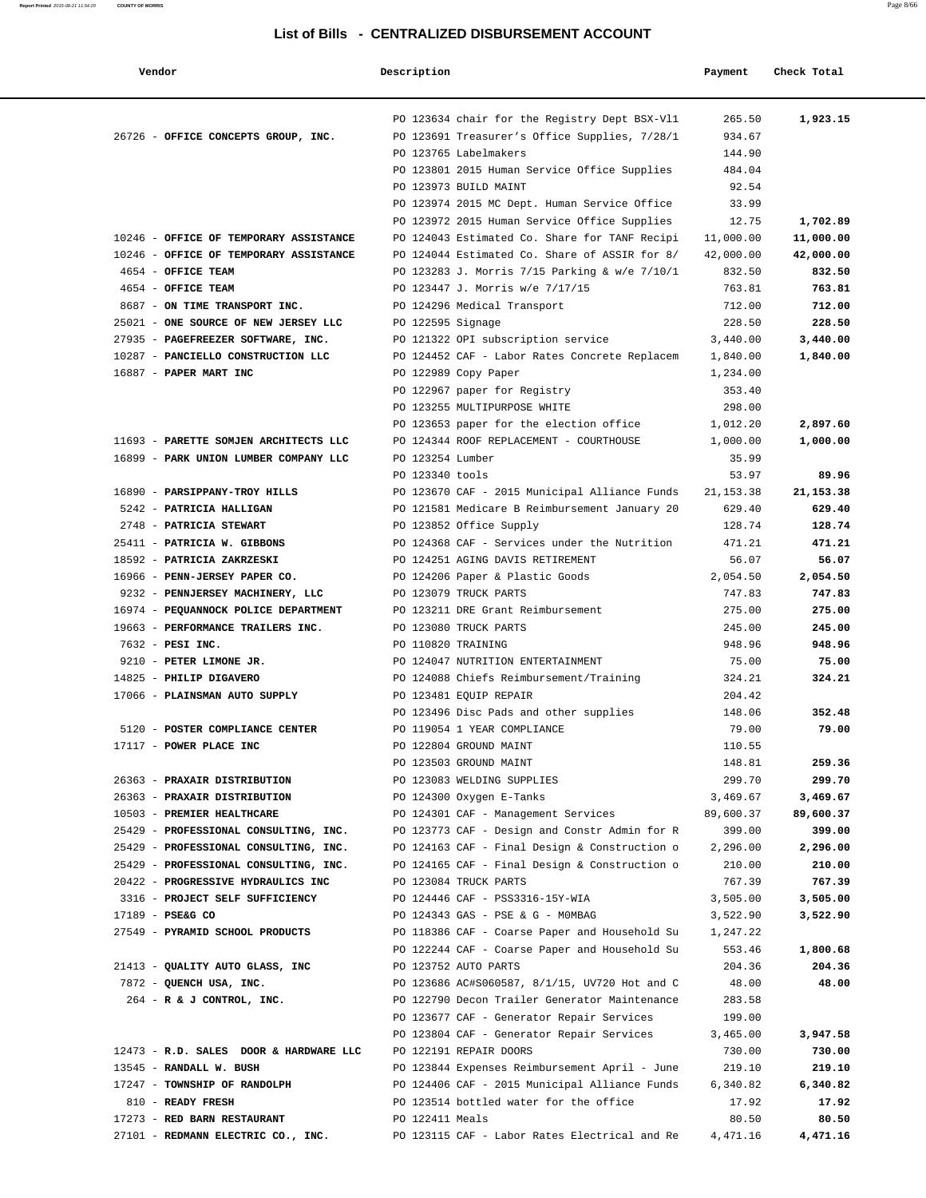# List of Bills - CENTRALIZED DISBURSEMENT ACCOUNT

| Vendor | Description | Payment | Check Total |
|---|---|---|---|
| | PO 123634 chair for the Registry Dept BSX-Vl1 | 265.50 | **1,923.15** |
| 26726 - **OFFICE CONCEPTS GROUP, INC.** | PO 123691 Treasurer's Office Supplies, 7/28/1 | 934.67 | |
| | PO 123765 Labelmakers | 144.90 | |
| | PO 123801 2015 Human Service Office Supplies | 484.04 | |
| | PO 123973 BUILD MAINT | 92.54 | |
| | PO 123974 2015 MC Dept. Human Service Office | 33.99 | |
| | PO 123972 2015 Human Service Office Supplies | 12.75 | **1,702.89** |
| 10246 - **OFFICE OF TEMPORARY ASSISTANCE** | PO 124043 Estimated Co. Share for TANF Recipi | 11,000.00 | **11,000.00** |
| 10246 - **OFFICE OF TEMPORARY ASSISTANCE** | PO 124044 Estimated Co. Share of ASSIR for 8/ | 42,000.00 | **42,000.00** |
| 4654 - **OFFICE TEAM** | PO 123283 J. Morris 7/15 Parking & w/e 7/10/1 | 832.50 | **832.50** |
| 4654 - **OFFICE TEAM** | PO 123447 J. Morris w/e 7/17/15 | 763.81 | **763.81** |
| 8687 - **ON TIME TRANSPORT INC.** | PO 124296 Medical Transport | 712.00 | **712.00** |
| 25021 - **ONE SOURCE OF NEW JERSEY LLC** | PO 122595 Signage | 228.50 | **228.50** |
| 27935 - **PAGEFREEZER SOFTWARE, INC.** | PO 121322 OPI subscription service | 3,440.00 | **3,440.00** |
| 10287 - **PANCIELLO CONSTRUCTION LLC** | PO 124452 CAF - Labor Rates Concrete Replacem | 1,840.00 | **1,840.00** |
| 16887 - **PAPER MART INC** | PO 122989 Copy Paper | 1,234.00 | |
| | PO 122967 paper for Registry | 353.40 | |
| | PO 123255 MULTIPURPOSE WHITE | 298.00 | |
| | PO 123653 paper for the election office | 1,012.20 | **2,897.60** |
| 11693 - **PARETTE SOMJEN ARCHITECTS LLC** | PO 124344 ROOF REPLACEMENT - COURTHOUSE | 1,000.00 | **1,000.00** |
| 16899 - **PARK UNION LUMBER COMPANY LLC** | PO 123254 Lumber | 35.99 | |
| | PO 123340 tools | 53.97 | **89.96** |
| 16890 - **PARSIPPANY-TROY HILLS** | PO 123670 CAF - 2015 Municipal Alliance Funds | 21,153.38 | **21,153.38** |
| 5242 - **PATRICIA HALLIGAN** | PO 121581 Medicare B Reimbursement January 20 | 629.40 | **629.40** |
| 2748 - **PATRICIA STEWART** | PO 123852 Office Supply | 128.74 | **128.74** |
| 25411 - **PATRICIA W. GIBBONS** | PO 124368 CAF - Services under the Nutrition | 471.21 | **471.21** |
| 18592 - **PATRICIA ZAKRZESKI** | PO 124251 AGING DAVIS RETIREMENT | 56.07 | **56.07** |
| 16966 - **PENN-JERSEY PAPER CO.** | PO 124206 Paper & Plastic Goods | 2,054.50 | **2,054.50** |
| 9232 - **PENNJERSEY MACHINERY, LLC** | PO 123079 TRUCK PARTS | 747.83 | **747.83** |
| 16974 - **PEQUANNOCK POLICE DEPARTMENT** | PO 123211 DRE Grant Reimbursement | 275.00 | **275.00** |
| 19663 - **PERFORMANCE TRAILERS INC.** | PO 123080 TRUCK PARTS | 245.00 | **245.00** |
| 7632 - **PESI INC.** | PO 110820 TRAINING | 948.96 | **948.96** |
| 9210 - **PETER LIMONE JR.** | PO 124047 NUTRITION ENTERTAINMENT | 75.00 | **75.00** |
| 14825 - **PHILIP DIGAVERO** | PO 124088 Chiefs Reimbursement/Training | 324.21 | **324.21** |
| 17066 - **PLAINSMAN AUTO SUPPLY** | PO 123481 EQUIP REPAIR | 204.42 | |
| | PO 123496 Disc Pads and other supplies | 148.06 | **352.48** |
| 5120 - **POSTER COMPLIANCE CENTER** | PO 119054 1 YEAR COMPLIANCE | 79.00 | **79.00** |
| 17117 - **POWER PLACE INC** | PO 122804 GROUND MAINT | 110.55 | |
| | PO 123503 GROUND MAINT | 148.81 | **259.36** |
| 26363 - **PRAXAIR DISTRIBUTION** | PO 123083 WELDING SUPPLIES | 299.70 | **299.70** |
| 26363 - **PRAXAIR DISTRIBUTION** | PO 124300 Oxygen E-Tanks | 3,469.67 | **3,469.67** |
| 10503 - **PREMIER HEALTHCARE** | PO 124301 CAF - Management Services | 89,600.37 | **89,600.37** |
| 25429 - **PROFESSIONAL CONSULTING, INC.** | PO 123773 CAF - Design and Constr Admin for R | 399.00 | **399.00** |
| 25429 - **PROFESSIONAL CONSULTING, INC.** | PO 124163 CAF - Final Design & Construction o | 2,296.00 | **2,296.00** |
| 25429 - **PROFESSIONAL CONSULTING, INC.** | PO 124165 CAF - Final Design & Construction o | 210.00 | **210.00** |
| 20422 - **PROGRESSIVE HYDRAULICS INC** | PO 123084 TRUCK PARTS | 767.39 | **767.39** |
| 3316 - **PROJECT SELF SUFFICIENCY** | PO 124446 CAF - PSS3316-15Y-WIA | 3,505.00 | **3,505.00** |
| 17189 - **PSE&G CO** | PO 124343 GAS - PSE & G - M0MBAG | 3,522.90 | **3,522.90** |
| 27549 - **PYRAMID SCHOOL PRODUCTS** | PO 118386 CAF - Coarse Paper and Household Su | 1,247.22 | |
| | PO 122244 CAF - Coarse Paper and Household Su | 553.46 | **1,800.68** |
| 21413 - **QUALITY AUTO GLASS, INC** | PO 123752 AUTO PARTS | 204.36 | **204.36** |
| 7872 - **QUENCH USA, INC.** | PO 123686 AC#S060587, 8/1/15, UV720 Hot and C | 48.00 | **48.00** |
| 264 - **R & J CONTROL, INC.** | PO 122790 Decon Trailer Generator Maintenance | 283.58 | |
| | PO 123677 CAF - Generator Repair Services | 199.00 | |
| | PO 123804 CAF - Generator Repair Services | 3,465.00 | **3,947.58** |
| 12473 - **R.D. SALES DOOR & HARDWARE LLC** | PO 122191 REPAIR DOORS | 730.00 | **730.00** |
| 13545 - **RANDALL W. BUSH** | PO 123844 Expenses Reimbursement April - June | 219.10 | **219.10** |
| 17247 - **TOWNSHIP OF RANDOLPH** | PO 124406 CAF - 2015 Municipal Alliance Funds | 6,340.82 | **6,340.82** |
| 810 - **READY FRESH** | PO 123514 bottled water for the office | 17.92 | **17.92** |
| 17273 - **RED BARN RESTAURANT** | PO 122411 Meals | 80.50 | **80.50** |
| 27101 - **REDMANN ELECTRIC CO., INC.** | PO 123115 CAF - Labor Rates Electrical and Re | 4,471.16 | **4,471.16** |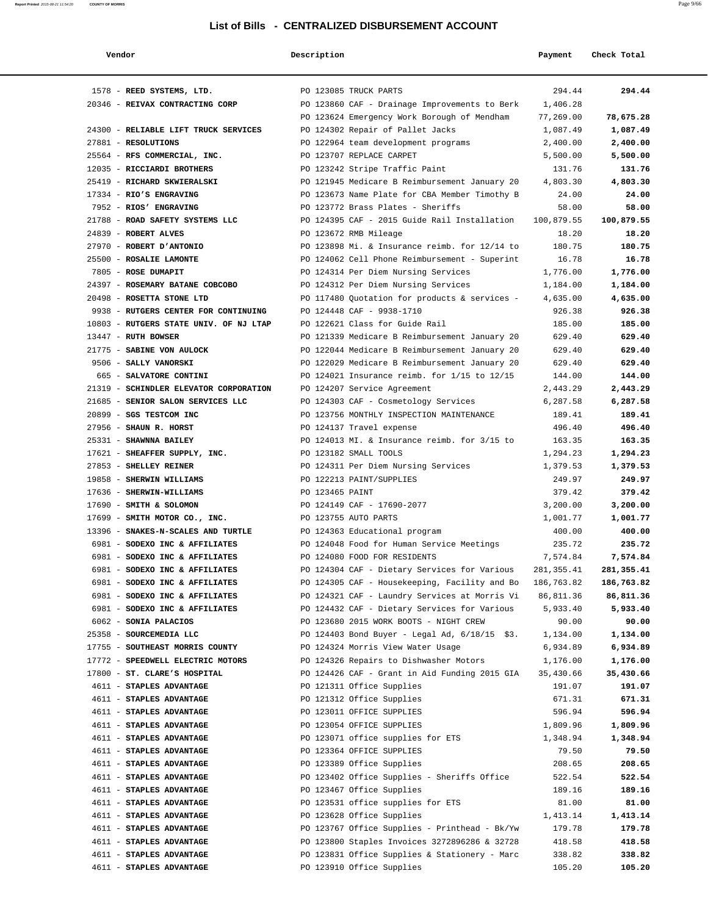## List of Bills - CENTRALIZED DISBURSEMENT ACCOUNT

| Vendor | Description | Payment | Check Total |
|---|---|---|---|
| 1578 - **REED SYSTEMS, LTD.** | PO 123085 TRUCK PARTS | 294.44 | **294.44** |
| 20346 - **REIVAX CONTRACTING CORP** | PO 123860 CAF - Drainage Improvements to Berk | 1,406.28 | |
| | PO 123624 Emergency Work Borough of Mendham | 77,269.00 | **78,675.28** |
| 24300 - **RELIABLE LIFT TRUCK SERVICES** | PO 124302 Repair of Pallet Jacks | 1,087.49 | **1,087.49** |
| 27881 - **RESOLUTIONS** | PO 122964 team development programs | 2,400.00 | **2,400.00** |
| 25564 - **RFS COMMERCIAL, INC.** | PO 123707 REPLACE CARPET | 5,500.00 | **5,500.00** |
| 12035 - **RICCIARDI BROTHERS** | PO 123242 Stripe Traffic Paint | 131.76 | **131.76** |
| 25419 - **RICHARD SKWIERALSKI** | PO 121945 Medicare B Reimbursement January 20 | 4,803.30 | **4,803.30** |
| 17334 - **RIO'S ENGRAVING** | PO 123673 Name Plate for CBA Member Timothy B | 24.00 | **24.00** |
| 7952 - **RIOS' ENGRAVING** | PO 123772 Brass Plates - Sheriffs | 58.00 | **58.00** |
| 21788 - **ROAD SAFETY SYSTEMS LLC** | PO 124395 CAF - 2015 Guide Rail Installation | 100,879.55 | **100,879.55** |
| 24839 - **ROBERT ALVES** | PO 123672 RMB Mileage | 18.20 | **18.20** |
| 27970 - **ROBERT D'ANTONIO** | PO 123898 Mi. & Insurance reimb. for 12/14 to | 180.75 | **180.75** |
| 25500 - **ROSALIE LAMONTE** | PO 124062 Cell Phone Reimbursement - Superint | 16.78 | **16.78** |
| 7805 - **ROSE DUMAPIT** | PO 124314 Per Diem Nursing Services | 1,776.00 | **1,776.00** |
| 24397 - **ROSEMARY BATANE COBCOBO** | PO 124312 Per Diem Nursing Services | 1,184.00 | **1,184.00** |
| 20498 - **ROSETTA STONE LTD** | PO 117480 Quotation for products & services - | 4,635.00 | **4,635.00** |
| 9938 - **RUTGERS CENTER FOR CONTINUING** | PO 124448 CAF - 9938-1710 | 926.38 | **926.38** |
| 10803 - **RUTGERS STATE UNIV. OF NJ LTAP** | PO 122621 Class for Guide Rail | 185.00 | **185.00** |
| 13447 - **RUTH BOWSER** | PO 121339 Medicare B Reimbursement January 20 | 629.40 | **629.40** |
| 21775 - **SABINE VON AULOCK** | PO 122044 Medicare B Reimbursement January 20 | 629.40 | **629.40** |
| 9506 - **SALLY VANORSKI** | PO 122029 Medicare B Reimbursement January 20 | 629.40 | **629.40** |
| 665 - **SALVATORE CONTINI** | PO 124021 Insurance reimb. for 1/15 to 12/15 | 144.00 | **144.00** |
| 21319 - **SCHINDLER ELEVATOR CORPORATION** | PO 124207 Service Agreement | 2,443.29 | **2,443.29** |
| 21685 - **SENIOR SALON SERVICES LLC** | PO 124303 CAF - Cosmetology Services | 6,287.58 | **6,287.58** |
| 20899 - **SGS TESTCOM INC** | PO 123756 MONTHLY INSPECTION MAINTENANCE | 189.41 | **189.41** |
| 27956 - **SHAUN R. HORST** | PO 124137 Travel expense | 496.40 | **496.40** |
| 25331 - **SHAWNNA BAILEY** | PO 124013 MI. & Insurance reimb. for 3/15 to | 163.35 | **163.35** |
| 17621 - **SHEAFFER SUPPLY, INC.** | PO 123182 SMALL TOOLS | 1,294.23 | **1,294.23** |
| 27853 - **SHELLEY REINER** | PO 124311 Per Diem Nursing Services | 1,379.53 | **1,379.53** |
| 19858 - **SHERWIN WILLIAMS** | PO 122213 PAINT/SUPPLIES | 249.97 | **249.97** |
| 17636 - **SHERWIN-WILLIAMS** | PO 123465 PAINT | 379.42 | **379.42** |
| 17690 - **SMITH & SOLOMON** | PO 124149 CAF - 17690-2077 | 3,200.00 | **3,200.00** |
| 17699 - **SMITH MOTOR CO., INC.** | PO 123755 AUTO PARTS | 1,001.77 | **1,001.77** |
| 13396 - **SNAKES-N-SCALES AND TURTLE** | PO 124363 Educational program | 400.00 | **400.00** |
| 6981 - **SODEXO INC & AFFILIATES** | PO 124048 Food for Human Service Meetings | 235.72 | **235.72** |
| 6981 - **SODEXO INC & AFFILIATES** | PO 124080 FOOD FOR RESIDENTS | 7,574.84 | **7,574.84** |
| 6981 - **SODEXO INC & AFFILIATES** | PO 124304 CAF - Dietary Services for Various | 281,355.41 | **281,355.41** |
| 6981 - **SODEXO INC & AFFILIATES** | PO 124305 CAF - Housekeeping, Facility and Bo | 186,763.82 | **186,763.82** |
| 6981 - **SODEXO INC & AFFILIATES** | PO 124321 CAF - Laundry Services at Morris Vi | 86,811.36 | **86,811.36** |
| 6981 - **SODEXO INC & AFFILIATES** | PO 124432 CAF - Dietary Services for Various | 5,933.40 | **5,933.40** |
| 6062 - **SONIA PALACIOS** | PO 123680 2015 WORK BOOTS - NIGHT CREW | 90.00 | **90.00** |
| 25358 - **SOURCEMEDIA LLC** | PO 124403 Bond Buyer - Legal Ad, 6/18/15 $3. | 1,134.00 | **1,134.00** |
| 17755 - **SOUTHEAST MORRIS COUNTY** | PO 124324 Morris View Water Usage | 6,934.89 | **6,934.89** |
| 17772 - **SPEEDWELL ELECTRIC MOTORS** | PO 124326 Repairs to Dishwasher Motors | 1,176.00 | **1,176.00** |
| 17800 - **ST. CLARE'S HOSPITAL** | PO 124426 CAF - Grant in Aid Funding 2015 GIA | 35,430.66 | **35,430.66** |
| 4611 - **STAPLES ADVANTAGE** | PO 121311 Office Supplies | 191.07 | **191.07** |
| 4611 - **STAPLES ADVANTAGE** | PO 121312 Office Supplies | 671.31 | **671.31** |
| 4611 - **STAPLES ADVANTAGE** | PO 123011 OFFICE SUPPLIES | 596.94 | **596.94** |
| 4611 - **STAPLES ADVANTAGE** | PO 123054 OFFICE SUPPLIES | 1,809.96 | **1,809.96** |
| 4611 - **STAPLES ADVANTAGE** | PO 123071 office supplies for ETS | 1,348.94 | **1,348.94** |
| 4611 - **STAPLES ADVANTAGE** | PO 123364 OFFICE SUPPLIES | 79.50 | **79.50** |
| 4611 - **STAPLES ADVANTAGE** | PO 123389 Office Supplies | 208.65 | **208.65** |
| 4611 - **STAPLES ADVANTAGE** | PO 123402 Office Supplies - Sheriffs Office | 522.54 | **522.54** |
| 4611 - **STAPLES ADVANTAGE** | PO 123467 Office Supplies | 189.16 | **189.16** |
| 4611 - **STAPLES ADVANTAGE** | PO 123531 office supplies for ETS | 81.00 | **81.00** |
| 4611 - **STAPLES ADVANTAGE** | PO 123628 Office Supplies | 1,413.14 | **1,413.14** |
| 4611 - **STAPLES ADVANTAGE** | PO 123767 Office Supplies - Printhead - Bk/Yw | 179.78 | **179.78** |
| 4611 - **STAPLES ADVANTAGE** | PO 123800 Staples Invoices 3272896286 & 32728 | 418.58 | **418.58** |
| 4611 - **STAPLES ADVANTAGE** | PO 123831 Office Supplies & Stationery - Marc | 338.82 | **338.82** |
| 4611 - **STAPLES ADVANTAGE** | PO 123910 Office Supplies | 105.20 | **105.20** |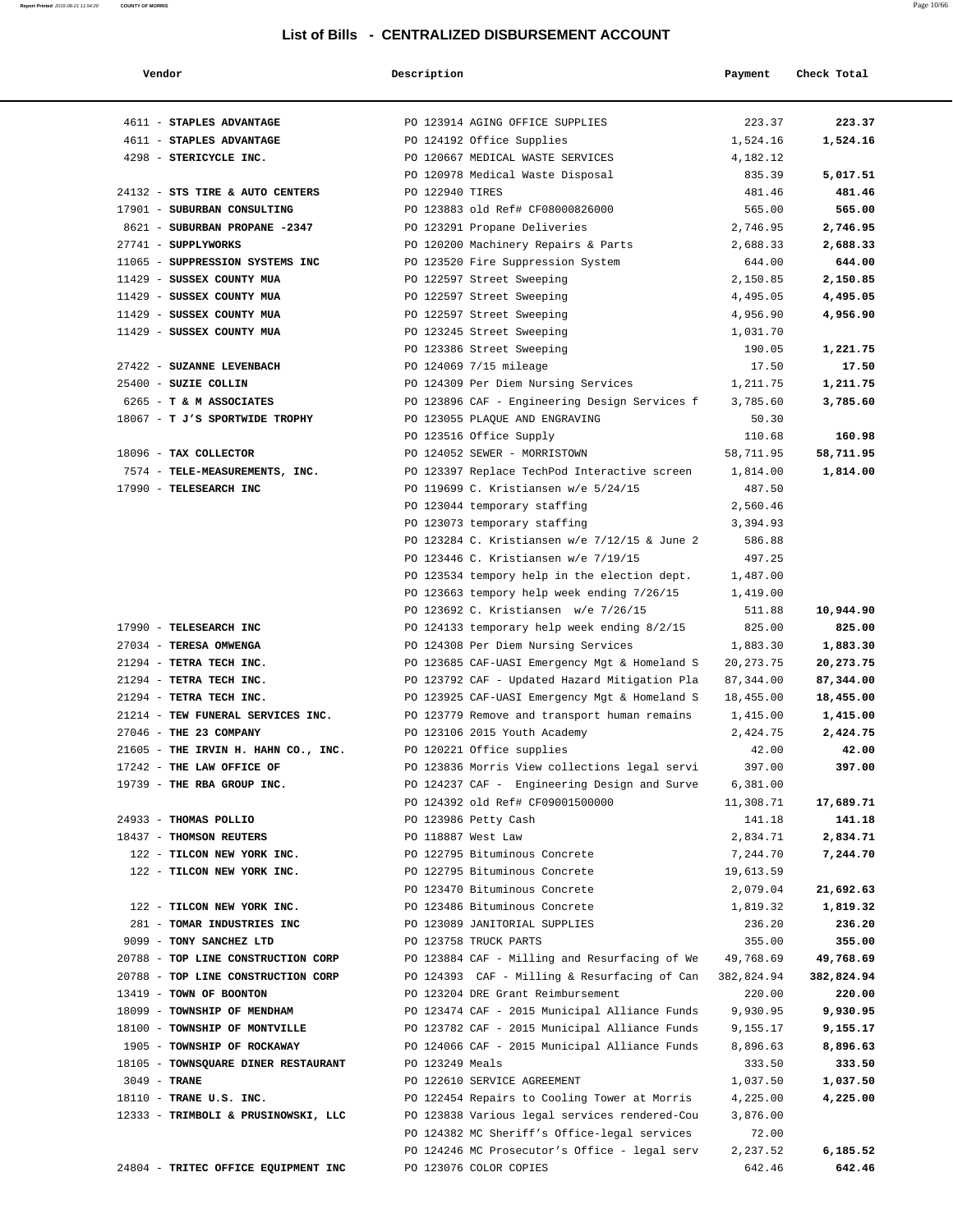# List of Bills - CENTRALIZED DISBURSEMENT ACCOUNT

| Vendor | Description | Payment | Check Total |
|---|---|---|---|
| 4611 - **STAPLES ADVANTAGE** | PO 123914 AGING OFFICE SUPPLIES | 223.37 | **223.37** |
| 4611 - **STAPLES ADVANTAGE** | PO 124192 Office Supplies | 1,524.16 | **1,524.16** |
| 4298 - **STERICYCLE INC.** | PO 120667 MEDICAL WASTE SERVICES | 4,182.12 | |
| | PO 120978 Medical Waste Disposal | 835.39 | **5,017.51** |
| 24132 - **STS TIRE & AUTO CENTERS** | PO 122940 TIRES | 481.46 | **481.46** |
| 17901 - **SUBURBAN CONSULTING** | PO 123883 old Ref# CF08000826000 | 565.00 | **565.00** |
| 8621 - **SUBURBAN PROPANE -2347** | PO 123291 Propane Deliveries | 2,746.95 | **2,746.95** |
| 27741 - **SUPPLYWORKS** | PO 120200 Machinery Repairs & Parts | 2,688.33 | **2,688.33** |
| 11065 - **SUPPRESSION SYSTEMS INC** | PO 123520 Fire Suppression System | 644.00 | **644.00** |
| 11429 - **SUSSEX COUNTY MUA** | PO 122597 Street Sweeping | 2,150.85 | **2,150.85** |
| 11429 - **SUSSEX COUNTY MUA** | PO 122597 Street Sweeping | 4,495.05 | **4,495.05** |
| 11429 - **SUSSEX COUNTY MUA** | PO 122597 Street Sweeping | 4,956.90 | **4,956.90** |
| 11429 - **SUSSEX COUNTY MUA** | PO 123245 Street Sweeping | 1,031.70 | |
| | PO 123386 Street Sweeping | 190.05 | **1,221.75** |
| 27422 - **SUZANNE LEVENBACH** | PO 124069 7/15 mileage | 17.50 | **17.50** |
| 25400 - **SUZIE COLLIN** | PO 124309 Per Diem Nursing Services | 1,211.75 | **1,211.75** |
| 6265 - **T & M ASSOCIATES** | PO 123896 CAF - Engineering Design Services f | 3,785.60 | **3,785.60** |
| 18067 - **T J'S SPORTWIDE TROPHY** | PO 123055 PLAQUE AND ENGRAVING | 50.30 | |
| | PO 123516 Office Supply | 110.68 | **160.98** |
| 18096 - **TAX COLLECTOR** | PO 124052 SEWER - MORRISTOWN | 58,711.95 | **58,711.95** |
| 7574 - **TELE-MEASUREMENTS, INC.** | PO 123397 Replace TechPod Interactive screen | 1,814.00 | **1,814.00** |
| 17990 - **TELESEARCH INC** | PO 119699 C. Kristiansen w/e 5/24/15 | 487.50 | |
| | PO 123044 temporary staffing | 2,560.46 | |
| | PO 123073 temporary staffing | 3,394.93 | |
| | PO 123284 C. Kristiansen w/e 7/12/15 & June 2 | 586.88 | |
| | PO 123446 C. Kristiansen w/e 7/19/15 | 497.25 | |
| | PO 123534 tempory help in the election dept. | 1,487.00 | |
| | PO 123663 tempory help week ending 7/26/15 | 1,419.00 | |
| | PO 123692 C. Kristiansen w/e 7/26/15 | 511.88 | **10,944.90** |
| 17990 - **TELESEARCH INC** | PO 124133 temporary help week ending 8/2/15 | 825.00 | **825.00** |
| 27034 - **TERESA OMWENGA** | PO 124308 Per Diem Nursing Services | 1,883.30 | **1,883.30** |
| 21294 - **TETRA TECH INC.** | PO 123685 CAF-UASI Emergency Mgt & Homeland S | 20,273.75 | **20,273.75** |
| 21294 - **TETRA TECH INC.** | PO 123792 CAF - Updated Hazard Mitigation Pla | 87,344.00 | **87,344.00** |
| 21294 - **TETRA TECH INC.** | PO 123925 CAF-UASI Emergency Mgt & Homeland S | 18,455.00 | **18,455.00** |
| 21214 - **TEW FUNERAL SERVICES INC.** | PO 123779 Remove and transport human remains | 1,415.00 | **1,415.00** |
| 27046 - **THE 23 COMPANY** | PO 123106 2015 Youth Academy | 2,424.75 | **2,424.75** |
| 21605 - **THE IRVIN H. HAHN CO., INC.** | PO 120221 Office supplies | 42.00 | **42.00** |
| 17242 - **THE LAW OFFICE OF** | PO 123836 Morris View collections legal servi | 397.00 | **397.00** |
| 19739 - **THE RBA GROUP INC.** | PO 124237 CAF - Engineering Design and Surve | 6,381.00 | |
| | PO 124392 old Ref# CF09001500000 | 11,308.71 | **17,689.71** |
| 24933 - **THOMAS POLLIO** | PO 123986 Petty Cash | 141.18 | **141.18** |
| 18437 - **THOMSON REUTERS** | PO 118887 West Law | 2,834.71 | **2,834.71** |
| 122 - **TILCON NEW YORK INC.** | PO 122795 Bituminous Concrete | 7,244.70 | **7,244.70** |
| 122 - **TILCON NEW YORK INC.** | PO 122795 Bituminous Concrete | 19,613.59 | |
| | PO 123470 Bituminous Concrete | 2,079.04 | **21,692.63** |
| 122 - **TILCON NEW YORK INC.** | PO 123486 Bituminous Concrete | 1,819.32 | **1,819.32** |
| 281 - **TOMAR INDUSTRIES INC** | PO 123089 JANITORIAL SUPPLIES | 236.20 | **236.20** |
| 9099 - **TONY SANCHEZ LTD** | PO 123758 TRUCK PARTS | 355.00 | **355.00** |
| 20788 - **TOP LINE CONSTRUCTION CORP** | PO 123884 CAF - Milling and Resurfacing of We | 49,768.69 | **49,768.69** |
| 20788 - **TOP LINE CONSTRUCTION CORP** | PO 124393 CAF - Milling & Resurfacing of Can | 382,824.94 | **382,824.94** |
| 13419 - **TOWN OF BOONTON** | PO 123204 DRE Grant Reimbursement | 220.00 | **220.00** |
| 18099 - **TOWNSHIP OF MENDHAM** | PO 123474 CAF - 2015 Municipal Alliance Funds | 9,930.95 | **9,930.95** |
| 18100 - **TOWNSHIP OF MONTVILLE** | PO 123782 CAF - 2015 Municipal Alliance Funds | 9,155.17 | **9,155.17** |
| 1905 - **TOWNSHIP OF ROCKAWAY** | PO 124066 CAF - 2015 Municipal Alliance Funds | 8,896.63 | **8,896.63** |
| 18105 - **TOWNSQUARE DINER RESTAURANT** | PO 123249 Meals | 333.50 | **333.50** |
| 3049 - **TRANE** | PO 122610 SERVICE AGREEMENT | 1,037.50 | **1,037.50** |
| 18110 - **TRANE U.S. INC.** | PO 122454 Repairs to Cooling Tower at Morris | 4,225.00 | **4,225.00** |
| 12333 - **TRIMBOLI & PRUSINOWSKI, LLC** | PO 123838 Various legal services rendered-Cou | 3,876.00 | |
| | PO 124382 MC Sheriff's Office-legal services | 72.00 | |
| | PO 124246 MC Prosecutor's Office - legal serv | 2,237.52 | **6,185.52** |
| 24804 - **TRITEC OFFICE EQUIPMENT INC** | PO 123076 COLOR COPIES | 642.46 | **642.46** |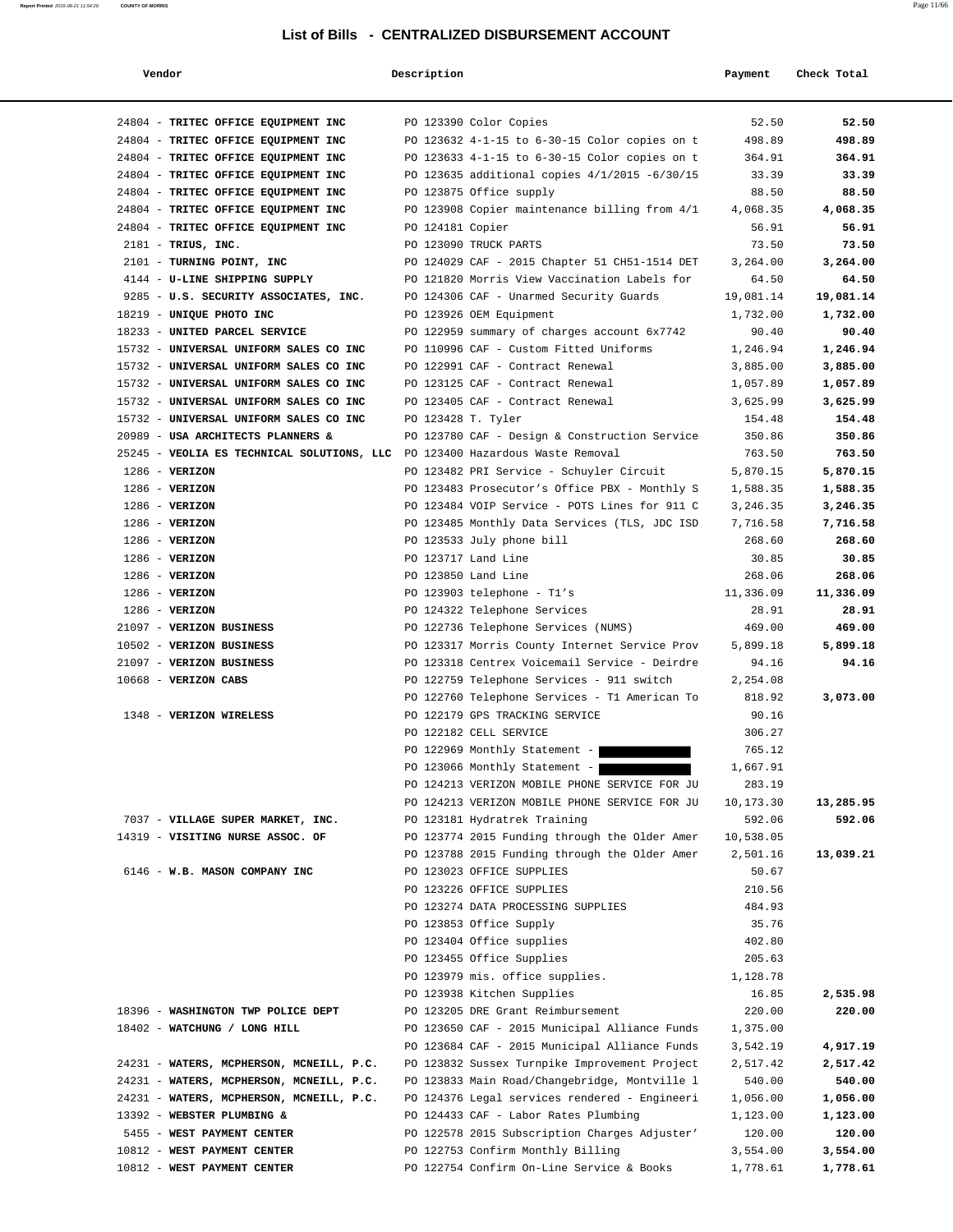# List of Bills - CENTRALIZED DISBURSEMENT ACCOUNT

| Vendor | Description | Payment | Check Total |
|---|---|---|---|
| 24804 - **TRITEC OFFICE EQUIPMENT INC** | PO 123390 Color Copies | 52.50 | **52.50** |
| 24804 - **TRITEC OFFICE EQUIPMENT INC** | PO 123632 4-1-15 to 6-30-15 Color copies on t | 498.89 | **498.89** |
| 24804 - **TRITEC OFFICE EQUIPMENT INC** | PO 123633 4-1-15 to 6-30-15 Color copies on t | 364.91 | **364.91** |
| 24804 - **TRITEC OFFICE EQUIPMENT INC** | PO 123635 additional copies 4/1/2015 -6/30/15 | 33.39 | **33.39** |
| 24804 - **TRITEC OFFICE EQUIPMENT INC** | PO 123875 Office supply | 88.50 | **88.50** |
| 24804 - **TRITEC OFFICE EQUIPMENT INC** | PO 123908 Copier maintenance billing from 4/1 | 4,068.35 | **4,068.35** |
| 24804 - **TRITEC OFFICE EQUIPMENT INC** | PO 124181 Copier | 56.91 | **56.91** |
| 2181 - **TRIUS, INC.** | PO 123090 TRUCK PARTS | 73.50 | **73.50** |
| 2101 - **TURNING POINT, INC** | PO 124029 CAF - 2015 Chapter 51 CH51-1514 DET | 3,264.00 | **3,264.00** |
| 4144 - **U-LINE SHIPPING SUPPLY** | PO 121820 Morris View Vaccination Labels for | 64.50 | **64.50** |
| 9285 - **U.S. SECURITY ASSOCIATES, INC.** | PO 124306 CAF - Unarmed Security Guards | 19,081.14 | **19,081.14** |
| 18219 - **UNIQUE PHOTO INC** | PO 123926 OEM Equipment | 1,732.00 | **1,732.00** |
| 18233 - **UNITED PARCEL SERVICE** | PO 122959 summary of charges account 6x7742 | 90.40 | **90.40** |
| 15732 - **UNIVERSAL UNIFORM SALES CO INC** | PO 110996 CAF - Custom Fitted Uniforms | 1,246.94 | **1,246.94** |
| 15732 - **UNIVERSAL UNIFORM SALES CO INC** | PO 122991 CAF - Contract Renewal | 3,885.00 | **3,885.00** |
| 15732 - **UNIVERSAL UNIFORM SALES CO INC** | PO 123125 CAF - Contract Renewal | 1,057.89 | **1,057.89** |
| 15732 - **UNIVERSAL UNIFORM SALES CO INC** | PO 123405 CAF - Contract Renewal | 3,625.99 | **3,625.99** |
| 15732 - **UNIVERSAL UNIFORM SALES CO INC** | PO 123428 T. Tyler | 154.48 | **154.48** |
| 20989 - **USA ARCHITECTS PLANNERS &** | PO 123780 CAF - Design & Construction Service | 350.86 | **350.86** |
| 25245 - **VEOLIA ES TECHNICAL SOLUTIONS, LLC** | PO 123400 Hazardous Waste Removal | 763.50 | **763.50** |
| 1286 - **VERIZON** | PO 123482 PRI Service - Schuyler Circuit | 5,870.15 | **5,870.15** |
| 1286 - **VERIZON** | PO 123483 Prosecutor's Office PBX - Monthly S | 1,588.35 | **1,588.35** |
| 1286 - **VERIZON** | PO 123484 VOIP Service - POTS Lines for 911 C | 3,246.35 | **3,246.35** |
| 1286 - **VERIZON** | PO 123485 Monthly Data Services (TLS, JDC ISD | 7,716.58 | **7,716.58** |
| 1286 - **VERIZON** | PO 123533 July phone bill | 268.60 | **268.60** |
| 1286 - **VERIZON** | PO 123717 Land Line | 30.85 | **30.85** |
| 1286 - **VERIZON** | PO 123850 Land Line | 268.06 | **268.06** |
| 1286 - **VERIZON** | PO 123903 telephone - T1's | 11,336.09 | **11,336.09** |
| 1286 - **VERIZON** | PO 124322 Telephone Services | 28.91 | **28.91** |
| 21097 - **VERIZON BUSINESS** | PO 122736 Telephone Services (NUMS) | 469.00 | **469.00** |
| 10502 - **VERIZON BUSINESS** | PO 123317 Morris County Internet Service Prov | 5,899.18 | **5,899.18** |
| 21097 - **VERIZON BUSINESS** | PO 123318 Centrex Voicemail Service - Deirdre | 94.16 | **94.16** |
| 10668 - **VERIZON CABS** | PO 122759 Telephone Services - 911 switch | 2,254.08 | |
| | PO 122760 Telephone Services - T1 American To | 818.92 | **3,073.00** |
| 1348 - **VERIZON WIRELESS** | PO 122179 GPS TRACKING SERVICE | 90.16 | |
| | PO 122182 CELL SERVICE | 306.27 | |
| | PO 122969 Monthly Statement - [REDACTED] | 765.12 | |
| | PO 123066 Monthly Statement - [REDACTED] | 1,667.91 | |
| | PO 124213 VERIZON MOBILE PHONE SERVICE FOR JU | 283.19 | |
| | PO 124213 VERIZON MOBILE PHONE SERVICE FOR JU | 10,173.30 | **13,285.95** |
| 7037 - **VILLAGE SUPER MARKET, INC.** | PO 123181 Hydratrek Training | 592.06 | **592.06** |
| 14319 - **VISITING NURSE ASSOC. OF** | PO 123774 2015 Funding through the Older Amer | 10,538.05 | |
| | PO 123788 2015 Funding through the Older Amer | 2,501.16 | **13,039.21** |
| 6146 - **W.B. MASON COMPANY INC** | PO 123023 OFFICE SUPPLIES | 50.67 | |
| | PO 123226 OFFICE SUPPLIES | 210.56 | |
| | PO 123274 DATA PROCESSING SUPPLIES | 484.93 | |
| | PO 123853 Office Supply | 35.76 | |
| | PO 123404 Office supplies | 402.80 | |
| | PO 123455 Office Supplies | 205.63 | |
| | PO 123979 mis. office supplies. | 1,128.78 | |
| | PO 123938 Kitchen Supplies | 16.85 | **2,535.98** |
| 18396 - **WASHINGTON TWP POLICE DEPT** | PO 123205 DRE Grant Reimbursement | 220.00 | **220.00** |
| 18402 - **WATCHUNG / LONG HILL** | PO 123650 CAF - 2015 Municipal Alliance Funds | 1,375.00 | |
| | PO 123684 CAF - 2015 Municipal Alliance Funds | 3,542.19 | **4,917.19** |
| 24231 - **WATERS, MCPHERSON, MCNEILL, P.C.** | PO 123832 Sussex Turnpike Improvement Project | 2,517.42 | **2,517.42** |
| 24231 - **WATERS, MCPHERSON, MCNEILL, P.C.** | PO 123833 Main Road/Changebridge, Montville l | 540.00 | **540.00** |
| 24231 - **WATERS, MCPHERSON, MCNEILL, P.C.** | PO 124376 Legal services rendered - Engineeri | 1,056.00 | **1,056.00** |
| 13392 - **WEBSTER PLUMBING &** | PO 124433 CAF - Labor Rates Plumbing | 1,123.00 | **1,123.00** |
| 5455 - **WEST PAYMENT CENTER** | PO 122578 2015 Subscription Charges Adjuster' | 120.00 | **120.00** |
| 10812 - **WEST PAYMENT CENTER** | PO 122753 Confirm Monthly Billing | 3,554.00 | **3,554.00** |
| 10812 - **WEST PAYMENT CENTER** | PO 122754 Confirm On-Line Service & Books | 1,778.61 | **1,778.61** |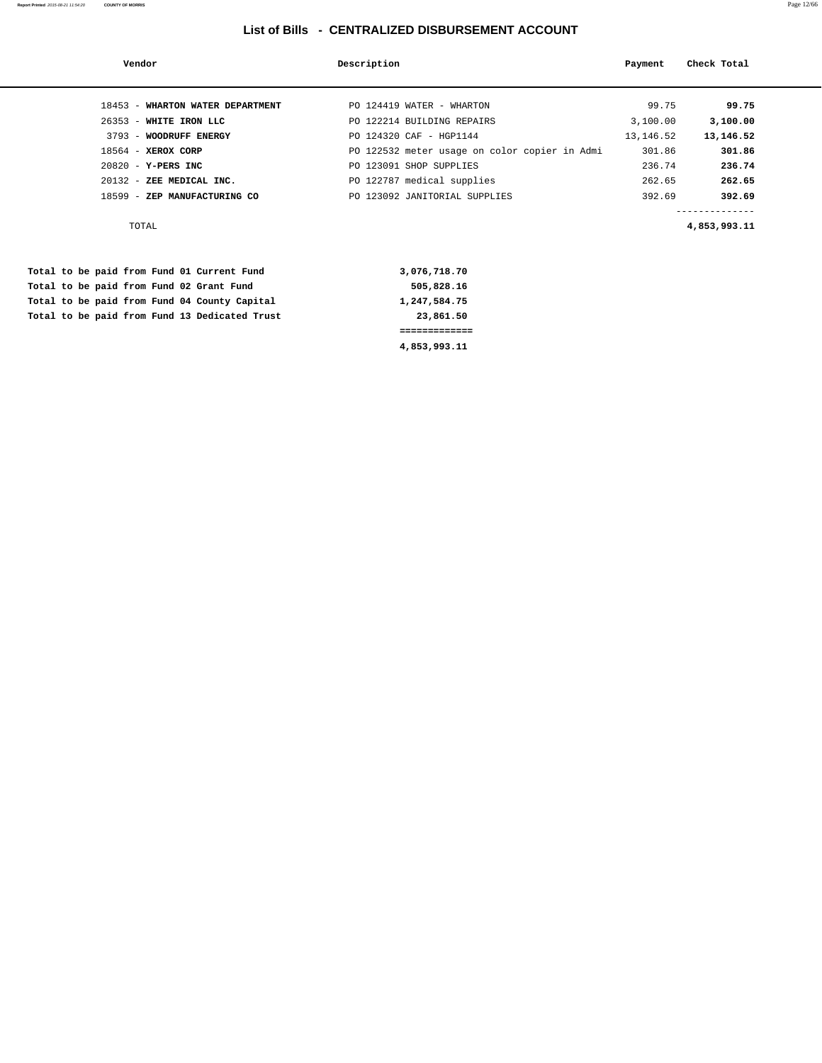# List of Bills - CENTRALIZED DISBURSEMENT ACCOUNT

| Vendor | Description | Payment | Check Total |
| --- | --- | --- | --- |
| 18453 - **WHARTON WATER DEPARTMENT** | PO 124419 WATER - WHARTON | 99.75 | **99.75** |
| 26353 - **WHITE IRON LLC** | PO 122214 BUILDING REPAIRS | 3,100.00 | **3,100.00** |
| 3793 - **WOODRUFF ENERGY** | PO 124320 CAF - HGP1144 | 13,146.52 | **13,146.52** |
| 18564 - **XEROX CORP** | PO 122532 meter usage on color copier in Admi | 301.86 | **301.86** |
| 20820 - **Y-PERS INC** | PO 123091 SHOP SUPPLIES | 236.74 | **236.74** |
| 20132 - **ZEE MEDICAL INC.** | PO 122787 medical supplies | 262.65 | **262.65** |
| 18599 - **ZEP MANUFACTURING CO** | PO 123092 JANITORIAL SUPPLIES | 392.69 | **392.69** |
| TOTAL | | | **4,853,993.11** |

| | |
| --- | --- |
| **Total to be paid from Fund 01 Current Fund** | **3,076,718.70** |
| **Total to be paid from Fund 02 Grant Fund** | **505,828.16** |
| **Total to be paid from Fund 04 County Capital** | **1,247,584.75** |
| **Total to be paid from Fund 13 Dedicated Trust** | **23,861.50** |
| | **4,853,993.11** |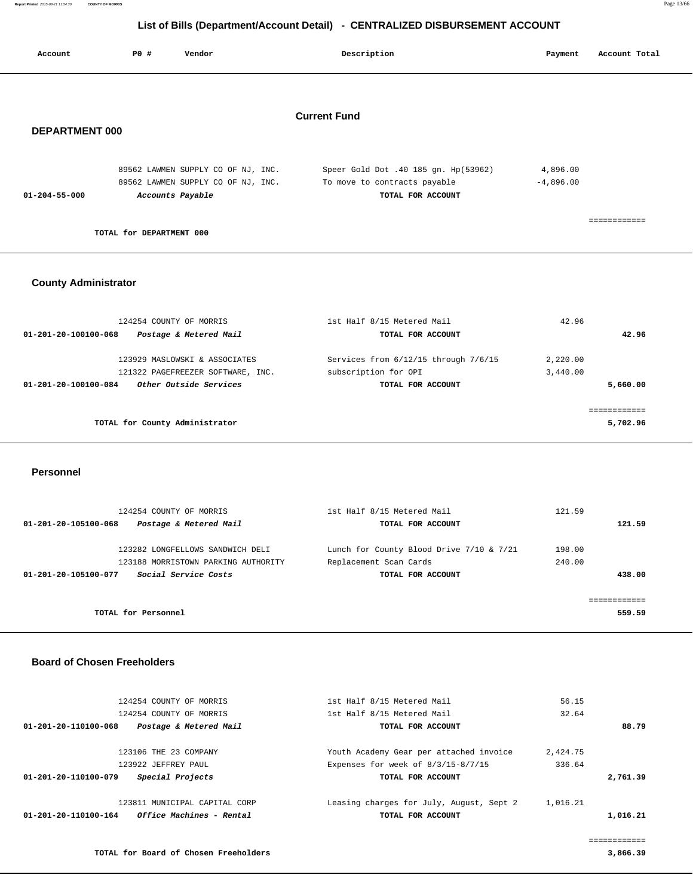# List of Bills (Department/Account Detail) - CENTRALIZED DISBURSEMENT ACCOUNT

| Account | PO # | Vendor | Description | Payment | Account Total |
|---|---|---|---|---|---|

## Current Fund

### DEPARTMENT 000

| Account | PO # | Vendor | Description | Payment | Account Total |
|---|---|---|---|---|---|
| | 89562 | LAWMEN SUPPLY CO OF NJ, INC. | Speer Gold Dot .40 185 gn. Hp(53962) | 4,896.00 | |
| | 89562 | LAWMEN SUPPLY CO OF NJ, INC. | To move to contracts payable | -4,896.00 | |
| 01-204-55-000 | | *Accounts Payable* | TOTAL FOR ACCOUNT | | |
| | | | | | ============ |
| | | TOTAL for DEPARTMENT 000 | | | |

### County Administrator

| Account | PO # | Vendor | Description | Payment | Account Total |
|---|---|---|---|---|---|
| | 124254 | COUNTY OF MORRIS | 1st Half 8/15 Metered Mail | 42.96 | |
| 01-201-20-100100-068 | | *Postage & Metered Mail* | TOTAL FOR ACCOUNT | | 42.96 |
| | 123929 | MASLOWSKI & ASSOCIATES | Services from 6/12/15 through 7/6/15 | 2,220.00 | |
| | 121322 | PAGEFREEZER SOFTWARE, INC. | subscription for OPI | 3,440.00 | |
| 01-201-20-100100-084 | | *Other Outside Services* | TOTAL FOR ACCOUNT | | 5,660.00 |
| | | | | | ============ |
| | | TOTAL for County Administrator | | | 5,702.96 |

### Personnel

| Account | PO # | Vendor | Description | Payment | Account Total |
|---|---|---|---|---|---|
| | 124254 | COUNTY OF MORRIS | 1st Half 8/15 Metered Mail | 121.59 | |
| 01-201-20-105100-068 | | *Postage & Metered Mail* | TOTAL FOR ACCOUNT | | 121.59 |
| | 123282 | LONGFELLOWS SANDWICH DELI | Lunch for County Blood Drive 7/10 & 7/21 | 198.00 | |
| | 123188 | MORRISTOWN PARKING AUTHORITY | Replacement Scan Cards | 240.00 | |
| 01-201-20-105100-077 | | *Social Service Costs* | TOTAL FOR ACCOUNT | | 438.00 |
| | | | | | ============ |
| | | TOTAL for Personnel | | | 559.59 |

### Board of Chosen Freeholders

| Account | PO # | Vendor | Description | Payment | Account Total |
|---|---|---|---|---|---|
| | 124254 | COUNTY OF MORRIS | 1st Half 8/15 Metered Mail | 56.15 | |
| | 124254 | COUNTY OF MORRIS | 1st Half 8/15 Metered Mail | 32.64 | |
| 01-201-20-110100-068 | | *Postage & Metered Mail* | TOTAL FOR ACCOUNT | | 88.79 |
| | 123106 | THE 23 COMPANY | Youth Academy Gear per attached invoice | 2,424.75 | |
| | 123922 | JEFFREY PAUL | Expenses for week of 8/3/15-8/7/15 | 336.64 | |
| 01-201-20-110100-079 | | *Special Projects* | TOTAL FOR ACCOUNT | | 2,761.39 |
| | 123811 | MUNICIPAL CAPITAL CORP | Leasing charges for July, August, Sept 2 | 1,016.21 | |
| 01-201-20-110100-164 | | *Office Machines - Rental* | TOTAL FOR ACCOUNT | | 1,016.21 |
| | | | | | ============ |
| | | TOTAL for Board of Chosen Freeholders | | | 3,866.39 |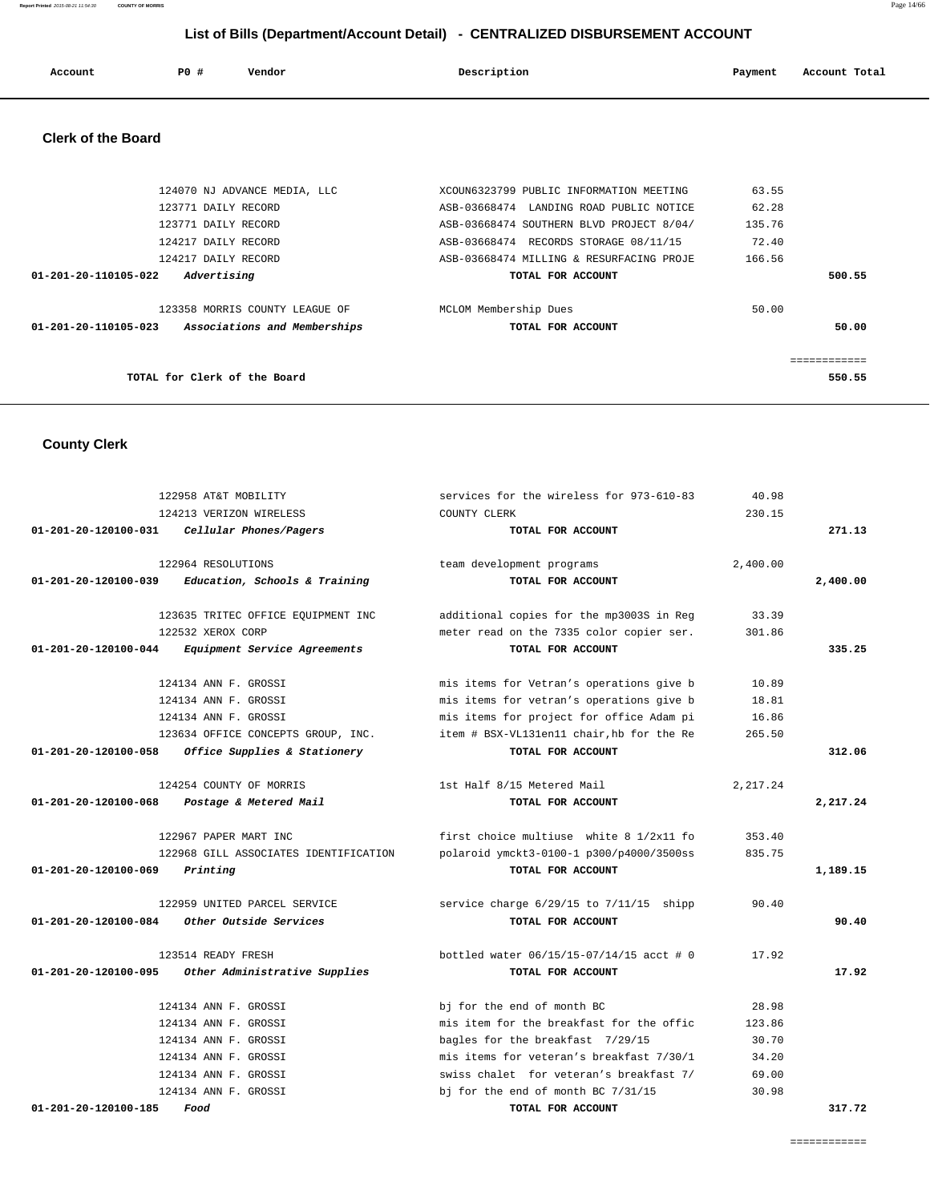## List of Bills (Department/Account Detail) - CENTRALIZED DISBURSEMENT ACCOUNT

| Account | PO # | Vendor | Description | Payment | Account Total |
|---|---|---|---|---|---|

### Clerk of the Board

| Account | PO # | Vendor | Description | Payment | Account Total |
|---|---|---|---|---|---|
| | 124070 | NJ ADVANCE MEDIA, LLC | XCOUN6323799 PUBLIC INFORMATION MEETING | 63.55 | |
| | 123771 | DAILY RECORD | ASB-03668474 LANDING ROAD PUBLIC NOTICE | 62.28 | |
| | 123771 | DAILY RECORD | ASB-03668474 SOUTHERN BLVD PROJECT 8/04/ | 135.76 | |
| | 124217 | DAILY RECORD | ASB-03668474 RECORDS STORAGE 08/11/15 | 72.40 | |
| | 124217 | DAILY RECORD | ASB-03668474 MILLING & RESURFACING PROJE | 166.56 | |
| 01-201-20-110105-022 | | *Advertising* | TOTAL FOR ACCOUNT | | 500.55 |
| | 123358 | MORRIS COUNTY LEAGUE OF | MCLOM Membership Dues | 50.00 | |
| 01-201-20-110105-023 | | *Associations and Memberships* | TOTAL FOR ACCOUNT | | 50.00 |
| | | | | | ============ |
| | | TOTAL for Clerk of the Board | | | 550.55 |

### County Clerk

| Account | PO # | Vendor | Description | Payment | Account Total |
|---|---|---|---|---|---|
| | 122958 | AT&T MOBILITY | services for the wireless for 973-610-83 | 40.98 | |
| | 124213 | VERIZON WIRELESS | COUNTY CLERK | 230.15 | |
| 01-201-20-120100-031 | | *Cellular Phones/Pagers* | TOTAL FOR ACCOUNT | | 271.13 |
| | 122964 | RESOLUTIONS | team development programs | 2,400.00 | |
| 01-201-20-120100-039 | | *Education, Schools & Training* | TOTAL FOR ACCOUNT | | 2,400.00 |
| | 123635 | TRITEC OFFICE EQUIPMENT INC | additional copies for the mp3003S in Reg | 33.39 | |
| | 122532 | XEROX CORP | meter read on the 7335 color copier ser. | 301.86 | |
| 01-201-20-120100-044 | | *Equipment Service Agreements* | TOTAL FOR ACCOUNT | | 335.25 |
| | 124134 | ANN F. GROSSI | mis items for Vetran's operations give b | 10.89 | |
| | 124134 | ANN F. GROSSI | mis items for vetran's operations give b | 18.81 | |
| | 124134 | ANN F. GROSSI | mis items for project for office Adam pi | 16.86 | |
| | 123634 | OFFICE CONCEPTS GROUP, INC. | item # BSX-VL131en11 chair,hb for the Re | 265.50 | |
| 01-201-20-120100-058 | | *Office Supplies & Stationery* | TOTAL FOR ACCOUNT | | 312.06 |
| | 124254 | COUNTY OF MORRIS | 1st Half 8/15 Metered Mail | 2,217.24 | |
| 01-201-20-120100-068 | | *Postage & Metered Mail* | TOTAL FOR ACCOUNT | | 2,217.24 |
| | 122967 | PAPER MART INC | first choice multiuse white 8 1/2x11 fo | 353.40 | |
| | 122968 | GILL ASSOCIATES IDENTIFICATION | polaroid ymckt3-0100-1 p300/p4000/3500ss | 835.75 | |
| 01-201-20-120100-069 | | *Printing* | TOTAL FOR ACCOUNT | | 1,189.15 |
| | 122959 | UNITED PARCEL SERVICE | service charge 6/29/15 to 7/11/15 shipp | 90.40 | |
| 01-201-20-120100-084 | | *Other Outside Services* | TOTAL FOR ACCOUNT | | 90.40 |
| | 123514 | READY FRESH | bottled water 06/15/15-07/14/15 acct # 0 | 17.92 | |
| 01-201-20-120100-095 | | *Other Administrative Supplies* | TOTAL FOR ACCOUNT | | 17.92 |
| | 124134 | ANN F. GROSSI | bj for the end of month BC | 28.98 | |
| | 124134 | ANN F. GROSSI | mis item for the breakfast for the offic | 123.86 | |
| | 124134 | ANN F. GROSSI | bagles for the breakfast 7/29/15 | 30.70 | |
| | 124134 | ANN F. GROSSI | mis items for veteran's breakfast 7/30/1 | 34.20 | |
| | 124134 | ANN F. GROSSI | swiss chalet for veteran's breakfast 7/ | 69.00 | |
| | 124134 | ANN F. GROSSI | bj for the end of month BC 7/31/15 | 30.98 | |
| 01-201-20-120100-185 | | *Food* | TOTAL FOR ACCOUNT | | 317.72 |
| | | | | | ============ |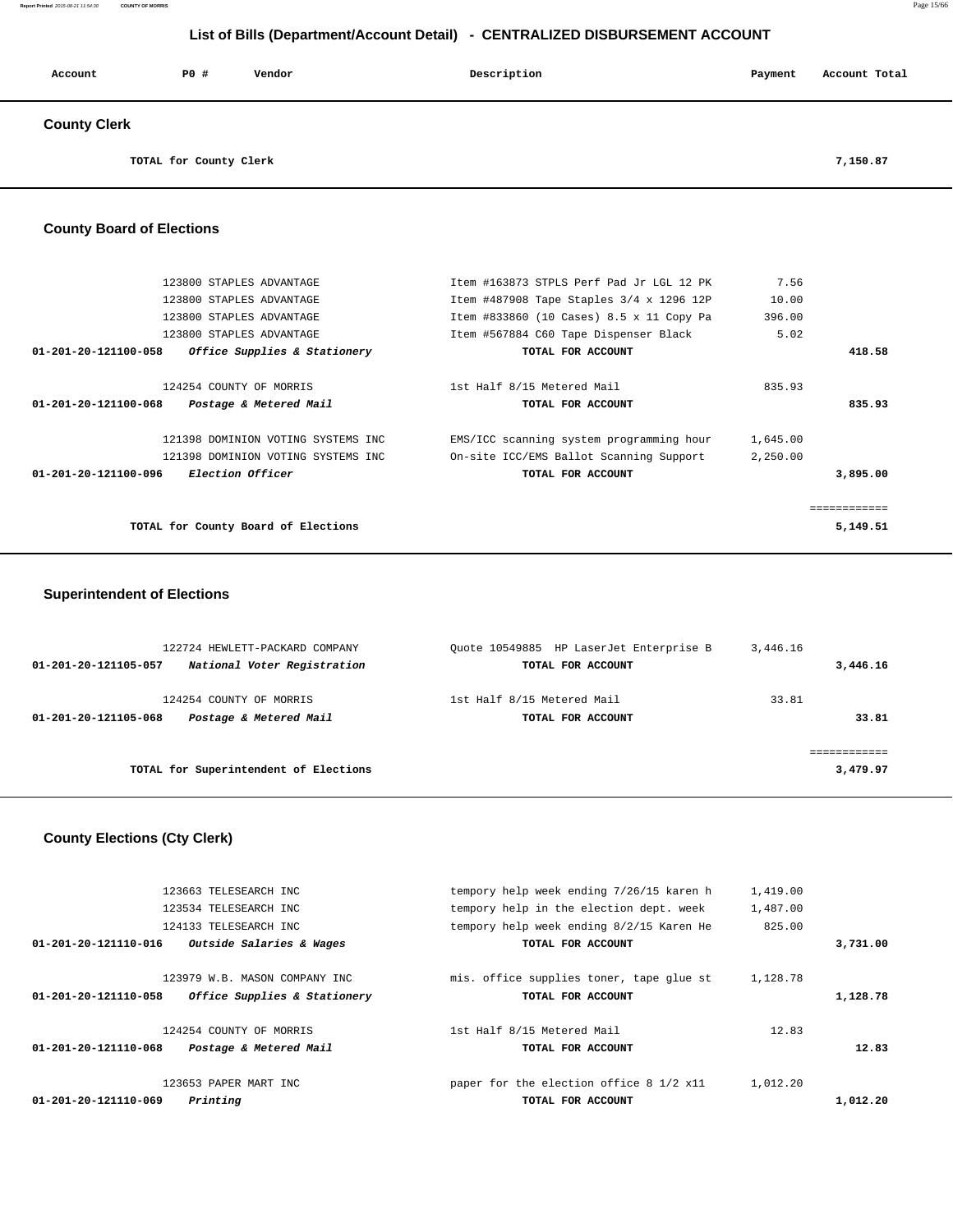# List of Bills (Department/Account Detail) - CENTRALIZED DISBURSEMENT ACCOUNT

| Account | PO # | Vendor | Description | Payment | Account Total |
|---|---|---|---|---|---|

## County Clerk

| | | | | | |
|---|---|---|---|---|---|
| | TOTAL for County Clerk | | | | 7,150.87 |

## County Board of Elections

| Account | PO # | Vendor | Description | Payment | Account Total |
|---|---|---|---|---|---|
| | 123800 | STAPLES ADVANTAGE | Item #163873 STPLS Perf Pad Jr LGL 12 PK | 7.56 | |
| | 123800 | STAPLES ADVANTAGE | Item #487908 Tape Staples 3/4 x 1296 12P | 10.00 | |
| | 123800 | STAPLES ADVANTAGE | Item #833860 (10 Cases) 8.5 x 11 Copy Pa | 396.00 | |
| | 123800 | STAPLES ADVANTAGE | Item #567884 C60 Tape Dispenser Black | 5.02 | |
| 01-201-20-121100-058 | *Office Supplies & Stationery* | | TOTAL FOR ACCOUNT | | 418.58 |
| | 124254 | COUNTY OF MORRIS | 1st Half 8/15 Metered Mail | 835.93 | |
| 01-201-20-121100-068 | *Postage & Metered Mail* | | TOTAL FOR ACCOUNT | | 835.93 |
| | 121398 | DOMINION VOTING SYSTEMS INC | EMS/ICC scanning system programming hour | 1,645.00 | |
| | 121398 | DOMINION VOTING SYSTEMS INC | On-site ICC/EMS Ballot Scanning Support | 2,250.00 | |
| 01-201-20-121100-096 | *Election Officer* | | TOTAL FOR ACCOUNT | | 3,895.00 |
| | | | | | ============ |
| | TOTAL for County Board of Elections | | | | 5,149.51 |

## Superintendent of Elections

| Account | PO # | Vendor | Description | Payment | Account Total |
|---|---|---|---|---|---|
| | 122724 | HEWLETT-PACKARD COMPANY | Quote 10549885 HP LaserJet Enterprise B | 3,446.16 | |
| 01-201-20-121105-057 | *National Voter Registration* | | TOTAL FOR ACCOUNT | | 3,446.16 |
| | 124254 | COUNTY OF MORRIS | 1st Half 8/15 Metered Mail | 33.81 | |
| 01-201-20-121105-068 | *Postage & Metered Mail* | | TOTAL FOR ACCOUNT | | 33.81 |
| | | | | | ============ |
| | TOTAL for Superintendent of Elections | | | | 3,479.97 |

## County Elections (Cty Clerk)

| Account | PO # | Vendor | Description | Payment | Account Total |
|---|---|---|---|---|---|
| | 123663 | TELESEARCH INC | tempory help week ending 7/26/15 karen h | 1,419.00 | |
| | 123534 | TELESEARCH INC | tempory help in the election dept. week | 1,487.00 | |
| | 124133 | TELESEARCH INC | tempory help week ending 8/2/15 Karen He | 825.00 | |
| 01-201-20-121110-016 | *Outside Salaries & Wages* | | TOTAL FOR ACCOUNT | | 3,731.00 |
| | 123979 | W.B. MASON COMPANY INC | mis. office supplies toner, tape glue st | 1,128.78 | |
| 01-201-20-121110-058 | *Office Supplies & Stationery* | | TOTAL FOR ACCOUNT | | 1,128.78 |
| | 124254 | COUNTY OF MORRIS | 1st Half 8/15 Metered Mail | 12.83 | |
| 01-201-20-121110-068 | *Postage & Metered Mail* | | TOTAL FOR ACCOUNT | | 12.83 |
| | 123653 | PAPER MART INC | paper for the election office 8 1/2 x11 | 1,012.20 | |
| 01-201-20-121110-069 | *Printing* | | TOTAL FOR ACCOUNT | | 1,012.20 |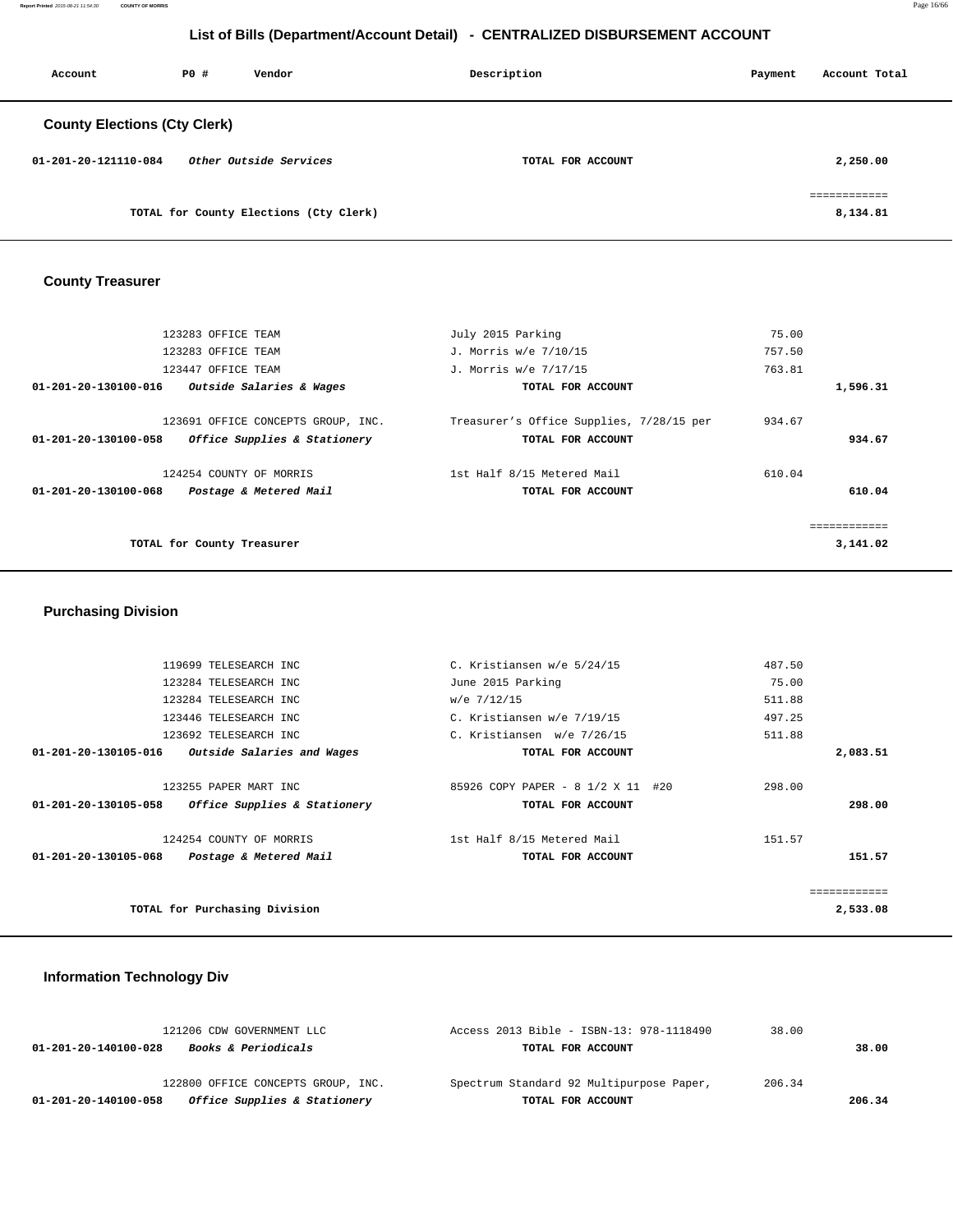# List of Bills (Department/Account Detail) - CENTRALIZED DISBURSEMENT ACCOUNT

| Account | PO # | Vendor | Description | Payment | Account Total |
|---|---|---|---|---|---|

## County Elections (Cty Clerk)

| Account | PO # | Vendor | Description | Payment | Account Total |
|---|---|---|---|---|---|
| **01-201-20-121110-084** | | ***Other Outside Services*** | **TOTAL FOR ACCOUNT** | | **2,250.00** |
| | | | | | ============ |
| | | **TOTAL for County Elections (Cty Clerk)** | | | **8,134.81** |

## County Treasurer

| Account | PO # | Vendor | Description | Payment | Account Total |
|---|---|---|---|---|---|
| | 123283 | OFFICE TEAM | July 2015 Parking | 75.00 | |
| | 123283 | OFFICE TEAM | J. Morris w/e 7/10/15 | 757.50 | |
| | 123447 | OFFICE TEAM | J. Morris w/e 7/17/15 | 763.81 | |
| **01-201-20-130100-016** | | ***Outside Salaries & Wages*** | **TOTAL FOR ACCOUNT** | | **1,596.31** |
| | 123691 | OFFICE CONCEPTS GROUP, INC. | Treasurer's Office Supplies, 7/28/15 per | 934.67 | |
| **01-201-20-130100-058** | | ***Office Supplies & Stationery*** | **TOTAL FOR ACCOUNT** | | **934.67** |
| | 124254 | COUNTY OF MORRIS | 1st Half 8/15 Metered Mail | 610.04 | |
| **01-201-20-130100-068** | | ***Postage & Metered Mail*** | **TOTAL FOR ACCOUNT** | | **610.04** |
| | | | | | ============ |
| | | **TOTAL for County Treasurer** | | | **3,141.02** |

## Purchasing Division

| Account | PO # | Vendor | Description | Payment | Account Total |
|---|---|---|---|---|---|
| | 119699 | TELESEARCH INC | C. Kristiansen w/e 5/24/15 | 487.50 | |
| | 123284 | TELESEARCH INC | June 2015 Parking | 75.00 | |
| | 123284 | TELESEARCH INC | w/e 7/12/15 | 511.88 | |
| | 123446 | TELESEARCH INC | C. Kristiansen w/e 7/19/15 | 497.25 | |
| | 123692 | TELESEARCH INC | C. Kristiansen w/e 7/26/15 | 511.88 | |
| **01-201-20-130105-016** | | ***Outside Salaries and Wages*** | **TOTAL FOR ACCOUNT** | | **2,083.51** |
| | 123255 | PAPER MART INC | 85926 COPY PAPER - 8 1/2 X 11 #20 | 298.00 | |
| **01-201-20-130105-058** | | ***Office Supplies & Stationery*** | **TOTAL FOR ACCOUNT** | | **298.00** |
| | 124254 | COUNTY OF MORRIS | 1st Half 8/15 Metered Mail | 151.57 | |
| **01-201-20-130105-068** | | ***Postage & Metered Mail*** | **TOTAL FOR ACCOUNT** | | **151.57** |
| | | | | | ============ |
| | | **TOTAL for Purchasing Division** | | | **2,533.08** |

## Information Technology Div

| Account | PO # | Vendor | Description | Payment | Account Total |
|---|---|---|---|---|---|
| | 121206 | CDW GOVERNMENT LLC | Access 2013 Bible - ISBN-13: 978-1118490 | 38.00 | |
| **01-201-20-140100-028** | | ***Books & Periodicals*** | **TOTAL FOR ACCOUNT** | | **38.00** |
| | 122800 | OFFICE CONCEPTS GROUP, INC. | Spectrum Standard 92 Multipurpose Paper, | 206.34 | |
| **01-201-20-140100-058** | | ***Office Supplies & Stationery*** | **TOTAL FOR ACCOUNT** | | **206.34** |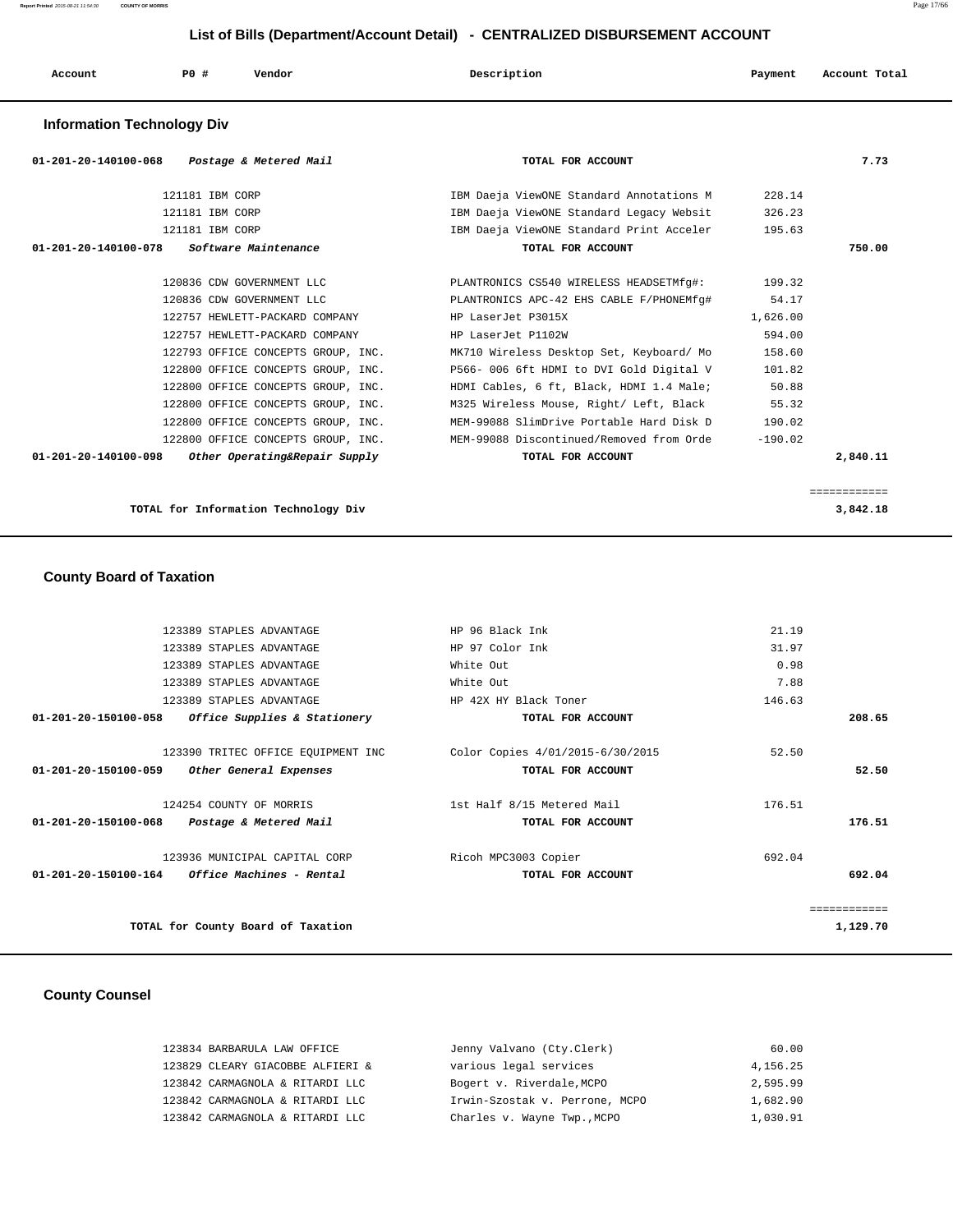## List of Bills (Department/Account Detail) - CENTRALIZED DISBURSEMENT ACCOUNT

| Account | PO # | Vendor | Description | Payment | Account Total |
|---|---|---|---|---|---|

### Information Technology Div

| Account | PO # | Vendor | Description | Payment | Account Total |
|---|---|---|---|---|---|
| 01-201-20-140100-068 | | *Postage & Metered Mail* | **TOTAL FOR ACCOUNT** | | **7.73** |
| | 121181 | IBM CORP | IBM Daeja ViewONE Standard Annotations M | 228.14 | |
| | 121181 | IBM CORP | IBM Daeja ViewONE Standard Legacy Websit | 326.23 | |
| | 121181 | IBM CORP | IBM Daeja ViewONE Standard Print Acceler | 195.63 | |
| 01-201-20-140100-078 | | *Software Maintenance* | **TOTAL FOR ACCOUNT** | | **750.00** |
| | 120836 | CDW GOVERNMENT LLC | PLANTRONICS CS540 WIRELESS HEADSETMfg#: | 199.32 | |
| | 120836 | CDW GOVERNMENT LLC | PLANTRONICS APC-42 EHS CABLE F/PHONEMfg# | 54.17 | |
| | 122757 | HEWLETT-PACKARD COMPANY | HP LaserJet P3015X | 1,626.00 | |
| | 122757 | HEWLETT-PACKARD COMPANY | HP LaserJet P1102W | 594.00 | |
| | 122793 | OFFICE CONCEPTS GROUP, INC. | MK710 Wireless Desktop Set, Keyboard/ Mo | 158.60 | |
| | 122800 | OFFICE CONCEPTS GROUP, INC. | P566- 006 6ft HDMI to DVI Gold Digital V | 101.82 | |
| | 122800 | OFFICE CONCEPTS GROUP, INC. | HDMI Cables, 6 ft, Black, HDMI 1.4 Male; | 50.88 | |
| | 122800 | OFFICE CONCEPTS GROUP, INC. | M325 Wireless Mouse, Right/ Left, Black | 55.32 | |
| | 122800 | OFFICE CONCEPTS GROUP, INC. | MEM-99088 SlimDrive Portable Hard Disk D | 190.02 | |
| | 122800 | OFFICE CONCEPTS GROUP, INC. | MEM-99088 Discontinued/Removed from Orde | -190.02 | |
| 01-201-20-140100-098 | | *Other Operating&Repair Supply* | **TOTAL FOR ACCOUNT** | | **2,840.11** |
| | | | | | ============ |
| | | **TOTAL for Information Technology Div** | | | **3,842.18** |

### County Board of Taxation

| Account | PO # | Vendor | Description | Payment | Account Total |
|---|---|---|---|---|---|
| | 123389 | STAPLES ADVANTAGE | HP 96 Black Ink | 21.19 | |
| | 123389 | STAPLES ADVANTAGE | HP 97 Color Ink | 31.97 | |
| | 123389 | STAPLES ADVANTAGE | White Out | 0.98 | |
| | 123389 | STAPLES ADVANTAGE | White Out | 7.88 | |
| | 123389 | STAPLES ADVANTAGE | HP 42X HY Black Toner | 146.63 | |
| 01-201-20-150100-058 | | *Office Supplies & Stationery* | **TOTAL FOR ACCOUNT** | | **208.65** |
| | 123390 | TRITEC OFFICE EQUIPMENT INC | Color Copies 4/01/2015-6/30/2015 | 52.50 | |
| 01-201-20-150100-059 | | *Other General Expenses* | **TOTAL FOR ACCOUNT** | | **52.50** |
| | 124254 | COUNTY OF MORRIS | 1st Half 8/15 Metered Mail | 176.51 | |
| 01-201-20-150100-068 | | *Postage & Metered Mail* | **TOTAL FOR ACCOUNT** | | **176.51** |
| | 123936 | MUNICIPAL CAPITAL CORP | Ricoh MPC3003 Copier | 692.04 | |
| 01-201-20-150100-164 | | *Office Machines - Rental* | **TOTAL FOR ACCOUNT** | | **692.04** |
| | | | | | ============ |
| | | **TOTAL for County Board of Taxation** | | | **1,129.70** |

### County Counsel

| Account | PO # | Vendor | Description | Payment | Account Total |
|---|---|---|---|---|---|
| | 123834 | BARBARULA LAW OFFICE | Jenny Valvano (Cty.Clerk) | 60.00 | |
| | 123829 | CLEARY GIACOBBE ALFIERI & | various legal services | 4,156.25 | |
| | 123842 | CARMAGNOLA & RITARDI LLC | Bogert v. Riverdale,MCPO | 2,595.99 | |
| | 123842 | CARMAGNOLA & RITARDI LLC | Irwin-Szostak v. Perrone, MCPO | 1,682.90 | |
| | 123842 | CARMAGNOLA & RITARDI LLC | Charles v. Wayne Twp.,MCPO | 1,030.91 | |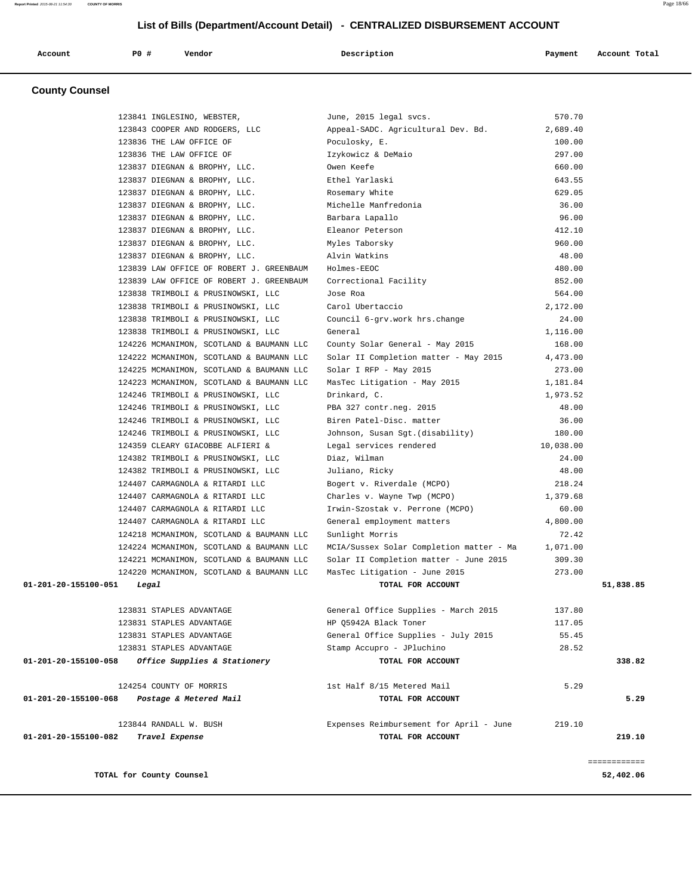## List of Bills (Department/Account Detail) - CENTRALIZED DISBURSEMENT ACCOUNT

| Account | PO # | Vendor | Description | Payment | Account Total |
|---|---|---|---|---|---|

### County Counsel

| Account | PO # | Vendor | Description | Payment | Account Total |
|---|---|---|---|---|---|
| | 123841 | INGLESINO, WEBSTER, | June, 2015 legal svcs. | 570.70 | |
| | 123843 | COOPER AND RODGERS, LLC | Appeal-SADC. Agricultural Dev. Bd. | 2,689.40 | |
| | 123836 | THE LAW OFFICE OF | Poculosky, E. | 100.00 | |
| | 123836 | THE LAW OFFICE OF | Izykowicz & DeMaio | 297.00 | |
| | 123837 | DIEGNAN & BROPHY, LLC. | Owen Keefe | 660.00 | |
| | 123837 | DIEGNAN & BROPHY, LLC. | Ethel Yarlaski | 643.55 | |
| | 123837 | DIEGNAN & BROPHY, LLC. | Rosemary White | 629.05 | |
| | 123837 | DIEGNAN & BROPHY, LLC. | Michelle Manfredonia | 36.00 | |
| | 123837 | DIEGNAN & BROPHY, LLC. | Barbara Lapallo | 96.00 | |
| | 123837 | DIEGNAN & BROPHY, LLC. | Eleanor Peterson | 412.10 | |
| | 123837 | DIEGNAN & BROPHY, LLC. | Myles Taborsky | 960.00 | |
| | 123837 | DIEGNAN & BROPHY, LLC. | Alvin Watkins | 48.00 | |
| | 123839 | LAW OFFICE OF ROBERT J. GREENBAUM | Holmes-EEOC | 480.00 | |
| | 123839 | LAW OFFICE OF ROBERT J. GREENBAUM | Correctional Facility | 852.00 | |
| | 123838 | TRIMBOLI & PRUSINOWSKI, LLC | Jose Roa | 564.00 | |
| | 123838 | TRIMBOLI & PRUSINOWSKI, LLC | Carol Ubertaccio | 2,172.00 | |
| | 123838 | TRIMBOLI & PRUSINOWSKI, LLC | Council 6-grv.work hrs.change | 24.00 | |
| | 123838 | TRIMBOLI & PRUSINOWSKI, LLC | General | 1,116.00 | |
| | 124226 | MCMANIMON, SCOTLAND & BAUMANN LLC | County Solar General - May 2015 | 168.00 | |
| | 124222 | MCMANIMON, SCOTLAND & BAUMANN LLC | Solar II Completion matter - May 2015 | 4,473.00 | |
| | 124225 | MCMANIMON, SCOTLAND & BAUMANN LLC | Solar I RFP - May 2015 | 273.00 | |
| | 124223 | MCMANIMON, SCOTLAND & BAUMANN LLC | MasTec Litigation - May 2015 | 1,181.84 | |
| | 124246 | TRIMBOLI & PRUSINOWSKI, LLC | Drinkard, C. | 1,973.52 | |
| | 124246 | TRIMBOLI & PRUSINOWSKI, LLC | PBA 327 contr.neg. 2015 | 48.00 | |
| | 124246 | TRIMBOLI & PRUSINOWSKI, LLC | Biren Patel-Disc. matter | 36.00 | |
| | 124246 | TRIMBOLI & PRUSINOWSKI, LLC | Johnson, Susan Sgt.(disability) | 180.00 | |
| | 124359 | CLEARY GIACOBBE ALFIERI & | Legal services rendered | 10,038.00 | |
| | 124382 | TRIMBOLI & PRUSINOWSKI, LLC | Diaz, Wilman | 24.00 | |
| | 124382 | TRIMBOLI & PRUSINOWSKI, LLC | Juliano, Ricky | 48.00 | |
| | 124407 | CARMAGNOLA & RITARDI LLC | Bogert v. Riverdale (MCPO) | 218.24 | |
| | 124407 | CARMAGNOLA & RITARDI LLC | Charles v. Wayne Twp (MCPO) | 1,379.68 | |
| | 124407 | CARMAGNOLA & RITARDI LLC | Irwin-Szostak v. Perrone (MCPO) | 60.00 | |
| | 124407 | CARMAGNOLA & RITARDI LLC | General employment matters | 4,800.00 | |
| | 124218 | MCMANIMON, SCOTLAND & BAUMANN LLC | Sunlight Morris | 72.42 | |
| | 124224 | MCMANIMON, SCOTLAND & BAUMANN LLC | MCIA/Sussex Solar Completion matter - Ma | 1,071.00 | |
| | 124221 | MCMANIMON, SCOTLAND & BAUMANN LLC | Solar II Completion matter - June 2015 | 309.30 | |
| | 124220 | MCMANIMON, SCOTLAND & BAUMANN LLC | MasTec Litigation - June 2015 | 273.00 | |
| **01-201-20-155100-051** | | ***Legal*** | **TOTAL FOR ACCOUNT** | | **51,838.85** |
| | 123831 | STAPLES ADVANTAGE | General Office Supplies - March 2015 | 137.80 | |
| | 123831 | STAPLES ADVANTAGE | HP Q5942A Black Toner | 117.05 | |
| | 123831 | STAPLES ADVANTAGE | General Office Supplies - July 2015 | 55.45 | |
| | 123831 | STAPLES ADVANTAGE | Stamp Accupro - JPluchino | 28.52 | |
| **01-201-20-155100-058** | | ***Office Supplies & Stationery*** | **TOTAL FOR ACCOUNT** | | **338.82** |
| | 124254 | COUNTY OF MORRIS | 1st Half 8/15 Metered Mail | 5.29 | |
| **01-201-20-155100-068** | | ***Postage & Metered Mail*** | **TOTAL FOR ACCOUNT** | | **5.29** |
| | 123844 | RANDALL W. BUSH | Expenses Reimbursement for April - June | 219.10 | |
| **01-201-20-155100-082** | | ***Travel Expense*** | **TOTAL FOR ACCOUNT** | | **219.10** |

============

**TOTAL for County Counsel** **52,402.06**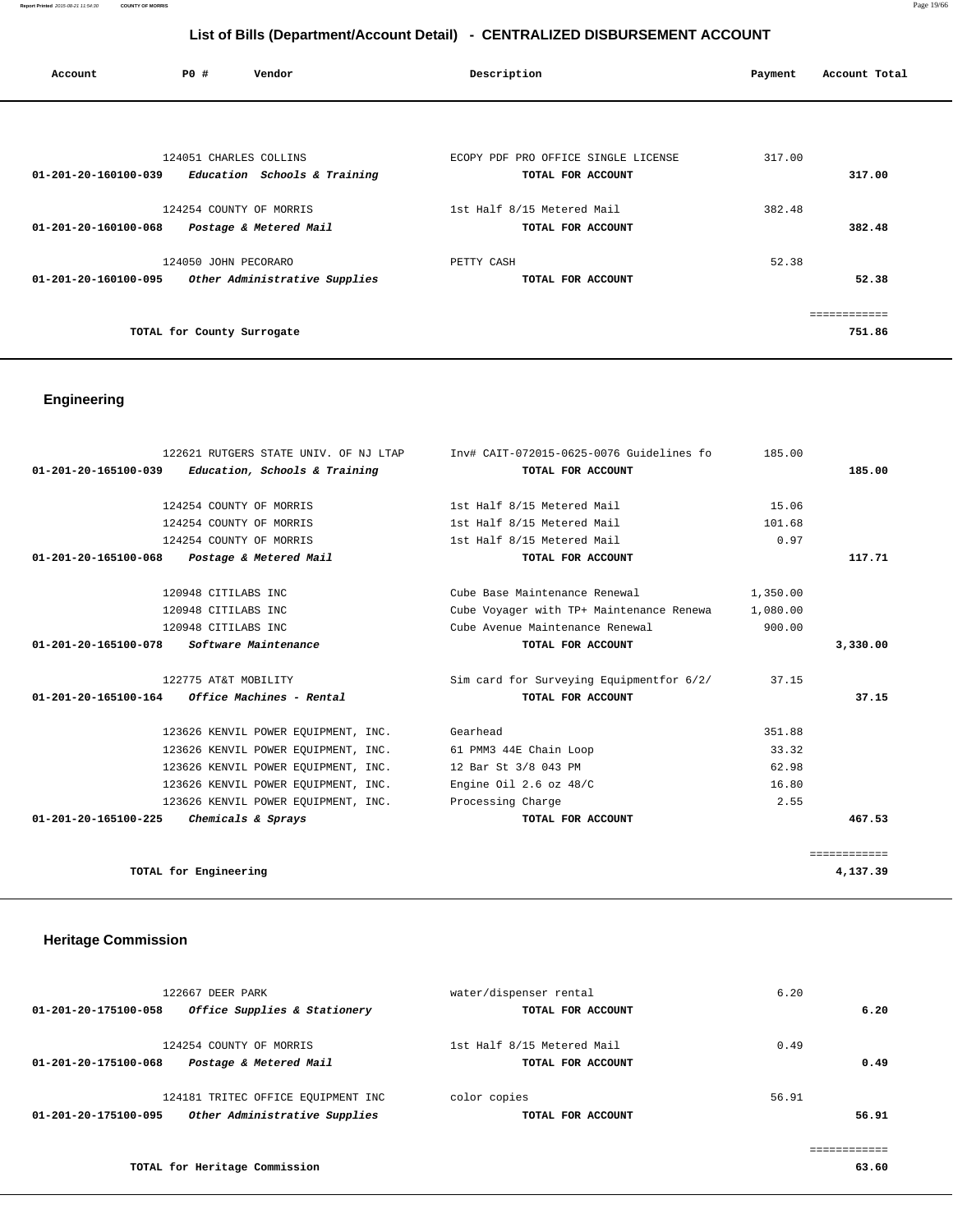# List of Bills (Department/Account Detail) - CENTRALIZED DISBURSEMENT ACCOUNT

| Account | PO # | Vendor | Description | Payment | Account Total |
|---|---|---|---|---|---|
| | 124051 | CHARLES COLLINS | ECOPY PDF PRO OFFICE SINGLE LICENSE | 317.00 | |
| **01-201-20-160100-039** | | ***Education Schools & Training*** | **TOTAL FOR ACCOUNT** | | **317.00** |
| | 124254 | COUNTY OF MORRIS | 1st Half 8/15 Metered Mail | 382.48 | |
| **01-201-20-160100-068** | | ***Postage & Metered Mail*** | **TOTAL FOR ACCOUNT** | | **382.48** |
| | 124050 | JOHN PECORARO | PETTY CASH | 52.38 | |
| **01-201-20-160100-095** | | ***Other Administrative Supplies*** | **TOTAL FOR ACCOUNT** | | **52.38** |
| | | | | | ============ |
| | | **TOTAL for County Surrogate** | | | **751.86** |

## Engineering

| Account | PO # | Vendor | Description | Payment | Account Total |
|---|---|---|---|---|---|
| | 122621 | RUTGERS STATE UNIV. OF NJ LTAP | Inv# CAIT-072015-0625-0076 Guidelines fo | 185.00 | |
| **01-201-20-165100-039** | | ***Education, Schools & Training*** | **TOTAL FOR ACCOUNT** | | **185.00** |
| | 124254 | COUNTY OF MORRIS | 1st Half 8/15 Metered Mail | 15.06 | |
| | 124254 | COUNTY OF MORRIS | 1st Half 8/15 Metered Mail | 101.68 | |
| | 124254 | COUNTY OF MORRIS | 1st Half 8/15 Metered Mail | 0.97 | |
| **01-201-20-165100-068** | | ***Postage & Metered Mail*** | **TOTAL FOR ACCOUNT** | | **117.71** |
| | 120948 | CITILABS INC | Cube Base Maintenance Renewal | 1,350.00 | |
| | 120948 | CITILABS INC | Cube Voyager with TP+ Maintenance Renewa | 1,080.00 | |
| | 120948 | CITILABS INC | Cube Avenue Maintenance Renewal | 900.00 | |
| **01-201-20-165100-078** | | ***Software Maintenance*** | **TOTAL FOR ACCOUNT** | | **3,330.00** |
| | 122775 | AT&T MOBILITY | Sim card for Surveying Equipmentfor 6/2/ | 37.15 | |
| **01-201-20-165100-164** | | ***Office Machines - Rental*** | **TOTAL FOR ACCOUNT** | | **37.15** |
| | 123626 | KENVIL POWER EQUIPMENT, INC. | Gearhead | 351.88 | |
| | 123626 | KENVIL POWER EQUIPMENT, INC. | 61 PMM3 44E Chain Loop | 33.32 | |
| | 123626 | KENVIL POWER EQUIPMENT, INC. | 12 Bar St 3/8 043 PM | 62.98 | |
| | 123626 | KENVIL POWER EQUIPMENT, INC. | Engine Oil 2.6 oz 48/C | 16.80 | |
| | 123626 | KENVIL POWER EQUIPMENT, INC. | Processing Charge | 2.55 | |
| **01-201-20-165100-225** | | ***Chemicals & Sprays*** | **TOTAL FOR ACCOUNT** | | **467.53** |
| | | | | | ============ |
| | | **TOTAL for Engineering** | | | **4,137.39** |

## Heritage Commission

| Account | PO # | Vendor | Description | Payment | Account Total |
|---|---|---|---|---|---|
| | 122667 | DEER PARK | water/dispenser rental | 6.20 | |
| **01-201-20-175100-058** | | ***Office Supplies & Stationery*** | **TOTAL FOR ACCOUNT** | | **6.20** |
| | 124254 | COUNTY OF MORRIS | 1st Half 8/15 Metered Mail | 0.49 | |
| **01-201-20-175100-068** | | ***Postage & Metered Mail*** | **TOTAL FOR ACCOUNT** | | **0.49** |
| | 124181 | TRITEC OFFICE EQUIPMENT INC | color copies | 56.91 | |
| **01-201-20-175100-095** | | ***Other Administrative Supplies*** | **TOTAL FOR ACCOUNT** | | **56.91** |
| | | | | | ============ |
| | | **TOTAL for Heritage Commission** | | | **63.60** |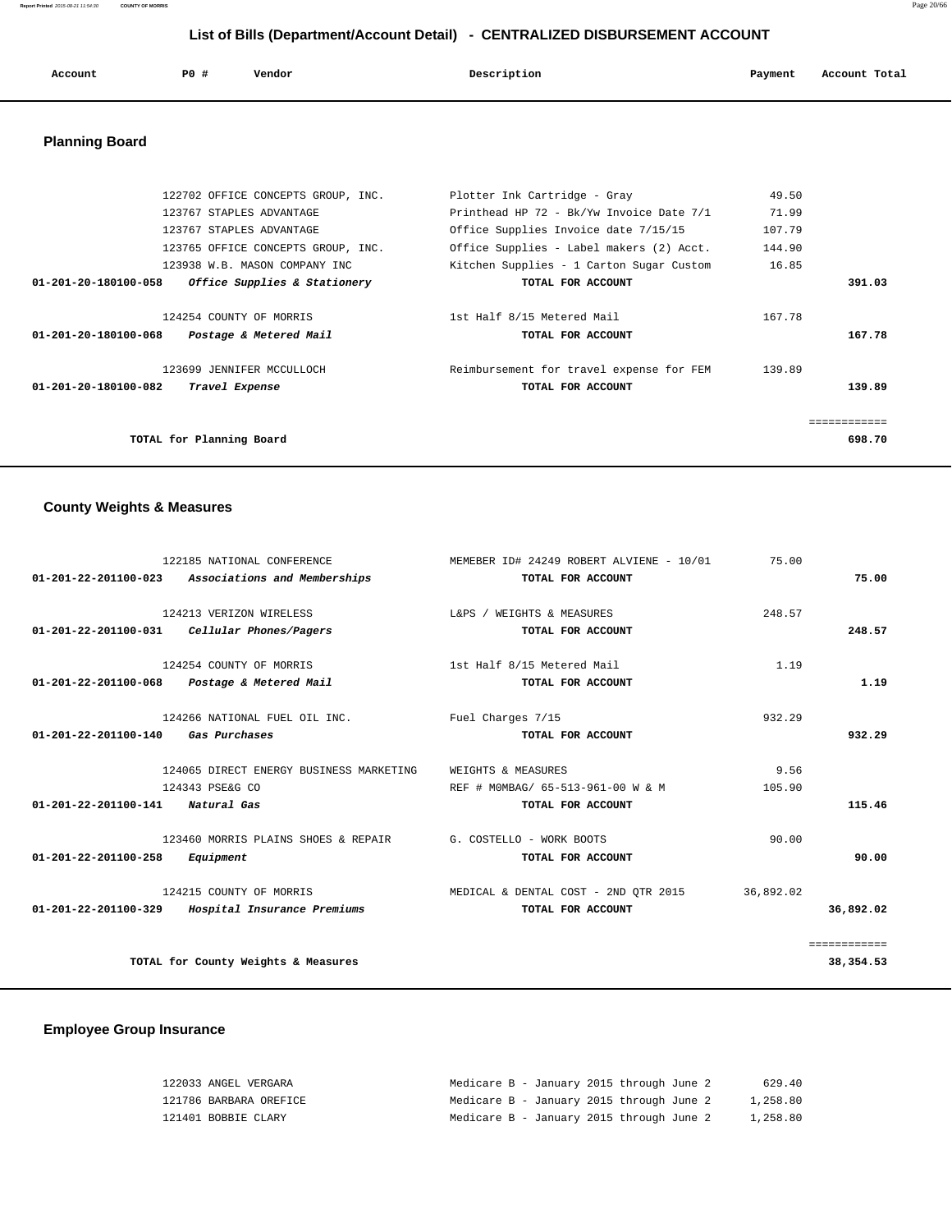# List of Bills (Department/Account Detail) - CENTRALIZED DISBURSEMENT ACCOUNT

| Account | PO # | Vendor | Description | Payment | Account Total |
|---|---|---|---|---|---|

## Planning Board

| Account | PO # | Vendor | Description | Payment | Account Total |
|---|---|---|---|---|---|
| | 122702 | OFFICE CONCEPTS GROUP, INC. | Plotter Ink Cartridge - Gray | 49.50 | |
| | 123767 | STAPLES ADVANTAGE | Printhead HP 72 - Bk/Yw Invoice Date 7/1 | 71.99 | |
| | 123767 | STAPLES ADVANTAGE | Office Supplies Invoice date 7/15/15 | 107.79 | |
| | 123765 | OFFICE CONCEPTS GROUP, INC. | Office Supplies - Label makers (2) Acct. | 144.90 | |
| | 123938 | W.B. MASON COMPANY INC | Kitchen Supplies - 1 Carton Sugar Custom | 16.85 | |
| **01-201-20-180100-058** | | ***Office Supplies & Stationery*** | **TOTAL FOR ACCOUNT** | | **391.03** |
| | 124254 | COUNTY OF MORRIS | 1st Half 8/15 Metered Mail | 167.78 | |
| **01-201-20-180100-068** | | ***Postage & Metered Mail*** | **TOTAL FOR ACCOUNT** | | **167.78** |
| | 123699 | JENNIFER MCCULLOCH | Reimbursement for travel expense for FEM | 139.89 | |
| **01-201-20-180100-082** | | ***Travel Expense*** | **TOTAL FOR ACCOUNT** | | **139.89** |
| | | | | | ============ |
| **TOTAL for Planning Board** | | | | | **698.70** |

## County Weights & Measures

| Account | PO # | Vendor | Description | Payment | Account Total |
|---|---|---|---|---|---|
| | 122185 | NATIONAL CONFERENCE | MEMEBER ID# 24249 ROBERT ALVIENE - 10/01 | 75.00 | |
| **01-201-22-201100-023** | | ***Associations and Memberships*** | **TOTAL FOR ACCOUNT** | | **75.00** |
| | 124213 | VERIZON WIRELESS | L&PS / WEIGHTS & MEASURES | 248.57 | |
| **01-201-22-201100-031** | | ***Cellular Phones/Pagers*** | **TOTAL FOR ACCOUNT** | | **248.57** |
| | 124254 | COUNTY OF MORRIS | 1st Half 8/15 Metered Mail | 1.19 | |
| **01-201-22-201100-068** | | ***Postage & Metered Mail*** | **TOTAL FOR ACCOUNT** | | **1.19** |
| | 124266 | NATIONAL FUEL OIL INC. | Fuel Charges 7/15 | 932.29 | |
| **01-201-22-201100-140** | | ***Gas Purchases*** | **TOTAL FOR ACCOUNT** | | **932.29** |
| | 124065 | DIRECT ENERGY BUSINESS MARKETING | WEIGHTS & MEASURES | 9.56 | |
| | 124343 | PSE&G CO | REF # M0MBAG/ 65-513-961-00 W & M | 105.90 | |
| **01-201-22-201100-141** | | ***Natural Gas*** | **TOTAL FOR ACCOUNT** | | **115.46** |
| | 123460 | MORRIS PLAINS SHOES & REPAIR | G. COSTELLO - WORK BOOTS | 90.00 | |
| **01-201-22-201100-258** | | ***Equipment*** | **TOTAL FOR ACCOUNT** | | **90.00** |
| | 124215 | COUNTY OF MORRIS | MEDICAL & DENTAL COST - 2ND QTR 2015 | 36,892.02 | |
| **01-201-22-201100-329** | | ***Hospital Insurance Premiums*** | **TOTAL FOR ACCOUNT** | | **36,892.02** |
| | | | | | ============ |
| **TOTAL for County Weights & Measures** | | | | | **38,354.53** |

## Employee Group Insurance

| Account | PO # | Vendor | Description | Payment | Account Total |
|---|---|---|---|---|---|
| | 122033 | ANGEL VERGARA | Medicare B - January 2015 through June 2 | 629.40 | |
| | 121786 | BARBARA OREFICE | Medicare B - January 2015 through June 2 | 1,258.80 | |
| | 121401 | BOBBIE CLARY | Medicare B - January 2015 through June 2 | 1,258.80 | |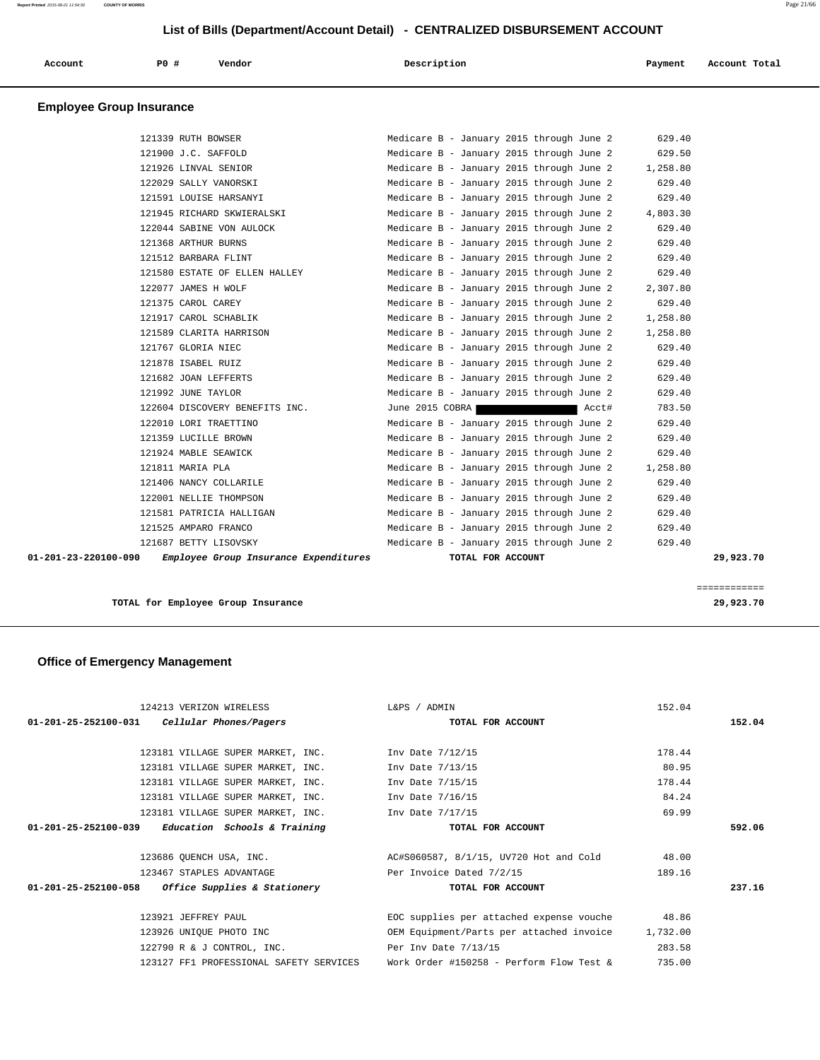## List of Bills (Department/Account Detail) - CENTRALIZED DISBURSEMENT ACCOUNT

| Account | PO # | Vendor | Description | Payment | Account Total |
|---|---|---|---|---|---|

### Employee Group Insurance

| Account | PO # | Vendor | Description | Payment | Account Total |
|---|---|---|---|---|---|
| | 121339 | RUTH BOWSER | Medicare B - January 2015 through June 2 | 629.40 | |
| | 121900 | J.C. SAFFOLD | Medicare B - January 2015 through June 2 | 629.50 | |
| | 121926 | LINVAL SENIOR | Medicare B - January 2015 through June 2 | 1,258.80 | |
| | 122029 | SALLY VANORSKI | Medicare B - January 2015 through June 2 | 629.40 | |
| | 121591 | LOUISE HARSANYI | Medicare B - January 2015 through June 2 | 629.40 | |
| | 121945 | RICHARD SKWIERALSKI | Medicare B - January 2015 through June 2 | 4,803.30 | |
| | 122044 | SABINE VON AULOCK | Medicare B - January 2015 through June 2 | 629.40 | |
| | 121368 | ARTHUR BURNS | Medicare B - January 2015 through June 2 | 629.40 | |
| | 121512 | BARBARA FLINT | Medicare B - January 2015 through June 2 | 629.40 | |
| | 121580 | ESTATE OF ELLEN HALLEY | Medicare B - January 2015 through June 2 | 629.40 | |
| | 122077 | JAMES H WOLF | Medicare B - January 2015 through June 2 | 2,307.80 | |
| | 121375 | CAROL CAREY | Medicare B - January 2015 through June 2 | 629.40 | |
| | 121917 | CAROL SCHABLIK | Medicare B - January 2015 through June 2 | 1,258.80 | |
| | 121589 | CLARITA HARRISON | Medicare B - January 2015 through June 2 | 1,258.80 | |
| | 121767 | GLORIA NIEC | Medicare B - January 2015 through June 2 | 629.40 | |
| | 121878 | ISABEL RUIZ | Medicare B - January 2015 through June 2 | 629.40 | |
| | 121682 | JOAN LEFFERTS | Medicare B - January 2015 through June 2 | 629.40 | |
| | 121992 | JUNE TAYLOR | Medicare B - January 2015 through June 2 | 629.40 | |
| | 122604 | DISCOVERY BENEFITS INC. | June 2015 COBRA [REDACTED] Acct# | 783.50 | |
| | 122010 | LORI TRAETTINO | Medicare B - January 2015 through June 2 | 629.40 | |
| | 121359 | LUCILLE BROWN | Medicare B - January 2015 through June 2 | 629.40 | |
| | 121924 | MABLE SEAWICK | Medicare B - January 2015 through June 2 | 629.40 | |
| | 121811 | MARIA PLA | Medicare B - January 2015 through June 2 | 1,258.80 | |
| | 121406 | NANCY COLLARILE | Medicare B - January 2015 through June 2 | 629.40 | |
| | 122001 | NELLIE THOMPSON | Medicare B - January 2015 through June 2 | 629.40 | |
| | 121581 | PATRICIA HALLIGAN | Medicare B - January 2015 through June 2 | 629.40 | |
| | 121525 | AMPARO FRANCO | Medicare B - January 2015 through June 2 | 629.40 | |
| | 121687 | BETTY LISOVSKY | Medicare B - January 2015 through June 2 | 629.40 | |
| **01-201-23-220100-090** | | ***Employee Group Insurance Expenditures*** | **TOTAL FOR ACCOUNT** | | **29,923.70** |

**TOTAL for Employee Group Insurance** — **29,923.70**

### Office of Emergency Management

| Account | PO # | Vendor | Description | Payment | Account Total |
|---|---|---|---|---|---|
| | 124213 | VERIZON WIRELESS | L&PS / ADMIN | 152.04 | |
| **01-201-25-252100-031** | | ***Cellular Phones/Pagers*** | **TOTAL FOR ACCOUNT** | | **152.04** |
| | 123181 | VILLAGE SUPER MARKET, INC. | Inv Date 7/12/15 | 178.44 | |
| | 123181 | VILLAGE SUPER MARKET, INC. | Inv Date 7/13/15 | 80.95 | |
| | 123181 | VILLAGE SUPER MARKET, INC. | Inv Date 7/15/15 | 178.44 | |
| | 123181 | VILLAGE SUPER MARKET, INC. | Inv Date 7/16/15 | 84.24 | |
| | 123181 | VILLAGE SUPER MARKET, INC. | Inv Date 7/17/15 | 69.99 | |
| **01-201-25-252100-039** | | ***Education Schools & Training*** | **TOTAL FOR ACCOUNT** | | **592.06** |
| | 123686 | QUENCH USA, INC. | AC#S060587, 8/1/15, UV720 Hot and Cold | 48.00 | |
| | 123467 | STAPLES ADVANTAGE | Per Invoice Dated 7/2/15 | 189.16 | |
| **01-201-25-252100-058** | | ***Office Supplies & Stationery*** | **TOTAL FOR ACCOUNT** | | **237.16** |
| | 123921 | JEFFREY PAUL | EOC supplies per attached expense vouche | 48.86 | |
| | 123926 | UNIQUE PHOTO INC | OEM Equipment/Parts per attached invoice | 1,732.00 | |
| | 122790 | R & J CONTROL, INC. | Per Inv Date 7/13/15 | 283.58 | |
| | 123127 | FF1 PROFESSIONAL SAFETY SERVICES | Work Order #150258 - Perform Flow Test & | 735.00 | |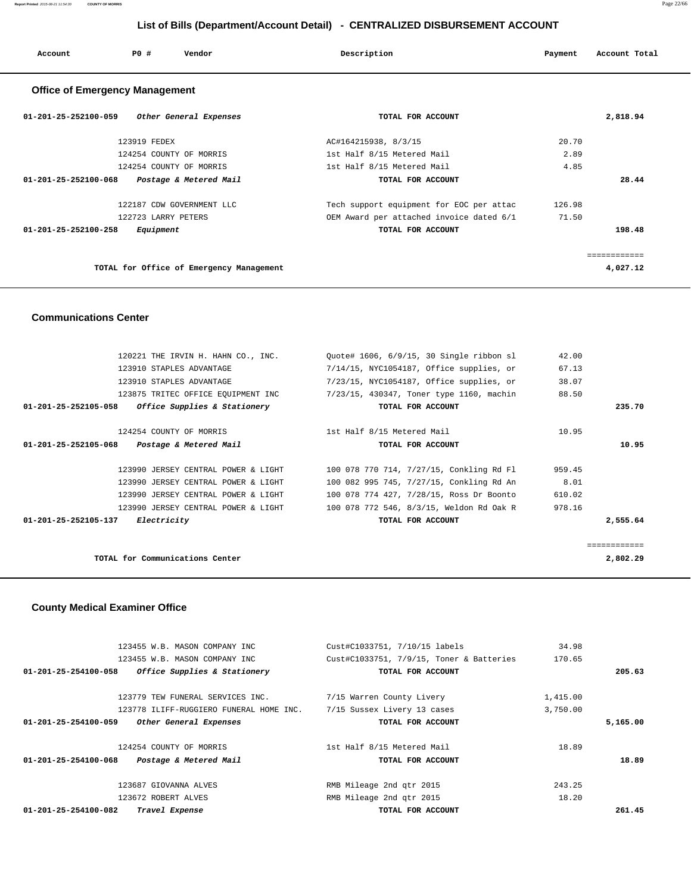## List of Bills (Department/Account Detail) - CENTRALIZED DISBURSEMENT ACCOUNT

| Account | PO # | Vendor | Description | Payment | Account Total |
|---|---|---|---|---|---|

### Office of Emergency Management

| Account | PO # | Vendor | Description | Payment | Account Total |
|---|---|---|---|---|---|
| 01-201-25-252100-059 | | *Other General Expenses* | TOTAL FOR ACCOUNT | | 2,818.94 |
| | 123919 | FEDEX | AC#164215938, 8/3/15 | 20.70 | |
| | 124254 | COUNTY OF MORRIS | 1st Half 8/15 Metered Mail | 2.89 | |
| | 124254 | COUNTY OF MORRIS | 1st Half 8/15 Metered Mail | 4.85 | |
| 01-201-25-252100-068 | | *Postage & Metered Mail* | TOTAL FOR ACCOUNT | | 28.44 |
| | 122187 | CDW GOVERNMENT LLC | Tech support equipment for EOC per attac | 126.98 | |
| | 122723 | LARRY PETERS | OEM Award per attached invoice dated 6/1 | 71.50 | |
| 01-201-25-252100-258 | | *Equipment* | TOTAL FOR ACCOUNT | | 198.48 |
| | | TOTAL for Office of Emergency Management | | | 4,027.12 |

### Communications Center

| Account | PO # | Vendor | Description | Payment | Account Total |
|---|---|---|---|---|---|
| | 120221 | THE IRVIN H. HAHN CO., INC. | Quote# 1606, 6/9/15, 30 Single ribbon sl | 42.00 | |
| | 123910 | STAPLES ADVANTAGE | 7/14/15, NYC1054187, Office supplies, or | 67.13 | |
| | 123910 | STAPLES ADVANTAGE | 7/23/15, NYC1054187, Office supplies, or | 38.07 | |
| | 123875 | TRITEC OFFICE EQUIPMENT INC | 7/23/15, 430347, Toner type 1160, machin | 88.50 | |
| 01-201-25-252105-058 | | *Office Supplies & Stationery* | TOTAL FOR ACCOUNT | | 235.70 |
| | 124254 | COUNTY OF MORRIS | 1st Half 8/15 Metered Mail | 10.95 | |
| 01-201-25-252105-068 | | *Postage & Metered Mail* | TOTAL FOR ACCOUNT | | 10.95 |
| | 123990 | JERSEY CENTRAL POWER & LIGHT | 100 078 770 714, 7/27/15, Conkling Rd Fl | 959.45 | |
| | 123990 | JERSEY CENTRAL POWER & LIGHT | 100 082 995 745, 7/27/15, Conkling Rd An | 8.01 | |
| | 123990 | JERSEY CENTRAL POWER & LIGHT | 100 078 774 427, 7/28/15, Ross Dr Boonto | 610.02 | |
| | 123990 | JERSEY CENTRAL POWER & LIGHT | 100 078 772 546, 8/3/15, Weldon Rd Oak R | 978.16 | |
| 01-201-25-252105-137 | | *Electricity* | TOTAL FOR ACCOUNT | | 2,555.64 |
| | | TOTAL for Communications Center | | | 2,802.29 |

### County Medical Examiner Office

| Account | PO # | Vendor | Description | Payment | Account Total |
|---|---|---|---|---|---|
| | 123455 | W.B. MASON COMPANY INC | Cust#C1033751, 7/10/15 labels | 34.98 | |
| | 123455 | W.B. MASON COMPANY INC | Cust#C1033751, 7/9/15, Toner & Batteries | 170.65 | |
| 01-201-25-254100-058 | | *Office Supplies & Stationery* | TOTAL FOR ACCOUNT | | 205.63 |
| | 123779 | TEW FUNERAL SERVICES INC. | 7/15 Warren County Livery | 1,415.00 | |
| | 123778 | ILIFF-RUGGIERO FUNERAL HOME INC. | 7/15 Sussex Livery 13 cases | 3,750.00 | |
| 01-201-25-254100-059 | | *Other General Expenses* | TOTAL FOR ACCOUNT | | 5,165.00 |
| | 124254 | COUNTY OF MORRIS | 1st Half 8/15 Metered Mail | 18.89 | |
| 01-201-25-254100-068 | | *Postage & Metered Mail* | TOTAL FOR ACCOUNT | | 18.89 |
| | 123687 | GIOVANNA ALVES | RMB Mileage 2nd qtr 2015 | 243.25 | |
| | 123672 | ROBERT ALVES | RMB Mileage 2nd qtr 2015 | 18.20 | |
| 01-201-25-254100-082 | | *Travel Expense* | TOTAL FOR ACCOUNT | | 261.45 |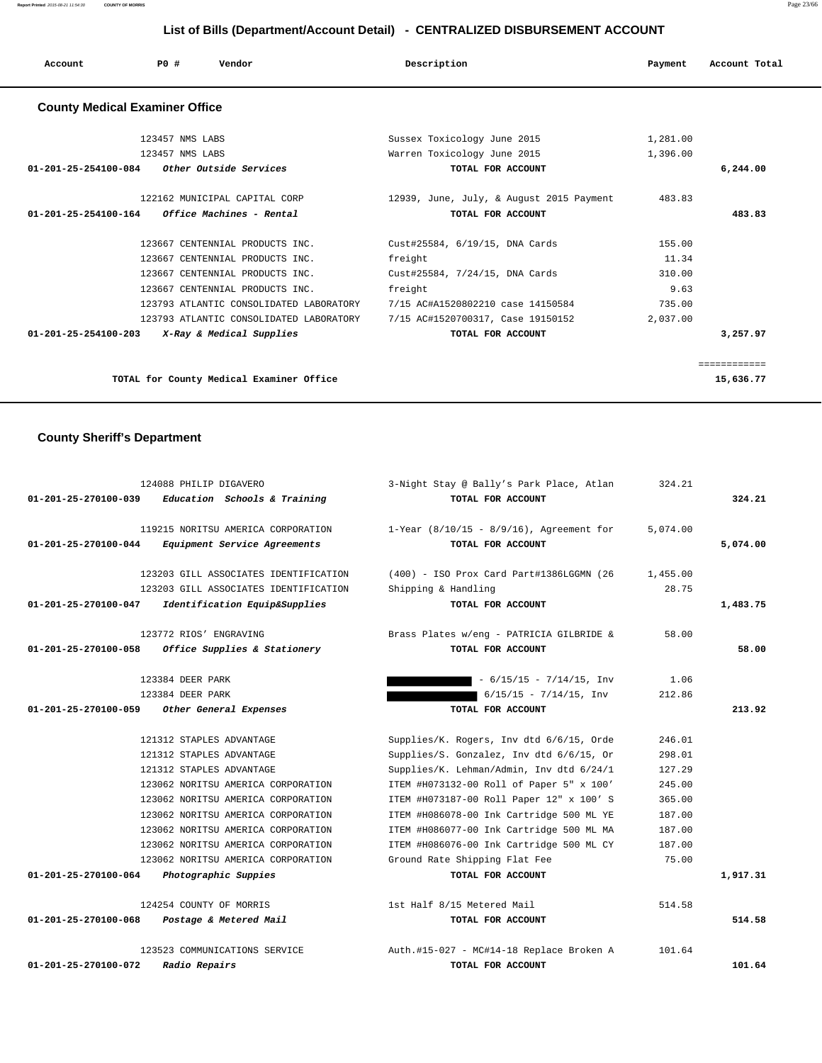## List of Bills (Department/Account Detail) - CENTRALIZED DISBURSEMENT ACCOUNT

| Account | PO # | Vendor | Description | Payment | Account Total |
|---|---|---|---|---|---|

### County Medical Examiner Office

| Account | PO # | Vendor | Description | Payment | Account Total |
|---|---|---|---|---|---|
| | 123457 | NMS LABS | Sussex Toxicology June 2015 | 1,281.00 | |
| | 123457 | NMS LABS | Warren Toxicology June 2015 | 1,396.00 | |
| 01-201-25-254100-084 | | *Other Outside Services* | **TOTAL FOR ACCOUNT** | | **6,244.00** |
| | 122162 | MUNICIPAL CAPITAL CORP | 12939, June, July, & August 2015 Payment | 483.83 | |
| 01-201-25-254100-164 | | *Office Machines - Rental* | **TOTAL FOR ACCOUNT** | | **483.83** |
| | 123667 | CENTENNIAL PRODUCTS INC. | Cust#25584, 6/19/15, DNA Cards | 155.00 | |
| | 123667 | CENTENNIAL PRODUCTS INC. | freight | 11.34 | |
| | 123667 | CENTENNIAL PRODUCTS INC. | Cust#25584, 7/24/15, DNA Cards | 310.00 | |
| | 123667 | CENTENNIAL PRODUCTS INC. | freight | 9.63 | |
| | 123793 | ATLANTIC CONSOLIDATED LABORATORY | 7/15 AC#A1520802210 case 14150584 | 735.00 | |
| | 123793 | ATLANTIC CONSOLIDATED LABORATORY | 7/15 AC#1520700317, Case 19150152 | 2,037.00 | |
| 01-201-25-254100-203 | | *X-Ray & Medical Supplies* | **TOTAL FOR ACCOUNT** | | **3,257.97** |
| | | **TOTAL for County Medical Examiner Office** | | | **15,636.77** |

### County Sheriff's Department

| Account | PO # | Vendor | Description | Payment | Account Total |
|---|---|---|---|---|---|
| | 124088 | PHILIP DIGAVERO | 3-Night Stay @ Bally's Park Place, Atlan | 324.21 | |
| 01-201-25-270100-039 | | *Education Schools & Training* | **TOTAL FOR ACCOUNT** | | **324.21** |
| | 119215 | NORITSU AMERICA CORPORATION | 1-Year (8/10/15 - 8/9/16), Agreement for | 5,074.00 | |
| 01-201-25-270100-044 | | *Equipment Service Agreements* | **TOTAL FOR ACCOUNT** | | **5,074.00** |
| | 123203 | GILL ASSOCIATES IDENTIFICATION | (400) - ISO Prox Card Part#1386LGGMN (26 | 1,455.00 | |
| | 123203 | GILL ASSOCIATES IDENTIFICATION | Shipping & Handling | 28.75 | |
| 01-201-25-270100-047 | | *Identification Equip&Supplies* | **TOTAL FOR ACCOUNT** | | **1,483.75** |
| | 123772 | RIOS' ENGRAVING | Brass Plates w/eng - PATRICIA GILBRIDE & | 58.00 | |
| 01-201-25-270100-058 | | *Office Supplies & Stationery* | **TOTAL FOR ACCOUNT** | | **58.00** |
| | 123384 | DEER PARK | [REDACTED] - 6/15/15 - 7/14/15, Inv | 1.06 | |
| | 123384 | DEER PARK | [REDACTED] 6/15/15 - 7/14/15, Inv | 212.86 | |
| 01-201-25-270100-059 | | *Other General Expenses* | **TOTAL FOR ACCOUNT** | | **213.92** |
| | 121312 | STAPLES ADVANTAGE | Supplies/K. Rogers, Inv dtd 6/6/15, Orde | 246.01 | |
| | 121312 | STAPLES ADVANTAGE | Supplies/S. Gonzalez, Inv dtd 6/6/15, Or | 298.01 | |
| | 121312 | STAPLES ADVANTAGE | Supplies/K. Lehman/Admin, Inv dtd 6/24/1 | 127.29 | |
| | 123062 | NORITSU AMERICA CORPORATION | ITEM #H073132-00 Roll of Paper 5" x 100' | 245.00 | |
| | 123062 | NORITSU AMERICA CORPORATION | ITEM #H073187-00 Roll Paper 12" x 100' S | 365.00 | |
| | 123062 | NORITSU AMERICA CORPORATION | ITEM #H086078-00 Ink Cartridge 500 ML YE | 187.00 | |
| | 123062 | NORITSU AMERICA CORPORATION | ITEM #H086077-00 Ink Cartridge 500 ML MA | 187.00 | |
| | 123062 | NORITSU AMERICA CORPORATION | ITEM #H086076-00 Ink Cartridge 500 ML CY | 187.00 | |
| | 123062 | NORITSU AMERICA CORPORATION | Ground Rate Shipping Flat Fee | 75.00 | |
| 01-201-25-270100-064 | | *Photographic Suppies* | **TOTAL FOR ACCOUNT** | | **1,917.31** |
| | 124254 | COUNTY OF MORRIS | 1st Half 8/15 Metered Mail | 514.58 | |
| 01-201-25-270100-068 | | *Postage & Metered Mail* | **TOTAL FOR ACCOUNT** | | **514.58** |
| | 123523 | COMMUNICATIONS SERVICE | Auth.#15-027 - MC#14-18 Replace Broken A | 101.64 | |
| 01-201-25-270100-072 | | *Radio Repairs* | **TOTAL FOR ACCOUNT** | | **101.64** |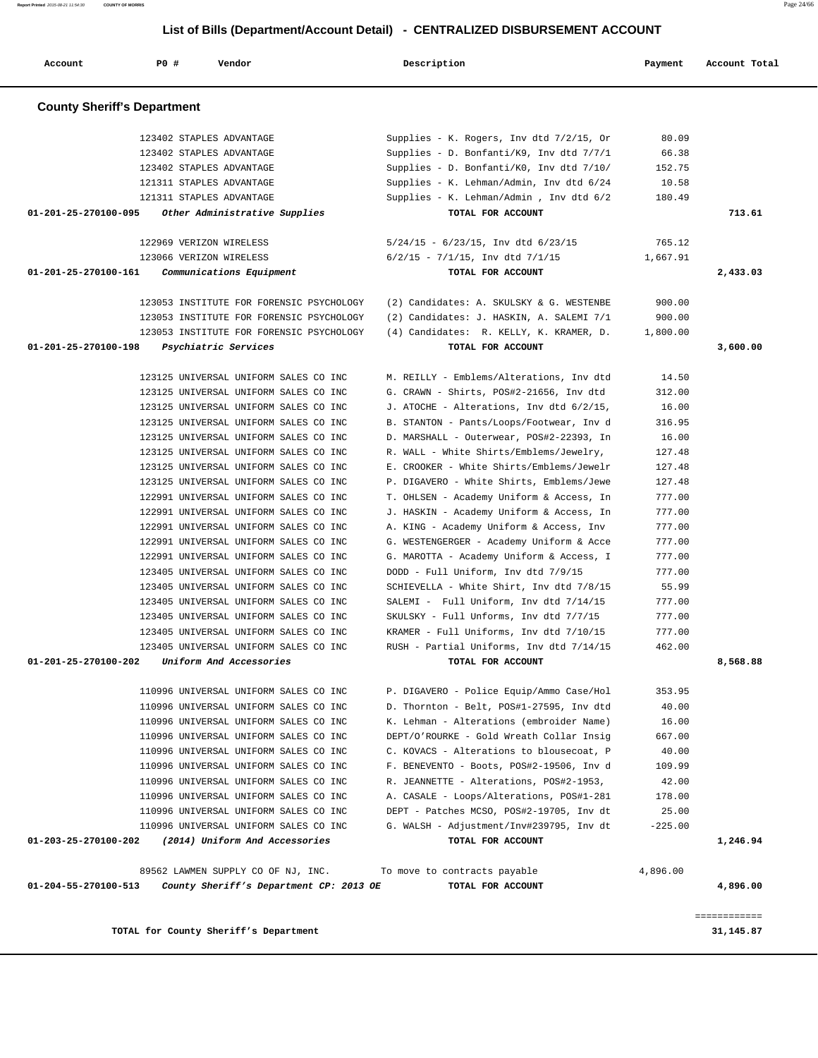# List of Bills (Department/Account Detail) - CENTRALIZED DISBURSEMENT ACCOUNT

| Account | PO # | Vendor | Description | Payment | Account Total |
|---|---|---|---|---|---|

## County Sheriff's Department

| Account | PO # | Vendor | Description | Payment | Account Total |
|---|---|---|---|---|---|
| | 123402 | STAPLES ADVANTAGE | Supplies - K. Rogers, Inv dtd 7/2/15, Or | 80.09 | |
| | 123402 | STAPLES ADVANTAGE | Supplies - D. Bonfanti/K9, Inv dtd 7/7/1 | 66.38 | |
| | 123402 | STAPLES ADVANTAGE | Supplies - D. Bonfanti/K0, Inv dtd 7/10/ | 152.75 | |
| | 121311 | STAPLES ADVANTAGE | Supplies - K. Lehman/Admin, Inv dtd 6/24 | 10.58 | |
| | 121311 | STAPLES ADVANTAGE | Supplies - K. Lehman/Admin , Inv dtd 6/2 | 180.49 | |
| **01-201-25-270100-095** | | *Other Administrative Supplies* | **TOTAL FOR ACCOUNT** | | **713.61** |
| | 122969 | VERIZON WIRELESS | 5/24/15 - 6/23/15, Inv dtd 6/23/15 | 765.12 | |
| | 123066 | VERIZON WIRELESS | 6/2/15 - 7/1/15, Inv dtd 7/1/15 | 1,667.91 | |
| **01-201-25-270100-161** | | *Communications Equipment* | **TOTAL FOR ACCOUNT** | | **2,433.03** |
| | 123053 | INSTITUTE FOR FORENSIC PSYCHOLOGY | (2) Candidates: A. SKULSKY & G. WESTENBE | 900.00 | |
| | 123053 | INSTITUTE FOR FORENSIC PSYCHOLOGY | (2) Candidates: J. HASKIN, A. SALEMI 7/1 | 900.00 | |
| | 123053 | INSTITUTE FOR FORENSIC PSYCHOLOGY | (4) Candidates: R. KELLY, K. KRAMER, D. | 1,800.00 | |
| **01-201-25-270100-198** | | *Psychiatric Services* | **TOTAL FOR ACCOUNT** | | **3,600.00** |
| | 123125 | UNIVERSAL UNIFORM SALES CO INC | M. REILLY - Emblems/Alterations, Inv dtd | 14.50 | |
| | 123125 | UNIVERSAL UNIFORM SALES CO INC | G. CRAWN - Shirts, POS#2-21656, Inv dtd | 312.00 | |
| | 123125 | UNIVERSAL UNIFORM SALES CO INC | J. ATOCHE - Alterations, Inv dtd 6/2/15, | 16.00 | |
| | 123125 | UNIVERSAL UNIFORM SALES CO INC | B. STANTON - Pants/Loops/Footwear, Inv d | 316.95 | |
| | 123125 | UNIVERSAL UNIFORM SALES CO INC | D. MARSHALL - Outerwear, POS#2-22393, In | 16.00 | |
| | 123125 | UNIVERSAL UNIFORM SALES CO INC | R. WALL - White Shirts/Emblems/Jewelry, | 127.48 | |
| | 123125 | UNIVERSAL UNIFORM SALES CO INC | E. CROOKER - White Shirts/Emblems/Jewelr | 127.48 | |
| | 123125 | UNIVERSAL UNIFORM SALES CO INC | P. DIGAVERO - White Shirts, Emblems/Jewe | 127.48 | |
| | 122991 | UNIVERSAL UNIFORM SALES CO INC | T. OHLSEN - Academy Uniform & Access, In | 777.00 | |
| | 122991 | UNIVERSAL UNIFORM SALES CO INC | J. HASKIN - Academy Uniform & Access, In | 777.00 | |
| | 122991 | UNIVERSAL UNIFORM SALES CO INC | A. KING - Academy Uniform & Access, Inv | 777.00 | |
| | 122991 | UNIVERSAL UNIFORM SALES CO INC | G. WESTENGERGER - Academy Uniform & Acce | 777.00 | |
| | 122991 | UNIVERSAL UNIFORM SALES CO INC | G. MAROTTA - Academy Uniform & Access, I | 777.00 | |
| | 123405 | UNIVERSAL UNIFORM SALES CO INC | DODD - Full Uniform, Inv dtd 7/9/15 | 777.00 | |
| | 123405 | UNIVERSAL UNIFORM SALES CO INC | SCHIEVELLA - White Shirt, Inv dtd 7/8/15 | 55.99 | |
| | 123405 | UNIVERSAL UNIFORM SALES CO INC | SALEMI - Full Uniform, Inv dtd 7/14/15 | 777.00 | |
| | 123405 | UNIVERSAL UNIFORM SALES CO INC | SKULSKY - Full Unforms, Inv dtd 7/7/15 | 777.00 | |
| | 123405 | UNIVERSAL UNIFORM SALES CO INC | KRAMER - Full Uniforms, Inv dtd 7/10/15 | 777.00 | |
| | 123405 | UNIVERSAL UNIFORM SALES CO INC | RUSH - Partial Uniforms, Inv dtd 7/14/15 | 462.00 | |
| **01-201-25-270100-202** | | *Uniform And Accessories* | **TOTAL FOR ACCOUNT** | | **8,568.88** |
| | 110996 | UNIVERSAL UNIFORM SALES CO INC | P. DIGAVERO - Police Equip/Ammo Case/Hol | 353.95 | |
| | 110996 | UNIVERSAL UNIFORM SALES CO INC | D. Thornton - Belt, POS#1-27595, Inv dtd | 40.00 | |
| | 110996 | UNIVERSAL UNIFORM SALES CO INC | K. Lehman - Alterations (embroider Name) | 16.00 | |
| | 110996 | UNIVERSAL UNIFORM SALES CO INC | DEPT/O'ROURKE - Gold Wreath Collar Insig | 667.00 | |
| | 110996 | UNIVERSAL UNIFORM SALES CO INC | C. KOVACS - Alterations to blousecoat, P | 40.00 | |
| | 110996 | UNIVERSAL UNIFORM SALES CO INC | F. BENEVENTO - Boots, POS#2-19506, Inv d | 109.99 | |
| | 110996 | UNIVERSAL UNIFORM SALES CO INC | R. JEANNETTE - Alterations, POS#2-1953, | 42.00 | |
| | 110996 | UNIVERSAL UNIFORM SALES CO INC | A. CASALE - Loops/Alterations, POS#1-281 | 178.00 | |
| | 110996 | UNIVERSAL UNIFORM SALES CO INC | DEPT - Patches MCSO, POS#2-19705, Inv dt | 25.00 | |
| | 110996 | UNIVERSAL UNIFORM SALES CO INC | G. WALSH - Adjustment/Inv#239795, Inv dt | -225.00 | |
| **01-203-25-270100-202** | | *(2014) Uniform And Accessories* | **TOTAL FOR ACCOUNT** | | **1,246.94** |
| | 89562 | LAWMEN SUPPLY CO OF NJ, INC. | To move to contracts payable | 4,896.00 | |
| **01-204-55-270100-513** | | *County Sheriff's Department CP: 2013 OE* | **TOTAL FOR ACCOUNT** | | **4,896.00** |
| | | **TOTAL for County Sheriff's Department** | | | **31,145.87** |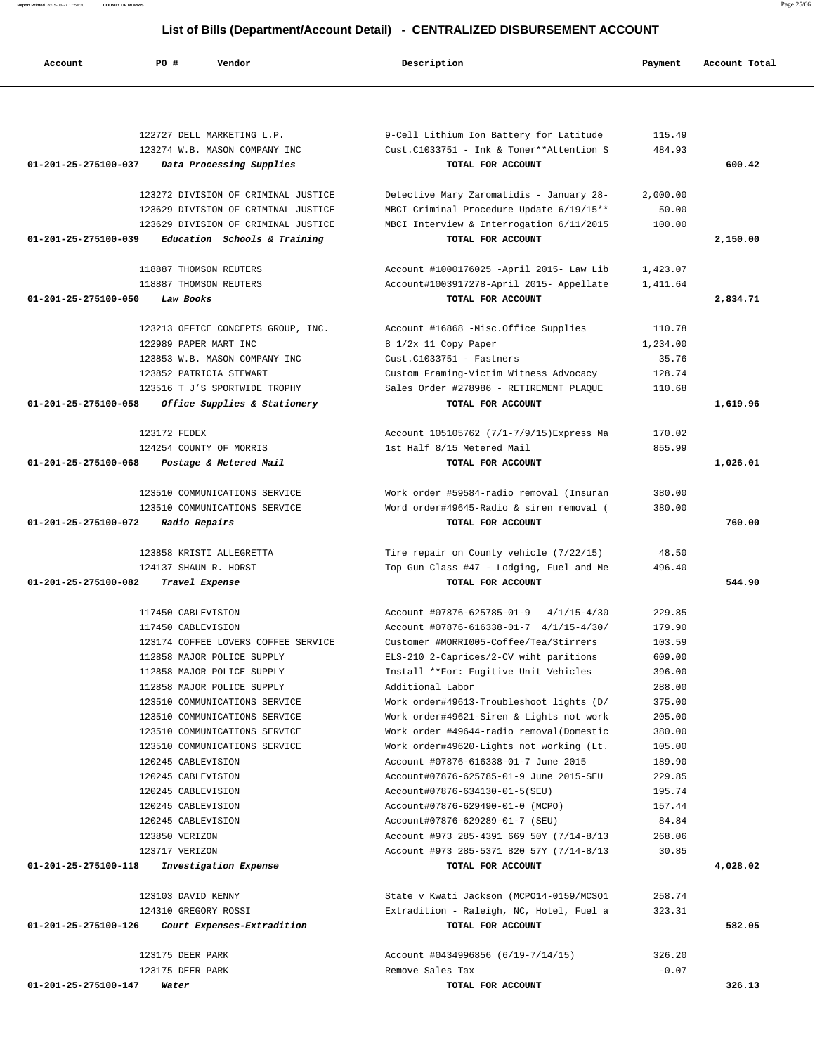## List of Bills (Department/Account Detail) - CENTRALIZED DISBURSEMENT ACCOUNT

| Account | P0 # | Vendor | Description | Payment | Account Total |
|---|---|---|---|---|---|
| | 122727 | DELL MARKETING L.P. | 9-Cell Lithium Ion Battery for Latitude | 115.49 | |
| | 123274 | W.B. MASON COMPANY INC | Cust.C1033751 - Ink & Toner**Attention S | 484.93 | |
| 01-201-25-275100-037 | | *Data Processing Supplies* | TOTAL FOR ACCOUNT | | 600.42 |
| | 123272 | DIVISION OF CRIMINAL JUSTICE | Detective Mary Zaromatidis - January 28- | 2,000.00 | |
| | 123629 | DIVISION OF CRIMINAL JUSTICE | MBCI Criminal Procedure Update 6/19/15** | 50.00 | |
| | 123629 | DIVISION OF CRIMINAL JUSTICE | MBCI Interview & Interrogation 6/11/2015 | 100.00 | |
| 01-201-25-275100-039 | | *Education Schools & Training* | TOTAL FOR ACCOUNT | | 2,150.00 |
| | 118887 | THOMSON REUTERS | Account #1000176025 -April 2015- Law Lib | 1,423.07 | |
| | 118887 | THOMSON REUTERS | Account#1003917278-April 2015- Appellate | 1,411.64 | |
| 01-201-25-275100-050 | | *Law Books* | TOTAL FOR ACCOUNT | | 2,834.71 |
| | 123213 | OFFICE CONCEPTS GROUP, INC. | Account #16868 -Misc.Office Supplies | 110.78 | |
| | 122989 | PAPER MART INC | 8 1/2x 11 Copy Paper | 1,234.00 | |
| | 123853 | W.B. MASON COMPANY INC | Cust.C1033751 - Fastners | 35.76 | |
| | 123852 | PATRICIA STEWART | Custom Framing-Victim Witness Advocacy | 128.74 | |
| | 123516 | T J'S SPORTWIDE TROPHY | Sales Order #278986 - RETIREMENT PLAQUE | 110.68 | |
| 01-201-25-275100-058 | | *Office Supplies & Stationery* | TOTAL FOR ACCOUNT | | 1,619.96 |
| | 123172 | FEDEX | Account 105105762 (7/1-7/9/15)Express Ma | 170.02 | |
| | 124254 | COUNTY OF MORRIS | 1st Half 8/15 Metered Mail | 855.99 | |
| 01-201-25-275100-068 | | *Postage & Metered Mail* | TOTAL FOR ACCOUNT | | 1,026.01 |
| | 123510 | COMMUNICATIONS SERVICE | Work order #59584-radio removal (Insuran | 380.00 | |
| | 123510 | COMMUNICATIONS SERVICE | Word order#49645-Radio & siren removal ( | 380.00 | |
| 01-201-25-275100-072 | | *Radio Repairs* | TOTAL FOR ACCOUNT | | 760.00 |
| | 123858 | KRISTI ALLEGRETTA | Tire repair on County vehicle (7/22/15) | 48.50 | |
| | 124137 | SHAUN R. HORST | Top Gun Class #47 - Lodging, Fuel and Me | 496.40 | |
| 01-201-25-275100-082 | | *Travel Expense* | TOTAL FOR ACCOUNT | | 544.90 |
| | 117450 | CABLEVISION | Account #07876-625785-01-9 4/1/15-4/30 | 229.85 | |
| | 117450 | CABLEVISION | Account #07876-616338-01-7 4/1/15-4/30/ | 179.90 | |
| | 123174 | COFFEE LOVERS COFFEE SERVICE | Customer #MORRI005-Coffee/Tea/Stirrers | 103.59 | |
| | 112858 | MAJOR POLICE SUPPLY | ELS-210 2-Caprices/2-CV wiht paritions | 609.00 | |
| | 112858 | MAJOR POLICE SUPPLY | Install **For: Fugitive Unit Vehicles | 396.00 | |
| | 112858 | MAJOR POLICE SUPPLY | Additional Labor | 288.00 | |
| | 123510 | COMMUNICATIONS SERVICE | Work order#49613-Troubleshoot lights (D/ | 375.00 | |
| | 123510 | COMMUNICATIONS SERVICE | Work order#49621-Siren & Lights not work | 205.00 | |
| | 123510 | COMMUNICATIONS SERVICE | Work order #49644-radio removal(Domestic | 380.00 | |
| | 123510 | COMMUNICATIONS SERVICE | Work order#49620-Lights not working (Lt. | 105.00 | |
| | 120245 | CABLEVISION | Account #07876-616338-01-7 June 2015 | 189.90 | |
| | 120245 | CABLEVISION | Account#07876-625785-01-9 June 2015-SEU | 229.85 | |
| | 120245 | CABLEVISION | Account#07876-634130-01-5(SEU) | 195.74 | |
| | 120245 | CABLEVISION | Account#07876-629490-01-0 (MCPO) | 157.44 | |
| | 120245 | CABLEVISION | Account#07876-629289-01-7 (SEU) | 84.84 | |
| | 123850 | VERIZON | Account #973 285-4391 669 50Y (7/14-8/13 | 268.06 | |
| | 123717 | VERIZON | Account #973 285-5371 820 57Y (7/14-8/13 | 30.85 | |
| 01-201-25-275100-118 | | *Investigation Expense* | TOTAL FOR ACCOUNT | | 4,028.02 |
| | 123103 | DAVID KENNY | State v Kwati Jackson (MCPO14-0159/MCSO1 | 258.74 | |
| | 124310 | GREGORY ROSSI | Extradition - Raleigh, NC, Hotel, Fuel a | 323.31 | |
| 01-201-25-275100-126 | | *Court Expenses-Extradition* | TOTAL FOR ACCOUNT | | 582.05 |
| | 123175 | DEER PARK | Account #0434996856 (6/19-7/14/15) | 326.20 | |
| | 123175 | DEER PARK | Remove Sales Tax | -0.07 | |
| 01-201-25-275100-147 | | *Water* | TOTAL FOR ACCOUNT | | 326.13 |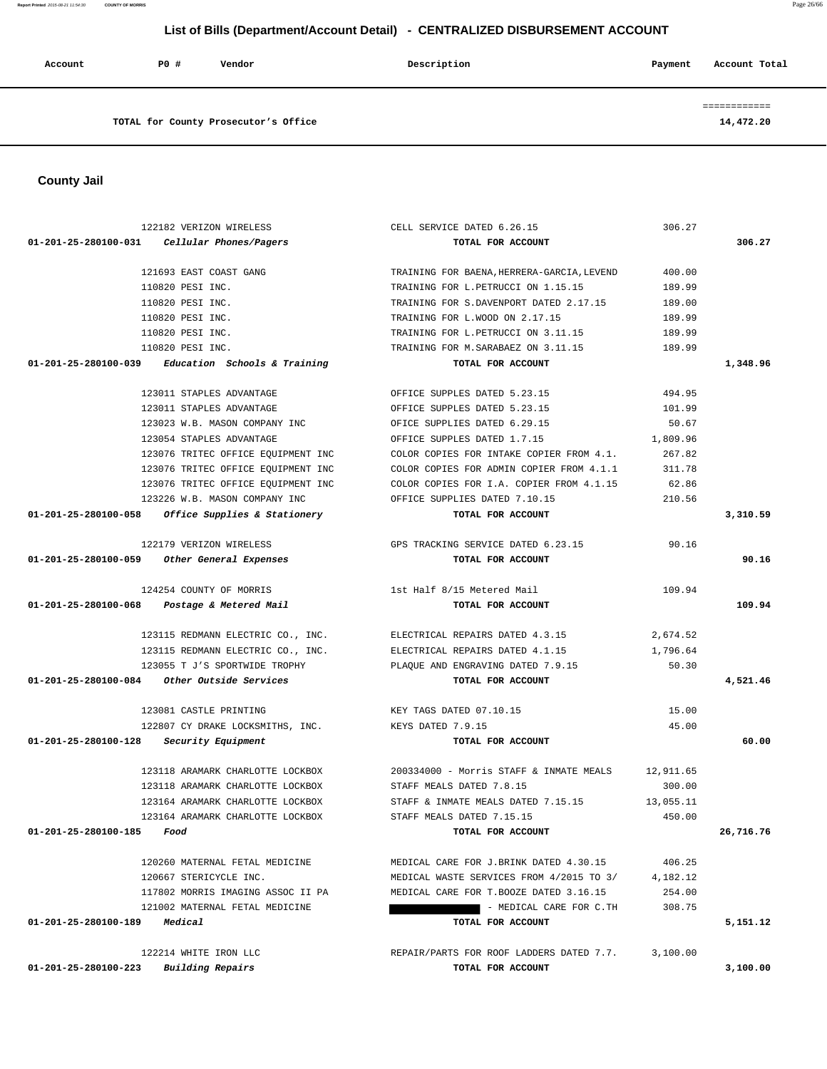# List of Bills (Department/Account Detail) - CENTRALIZED DISBURSEMENT ACCOUNT

| Account | PO # | Vendor | Description | Payment | Account Total |
|---|---|---|---|---|---|
| TOTAL for County Prosecutor's Office | | | | | 14,472.20 |

## County Jail

| Account | PO # | Vendor | Description | Payment | Account Total |
|---|---|---|---|---|---|
| | 122182 | VERIZON WIRELESS | CELL SERVICE DATED 6.26.15 | 306.27 | |
| 01-201-25-280100-031 | | *Cellular Phones/Pagers* | **TOTAL FOR ACCOUNT** | | **306.27** |
| | 121693 | EAST COAST GANG | TRAINING FOR BAENA,HERRERA-GARCIA,LEVEND | 400.00 | |
| | 110820 | PESI INC. | TRAINING FOR L.PETRUCCI ON 1.15.15 | 189.99 | |
| | 110820 | PESI INC. | TRAINING FOR S.DAVENPORT DATED 2.17.15 | 189.00 | |
| | 110820 | PESI INC. | TRAINING FOR L.WOOD ON 2.17.15 | 189.99 | |
| | 110820 | PESI INC. | TRAINING FOR L.PETRUCCI ON 3.11.15 | 189.99 | |
| | 110820 | PESI INC. | TRAINING FOR M.SARABAEZ ON 3.11.15 | 189.99 | |
| 01-201-25-280100-039 | | *Education Schools & Training* | **TOTAL FOR ACCOUNT** | | **1,348.96** |
| | 123011 | STAPLES ADVANTAGE | OFFICE SUPPLES DATED 5.23.15 | 494.95 | |
| | 123011 | STAPLES ADVANTAGE | OFFICE SUPPLES DATED 5.23.15 | 101.99 | |
| | 123023 | W.B. MASON COMPANY INC | OFICE SUPPLIES DATED 6.29.15 | 50.67 | |
| | 123054 | STAPLES ADVANTAGE | OFFICE SUPPLES DATED 1.7.15 | 1,809.96 | |
| | 123076 | TRITEC OFFICE EQUIPMENT INC | COLOR COPIES FOR INTAKE COPIER FROM 4.1. | 267.82 | |
| | 123076 | TRITEC OFFICE EQUIPMENT INC | COLOR COPIES FOR ADMIN COPIER FROM 4.1.1 | 311.78 | |
| | 123076 | TRITEC OFFICE EQUIPMENT INC | COLOR COPIES FOR I.A. COPIER FROM 4.1.15 | 62.86 | |
| | 123226 | W.B. MASON COMPANY INC | OFFICE SUPPLIES DATED 7.10.15 | 210.56 | |
| 01-201-25-280100-058 | | *Office Supplies & Stationery* | **TOTAL FOR ACCOUNT** | | **3,310.59** |
| | 122179 | VERIZON WIRELESS | GPS TRACKING SERVICE DATED 6.23.15 | 90.16 | |
| 01-201-25-280100-059 | | *Other General Expenses* | **TOTAL FOR ACCOUNT** | | **90.16** |
| | 124254 | COUNTY OF MORRIS | 1st Half 8/15 Metered Mail | 109.94 | |
| 01-201-25-280100-068 | | *Postage & Metered Mail* | **TOTAL FOR ACCOUNT** | | **109.94** |
| | 123115 | REDMANN ELECTRIC CO., INC. | ELECTRICAL REPAIRS DATED 4.3.15 | 2,674.52 | |
| | 123115 | REDMANN ELECTRIC CO., INC. | ELECTRICAL REPAIRS DATED 4.1.15 | 1,796.64 | |
| | 123055 | T J'S SPORTWIDE TROPHY | PLAQUE AND ENGRAVING DATED 7.9.15 | 50.30 | |
| 01-201-25-280100-084 | | *Other Outside Services* | **TOTAL FOR ACCOUNT** | | **4,521.46** |
| | 123081 | CASTLE PRINTING | KEY TAGS DATED 07.10.15 | 15.00 | |
| | 122807 | CY DRAKE LOCKSMITHS, INC. | KEYS DATED 7.9.15 | 45.00 | |
| 01-201-25-280100-128 | | *Security Equipment* | **TOTAL FOR ACCOUNT** | | **60.00** |
| | 123118 | ARAMARK CHARLOTTE LOCKBOX | 200334000 - Morris STAFF & INMATE MEALS | 12,911.65 | |
| | 123118 | ARAMARK CHARLOTTE LOCKBOX | STAFF MEALS DATED 7.8.15 | 300.00 | |
| | 123164 | ARAMARK CHARLOTTE LOCKBOX | STAFF & INMATE MEALS DATED 7.15.15 | 13,055.11 | |
| | 123164 | ARAMARK CHARLOTTE LOCKBOX | STAFF MEALS DATED 7.15.15 | 450.00 | |
| 01-201-25-280100-185 | | *Food* | **TOTAL FOR ACCOUNT** | | **26,716.76** |
| | 120260 | MATERNAL FETAL MEDICINE | MEDICAL CARE FOR J.BRINK DATED 4.30.15 | 406.25 | |
| | 120667 | STERICYCLE INC. | MEDICAL WASTE SERVICES FROM 4/2015 TO 3/ | 4,182.12 | |
| | 117802 | MORRIS IMAGING ASSOC II PA | MEDICAL CARE FOR T.BOOZE DATED 3.16.15 | 254.00 | |
| | 121002 | MATERNAL FETAL MEDICINE | [REDACTED] - MEDICAL CARE FOR C.TH | 308.75 | |
| 01-201-25-280100-189 | | *Medical* | **TOTAL FOR ACCOUNT** | | **5,151.12** |
| | 122214 | WHITE IRON LLC | REPAIR/PARTS FOR ROOF LADDERS DATED 7.7. | 3,100.00 | |
| 01-201-25-280100-223 | | *Building Repairs* | **TOTAL FOR ACCOUNT** | | **3,100.00** |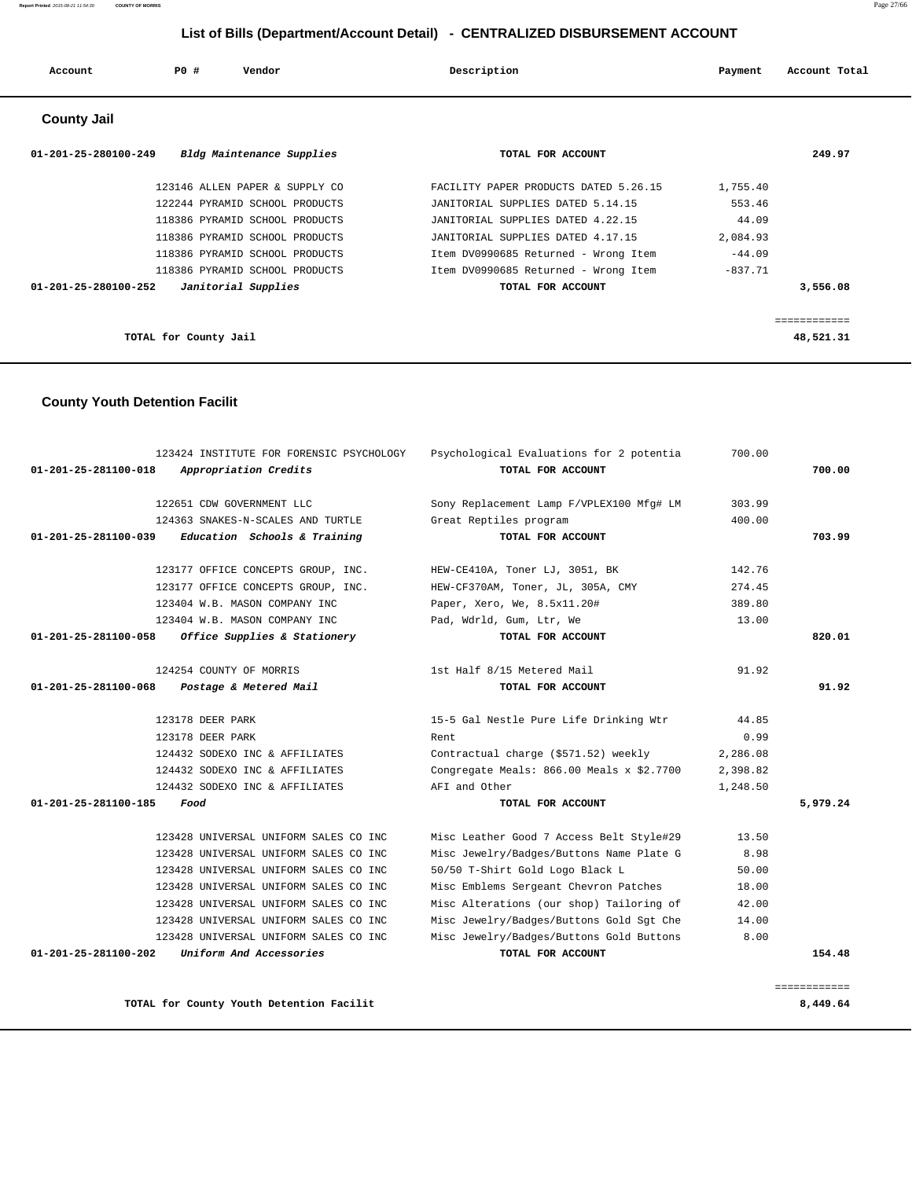# List of Bills (Department/Account Detail) - CENTRALIZED DISBURSEMENT ACCOUNT

| Account | PO # | Vendor | Description | Payment | Account Total |
|---|---|---|---|---|---|

## County Jail

| Account | PO # | Vendor | Description | Payment | Account Total |
|---|---|---|---|---|---|
| 01-201-25-280100-249 | | *Bldg Maintenance Supplies* | TOTAL FOR ACCOUNT | | 249.97 |
| | 123146 | ALLEN PAPER & SUPPLY CO | FACILITY PAPER PRODUCTS DATED 5.26.15 | 1,755.40 | |
| | 122244 | PYRAMID SCHOOL PRODUCTS | JANITORIAL SUPPLIES DATED 5.14.15 | 553.46 | |
| | 118386 | PYRAMID SCHOOL PRODUCTS | JANITORIAL SUPPLIES DATED 4.22.15 | 44.09 | |
| | 118386 | PYRAMID SCHOOL PRODUCTS | JANITORIAL SUPPLIES DATED 4.17.15 | 2,084.93 | |
| | 118386 | PYRAMID SCHOOL PRODUCTS | Item DV0990685 Returned - Wrong Item | -44.09 | |
| | 118386 | PYRAMID SCHOOL PRODUCTS | Item DV0990685 Returned - Wrong Item | -837.71 | |
| 01-201-25-280100-252 | | *Janitorial Supplies* | TOTAL FOR ACCOUNT | | 3,556.08 |
| | | | | | ============ |
| | | TOTAL for County Jail | | | 48,521.31 |

## County Youth Detention Facilit

| Account | PO # | Vendor | Description | Payment | Account Total |
|---|---|---|---|---|---|
| | 123424 | INSTITUTE FOR FORENSIC PSYCHOLOGY | Psychological Evaluations for 2 potentia | 700.00 | |
| 01-201-25-281100-018 | | *Appropriation Credits* | TOTAL FOR ACCOUNT | | 700.00 |
| | 122651 | CDW GOVERNMENT LLC | Sony Replacement Lamp F/VPLEX100 Mfg# LM | 303.99 | |
| | 124363 | SNAKES-N-SCALES AND TURTLE | Great Reptiles program | 400.00 | |
| 01-201-25-281100-039 | | *Education Schools & Training* | TOTAL FOR ACCOUNT | | 703.99 |
| | 123177 | OFFICE CONCEPTS GROUP, INC. | HEW-CE410A, Toner LJ, 3051, BK | 142.76 | |
| | 123177 | OFFICE CONCEPTS GROUP, INC. | HEW-CF370AM, Toner, JL, 305A, CMY | 274.45 | |
| | 123404 | W.B. MASON COMPANY INC | Paper, Xero, We, 8.5x11.20# | 389.80 | |
| | 123404 | W.B. MASON COMPANY INC | Pad, Wdrld, Gum, Ltr, We | 13.00 | |
| 01-201-25-281100-058 | | *Office Supplies & Stationery* | TOTAL FOR ACCOUNT | | 820.01 |
| | 124254 | COUNTY OF MORRIS | 1st Half 8/15 Metered Mail | 91.92 | |
| 01-201-25-281100-068 | | *Postage & Metered Mail* | TOTAL FOR ACCOUNT | | 91.92 |
| | 123178 | DEER PARK | 15-5 Gal Nestle Pure Life Drinking Wtr | 44.85 | |
| | 123178 | DEER PARK | Rent | 0.99 | |
| | 124432 | SODEXO INC & AFFILIATES | Contractual charge ($571.52) weekly | 2,286.08 | |
| | 124432 | SODEXO INC & AFFILIATES | Congregate Meals: 866.00 Meals x $2.7700 | 2,398.82 | |
| | 124432 | SODEXO INC & AFFILIATES | AFI and Other | 1,248.50 | |
| 01-201-25-281100-185 | | *Food* | TOTAL FOR ACCOUNT | | 5,979.24 |
| | 123428 | UNIVERSAL UNIFORM SALES CO INC | Misc Leather Good 7 Access Belt Style#29 | 13.50 | |
| | 123428 | UNIVERSAL UNIFORM SALES CO INC | Misc Jewelry/Badges/Buttons Name Plate G | 8.98 | |
| | 123428 | UNIVERSAL UNIFORM SALES CO INC | 50/50 T-Shirt Gold Logo Black L | 50.00 | |
| | 123428 | UNIVERSAL UNIFORM SALES CO INC | Misc Emblems Sergeant Chevron Patches | 18.00 | |
| | 123428 | UNIVERSAL UNIFORM SALES CO INC | Misc Alterations (our shop) Tailoring of | 42.00 | |
| | 123428 | UNIVERSAL UNIFORM SALES CO INC | Misc Jewelry/Badges/Buttons Gold Sgt Che | 14.00 | |
| | 123428 | UNIVERSAL UNIFORM SALES CO INC | Misc Jewelry/Badges/Buttons Gold Buttons | 8.00 | |
| 01-201-25-281100-202 | | *Uniform And Accessories* | TOTAL FOR ACCOUNT | | 154.48 |
| | | | | | ============ |
| | | TOTAL for County Youth Detention Facilit | | | 8,449.64 |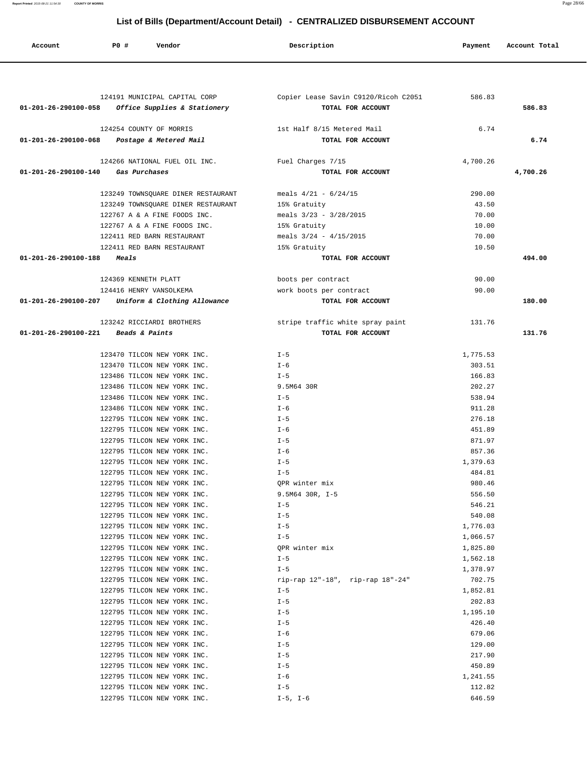# List of Bills (Department/Account Detail) - CENTRALIZED DISBURSEMENT ACCOUNT

| Account | PO # | Vendor | Description | Payment | Account Total |
|---|---|---|---|---|---|
| | 124191 | MUNICIPAL CAPITAL CORP | Copier Lease Savin C9120/Ricoh C2051 | 586.83 | |
| **01-201-26-290100-058** | | ***Office Supplies & Stationery*** | **TOTAL FOR ACCOUNT** | | **586.83** |
| | 124254 | COUNTY OF MORRIS | 1st Half 8/15 Metered Mail | 6.74 | |
| **01-201-26-290100-068** | | ***Postage & Metered Mail*** | **TOTAL FOR ACCOUNT** | | **6.74** |
| | 124266 | NATIONAL FUEL OIL INC. | Fuel Charges 7/15 | 4,700.26 | |
| **01-201-26-290100-140** | | ***Gas Purchases*** | **TOTAL FOR ACCOUNT** | | **4,700.26** |
| | 123249 | TOWNSQUARE DINER RESTAURANT | meals 4/21 - 6/24/15 | 290.00 | |
| | 123249 | TOWNSQUARE DINER RESTAURANT | 15% Gratuity | 43.50 | |
| | 122767 | A & A FINE FOODS INC. | meals 3/23 - 3/28/2015 | 70.00 | |
| | 122767 | A & A FINE FOODS INC. | 15% Gratuity | 10.00 | |
| | 122411 | RED BARN RESTAURANT | meals 3/24 - 4/15/2015 | 70.00 | |
| | 122411 | RED BARN RESTAURANT | 15% Gratuity | 10.50 | |
| **01-201-26-290100-188** | | ***Meals*** | **TOTAL FOR ACCOUNT** | | **494.00** |
| | 124369 | KENNETH PLATT | boots per contract | 90.00 | |
| | 124416 | HENRY VANSOLKEMA | work boots per contract | 90.00 | |
| **01-201-26-290100-207** | | ***Uniform & Clothing Allowance*** | **TOTAL FOR ACCOUNT** | | **180.00** |
| | 123242 | RICCIARDI BROTHERS | stripe traffic white spray paint | 131.76 | |
| **01-201-26-290100-221** | | ***Beads & Paints*** | **TOTAL FOR ACCOUNT** | | **131.76** |
| | 123470 | TILCON NEW YORK INC. | I-5 | 1,775.53 | |
| | 123470 | TILCON NEW YORK INC. | I-6 | 303.51 | |
| | 123486 | TILCON NEW YORK INC. | I-5 | 166.83 | |
| | 123486 | TILCON NEW YORK INC. | 9.5M64 30R | 202.27 | |
| | 123486 | TILCON NEW YORK INC. | I-5 | 538.94 | |
| | 123486 | TILCON NEW YORK INC. | I-6 | 911.28 | |
| | 122795 | TILCON NEW YORK INC. | I-5 | 276.18 | |
| | 122795 | TILCON NEW YORK INC. | I-6 | 451.89 | |
| | 122795 | TILCON NEW YORK INC. | I-5 | 871.97 | |
| | 122795 | TILCON NEW YORK INC. | I-6 | 857.36 | |
| | 122795 | TILCON NEW YORK INC. | I-5 | 1,379.63 | |
| | 122795 | TILCON NEW YORK INC. | I-5 | 484.81 | |
| | 122795 | TILCON NEW YORK INC. | QPR winter mix | 980.46 | |
| | 122795 | TILCON NEW YORK INC. | 9.5M64 30R, I-5 | 556.50 | |
| | 122795 | TILCON NEW YORK INC. | I-5 | 546.21 | |
| | 122795 | TILCON NEW YORK INC. | I-5 | 540.08 | |
| | 122795 | TILCON NEW YORK INC. | I-5 | 1,776.03 | |
| | 122795 | TILCON NEW YORK INC. | I-5 | 1,066.57 | |
| | 122795 | TILCON NEW YORK INC. | QPR winter mix | 1,825.80 | |
| | 122795 | TILCON NEW YORK INC. | I-5 | 1,562.18 | |
| | 122795 | TILCON NEW YORK INC. | I-5 | 1,378.97 | |
| | 122795 | TILCON NEW YORK INC. | rip-rap 12"-18", rip-rap 18"-24" | 702.75 | |
| | 122795 | TILCON NEW YORK INC. | I-5 | 1,852.81 | |
| | 122795 | TILCON NEW YORK INC. | I-5 | 202.83 | |
| | 122795 | TILCON NEW YORK INC. | I-5 | 1,195.10 | |
| | 122795 | TILCON NEW YORK INC. | I-5 | 426.40 | |
| | 122795 | TILCON NEW YORK INC. | I-6 | 679.06 | |
| | 122795 | TILCON NEW YORK INC. | I-5 | 129.00 | |
| | 122795 | TILCON NEW YORK INC. | I-5 | 217.90 | |
| | 122795 | TILCON NEW YORK INC. | I-5 | 450.89 | |
| | 122795 | TILCON NEW YORK INC. | I-6 | 1,241.55 | |
| | 122795 | TILCON NEW YORK INC. | I-5 | 112.82 | |
| | 122795 | TILCON NEW YORK INC. | I-5, I-6 | 646.59 | |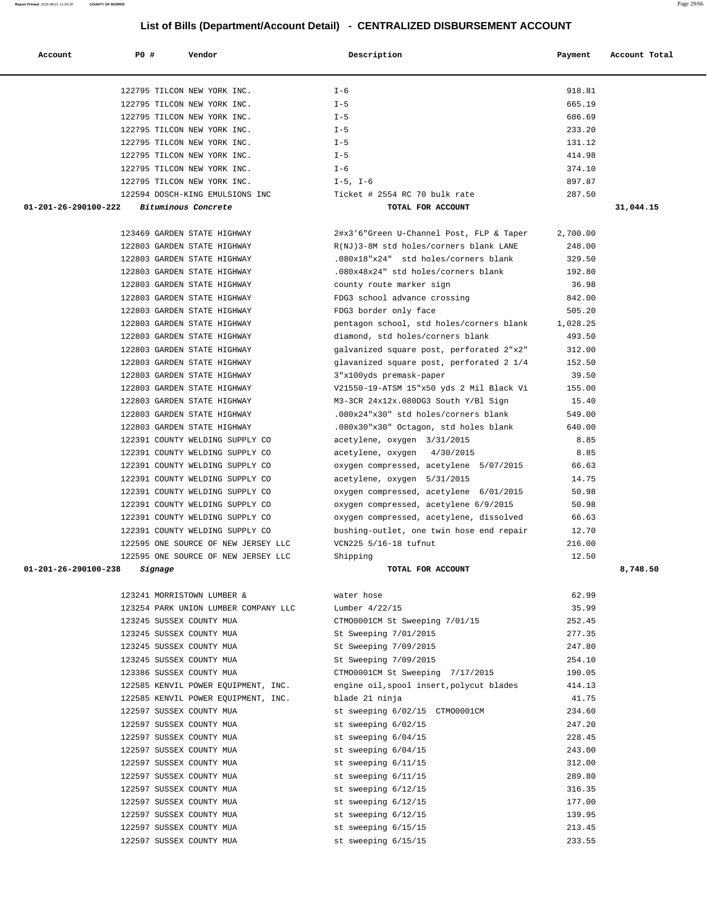## List of Bills (Department/Account Detail) - CENTRALIZED DISBURSEMENT ACCOUNT

| Account | PO # | Vendor | Description | Payment | Account Total |
|---|---|---|---|---|---|
| | 122795 | TILCON NEW YORK INC. | I-6 | 918.81 | |
| | 122795 | TILCON NEW YORK INC. | I-5 | 665.19 | |
| | 122795 | TILCON NEW YORK INC. | I-5 | 686.69 | |
| | 122795 | TILCON NEW YORK INC. | I-5 | 233.20 | |
| | 122795 | TILCON NEW YORK INC. | I-5 | 131.12 | |
| | 122795 | TILCON NEW YORK INC. | I-5 | 414.98 | |
| | 122795 | TILCON NEW YORK INC. | I-6 | 374.10 | |
| | 122795 | TILCON NEW YORK INC. | I-5, I-6 | 897.87 | |
| | 122594 | DOSCH-KING EMULSIONS INC | Ticket # 2554 RC 70 bulk rate | 287.50 | |
| **01-201-26-290100-222** | | *Bituminous Concrete* | **TOTAL FOR ACCOUNT** | | **31,044.15** |
| | 123469 | GARDEN STATE HIGHWAY | 2#x3'6"Green U-Channel Post, FLP & Taper | 2,700.00 | |
| | 122803 | GARDEN STATE HIGHWAY | R(NJ)3-8M std holes/corners blank LANE | 248.00 | |
| | 122803 | GARDEN STATE HIGHWAY | .080x18"x24" std holes/corners blank | 329.50 | |
| | 122803 | GARDEN STATE HIGHWAY | .080x48x24" std holes/corners blank | 192.80 | |
| | 122803 | GARDEN STATE HIGHWAY | county route marker sign | 36.98 | |
| | 122803 | GARDEN STATE HIGHWAY | FDG3 school advance crossing | 842.00 | |
| | 122803 | GARDEN STATE HIGHWAY | FDG3 border only face | 505.20 | |
| | 122803 | GARDEN STATE HIGHWAY | pentagon school, std holes/corners blank | 1,028.25 | |
| | 122803 | GARDEN STATE HIGHWAY | diamond, std holes/corners blank | 493.50 | |
| | 122803 | GARDEN STATE HIGHWAY | galvanized square post, perforated 2"x2" | 312.00 | |
| | 122803 | GARDEN STATE HIGHWAY | glavanized square post, perforated 2 1/4 | 152.50 | |
| | 122803 | GARDEN STATE HIGHWAY | 3"x100yds premask-paper | 39.50 | |
| | 122803 | GARDEN STATE HIGHWAY | V21550-19-ATSM 15"x50 yds 2 Mil Black Vi | 155.00 | |
| | 122803 | GARDEN STATE HIGHWAY | M3-3CR 24x12x.080DG3 South Y/Bl Sign | 15.40 | |
| | 122803 | GARDEN STATE HIGHWAY | .080x24"x30" std holes/corners blank | 549.00 | |
| | 122803 | GARDEN STATE HIGHWAY | .080x30"x30" Octagon, std holes blank | 640.00 | |
| | 122391 | COUNTY WELDING SUPPLY CO | acetylene, oxygen 3/31/2015 | 8.85 | |
| | 122391 | COUNTY WELDING SUPPLY CO | acetylene, oxygen 4/30/2015 | 8.85 | |
| | 122391 | COUNTY WELDING SUPPLY CO | oxygen compressed, acetylene 5/07/2015 | 66.63 | |
| | 122391 | COUNTY WELDING SUPPLY CO | acetylene, oxygen 5/31/2015 | 14.75 | |
| | 122391 | COUNTY WELDING SUPPLY CO | oxygen compressed, acetylene 6/01/2015 | 50.98 | |
| | 122391 | COUNTY WELDING SUPPLY CO | oxygen compressed, acetylene 6/9/2015 | 50.98 | |
| | 122391 | COUNTY WELDING SUPPLY CO | oxygen compressed, acetylene, dissolved | 66.63 | |
| | 122391 | COUNTY WELDING SUPPLY CO | bushing-outlet, one twin hose end repair | 12.70 | |
| | 122595 | ONE SOURCE OF NEW JERSEY LLC | VCN225 5/16-18 tufnut | 216.00 | |
| | 122595 | ONE SOURCE OF NEW JERSEY LLC | Shipping | 12.50 | |
| **01-201-26-290100-238** | | *Signage* | **TOTAL FOR ACCOUNT** | | **8,748.50** |
| | 123241 | MORRISTOWN LUMBER & | water hose | 62.99 | |
| | 123254 | PARK UNION LUMBER COMPANY LLC | Lumber 4/22/15 | 35.99 | |
| | 123245 | SUSSEX COUNTY MUA | CTMO0001CM St Sweeping 7/01/15 | 252.45 | |
| | 123245 | SUSSEX COUNTY MUA | St Sweeping 7/01/2015 | 277.35 | |
| | 123245 | SUSSEX COUNTY MUA | St Sweeping 7/09/2015 | 247.80 | |
| | 123245 | SUSSEX COUNTY MUA | St Sweeping 7/09/2015 | 254.10 | |
| | 123386 | SUSSEX COUNTY MUA | CTMO0001CM St Sweeping 7/17/2015 | 190.05 | |
| | 122585 | KENVIL POWER EQUIPMENT, INC. | engine oil,spool insert,polycut blades | 414.13 | |
| | 122585 | KENVIL POWER EQUIPMENT, INC. | blade 21 ninja | 41.75 | |
| | 122597 | SUSSEX COUNTY MUA | st sweeping 6/02/15 CTMO0001CM | 234.60 | |
| | 122597 | SUSSEX COUNTY MUA | st sweeping 6/02/15 | 247.20 | |
| | 122597 | SUSSEX COUNTY MUA | st sweeping 6/04/15 | 228.45 | |
| | 122597 | SUSSEX COUNTY MUA | st sweeping 6/04/15 | 243.00 | |
| | 122597 | SUSSEX COUNTY MUA | st sweeping 6/11/15 | 312.00 | |
| | 122597 | SUSSEX COUNTY MUA | st sweeping 6/11/15 | 289.80 | |
| | 122597 | SUSSEX COUNTY MUA | st sweeping 6/12/15 | 316.35 | |
| | 122597 | SUSSEX COUNTY MUA | st sweeping 6/12/15 | 177.00 | |
| | 122597 | SUSSEX COUNTY MUA | st sweeping 6/12/15 | 139.95 | |
| | 122597 | SUSSEX COUNTY MUA | st sweeping 6/15/15 | 213.45 | |
| | 122597 | SUSSEX COUNTY MUA | st sweeping 6/15/15 | 233.55 | |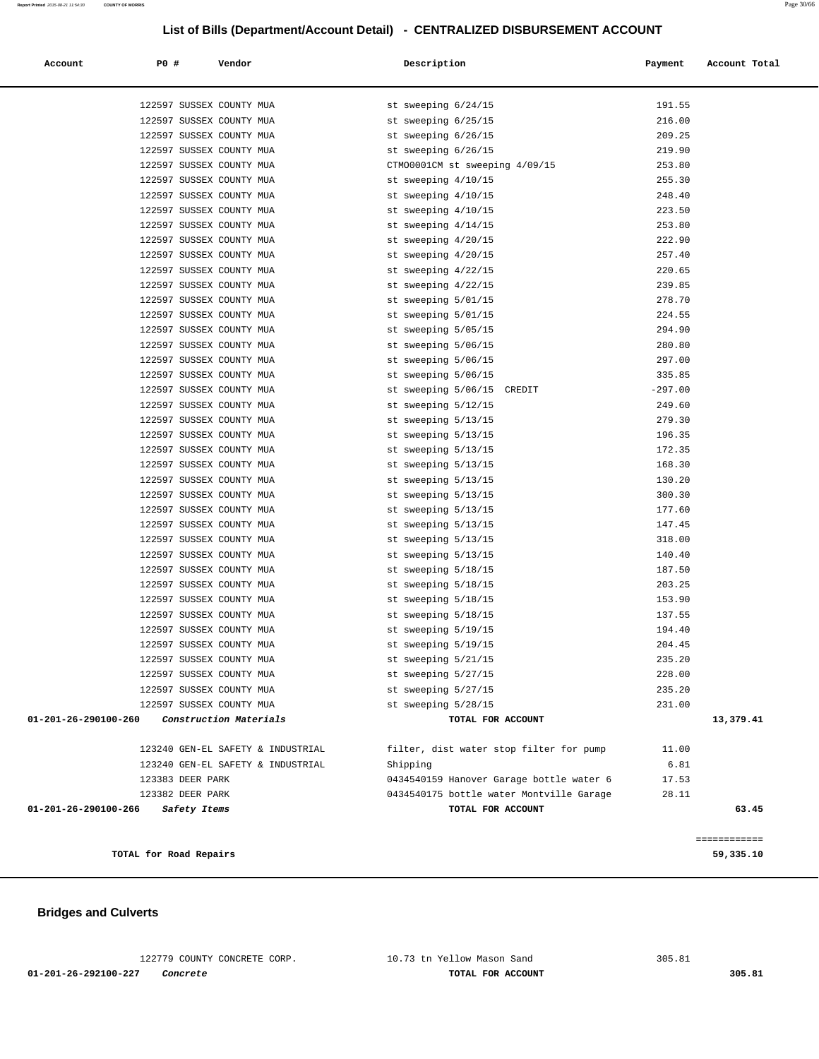## List of Bills (Department/Account Detail) - CENTRALIZED DISBURSEMENT ACCOUNT

| Account | PO # | Vendor | Description | Payment | Account Total |
|---|---|---|---|---|---|
| | 122597 | SUSSEX COUNTY MUA | st sweeping 6/24/15 | 191.55 | |
| | 122597 | SUSSEX COUNTY MUA | st sweeping 6/25/15 | 216.00 | |
| | 122597 | SUSSEX COUNTY MUA | st sweeping 6/26/15 | 209.25 | |
| | 122597 | SUSSEX COUNTY MUA | st sweeping 6/26/15 | 219.90 | |
| | 122597 | SUSSEX COUNTY MUA | CTMO0001CM st sweeping 4/09/15 | 253.80 | |
| | 122597 | SUSSEX COUNTY MUA | st sweeping 4/10/15 | 255.30 | |
| | 122597 | SUSSEX COUNTY MUA | st sweeping 4/10/15 | 248.40 | |
| | 122597 | SUSSEX COUNTY MUA | st sweeping 4/10/15 | 223.50 | |
| | 122597 | SUSSEX COUNTY MUA | st sweeping 4/14/15 | 253.80 | |
| | 122597 | SUSSEX COUNTY MUA | st sweeping 4/20/15 | 222.90 | |
| | 122597 | SUSSEX COUNTY MUA | st sweeping 4/20/15 | 257.40 | |
| | 122597 | SUSSEX COUNTY MUA | st sweeping 4/22/15 | 220.65 | |
| | 122597 | SUSSEX COUNTY MUA | st sweeping 4/22/15 | 239.85 | |
| | 122597 | SUSSEX COUNTY MUA | st sweeping 5/01/15 | 278.70 | |
| | 122597 | SUSSEX COUNTY MUA | st sweeping 5/01/15 | 224.55 | |
| | 122597 | SUSSEX COUNTY MUA | st sweeping 5/05/15 | 294.90 | |
| | 122597 | SUSSEX COUNTY MUA | st sweeping 5/06/15 | 280.80 | |
| | 122597 | SUSSEX COUNTY MUA | st sweeping 5/06/15 | 297.00 | |
| | 122597 | SUSSEX COUNTY MUA | st sweeping 5/06/15 | 335.85 | |
| | 122597 | SUSSEX COUNTY MUA | st sweeping 5/06/15 CREDIT | -297.00 | |
| | 122597 | SUSSEX COUNTY MUA | st sweeping 5/12/15 | 249.60 | |
| | 122597 | SUSSEX COUNTY MUA | st sweeping 5/13/15 | 279.30 | |
| | 122597 | SUSSEX COUNTY MUA | st sweeping 5/13/15 | 196.35 | |
| | 122597 | SUSSEX COUNTY MUA | st sweeping 5/13/15 | 172.35 | |
| | 122597 | SUSSEX COUNTY MUA | st sweeping 5/13/15 | 168.30 | |
| | 122597 | SUSSEX COUNTY MUA | st sweeping 5/13/15 | 130.20 | |
| | 122597 | SUSSEX COUNTY MUA | st sweeping 5/13/15 | 300.30 | |
| | 122597 | SUSSEX COUNTY MUA | st sweeping 5/13/15 | 177.60 | |
| | 122597 | SUSSEX COUNTY MUA | st sweeping 5/13/15 | 147.45 | |
| | 122597 | SUSSEX COUNTY MUA | st sweeping 5/13/15 | 318.00 | |
| | 122597 | SUSSEX COUNTY MUA | st sweeping 5/13/15 | 140.40 | |
| | 122597 | SUSSEX COUNTY MUA | st sweeping 5/18/15 | 187.50 | |
| | 122597 | SUSSEX COUNTY MUA | st sweeping 5/18/15 | 203.25 | |
| | 122597 | SUSSEX COUNTY MUA | st sweeping 5/18/15 | 153.90 | |
| | 122597 | SUSSEX COUNTY MUA | st sweeping 5/18/15 | 137.55 | |
| | 122597 | SUSSEX COUNTY MUA | st sweeping 5/19/15 | 194.40 | |
| | 122597 | SUSSEX COUNTY MUA | st sweeping 5/19/15 | 204.45 | |
| | 122597 | SUSSEX COUNTY MUA | st sweeping 5/21/15 | 235.20 | |
| | 122597 | SUSSEX COUNTY MUA | st sweeping 5/27/15 | 228.00 | |
| | 122597 | SUSSEX COUNTY MUA | st sweeping 5/27/15 | 235.20 | |
| | 122597 | SUSSEX COUNTY MUA | st sweeping 5/28/15 | 231.00 | |
| **01-201-26-290100-260** | | *Construction Materials* | **TOTAL FOR ACCOUNT** | | **13,379.41** |
| | 123240 | GEN-EL SAFETY & INDUSTRIAL | filter, dist water stop filter for pump | 11.00 | |
| | 123240 | GEN-EL SAFETY & INDUSTRIAL | Shipping | 6.81 | |
| | 123383 | DEER PARK | 0434540159 Hanover Garage bottle water 6 | 17.53 | |
| | 123382 | DEER PARK | 0434540175 bottle water Montville Garage | 28.11 | |
| **01-201-26-290100-266** | | *Safety Items* | **TOTAL FOR ACCOUNT** | | **63.45** |
| | | **TOTAL for Road Repairs** | | | **59,335.10** |

## Bridges and Culverts

| Account | PO # | Vendor | Description | Payment | Account Total |
|---|---|---|---|---|---|
| | 122779 | COUNTY CONCRETE CORP. | 10.73 tn Yellow Mason Sand | 305.81 | |
| **01-201-26-292100-227** | | *Concrete* | **TOTAL FOR ACCOUNT** | | **305.81** |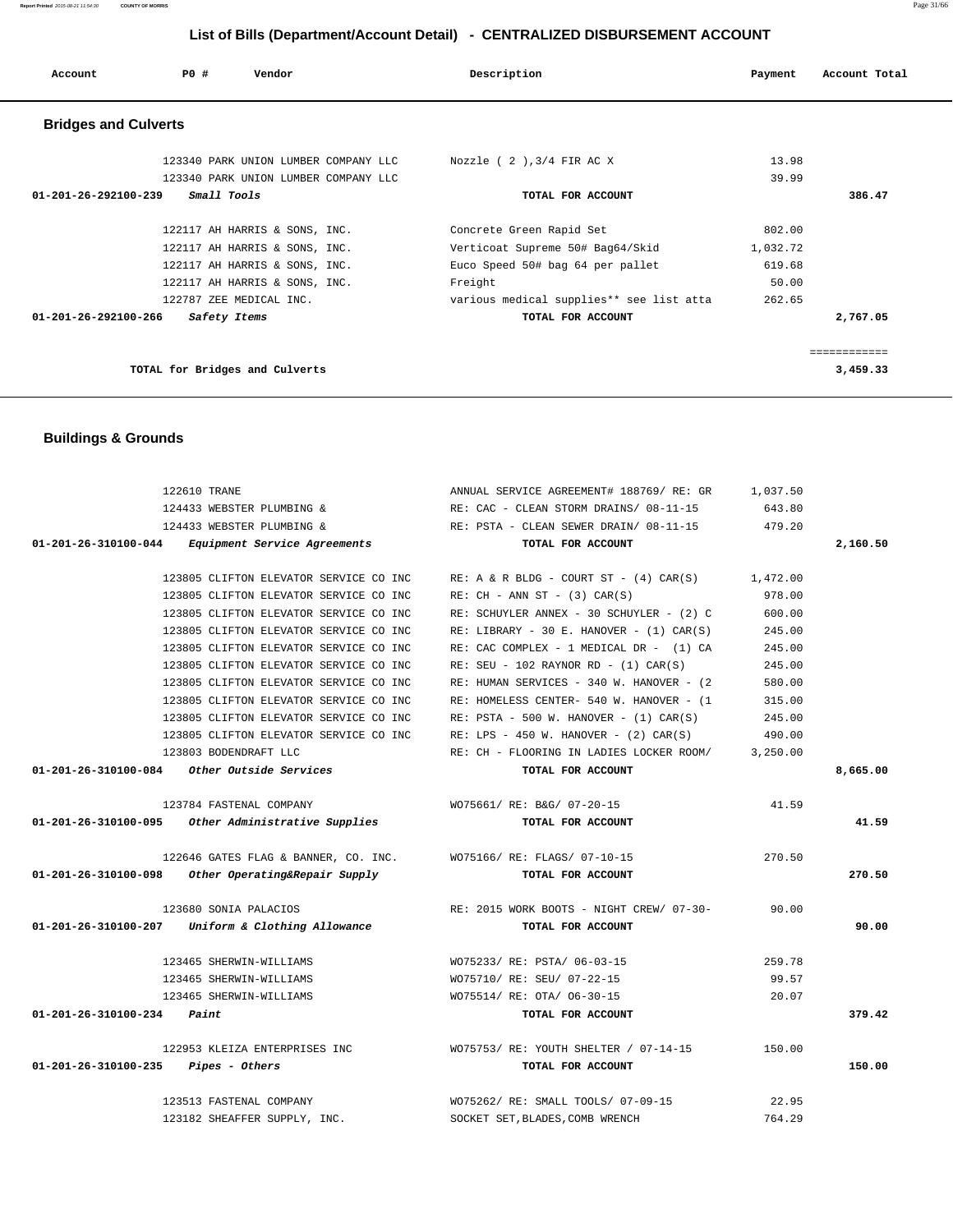## List of Bills (Department/Account Detail) - CENTRALIZED DISBURSEMENT ACCOUNT

| Account | PO # | Vendor | Description | Payment | Account Total |
|---|---|---|---|---|---|

### Bridges and Culverts

| Account | PO # | Vendor | Description | Payment | Account Total |
|---|---|---|---|---|---|
| | 123340 | PARK UNION LUMBER COMPANY LLC | Nozzle ( 2 ),3/4 FIR AC X | 13.98 | |
| | 123340 | PARK UNION LUMBER COMPANY LLC | | 39.99 | |
| **01-201-26-292100-239** | | ***Small Tools*** | **TOTAL FOR ACCOUNT** | | **386.47** |
| | 122117 | AH HARRIS & SONS, INC. | Concrete Green Rapid Set | 802.00 | |
| | 122117 | AH HARRIS & SONS, INC. | Verticoat Supreme 50# Bag64/Skid | 1,032.72 | |
| | 122117 | AH HARRIS & SONS, INC. | Euco Speed 50# bag 64 per pallet | 619.68 | |
| | 122117 | AH HARRIS & SONS, INC. | Freight | 50.00 | |
| | 122787 | ZEE MEDICAL INC. | various medical supplies** see list atta | 262.65 | |
| **01-201-26-292100-266** | | ***Safety Items*** | **TOTAL FOR ACCOUNT** | | **2,767.05** |
| | | | | | ============ |
| | | **TOTAL for Bridges and Culverts** | | | **3,459.33** |

### Buildings & Grounds

| Account | PO # | Vendor | Description | Payment | Account Total |
|---|---|---|---|---|---|
| | 122610 | TRANE | ANNUAL SERVICE AGREEMENT# 188769/ RE: GR | 1,037.50 | |
| | 124433 | WEBSTER PLUMBING & | RE: CAC - CLEAN STORM DRAINS/ 08-11-15 | 643.80 | |
| | 124433 | WEBSTER PLUMBING & | RE: PSTA - CLEAN SEWER DRAIN/ 08-11-15 | 479.20 | |
| **01-201-26-310100-044** | | ***Equipment Service Agreements*** | **TOTAL FOR ACCOUNT** | | **2,160.50** |
| | 123805 | CLIFTON ELEVATOR SERVICE CO INC | RE: A & R BLDG - COURT ST - (4) CAR(S) | 1,472.00 | |
| | 123805 | CLIFTON ELEVATOR SERVICE CO INC | RE: CH - ANN ST - (3) CAR(S) | 978.00 | |
| | 123805 | CLIFTON ELEVATOR SERVICE CO INC | RE: SCHUYLER ANNEX - 30 SCHUYLER - (2) C | 600.00 | |
| | 123805 | CLIFTON ELEVATOR SERVICE CO INC | RE: LIBRARY - 30 E. HANOVER - (1) CAR(S) | 245.00 | |
| | 123805 | CLIFTON ELEVATOR SERVICE CO INC | RE: CAC COMPLEX - 1 MEDICAL DR - (1) CA | 245.00 | |
| | 123805 | CLIFTON ELEVATOR SERVICE CO INC | RE: SEU - 102 RAYNOR RD - (1) CAR(S) | 245.00 | |
| | 123805 | CLIFTON ELEVATOR SERVICE CO INC | RE: HUMAN SERVICES - 340 W. HANOVER - (2 | 580.00 | |
| | 123805 | CLIFTON ELEVATOR SERVICE CO INC | RE: HOMELESS CENTER- 540 W. HANOVER - (1 | 315.00 | |
| | 123805 | CLIFTON ELEVATOR SERVICE CO INC | RE: PSTA - 500 W. HANOVER - (1) CAR(S) | 245.00 | |
| | 123805 | CLIFTON ELEVATOR SERVICE CO INC | RE: LPS - 450 W. HANOVER - (2) CAR(S) | 490.00 | |
| | 123803 | BODENDRAFT LLC | RE: CH - FLOORING IN LADIES LOCKER ROOM/ | 3,250.00 | |
| **01-201-26-310100-084** | | ***Other Outside Services*** | **TOTAL FOR ACCOUNT** | | **8,665.00** |
| | 123784 | FASTENAL COMPANY | WO75661/ RE: B&G/ 07-20-15 | 41.59 | |
| **01-201-26-310100-095** | | ***Other Administrative Supplies*** | **TOTAL FOR ACCOUNT** | | **41.59** |
| | 122646 | GATES FLAG & BANNER, CO. INC. | WO75166/ RE: FLAGS/ 07-10-15 | 270.50 | |
| **01-201-26-310100-098** | | ***Other Operating&Repair Supply*** | **TOTAL FOR ACCOUNT** | | **270.50** |
| | 123680 | SONIA PALACIOS | RE: 2015 WORK BOOTS - NIGHT CREW/ 07-30- | 90.00 | |
| **01-201-26-310100-207** | | ***Uniform & Clothing Allowance*** | **TOTAL FOR ACCOUNT** | | **90.00** |
| | 123465 | SHERWIN-WILLIAMS | WO75233/ RE: PSTA/ 06-03-15 | 259.78 | |
| | 123465 | SHERWIN-WILLIAMS | WO75710/ RE: SEU/ 07-22-15 | 99.57 | |
| | 123465 | SHERWIN-WILLIAMS | WO75514/ RE: OTA/ 06-30-15 | 20.07 | |
| **01-201-26-310100-234** | | ***Paint*** | **TOTAL FOR ACCOUNT** | | **379.42** |
| | 122953 | KLEIZA ENTERPRISES INC | WO75753/ RE: YOUTH SHELTER / 07-14-15 | 150.00 | |
| **01-201-26-310100-235** | | ***Pipes - Others*** | **TOTAL FOR ACCOUNT** | | **150.00** |
| | 123513 | FASTENAL COMPANY | WO75262/ RE: SMALL TOOLS/ 07-09-15 | 22.95 | |
| | 123182 | SHEAFFER SUPPLY, INC. | SOCKET SET,BLADES,COMB WRENCH | 764.29 | |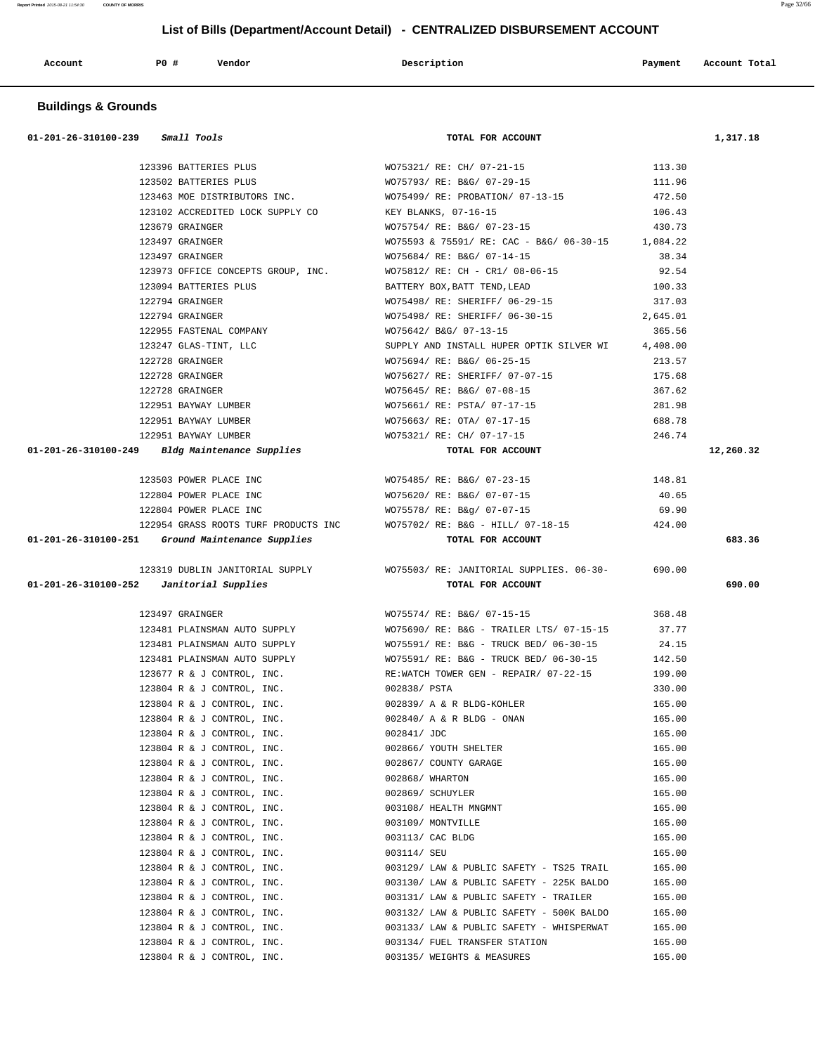## List of Bills (Department/Account Detail) - CENTRALIZED DISBURSEMENT ACCOUNT

| Account | PO # | Vendor | Description | Payment | Account Total |
|---|---|---|---|---|---|

### Buildings & Grounds

| Account | PO # | Vendor | Description | Payment | Account Total |
|---|---|---|---|---|---|
| 01-201-26-310100-239 *Small Tools* | | | TOTAL FOR ACCOUNT | | 1,317.18 |
| | 123396 | BATTERIES PLUS | WO75321/ RE: CH/ 07-21-15 | 113.30 | |
| | 123502 | BATTERIES PLUS | WO75793/ RE: B&G/ 07-29-15 | 111.96 | |
| | 123463 | MOE DISTRIBUTORS INC. | WO75499/ RE: PROBATION/ 07-13-15 | 472.50 | |
| | 123102 | ACCREDITED LOCK SUPPLY CO | KEY BLANKS, 07-16-15 | 106.43 | |
| | 123679 | GRAINGER | WO75754/ RE: B&G/ 07-23-15 | 430.73 | |
| | 123497 | GRAINGER | WO75593 & 75591/ RE: CAC - B&G/ 06-30-15 | 1,084.22 | |
| | 123497 | GRAINGER | WO75684/ RE: B&G/ 07-14-15 | 38.34 | |
| | 123973 | OFFICE CONCEPTS GROUP, INC. | WO75812/ RE: CH - CR1/ 08-06-15 | 92.54 | |
| | 123094 | BATTERIES PLUS | BATTERY BOX,BATT TEND,LEAD | 100.33 | |
| | 122794 | GRAINGER | WO75498/ RE: SHERIFF/ 06-29-15 | 317.03 | |
| | 122794 | GRAINGER | WO75498/ RE: SHERIFF/ 06-30-15 | 2,645.01 | |
| | 122955 | FASTENAL COMPANY | WO75642/ B&G/ 07-13-15 | 365.56 | |
| | 123247 | GLAS-TINT, LLC | SUPPLY AND INSTALL HUPER OPTIK SILVER WI | 4,408.00 | |
| | 122728 | GRAINGER | WO75694/ RE: B&G/ 06-25-15 | 213.57 | |
| | 122728 | GRAINGER | WO75627/ RE: SHERIFF/ 07-07-15 | 175.68 | |
| | 122728 | GRAINGER | WO75645/ RE: B&G/ 07-08-15 | 367.62 | |
| | 122951 | BAYWAY LUMBER | WO75661/ RE: PSTA/ 07-17-15 | 281.98 | |
| | 122951 | BAYWAY LUMBER | WO75663/ RE: OTA/ 07-17-15 | 688.78 | |
| | 122951 | BAYWAY LUMBER | WO75321/ RE: CH/ 07-17-15 | 246.74 | |
| 01-201-26-310100-249 *Bldg Maintenance Supplies* | | | TOTAL FOR ACCOUNT | | 12,260.32 |
| | 123503 | POWER PLACE INC | WO75485/ RE: B&G/ 07-23-15 | 148.81 | |
| | 122804 | POWER PLACE INC | WO75620/ RE: B&G/ 07-07-15 | 40.65 | |
| | 122804 | POWER PLACE INC | WO75578/ RE: B&g/ 07-07-15 | 69.90 | |
| | 122954 | GRASS ROOTS TURF PRODUCTS INC | WO75702/ RE: B&G - HILL/ 07-18-15 | 424.00 | |
| 01-201-26-310100-251 *Ground Maintenance Supplies* | | | TOTAL FOR ACCOUNT | | 683.36 |
| | 123319 | DUBLIN JANITORIAL SUPPLY | WO75503/ RE: JANITORIAL SUPPLIES. 06-30- | 690.00 | |
| 01-201-26-310100-252 *Janitorial Supplies* | | | TOTAL FOR ACCOUNT | | 690.00 |
| | 123497 | GRAINGER | WO75574/ RE: B&G/ 07-15-15 | 368.48 | |
| | 123481 | PLAINSMAN AUTO SUPPLY | WO75690/ RE: B&G - TRAILER LTS/ 07-15-15 | 37.77 | |
| | 123481 | PLAINSMAN AUTO SUPPLY | WO75591/ RE: B&G - TRUCK BED/ 06-30-15 | 24.15 | |
| | 123481 | PLAINSMAN AUTO SUPPLY | WO75591/ RE: B&G - TRUCK BED/ 06-30-15 | 142.50 | |
| | 123677 | R & J CONTROL, INC. | RE:WATCH TOWER GEN - REPAIR/ 07-22-15 | 199.00 | |
| | 123804 | R & J CONTROL, INC. | 002838/ PSTA | 330.00 | |
| | 123804 | R & J CONTROL, INC. | 002839/ A & R BLDG-KOHLER | 165.00 | |
| | 123804 | R & J CONTROL, INC. | 002840/ A & R BLDG - ONAN | 165.00 | |
| | 123804 | R & J CONTROL, INC. | 002841/ JDC | 165.00 | |
| | 123804 | R & J CONTROL, INC. | 002866/ YOUTH SHELTER | 165.00 | |
| | 123804 | R & J CONTROL, INC. | 002867/ COUNTY GARAGE | 165.00 | |
| | 123804 | R & J CONTROL, INC. | 002868/ WHARTON | 165.00 | |
| | 123804 | R & J CONTROL, INC. | 002869/ SCHUYLER | 165.00 | |
| | 123804 | R & J CONTROL, INC. | 003108/ HEALTH MNGMNT | 165.00 | |
| | 123804 | R & J CONTROL, INC. | 003109/ MONTVILLE | 165.00 | |
| | 123804 | R & J CONTROL, INC. | 003113/ CAC BLDG | 165.00 | |
| | 123804 | R & J CONTROL, INC. | 003114/ SEU | 165.00 | |
| | 123804 | R & J CONTROL, INC. | 003129/ LAW & PUBLIC SAFETY - TS25 TRAIL | 165.00 | |
| | 123804 | R & J CONTROL, INC. | 003130/ LAW & PUBLIC SAFETY - 225K BALDO | 165.00 | |
| | 123804 | R & J CONTROL, INC. | 003131/ LAW & PUBLIC SAFETY - TRAILER | 165.00 | |
| | 123804 | R & J CONTROL, INC. | 003132/ LAW & PUBLIC SAFETY - 500K BALDO | 165.00 | |
| | 123804 | R & J CONTROL, INC. | 003133/ LAW & PUBLIC SAFETY - WHISPERWAT | 165.00 | |
| | 123804 | R & J CONTROL, INC. | 003134/ FUEL TRANSFER STATION | 165.00 | |
| | 123804 | R & J CONTROL, INC. | 003135/ WEIGHTS & MEASURES | 165.00 | |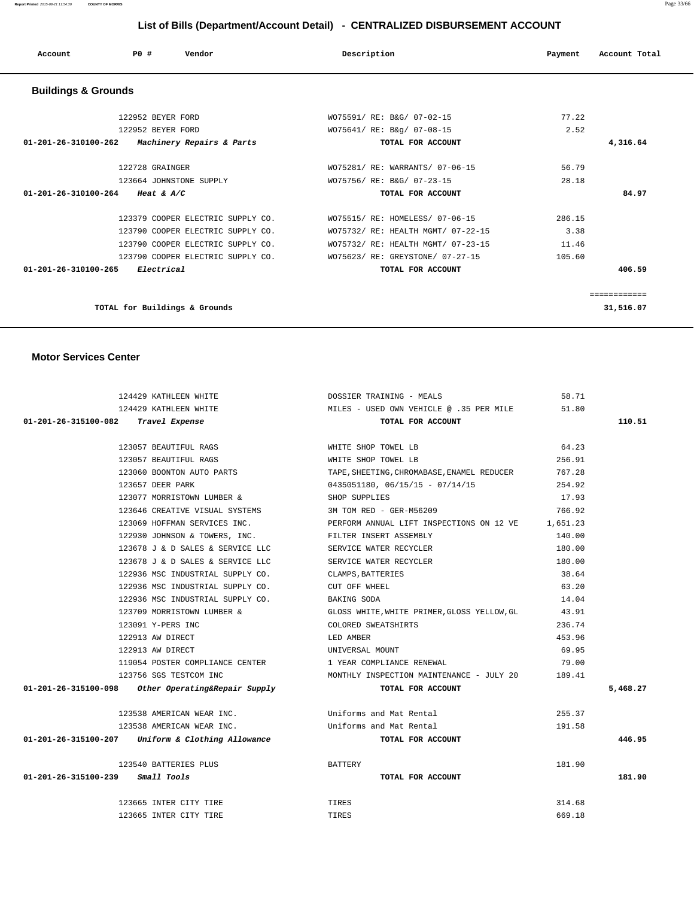## List of Bills (Department/Account Detail) - CENTRALIZED DISBURSEMENT ACCOUNT

| Account | PO # | Vendor | Description | Payment | Account Total |
|---|---|---|---|---|---|

### Buildings & Grounds

| Account | PO # | Vendor | Description | Payment | Account Total |
|---|---|---|---|---|---|
| | 122952 | BEYER FORD | WO75591/ RE: B&G/ 07-02-15 | 77.22 | |
| | 122952 | BEYER FORD | WO75641/ RE: B&g/ 07-08-15 | 2.52 | |
| **01-201-26-310100-262** | | ***Machinery Repairs & Parts*** | **TOTAL FOR ACCOUNT** | | **4,316.64** |
| | 122728 | GRAINGER | WO75281/ RE: WARRANTS/ 07-06-15 | 56.79 | |
| | 123664 | JOHNSTONE SUPPLY | WO75756/ RE: B&G/ 07-23-15 | 28.18 | |
| **01-201-26-310100-264** | | ***Heat & A/C*** | **TOTAL FOR ACCOUNT** | | **84.97** |
| | 123379 | COOPER ELECTRIC SUPPLY CO. | WO75515/ RE: HOMELESS/ 07-06-15 | 286.15 | |
| | 123790 | COOPER ELECTRIC SUPPLY CO. | WO75732/ RE: HEALTH MGMT/ 07-22-15 | 3.38 | |
| | 123790 | COOPER ELECTRIC SUPPLY CO. | WO75732/ RE: HEALTH MGMT/ 07-23-15 | 11.46 | |
| | 123790 | COOPER ELECTRIC SUPPLY CO. | WO75623/ RE: GREYSTONE/ 07-27-15 | 105.60 | |
| **01-201-26-310100-265** | | ***Electrical*** | **TOTAL FOR ACCOUNT** | | **406.59** |
| | | | | | ============ |
| | | **TOTAL for Buildings & Grounds** | | | **31,516.07** |

### Motor Services Center

| Account | PO # | Vendor | Description | Payment | Account Total |
|---|---|---|---|---|---|
| | 124429 | KATHLEEN WHITE | DOSSIER TRAINING - MEALS | 58.71 | |
| | 124429 | KATHLEEN WHITE | MILES - USED OWN VEHICLE @ .35 PER MILE | 51.80 | |
| **01-201-26-315100-082** | | ***Travel Expense*** | **TOTAL FOR ACCOUNT** | | **110.51** |
| | 123057 | BEAUTIFUL RAGS | WHITE SHOP TOWEL LB | 64.23 | |
| | 123057 | BEAUTIFUL RAGS | WHITE SHOP TOWEL LB | 256.91 | |
| | 123060 | BOONTON AUTO PARTS | TAPE,SHEETING,CHROMABASE,ENAMEL REDUCER | 767.28 | |
| | 123657 | DEER PARK | 0435051180, 06/15/15 - 07/14/15 | 254.92 | |
| | 123077 | MORRISTOWN LUMBER & | SHOP SUPPLIES | 17.93 | |
| | 123646 | CREATIVE VISUAL SYSTEMS | 3M TOM RED - GER-M56209 | 766.92 | |
| | 123069 | HOFFMAN SERVICES INC. | PERFORM ANNUAL LIFT INSPECTIONS ON 12 VE | 1,651.23 | |
| | 122930 | JOHNSON & TOWERS, INC. | FILTER INSERT ASSEMBLY | 140.00 | |
| | 123678 | J & D SALES & SERVICE LLC | SERVICE WATER RECYCLER | 180.00 | |
| | 123678 | J & D SALES & SERVICE LLC | SERVICE WATER RECYCLER | 180.00 | |
| | 122936 | MSC INDUSTRIAL SUPPLY CO. | CLAMPS,BATTERIES | 38.64 | |
| | 122936 | MSC INDUSTRIAL SUPPLY CO. | CUT OFF WHEEL | 63.20 | |
| | 122936 | MSC INDUSTRIAL SUPPLY CO. | BAKING SODA | 14.04 | |
| | 123709 | MORRISTOWN LUMBER & | GLOSS WHITE,WHITE PRIMER,GLOSS YELLOW,GL | 43.91 | |
| | 123091 | Y-PERS INC | COLORED SWEATSHIRTS | 236.74 | |
| | 122913 | AW DIRECT | LED AMBER | 453.96 | |
| | 122913 | AW DIRECT | UNIVERSAL MOUNT | 69.95 | |
| | 119054 | POSTER COMPLIANCE CENTER | 1 YEAR COMPLIANCE RENEWAL | 79.00 | |
| | 123756 | SGS TESTCOM INC | MONTHLY INSPECTION MAINTENANCE - JULY 20 | 189.41 | |
| **01-201-26-315100-098** | | ***Other Operating&Repair Supply*** | **TOTAL FOR ACCOUNT** | | **5,468.27** |
| | 123538 | AMERICAN WEAR INC. | Uniforms and Mat Rental | 255.37 | |
| | 123538 | AMERICAN WEAR INC. | Uniforms and Mat Rental | 191.58 | |
| **01-201-26-315100-207** | | ***Uniform & Clothing Allowance*** | **TOTAL FOR ACCOUNT** | | **446.95** |
| | 123540 | BATTERIES PLUS | BATTERY | 181.90 | |
| **01-201-26-315100-239** | | ***Small Tools*** | **TOTAL FOR ACCOUNT** | | **181.90** |
| | 123665 | INTER CITY TIRE | TIRES | 314.68 | |
| | 123665 | INTER CITY TIRE | TIRES | 669.18 | |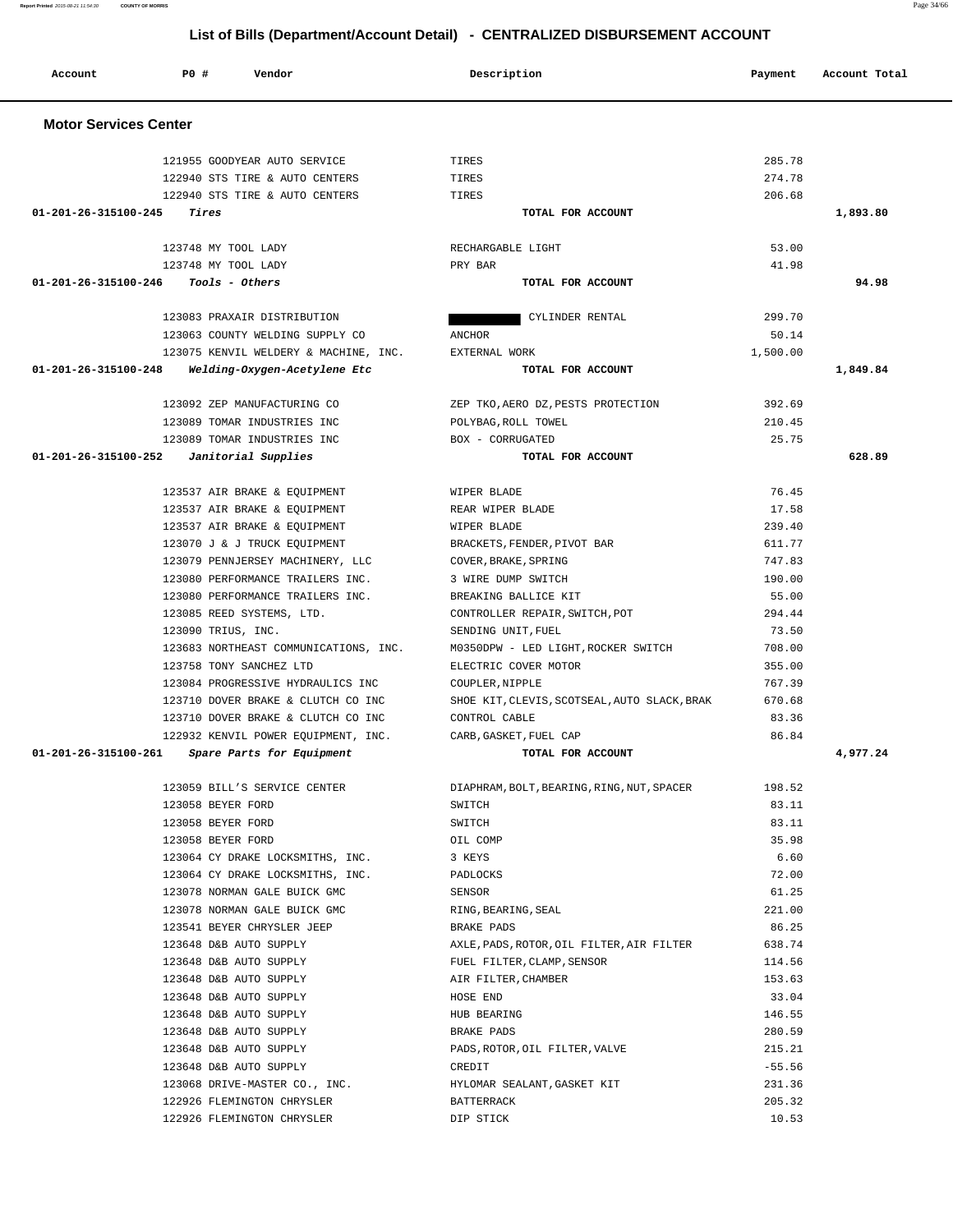## List of Bills (Department/Account Detail) - CENTRALIZED DISBURSEMENT ACCOUNT

| Account | PO # | Vendor | Description | Payment | Account Total |
|---|---|---|---|---|---|
| **Motor Services Center** | | | | | |
| | 121955 | GOODYEAR AUTO SERVICE | TIRES | 285.78 | |
| | 122940 | STS TIRE & AUTO CENTERS | TIRES | 274.78 | |
| | 122940 | STS TIRE & AUTO CENTERS | TIRES | 206.68 | |
| **01-201-26-315100-245** | | *Tires* | **TOTAL FOR ACCOUNT** | | **1,893.80** |
| | 123748 | MY TOOL LADY | RECHARGABLE LIGHT | 53.00 | |
| | 123748 | MY TOOL LADY | PRY BAR | 41.98 | |
| **01-201-26-315100-246** | | *Tools - Others* | **TOTAL FOR ACCOUNT** | | **94.98** |
| | 123083 | PRAXAIR DISTRIBUTION | CYLINDER RENTAL | 299.70 | |
| | 123063 | COUNTY WELDING SUPPLY CO | ANCHOR | 50.14 | |
| | 123075 | KENVIL WELDERY & MACHINE, INC. | EXTERNAL WORK | 1,500.00 | |
| **01-201-26-315100-248** | | *Welding-Oxygen-Acetylene Etc* | **TOTAL FOR ACCOUNT** | | **1,849.84** |
| | 123092 | ZEP MANUFACTURING CO | ZEP TKO,AERO DZ,PESTS PROTECTION | 392.69 | |
| | 123089 | TOMAR INDUSTRIES INC | POLYBAG,ROLL TOWEL | 210.45 | |
| | 123089 | TOMAR INDUSTRIES INC | BOX - CORRUGATED | 25.75 | |
| **01-201-26-315100-252** | | *Janitorial Supplies* | **TOTAL FOR ACCOUNT** | | **628.89** |
| | 123537 | AIR BRAKE & EQUIPMENT | WIPER BLADE | 76.45 | |
| | 123537 | AIR BRAKE & EQUIPMENT | REAR WIPER BLADE | 17.58 | |
| | 123537 | AIR BRAKE & EQUIPMENT | WIPER BLADE | 239.40 | |
| | 123070 | J & J TRUCK EQUIPMENT | BRACKETS,FENDER,PIVOT BAR | 611.77 | |
| | 123079 | PENNJERSEY MACHINERY, LLC | COVER,BRAKE,SPRING | 747.83 | |
| | 123080 | PERFORMANCE TRAILERS INC. | 3 WIRE DUMP SWITCH | 190.00 | |
| | 123080 | PERFORMANCE TRAILERS INC. | BREAKING BALLICE KIT | 55.00 | |
| | 123085 | REED SYSTEMS, LTD. | CONTROLLER REPAIR,SWITCH,POT | 294.44 | |
| | 123090 | TRIUS, INC. | SENDING UNIT,FUEL | 73.50 | |
| | 123683 | NORTHEAST COMMUNICATIONS, INC. | M0350DPW - LED LIGHT,ROCKER SWITCH | 708.00 | |
| | 123758 | TONY SANCHEZ LTD | ELECTRIC COVER MOTOR | 355.00 | |
| | 123084 | PROGRESSIVE HYDRAULICS INC | COUPLER,NIPPLE | 767.39 | |
| | 123710 | DOVER BRAKE & CLUTCH CO INC | SHOE KIT,CLEVIS,SCOTSEAL,AUTO SLACK,BRAK | 670.68 | |
| | 123710 | DOVER BRAKE & CLUTCH CO INC | CONTROL CABLE | 83.36 | |
| | 122932 | KENVIL POWER EQUIPMENT, INC. | CARB,GASKET,FUEL CAP | 86.84 | |
| **01-201-26-315100-261** | | *Spare Parts for Equipment* | **TOTAL FOR ACCOUNT** | | **4,977.24** |
| | 123059 | BILL'S SERVICE CENTER | DIAPHRAM,BOLT,BEARING,RING,NUT,SPACER | 198.52 | |
| | 123058 | BEYER FORD | SWITCH | 83.11 | |
| | 123058 | BEYER FORD | SWITCH | 83.11 | |
| | 123058 | BEYER FORD | OIL COMP | 35.98 | |
| | 123064 | CY DRAKE LOCKSMITHS, INC. | 3 KEYS | 6.60 | |
| | 123064 | CY DRAKE LOCKSMITHS, INC. | PADLOCKS | 72.00 | |
| | 123078 | NORMAN GALE BUICK GMC | SENSOR | 61.25 | |
| | 123078 | NORMAN GALE BUICK GMC | RING,BEARING,SEAL | 221.00 | |
| | 123541 | BEYER CHRYSLER JEEP | BRAKE PADS | 86.25 | |
| | 123648 | D&B AUTO SUPPLY | AXLE,PADS,ROTOR,OIL FILTER,AIR FILTER | 638.74 | |
| | 123648 | D&B AUTO SUPPLY | FUEL FILTER,CLAMP,SENSOR | 114.56 | |
| | 123648 | D&B AUTO SUPPLY | AIR FILTER,CHAMBER | 153.63 | |
| | 123648 | D&B AUTO SUPPLY | HOSE END | 33.04 | |
| | 123648 | D&B AUTO SUPPLY | HUB BEARING | 146.55 | |
| | 123648 | D&B AUTO SUPPLY | BRAKE PADS | 280.59 | |
| | 123648 | D&B AUTO SUPPLY | PADS,ROTOR,OIL FILTER,VALVE | 215.21 | |
| | 123648 | D&B AUTO SUPPLY | CREDIT | -55.56 | |
| | 123068 | DRIVE-MASTER CO., INC. | HYLOMAR SEALANT,GASKET KIT | 231.36 | |
| | 122926 | FLEMINGTON CHRYSLER | BATTERRACK | 205.32 | |
| | 122926 | FLEMINGTON CHRYSLER | DIP STICK | 10.53 | |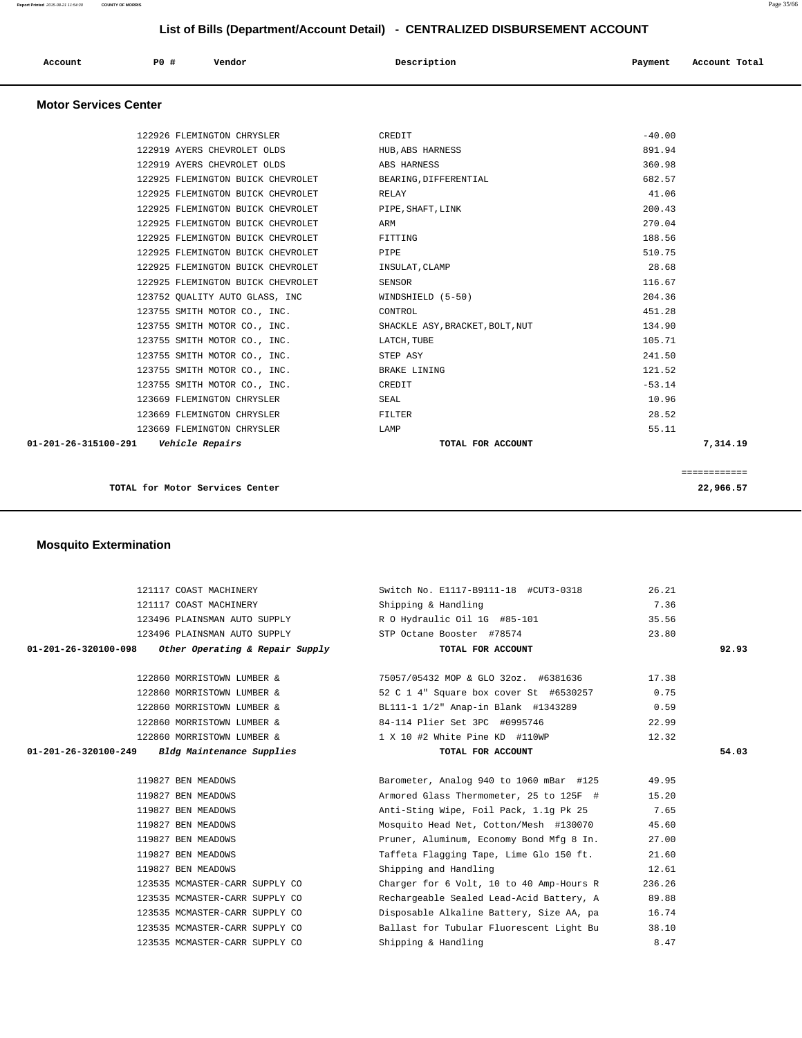## List of Bills (Department/Account Detail) - CENTRALIZED DISBURSEMENT ACCOUNT

| Account | PO # | Vendor | Description | Payment | Account Total |
|---|---|---|---|---|---|

### Motor Services Center

| Account | PO # | Vendor | Description | Payment | Account Total |
|---|---|---|---|---|---|
| | 122926 | FLEMINGTON CHRYSLER | CREDIT | -40.00 | |
| | 122919 | AYERS CHEVROLET OLDS | HUB,ABS HARNESS | 891.94 | |
| | 122919 | AYERS CHEVROLET OLDS | ABS HARNESS | 360.98 | |
| | 122925 | FLEMINGTON BUICK CHEVROLET | BEARING,DIFFERENTIAL | 682.57 | |
| | 122925 | FLEMINGTON BUICK CHEVROLET | RELAY | 41.06 | |
| | 122925 | FLEMINGTON BUICK CHEVROLET | PIPE,SHAFT,LINK | 200.43 | |
| | 122925 | FLEMINGTON BUICK CHEVROLET | ARM | 270.04 | |
| | 122925 | FLEMINGTON BUICK CHEVROLET | FITTING | 188.56 | |
| | 122925 | FLEMINGTON BUICK CHEVROLET | PIPE | 510.75 | |
| | 122925 | FLEMINGTON BUICK CHEVROLET | INSULAT,CLAMP | 28.68 | |
| | 122925 | FLEMINGTON BUICK CHEVROLET | SENSOR | 116.67 | |
| | 123752 | QUALITY AUTO GLASS, INC | WINDSHIELD (5-50) | 204.36 | |
| | 123755 | SMITH MOTOR CO., INC. | CONTROL | 451.28 | |
| | 123755 | SMITH MOTOR CO., INC. | SHACKLE ASY,BRACKET,BOLT,NUT | 134.90 | |
| | 123755 | SMITH MOTOR CO., INC. | LATCH,TUBE | 105.71 | |
| | 123755 | SMITH MOTOR CO., INC. | STEP ASY | 241.50 | |
| | 123755 | SMITH MOTOR CO., INC. | BRAKE LINING | 121.52 | |
| | 123755 | SMITH MOTOR CO., INC. | CREDIT | -53.14 | |
| | 123669 | FLEMINGTON CHRYSLER | SEAL | 10.96 | |
| | 123669 | FLEMINGTON CHRYSLER | FILTER | 28.52 | |
| | 123669 | FLEMINGTON CHRYSLER | LAMP | 55.11 | |
| **01-201-26-315100-291** | | ***Vehicle Repairs*** | **TOTAL FOR ACCOUNT** | | **7,314.19** |
| | | | | | ============ |
| | | **TOTAL for Motor Services Center** | | | **22,966.57** |

### Mosquito Extermination

| Account | PO # | Vendor | Description | Payment | Account Total |
|---|---|---|---|---|---|
| | 121117 | COAST MACHINERY | Switch No. E1117-B9111-18 #CUT3-0318 | 26.21 | |
| | 121117 | COAST MACHINERY | Shipping & Handling | 7.36 | |
| | 123496 | PLAINSMAN AUTO SUPPLY | R O Hydraulic Oil 1G #85-101 | 35.56 | |
| | 123496 | PLAINSMAN AUTO SUPPLY | STP Octane Booster #78574 | 23.80 | |
| **01-201-26-320100-098** | | ***Other Operating & Repair Supply*** | **TOTAL FOR ACCOUNT** | | **92.93** |
| | 122860 | MORRISTOWN LUMBER & | 75057/05432 MOP & GLO 32oz. #6381636 | 17.38 | |
| | 122860 | MORRISTOWN LUMBER & | 52 C 1 4" Square box cover St #6530257 | 0.75 | |
| | 122860 | MORRISTOWN LUMBER & | BL111-1 1/2" Anap-in Blank #1343289 | 0.59 | |
| | 122860 | MORRISTOWN LUMBER & | 84-114 Plier Set 3PC #0995746 | 22.99 | |
| | 122860 | MORRISTOWN LUMBER & | 1 X 10 #2 White Pine KD #110WP | 12.32 | |
| **01-201-26-320100-249** | | ***Bldg Maintenance Supplies*** | **TOTAL FOR ACCOUNT** | | **54.03** |
| | 119827 | BEN MEADOWS | Barometer, Analog 940 to 1060 mBar #125 | 49.95 | |
| | 119827 | BEN MEADOWS | Armored Glass Thermometer, 25 to 125F # | 15.20 | |
| | 119827 | BEN MEADOWS | Anti-Sting Wipe, Foil Pack, 1.1g Pk 25 | 7.65 | |
| | 119827 | BEN MEADOWS | Mosquito Head Net, Cotton/Mesh #130070 | 45.60 | |
| | 119827 | BEN MEADOWS | Pruner, Aluminum, Economy Bond Mfg 8 In. | 27.00 | |
| | 119827 | BEN MEADOWS | Taffeta Flagging Tape, Lime Glo 150 ft. | 21.60 | |
| | 119827 | BEN MEADOWS | Shipping and Handling | 12.61 | |
| | 123535 | MCMASTER-CARR SUPPLY CO | Charger for 6 Volt, 10 to 40 Amp-Hours R | 236.26 | |
| | 123535 | MCMASTER-CARR SUPPLY CO | Rechargeable Sealed Lead-Acid Battery, A | 89.88 | |
| | 123535 | MCMASTER-CARR SUPPLY CO | Disposable Alkaline Battery, Size AA, pa | 16.74 | |
| | 123535 | MCMASTER-CARR SUPPLY CO | Ballast for Tubular Fluorescent Light Bu | 38.10 | |
| | 123535 | MCMASTER-CARR SUPPLY CO | Shipping & Handling | 8.47 | |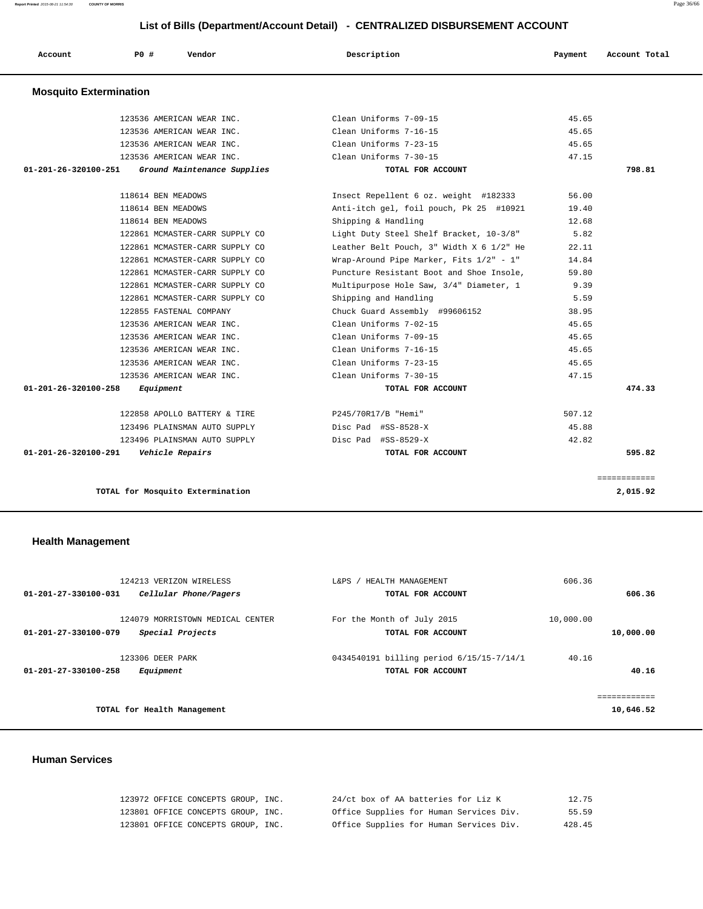## List of Bills (Department/Account Detail) - CENTRALIZED DISBURSEMENT ACCOUNT

| Account | PO # | Vendor | Description | Payment | Account Total |
|---|---|---|---|---|---|

### Mosquito Extermination

| Account | PO # | Vendor | Description | Payment | Account Total |
|---|---|---|---|---|---|
| | 123536 | AMERICAN WEAR INC. | Clean Uniforms 7-09-15 | 45.65 | |
| | 123536 | AMERICAN WEAR INC. | Clean Uniforms 7-16-15 | 45.65 | |
| | 123536 | AMERICAN WEAR INC. | Clean Uniforms 7-23-15 | 45.65 | |
| | 123536 | AMERICAN WEAR INC. | Clean Uniforms 7-30-15 | 47.15 | |
| **01-201-26-320100-251** | | ***Ground Maintenance Supplies*** | **TOTAL FOR ACCOUNT** | | **798.81** |
| | 118614 | BEN MEADOWS | Insect Repellent 6 oz. weight #182333 | 56.00 | |
| | 118614 | BEN MEADOWS | Anti-itch gel, foil pouch, Pk 25 #10921 | 19.40 | |
| | 118614 | BEN MEADOWS | Shipping & Handling | 12.68 | |
| | 122861 | MCMASTER-CARR SUPPLY CO | Light Duty Steel Shelf Bracket, 10-3/8" | 5.82 | |
| | 122861 | MCMASTER-CARR SUPPLY CO | Leather Belt Pouch, 3" Width X 6 1/2" He | 22.11 | |
| | 122861 | MCMASTER-CARR SUPPLY CO | Wrap-Around Pipe Marker, Fits 1/2" - 1" | 14.84 | |
| | 122861 | MCMASTER-CARR SUPPLY CO | Puncture Resistant Boot and Shoe Insole, | 59.80 | |
| | 122861 | MCMASTER-CARR SUPPLY CO | Multipurpose Hole Saw, 3/4" Diameter, 1 | 9.39 | |
| | 122861 | MCMASTER-CARR SUPPLY CO | Shipping and Handling | 5.59 | |
| | 122855 | FASTENAL COMPANY | Chuck Guard Assembly #99606152 | 38.95 | |
| | 123536 | AMERICAN WEAR INC. | Clean Uniforms 7-02-15 | 45.65 | |
| | 123536 | AMERICAN WEAR INC. | Clean Uniforms 7-09-15 | 45.65 | |
| | 123536 | AMERICAN WEAR INC. | Clean Uniforms 7-16-15 | 45.65 | |
| | 123536 | AMERICAN WEAR INC. | Clean Uniforms 7-23-15 | 45.65 | |
| | 123536 | AMERICAN WEAR INC. | Clean Uniforms 7-30-15 | 47.15 | |
| **01-201-26-320100-258** | | ***Equipment*** | **TOTAL FOR ACCOUNT** | | **474.33** |
| | 122858 | APOLLO BATTERY & TIRE | P245/70R17/B "Hemi" | 507.12 | |
| | 123496 | PLAINSMAN AUTO SUPPLY | Disc Pad #SS-8528-X | 45.88 | |
| | 123496 | PLAINSMAN AUTO SUPPLY | Disc Pad #SS-8529-X | 42.82 | |
| **01-201-26-320100-291** | | ***Vehicle Repairs*** | **TOTAL FOR ACCOUNT** | | **595.82** |
| | | | | | ============ |
| | | **TOTAL for Mosquito Extermination** | | | **2,015.92** |

### Health Management

| Account | PO # | Vendor | Description | Payment | Account Total |
|---|---|---|---|---|---|
| | 124213 | VERIZON WIRELESS | L&PS / HEALTH MANAGEMENT | 606.36 | |
| **01-201-27-330100-031** | | ***Cellular Phone/Pagers*** | **TOTAL FOR ACCOUNT** | | **606.36** |
| | 124079 | MORRISTOWN MEDICAL CENTER | For the Month of July 2015 | 10,000.00 | |
| **01-201-27-330100-079** | | ***Special Projects*** | **TOTAL FOR ACCOUNT** | | **10,000.00** |
| | 123306 | DEER PARK | 0434540191 billing period 6/15/15-7/14/1 | 40.16 | |
| **01-201-27-330100-258** | | ***Equipment*** | **TOTAL FOR ACCOUNT** | | **40.16** |
| | | | | | ============ |
| | | **TOTAL for Health Management** | | | **10,646.52** |

### Human Services

| Account | PO # | Vendor | Description | Payment | Account Total |
|---|---|---|---|---|---|
| | 123972 | OFFICE CONCEPTS GROUP, INC. | 24/ct box of AA batteries for Liz K | 12.75 | |
| | 123801 | OFFICE CONCEPTS GROUP, INC. | Office Supplies for Human Services Div. | 55.59 | |
| | 123801 | OFFICE CONCEPTS GROUP, INC. | Office Supplies for Human Services Div. | 428.45 | |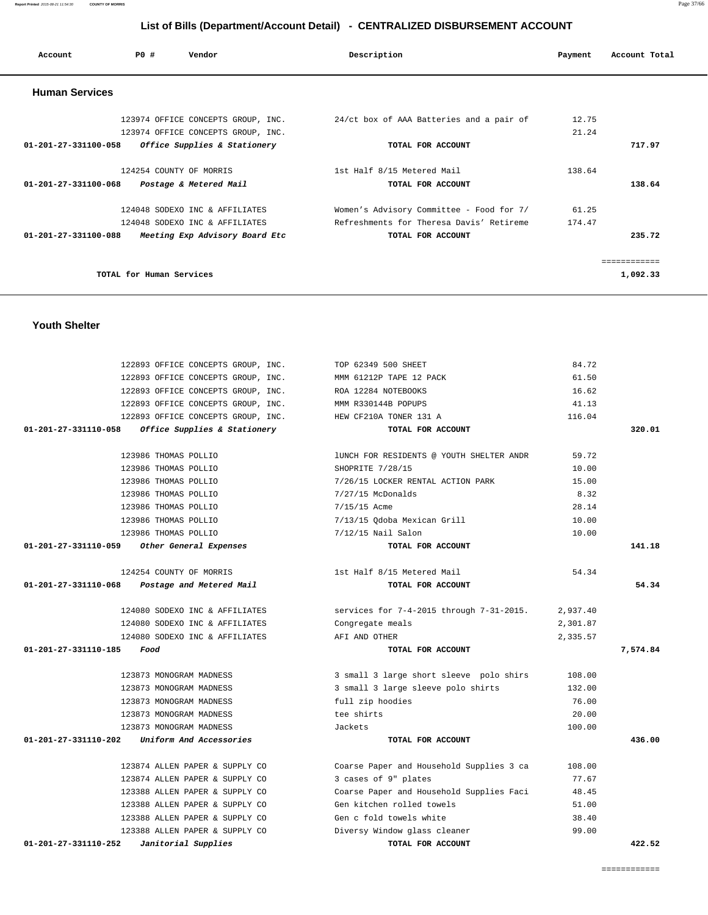# List of Bills (Department/Account Detail) - CENTRALIZED DISBURSEMENT ACCOUNT

| Account | PO # | Vendor | Description | Payment | Account Total |
|---|---|---|---|---|---|

## Human Services

| Account | PO # | Vendor | Description | Payment | Account Total |
|---|---|---|---|---|---|
| | 123974 | OFFICE CONCEPTS GROUP, INC. | 24/ct box of AAA Batteries and a pair of | 12.75 | |
| | 123974 | OFFICE CONCEPTS GROUP, INC. | | 21.24 | |
| **01-201-27-331100-058** | | ***Office Supplies & Stationery*** | **TOTAL FOR ACCOUNT** | | **717.97** |
| | 124254 | COUNTY OF MORRIS | 1st Half 8/15 Metered Mail | 138.64 | |
| **01-201-27-331100-068** | | ***Postage & Metered Mail*** | **TOTAL FOR ACCOUNT** | | **138.64** |
| | 124048 | SODEXO INC & AFFILIATES | Women's Advisory Committee - Food for 7/ | 61.25 | |
| | 124048 | SODEXO INC & AFFILIATES | Refreshments for Theresa Davis' Retireme | 174.47 | |
| **01-201-27-331100-088** | | ***Meeting Exp Advisory Board Etc*** | **TOTAL FOR ACCOUNT** | | **235.72** |
| | | **TOTAL for Human Services** | | | **1,092.33** |

## Youth Shelter

| Account | PO # | Vendor | Description | Payment | Account Total |
|---|---|---|---|---|---|
| | 122893 | OFFICE CONCEPTS GROUP, INC. | TOP 62349 500 SHEET | 84.72 | |
| | 122893 | OFFICE CONCEPTS GROUP, INC. | MMM 61212P TAPE 12 PACK | 61.50 | |
| | 122893 | OFFICE CONCEPTS GROUP, INC. | ROA 12284 NOTEBOOKS | 16.62 | |
| | 122893 | OFFICE CONCEPTS GROUP, INC. | MMM R330144B POPUPS | 41.13 | |
| | 122893 | OFFICE CONCEPTS GROUP, INC. | HEW CF210A TONER 131 A | 116.04 | |
| **01-201-27-331110-058** | | ***Office Supplies & Stationery*** | **TOTAL FOR ACCOUNT** | | **320.01** |
| | 123986 | THOMAS POLLIO | lUNCH FOR RESIDENTS @ YOUTH SHELTER ANDR | 59.72 | |
| | 123986 | THOMAS POLLIO | SHOPRITE 7/28/15 | 10.00 | |
| | 123986 | THOMAS POLLIO | 7/26/15 LOCKER RENTAL ACTION PARK | 15.00 | |
| | 123986 | THOMAS POLLIO | 7/27/15 McDonalds | 8.32 | |
| | 123986 | THOMAS POLLIO | 7/15/15 Acme | 28.14 | |
| | 123986 | THOMAS POLLIO | 7/13/15 Qdoba Mexican Grill | 10.00 | |
| | 123986 | THOMAS POLLIO | 7/12/15 Nail Salon | 10.00 | |
| **01-201-27-331110-059** | | ***Other General Expenses*** | **TOTAL FOR ACCOUNT** | | **141.18** |
| | 124254 | COUNTY OF MORRIS | 1st Half 8/15 Metered Mail | 54.34 | |
| **01-201-27-331110-068** | | ***Postage and Metered Mail*** | **TOTAL FOR ACCOUNT** | | **54.34** |
| | 124080 | SODEXO INC & AFFILIATES | services for 7-4-2015 through 7-31-2015. | 2,937.40 | |
| | 124080 | SODEXO INC & AFFILIATES | Congregate meals | 2,301.87 | |
| | 124080 | SODEXO INC & AFFILIATES | AFI AND OTHER | 2,335.57 | |
| **01-201-27-331110-185** | | ***Food*** | **TOTAL FOR ACCOUNT** | | **7,574.84** |
| | 123873 | MONOGRAM MADNESS | 3 small 3 large short sleeve polo shirs | 108.00 | |
| | 123873 | MONOGRAM MADNESS | 3 small 3 large sleeve polo shirts | 132.00 | |
| | 123873 | MONOGRAM MADNESS | full zip hoodies | 76.00 | |
| | 123873 | MONOGRAM MADNESS | tee shirts | 20.00 | |
| | 123873 | MONOGRAM MADNESS | Jackets | 100.00 | |
| **01-201-27-331110-202** | | ***Uniform And Accessories*** | **TOTAL FOR ACCOUNT** | | **436.00** |
| | 123874 | ALLEN PAPER & SUPPLY CO | Coarse Paper and Household Supplies 3 ca | 108.00 | |
| | 123874 | ALLEN PAPER & SUPPLY CO | 3 cases of 9" plates | 77.67 | |
| | 123388 | ALLEN PAPER & SUPPLY CO | Coarse Paper and Household Supplies Faci | 48.45 | |
| | 123388 | ALLEN PAPER & SUPPLY CO | Gen kitchen rolled towels | 51.00 | |
| | 123388 | ALLEN PAPER & SUPPLY CO | Gen c fold towels white | 38.40 | |
| | 123388 | ALLEN PAPER & SUPPLY CO | Diversy Window glass cleaner | 99.00 | |
| **01-201-27-331110-252** | | ***Janitorial Supplies*** | **TOTAL FOR ACCOUNT** | | **422.52** |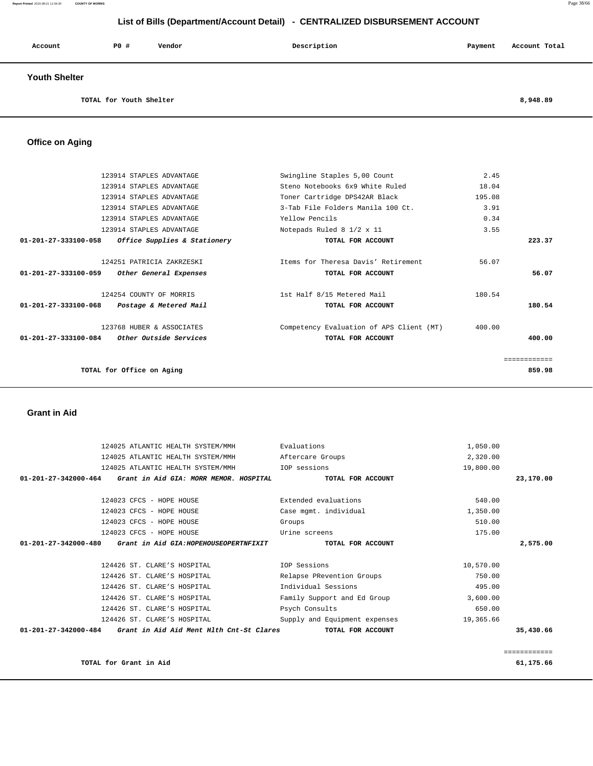## List of Bills (Department/Account Detail) - CENTRALIZED DISBURSEMENT ACCOUNT

| Account | PO # | Vendor | Description | Payment | Account Total |
|---|---|---|---|---|---|

### Youth Shelter

| | | | | | |
|---|---|---|---|---|---|
| TOTAL for Youth Shelter | | | | | 8,948.89 |

### Office on Aging

| Account | PO # | Vendor | Description | Payment | Account Total |
|---|---|---|---|---|---|
| | 123914 | STAPLES ADVANTAGE | Swingline Staples 5,00 Count | 2.45 | |
| | 123914 | STAPLES ADVANTAGE | Steno Notebooks 6x9 White Ruled | 18.04 | |
| | 123914 | STAPLES ADVANTAGE | Toner Cartridge DPS42AR Black | 195.08 | |
| | 123914 | STAPLES ADVANTAGE | 3-Tab File Folders Manila 100 Ct. | 3.91 | |
| | 123914 | STAPLES ADVANTAGE | Yellow Pencils | 0.34 | |
| | 123914 | STAPLES ADVANTAGE | Notepads Ruled 8 1/2 x 11 | 3.55 | |
| **01-201-27-333100-058** | | ***Office Supplies & Stationery*** | **TOTAL FOR ACCOUNT** | | **223.37** |
| | 124251 | PATRICIA ZAKRZESKI | Items for Theresa Davis' Retirement | 56.07 | |
| **01-201-27-333100-059** | | ***Other General Expenses*** | **TOTAL FOR ACCOUNT** | | **56.07** |
| | 124254 | COUNTY OF MORRIS | 1st Half 8/15 Metered Mail | 180.54 | |
| **01-201-27-333100-068** | | ***Postage & Metered Mail*** | **TOTAL FOR ACCOUNT** | | **180.54** |
| | 123768 | HUBER & ASSOCIATES | Competency Evaluation of APS Client (MT) | 400.00 | |
| **01-201-27-333100-084** | | ***Other Outside Services*** | **TOTAL FOR ACCOUNT** | | **400.00** |
| | | | | | ============ |
| **TOTAL for Office on Aging** | | | | | **859.98** |

### Grant in Aid

| Account | PO # | Vendor | Description | Payment | Account Total |
|---|---|---|---|---|---|
| | 124025 | ATLANTIC HEALTH SYSTEM/MMH | Evaluations | 1,050.00 | |
| | 124025 | ATLANTIC HEALTH SYSTEM/MMH | Aftercare Groups | 2,320.00 | |
| | 124025 | ATLANTIC HEALTH SYSTEM/MMH | IOP sessions | 19,800.00 | |
| **01-201-27-342000-464** | | ***Grant in Aid GIA: MORR MEMOR. HOSPITAL*** | **TOTAL FOR ACCOUNT** | | **23,170.00** |
| | 124023 | CFCS - HOPE HOUSE | Extended evaluations | 540.00 | |
| | 124023 | CFCS - HOPE HOUSE | Case mgmt. individual | 1,350.00 | |
| | 124023 | CFCS - HOPE HOUSE | Groups | 510.00 | |
| | 124023 | CFCS - HOPE HOUSE | Urine screens | 175.00 | |
| **01-201-27-342000-480** | | ***Grant in Aid GIA:HOPEHOUSEOPERTNFIXIT*** | **TOTAL FOR ACCOUNT** | | **2,575.00** |
| | 124426 | ST. CLARE'S HOSPITAL | IOP Sessions | 10,570.00 | |
| | 124426 | ST. CLARE'S HOSPITAL | Relapse PRevention Groups | 750.00 | |
| | 124426 | ST. CLARE'S HOSPITAL | Individual Sessions | 495.00 | |
| | 124426 | ST. CLARE'S HOSPITAL | Family Support and Ed Group | 3,600.00 | |
| | 124426 | ST. CLARE'S HOSPITAL | Psych Consults | 650.00 | |
| | 124426 | ST. CLARE'S HOSPITAL | Supply and Equipment expenses | 19,365.66 | |
| **01-201-27-342000-484** | | ***Grant in Aid Aid Ment Hlth Cnt-St Clares*** | **TOTAL FOR ACCOUNT** | | **35,430.66** |
| | | | | | ============ |
| **TOTAL for Grant in Aid** | | | | | **61,175.66** |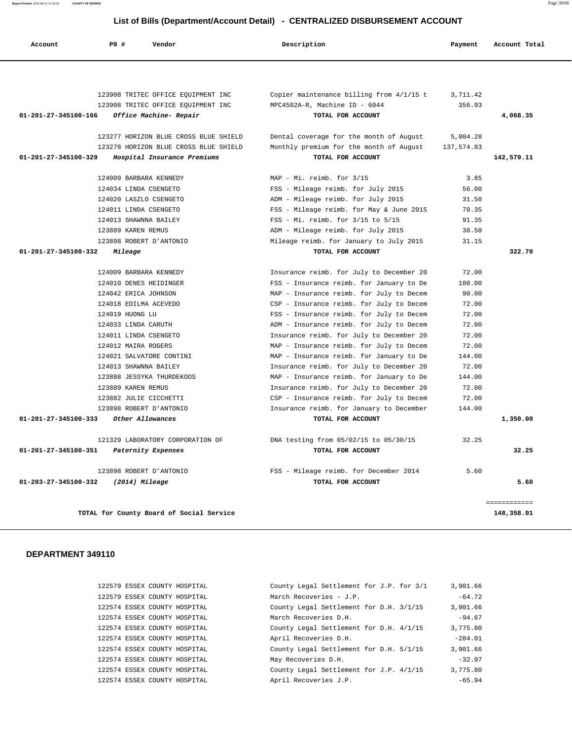## List of Bills (Department/Account Detail) - CENTRALIZED DISBURSEMENT ACCOUNT

| Account | P0 # | Vendor | Description | Payment | Account Total |
|---|---|---|---|---|---|
| | 123908 | TRITEC OFFICE EQUIPMENT INC | Copier maintenance billing from 4/1/15 t | 3,711.42 | |
| | 123908 | TRITEC OFFICE EQUIPMENT INC | MPC4502A-R, Machine ID - 6044 | 356.93 | |
| **01-201-27-345100-166** | | ***Office Machine- Repair*** | **TOTAL FOR ACCOUNT** | | **4,068.35** |
| | 123277 | HORIZON BLUE CROSS BLUE SHIELD | Dental coverage for the month of August | 5,004.28 | |
| | 123278 | HORIZON BLUE CROSS BLUE SHIELD | Monthly premium for the month of August | 137,574.83 | |
| **01-201-27-345100-329** | | ***Hospital Insurance Premiums*** | **TOTAL FOR ACCOUNT** | | **142,579.11** |
| | 124009 | BARBARA KENNEDY | MAP - Mi. reimb. for 3/15 | 3.85 | |
| | 124034 | LINDA CSENGETO | FSS - Mileage reimb. for July 2015 | 56.00 | |
| | 124020 | LASZLO CSENGETO | ADM - Mileage reimb. for July 2015 | 31.50 | |
| | 124011 | LINDA CSENGETO | FSS - Mileage reimb. for May & June 2015 | 70.35 | |
| | 124013 | SHAWNNA BAILEY | FSS - Mi. reimb. for 3/15 to 5/15 | 91.35 | |
| | 123889 | KAREN REMUS | ADM - Mileage reimb. for July 2015 | 38.50 | |
| | 123898 | ROBERT D'ANTONIO | Mileage reimb. for January to July 2015 | 31.15 | |
| **01-201-27-345100-332** | | ***Mileage*** | **TOTAL FOR ACCOUNT** | | **322.70** |
| | 124009 | BARBARA KENNEDY | Insurance reimb. for July to December 20 | 72.00 | |
| | 124010 | DENES HEIDINGER | FSS - Insurance reimb. for January to De | 180.00 | |
| | 124042 | ERICA JOHNSON | MAP - Insurance reimb. for July to Decem | 90.00 | |
| | 124018 | EDILMA ACEVEDO | CSP - Insurance reimb. for July to Decem | 72.00 | |
| | 124019 | HUONG LU | FSS - Insurance reimb. for July to Decem | 72.00 | |
| | 124033 | LINDA CARUTH | ADM - Insurance reimb. for July to Decem | 72.00 | |
| | 124011 | LINDA CSENGETO | Insurance reimb. for July to December 20 | 72.00 | |
| | 124012 | MAIRA ROGERS | MAP - Insurance reimb. for July to Decem | 72.00 | |
| | 124021 | SALVATORE CONTINI | MAP - Insurance reimb. for January to De | 144.00 | |
| | 124013 | SHAWNNA BAILEY | Insurance reimb. for July to December 20 | 72.00 | |
| | 123888 | JESSYKA THURDEKOOS | MAP - Insurance reimb. for January to De | 144.00 | |
| | 123889 | KAREN REMUS | Insurance reimb. for July to December 20 | 72.00 | |
| | 123882 | JULIE CICCHETTI | CSP - Insurance reimb. for July to Decem | 72.00 | |
| | 123898 | ROBERT D'ANTONIO | Insurance reimb. for January to December | 144.00 | |
| **01-201-27-345100-333** | | ***Other Allowances*** | **TOTAL FOR ACCOUNT** | | **1,350.00** |
| | 121329 | LABORATORY CORPORATION OF | DNA testing from 05/02/15 to 05/30/15 | 32.25 | |
| **01-201-27-345100-351** | | ***Paternity Expenses*** | **TOTAL FOR ACCOUNT** | | **32.25** |
| | 123898 | ROBERT D'ANTONIO | FSS - Mileage reimb. for December 2014 | 5.60 | |
| **01-203-27-345100-332** | | ***(2014) Mileage*** | **TOTAL FOR ACCOUNT** | | **5.60** |
| | | | | | ============ |
| | | **TOTAL for County Board of Social Service** | | | **148,358.01** |

### DEPARTMENT 349110

| P0 # | Vendor | Description | Payment |
|---|---|---|---|
| 122579 | ESSEX COUNTY HOSPITAL | County Legal Settlement for J.P. for 3/1 | 3,901.66 |
| 122579 | ESSEX COUNTY HOSPITAL | March Recoveries - J.P. | -64.72 |
| 122574 | ESSEX COUNTY HOSPITAL | County Legal Settlement for D.H. 3/1/15 | 3,901.66 |
| 122574 | ESSEX COUNTY HOSPITAL | March Recoveries D.H. | -94.67 |
| 122574 | ESSEX COUNTY HOSPITAL | County Legal Settlement for D.H. 4/1/15 | 3,775.80 |
| 122574 | ESSEX COUNTY HOSPITAL | April Recoveries D.H. | -284.01 |
| 122574 | ESSEX COUNTY HOSPITAL | County Legal Settlement for D.H. 5/1/15 | 3,901.66 |
| 122574 | ESSEX COUNTY HOSPITAL | May Recoveries D.H. | -32.97 |
| 122574 | ESSEX COUNTY HOSPITAL | County Legal Settlement for J.P. 4/1/15 | 3,775.80 |
| 122574 | ESSEX COUNTY HOSPITAL | April Recoveries J.P. | -65.94 |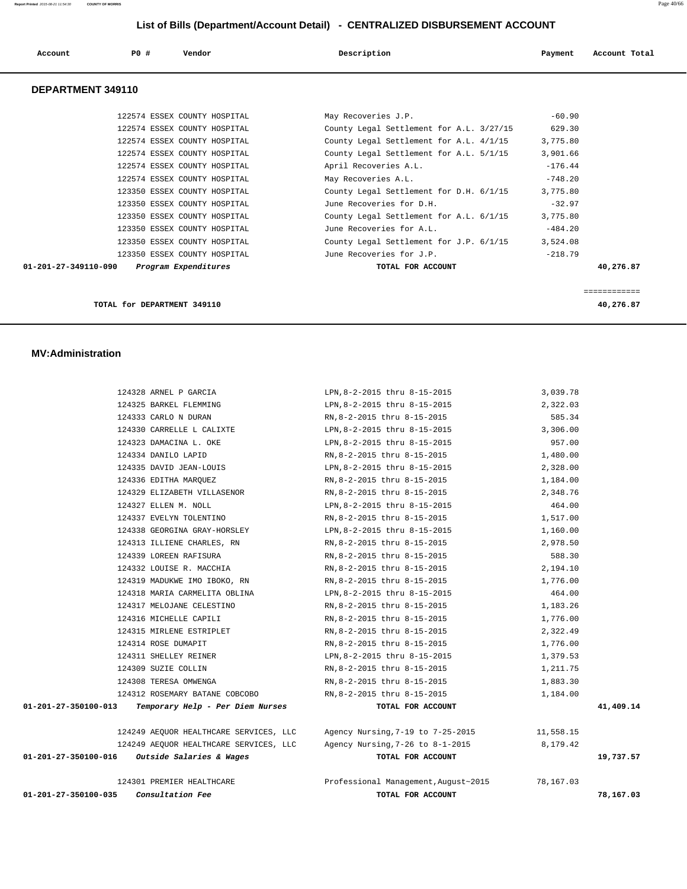# List of Bills (Department/Account Detail) - CENTRALIZED DISBURSEMENT ACCOUNT

| Account | PO # | Vendor | Description | Payment | Account Total |
|---|---|---|---|---|---|

## DEPARTMENT 349110

| Account | PO # | Vendor | Description | Payment | Account Total |
|---|---|---|---|---|---|
| | 122574 | ESSEX COUNTY HOSPITAL | May Recoveries J.P. | -60.90 | |
| | 122574 | ESSEX COUNTY HOSPITAL | County Legal Settlement for A.L. 3/27/15 | 629.30 | |
| | 122574 | ESSEX COUNTY HOSPITAL | County Legal Settlement for A.L. 4/1/15 | 3,775.80 | |
| | 122574 | ESSEX COUNTY HOSPITAL | County Legal Settlement for A.L. 5/1/15 | 3,901.66 | |
| | 122574 | ESSEX COUNTY HOSPITAL | April Recoveries A.L. | -176.44 | |
| | 122574 | ESSEX COUNTY HOSPITAL | May Recoveries A.L. | -748.20 | |
| | 123350 | ESSEX COUNTY HOSPITAL | County Legal Settlement for D.H. 6/1/15 | 3,775.80 | |
| | 123350 | ESSEX COUNTY HOSPITAL | June Recoveries for D.H. | -32.97 | |
| | 123350 | ESSEX COUNTY HOSPITAL | County Legal Settlement for A.L. 6/1/15 | 3,775.80 | |
| | 123350 | ESSEX COUNTY HOSPITAL | June Recoveries for A.L. | -484.20 | |
| | 123350 | ESSEX COUNTY HOSPITAL | County Legal Settlement for J.P. 6/1/15 | 3,524.08 | |
| | 123350 | ESSEX COUNTY HOSPITAL | June Recoveries for J.P. | -218.79 | |
| 01-201-27-349110-090 | | *Program Expenditures* | TOTAL FOR ACCOUNT | | 40,276.87 |

**TOTAL for DEPARTMENT 349110** — 40,276.87

## MV:Administration

| Account | PO # | Vendor | Description | Payment | Account Total |
|---|---|---|---|---|---|
| | 124328 | ARNEL P GARCIA | LPN,8-2-2015 thru 8-15-2015 | 3,039.78 | |
| | 124325 | BARKEL FLEMMING | LPN,8-2-2015 thru 8-15-2015 | 2,322.03 | |
| | 124333 | CARLO N DURAN | RN,8-2-2015 thru 8-15-2015 | 585.34 | |
| | 124330 | CARRELLE L CALIXTE | LPN,8-2-2015 thru 8-15-2015 | 3,306.00 | |
| | 124323 | DAMACINA L. OKE | LPN,8-2-2015 thru 8-15-2015 | 957.00 | |
| | 124334 | DANILO LAPID | RN,8-2-2015 thru 8-15-2015 | 1,480.00 | |
| | 124335 | DAVID JEAN-LOUIS | LPN,8-2-2015 thru 8-15-2015 | 2,328.00 | |
| | 124336 | EDITHA MARQUEZ | RN,8-2-2015 thru 8-15-2015 | 1,184.00 | |
| | 124329 | ELIZABETH VILLASENOR | RN,8-2-2015 thru 8-15-2015 | 2,348.76 | |
| | 124327 | ELLEN M. NOLL | LPN,8-2-2015 thru 8-15-2015 | 464.00 | |
| | 124337 | EVELYN TOLENTINO | RN,8-2-2015 thru 8-15-2015 | 1,517.00 | |
| | 124338 | GEORGINA GRAY-HORSLEY | LPN,8-2-2015 thru 8-15-2015 | 1,160.00 | |
| | 124313 | ILLIENE CHARLES, RN | RN,8-2-2015 thru 8-15-2015 | 2,978.50 | |
| | 124339 | LOREEN RAFISURA | RN,8-2-2015 thru 8-15-2015 | 588.30 | |
| | 124332 | LOUISE R. MACCHIA | RN,8-2-2015 thru 8-15-2015 | 2,194.10 | |
| | 124319 | MADUKWE IMO IBOKO, RN | RN,8-2-2015 thru 8-15-2015 | 1,776.00 | |
| | 124318 | MARIA CARMELITA OBLINA | LPN,8-2-2015 thru 8-15-2015 | 464.00 | |
| | 124317 | MELOJANE CELESTINO | RN,8-2-2015 thru 8-15-2015 | 1,183.26 | |
| | 124316 | MICHELLE CAPILI | RN,8-2-2015 thru 8-15-2015 | 1,776.00 | |
| | 124315 | MIRLENE ESTRIPLET | RN,8-2-2015 thru 8-15-2015 | 2,322.49 | |
| | 124314 | ROSE DUMAPIT | RN,8-2-2015 thru 8-15-2015 | 1,776.00 | |
| | 124311 | SHELLEY REINER | LPN,8-2-2015 thru 8-15-2015 | 1,379.53 | |
| | 124309 | SUZIE COLLIN | RN,8-2-2015 thru 8-15-2015 | 1,211.75 | |
| | 124308 | TERESA OMWENGA | RN,8-2-2015 thru 8-15-2015 | 1,883.30 | |
| | 124312 | ROSEMARY BATANE COBCOBO | RN,8-2-2015 thru 8-15-2015 | 1,184.00 | |
| 01-201-27-350100-013 | | *Temporary Help - Per Diem Nurses* | TOTAL FOR ACCOUNT | | 41,409.14 |
| | 124249 | AEQUOR HEALTHCARE SERVICES, LLC | Agency Nursing,7-19 to 7-25-2015 | 11,558.15 | |
| | 124249 | AEQUOR HEALTHCARE SERVICES, LLC | Agency Nursing,7-26 to 8-1-2015 | 8,179.42 | |
| 01-201-27-350100-016 | | *Outside Salaries & Wages* | TOTAL FOR ACCOUNT | | 19,737.57 |
| | 124301 | PREMIER HEALTHCARE | Professional Management,August~2015 | 78,167.03 | |
| 01-201-27-350100-035 | | *Consultation Fee* | TOTAL FOR ACCOUNT | | 78,167.03 |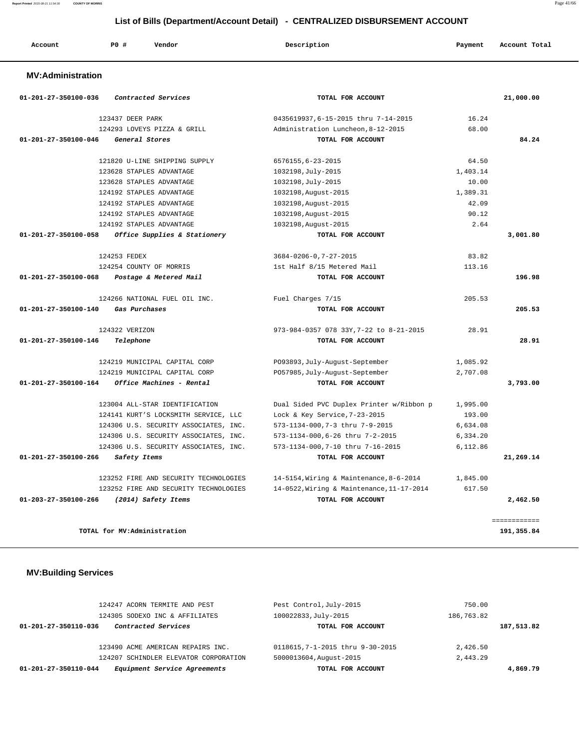## List of Bills (Department/Account Detail) - CENTRALIZED DISBURSEMENT ACCOUNT

| Account | PO # | Vendor | Description | Payment | Account Total |
|---|---|---|---|---|---|

### MV:Administration

| Account | PO # | Vendor | Description | Payment | Account Total |
|---|---|---|---|---|---|
| 01-201-27-350100-036 | | *Contracted Services* | **TOTAL FOR ACCOUNT** | | **21,000.00** |
| | 123437 | DEER PARK | 0435619937,6-15-2015 thru 7-14-2015 | 16.24 | |
| | 124293 | LOVEYS PIZZA & GRILL | Administration Luncheon,8-12-2015 | 68.00 | |
| 01-201-27-350100-046 | | *General Stores* | **TOTAL FOR ACCOUNT** | | **84.24** |
| | 121820 | U-LINE SHIPPING SUPPLY | 6576155,6-23-2015 | 64.50 | |
| | 123628 | STAPLES ADVANTAGE | 1032198,July-2015 | 1,403.14 | |
| | 123628 | STAPLES ADVANTAGE | 1032198,July-2015 | 10.00 | |
| | 124192 | STAPLES ADVANTAGE | 1032198,August-2015 | 1,389.31 | |
| | 124192 | STAPLES ADVANTAGE | 1032198,August-2015 | 42.09 | |
| | 124192 | STAPLES ADVANTAGE | 1032198,August-2015 | 90.12 | |
| | 124192 | STAPLES ADVANTAGE | 1032198,August-2015 | 2.64 | |
| 01-201-27-350100-058 | | *Office Supplies & Stationery* | **TOTAL FOR ACCOUNT** | | **3,001.80** |
| | 124253 | FEDEX | 3684-0206-0,7-27-2015 | 83.82 | |
| | 124254 | COUNTY OF MORRIS | 1st Half 8/15 Metered Mail | 113.16 | |
| 01-201-27-350100-068 | | *Postage & Metered Mail* | **TOTAL FOR ACCOUNT** | | **196.98** |
| | 124266 | NATIONAL FUEL OIL INC. | Fuel Charges 7/15 | 205.53 | |
| 01-201-27-350100-140 | | *Gas Purchases* | **TOTAL FOR ACCOUNT** | | **205.53** |
| | 124322 | VERIZON | 973-984-0357 078 33Y,7-22 to 8-21-2015 | 28.91 | |
| 01-201-27-350100-146 | | *Telephone* | **TOTAL FOR ACCOUNT** | | **28.91** |
| | 124219 | MUNICIPAL CAPITAL CORP | PO93893,July-August-September | 1,085.92 | |
| | 124219 | MUNICIPAL CAPITAL CORP | PO57985,July-August-September | 2,707.08 | |
| 01-201-27-350100-164 | | *Office Machines - Rental* | **TOTAL FOR ACCOUNT** | | **3,793.00** |
| | 123004 | ALL-STAR IDENTIFICATION | Dual Sided PVC Duplex Printer w/Ribbon p | 1,995.00 | |
| | 124141 | KURT'S LOCKSMITH SERVICE, LLC | Lock & Key Service,7-23-2015 | 193.00 | |
| | 124306 | U.S. SECURITY ASSOCIATES, INC. | 573-1134-000,7-3 thru 7-9-2015 | 6,634.08 | |
| | 124306 | U.S. SECURITY ASSOCIATES, INC. | 573-1134-000,6-26 thru 7-2-2015 | 6,334.20 | |
| | 124306 | U.S. SECURITY ASSOCIATES, INC. | 573-1134-000,7-10 thru 7-16-2015 | 6,112.86 | |
| 01-201-27-350100-266 | | *Safety Items* | **TOTAL FOR ACCOUNT** | | **21,269.14** |
| | 123252 | FIRE AND SECURITY TECHNOLOGIES | 14-5154,Wiring & Maintenance,8-6-2014 | 1,845.00 | |
| | 123252 | FIRE AND SECURITY TECHNOLOGIES | 14-0522,Wiring & Maintenance,11-17-2014 | 617.50 | |
| 01-203-27-350100-266 | | *(2014) Safety Items* | **TOTAL FOR ACCOUNT** | | **2,462.50** |
| | | **TOTAL for MV:Administration** | | | **191,355.84** |

### MV:Building Services

| Account | PO # | Vendor | Description | Payment | Account Total |
|---|---|---|---|---|---|
| | 124247 | ACORN TERMITE AND PEST | Pest Control,July-2015 | 750.00 | |
| | 124305 | SODEXO INC & AFFILIATES | 100022833,July-2015 | 186,763.82 | |
| 01-201-27-350110-036 | | *Contracted Services* | **TOTAL FOR ACCOUNT** | | **187,513.82** |
| | 123490 | ACME AMERICAN REPAIRS INC. | 0118615,7-1-2015 thru 9-30-2015 | 2,426.50 | |
| | 124207 | SCHINDLER ELEVATOR CORPORATION | 5000013604,August-2015 | 2,443.29 | |
| 01-201-27-350110-044 | | *Equipment Service Agreements* | **TOTAL FOR ACCOUNT** | | **4,869.79** |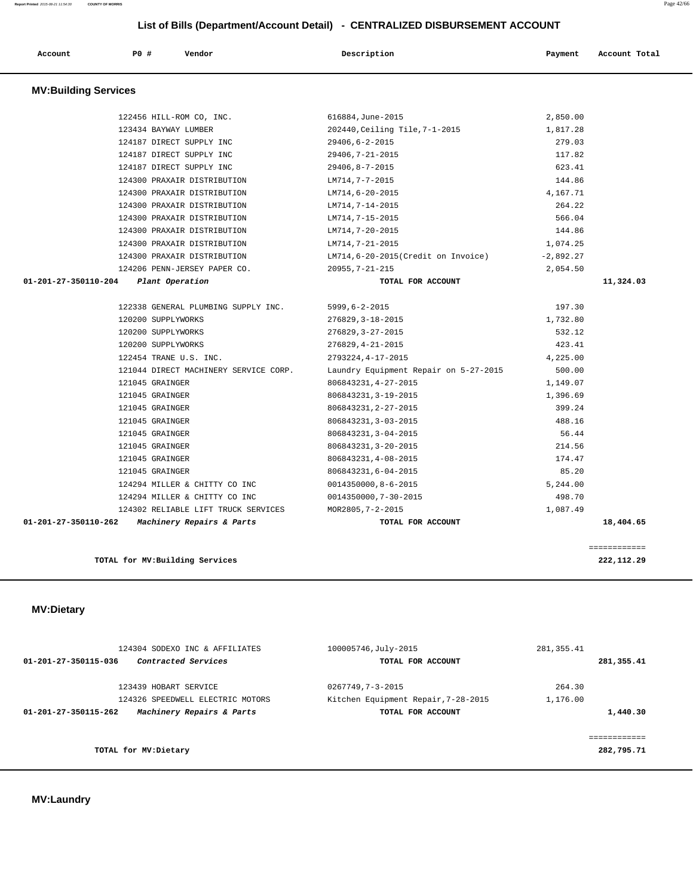## List of Bills (Department/Account Detail) - CENTRALIZED DISBURSEMENT ACCOUNT

| Account | PO # | Vendor | Description | Payment | Account Total |
|---|---|---|---|---|---|

### MV:Building Services

| Account | PO # | Vendor | Description | Payment | Account Total |
|---|---|---|---|---|---|
| | 122456 | HILL-ROM CO, INC. | 616884,June-2015 | 2,850.00 | |
| | 123434 | BAYWAY LUMBER | 202440,Ceiling Tile,7-1-2015 | 1,817.28 | |
| | 124187 | DIRECT SUPPLY INC | 29406,6-2-2015 | 279.03 | |
| | 124187 | DIRECT SUPPLY INC | 29406,7-21-2015 | 117.82 | |
| | 124187 | DIRECT SUPPLY INC | 29406,8-7-2015 | 623.41 | |
| | 124300 | PRAXAIR DISTRIBUTION | LM714,7-7-2015 | 144.86 | |
| | 124300 | PRAXAIR DISTRIBUTION | LM714,6-20-2015 | 4,167.71 | |
| | 124300 | PRAXAIR DISTRIBUTION | LM714,7-14-2015 | 264.22 | |
| | 124300 | PRAXAIR DISTRIBUTION | LM714,7-15-2015 | 566.04 | |
| | 124300 | PRAXAIR DISTRIBUTION | LM714,7-20-2015 | 144.86 | |
| | 124300 | PRAXAIR DISTRIBUTION | LM714,7-21-2015 | 1,074.25 | |
| | 124300 | PRAXAIR DISTRIBUTION | LM714,6-20-2015(Credit on Invoice) | -2,892.27 | |
| | 124206 | PENN-JERSEY PAPER CO. | 20955,7-21-215 | 2,054.50 | |
| **01-201-27-350110-204** | | *Plant Operation* | **TOTAL FOR ACCOUNT** | | **11,324.03** |
| | 122338 | GENERAL PLUMBING SUPPLY INC. | 5999,6-2-2015 | 197.30 | |
| | 120200 | SUPPLYWORKS | 276829,3-18-2015 | 1,732.80 | |
| | 120200 | SUPPLYWORKS | 276829,3-27-2015 | 532.12 | |
| | 120200 | SUPPLYWORKS | 276829,4-21-2015 | 423.41 | |
| | 122454 | TRANE U.S. INC. | 2793224,4-17-2015 | 4,225.00 | |
| | 121044 | DIRECT MACHINERY SERVICE CORP. | Laundry Equipment Repair on 5-27-2015 | 500.00 | |
| | 121045 | GRAINGER | 806843231,4-27-2015 | 1,149.07 | |
| | 121045 | GRAINGER | 806843231,3-19-2015 | 1,396.69 | |
| | 121045 | GRAINGER | 806843231,2-27-2015 | 399.24 | |
| | 121045 | GRAINGER | 806843231,3-03-2015 | 488.16 | |
| | 121045 | GRAINGER | 806843231,3-04-2015 | 56.44 | |
| | 121045 | GRAINGER | 806843231,3-20-2015 | 214.56 | |
| | 121045 | GRAINGER | 806843231,4-08-2015 | 174.47 | |
| | 121045 | GRAINGER | 806843231,6-04-2015 | 85.20 | |
| | 124294 | MILLER & CHITTY CO INC | 0014350000,8-6-2015 | 5,244.00 | |
| | 124294 | MILLER & CHITTY CO INC | 0014350000,7-30-2015 | 498.70 | |
| | 124302 | RELIABLE LIFT TRUCK SERVICES | MOR2805,7-2-2015 | 1,087.49 | |
| **01-201-27-350110-262** | | *Machinery Repairs & Parts* | **TOTAL FOR ACCOUNT** | | **18,404.65** |

**TOTAL for MV:Building Services** ============ **222,112.29**

### MV:Dietary

| Account | PO # | Vendor | Description | Payment | Account Total |
|---|---|---|---|---|---|
| | 124304 | SODEXO INC & AFFILIATES | 100005746,July-2015 | 281,355.41 | |
| **01-201-27-350115-036** | | *Contracted Services* | **TOTAL FOR ACCOUNT** | | **281,355.41** |
| | 123439 | HOBART SERVICE | 0267749,7-3-2015 | 264.30 | |
| | 124326 | SPEEDWELL ELECTRIC MOTORS | Kitchen Equipment Repair,7-28-2015 | 1,176.00 | |
| **01-201-27-350115-262** | | *Machinery Repairs & Parts* | **TOTAL FOR ACCOUNT** | | **1,440.30** |

**TOTAL for MV:Dietary** ============ **282,795.71**

### MV:Laundry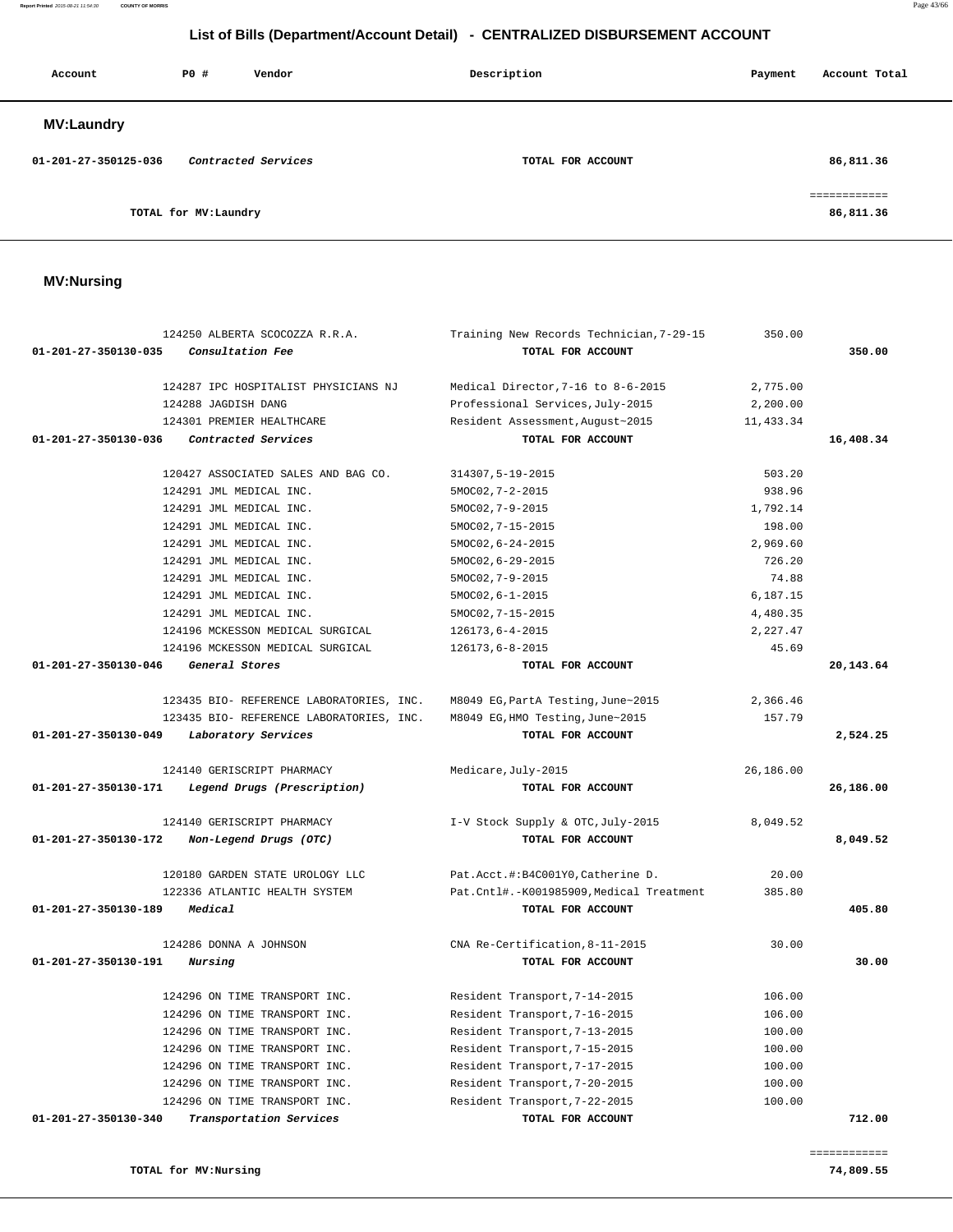## List of Bills (Department/Account Detail) - CENTRALIZED DISBURSEMENT ACCOUNT

| Account | PO # | Vendor | Description | Payment | Account Total |
|---|---|---|---|---|---|

### MV:Laundry

| Account | PO # | Vendor | Description | Payment | Account Total |
|---|---|---|---|---|---|
| 01-201-27-350125-036 | | *Contracted Services* | TOTAL FOR ACCOUNT | | 86,811.36 |
| | | | | | ============ |
| | | TOTAL for MV:Laundry | | | 86,811.36 |

### MV:Nursing

| Account | PO # | Vendor | Description | Payment | Account Total |
|---|---|---|---|---|---|
| | 124250 | ALBERTA SCOCOZZA R.R.A. | Training New Records Technician,7-29-15 | 350.00 | |
| 01-201-27-350130-035 | | *Consultation Fee* | TOTAL FOR ACCOUNT | | 350.00 |
| | 124287 | IPC HOSPITALIST PHYSICIANS NJ | Medical Director,7-16 to 8-6-2015 | 2,775.00 | |
| | 124288 | JAGDISH DANG | Professional Services,July-2015 | 2,200.00 | |
| | 124301 | PREMIER HEALTHCARE | Resident Assessment,August~2015 | 11,433.34 | |
| 01-201-27-350130-036 | | *Contracted Services* | TOTAL FOR ACCOUNT | | 16,408.34 |
| | 120427 | ASSOCIATED SALES AND BAG CO. | 314307,5-19-2015 | 503.20 | |
| | 124291 | JML MEDICAL INC. | 5MOC02,7-2-2015 | 938.96 | |
| | 124291 | JML MEDICAL INC. | 5MOC02,7-9-2015 | 1,792.14 | |
| | 124291 | JML MEDICAL INC. | 5MOC02,7-15-2015 | 198.00 | |
| | 124291 | JML MEDICAL INC. | 5MOC02,6-24-2015 | 2,969.60 | |
| | 124291 | JML MEDICAL INC. | 5MOC02,6-29-2015 | 726.20 | |
| | 124291 | JML MEDICAL INC. | 5MOC02,7-9-2015 | 74.88 | |
| | 124291 | JML MEDICAL INC. | 5MOC02,6-1-2015 | 6,187.15 | |
| | 124291 | JML MEDICAL INC. | 5MOC02,7-15-2015 | 4,480.35 | |
| | 124196 | MCKESSON MEDICAL SURGICAL | 126173,6-4-2015 | 2,227.47 | |
| | 124196 | MCKESSON MEDICAL SURGICAL | 126173,6-8-2015 | 45.69 | |
| 01-201-27-350130-046 | | *General Stores* | TOTAL FOR ACCOUNT | | 20,143.64 |
| | 123435 | BIO- REFERENCE LABORATORIES, INC. | M8049 EG,PartA Testing,June~2015 | 2,366.46 | |
| | 123435 | BIO- REFERENCE LABORATORIES, INC. | M8049 EG,HMO Testing,June~2015 | 157.79 | |
| 01-201-27-350130-049 | | *Laboratory Services* | TOTAL FOR ACCOUNT | | 2,524.25 |
| | 124140 | GERISCRIPT PHARMACY | Medicare,July-2015 | 26,186.00 | |
| 01-201-27-350130-171 | | *Legend Drugs (Prescription)* | TOTAL FOR ACCOUNT | | 26,186.00 |
| | 124140 | GERISCRIPT PHARMACY | I-V Stock Supply & OTC,July-2015 | 8,049.52 | |
| 01-201-27-350130-172 | | *Non-Legend Drugs (OTC)* | TOTAL FOR ACCOUNT | | 8,049.52 |
| | 120180 | GARDEN STATE UROLOGY LLC | Pat.Acct.#:B4C001Y0,Catherine D. | 20.00 | |
| | 122336 | ATLANTIC HEALTH SYSTEM | Pat.Cntl#.-K001985909,Medical Treatment | 385.80 | |
| 01-201-27-350130-189 | | *Medical* | TOTAL FOR ACCOUNT | | 405.80 |
| | 124286 | DONNA A JOHNSON | CNA Re-Certification,8-11-2015 | 30.00 | |
| 01-201-27-350130-191 | | *Nursing* | TOTAL FOR ACCOUNT | | 30.00 |
| | 124296 | ON TIME TRANSPORT INC. | Resident Transport,7-14-2015 | 106.00 | |
| | 124296 | ON TIME TRANSPORT INC. | Resident Transport,7-16-2015 | 106.00 | |
| | 124296 | ON TIME TRANSPORT INC. | Resident Transport,7-13-2015 | 100.00 | |
| | 124296 | ON TIME TRANSPORT INC. | Resident Transport,7-15-2015 | 100.00 | |
| | 124296 | ON TIME TRANSPORT INC. | Resident Transport,7-17-2015 | 100.00 | |
| | 124296 | ON TIME TRANSPORT INC. | Resident Transport,7-20-2015 | 100.00 | |
| | 124296 | ON TIME TRANSPORT INC. | Resident Transport,7-22-2015 | 100.00 | |
| 01-201-27-350130-340 | | *Transportation Services* | TOTAL FOR ACCOUNT | | 712.00 |
| | | | | | ============ |
| | | TOTAL for MV:Nursing | | | 74,809.55 |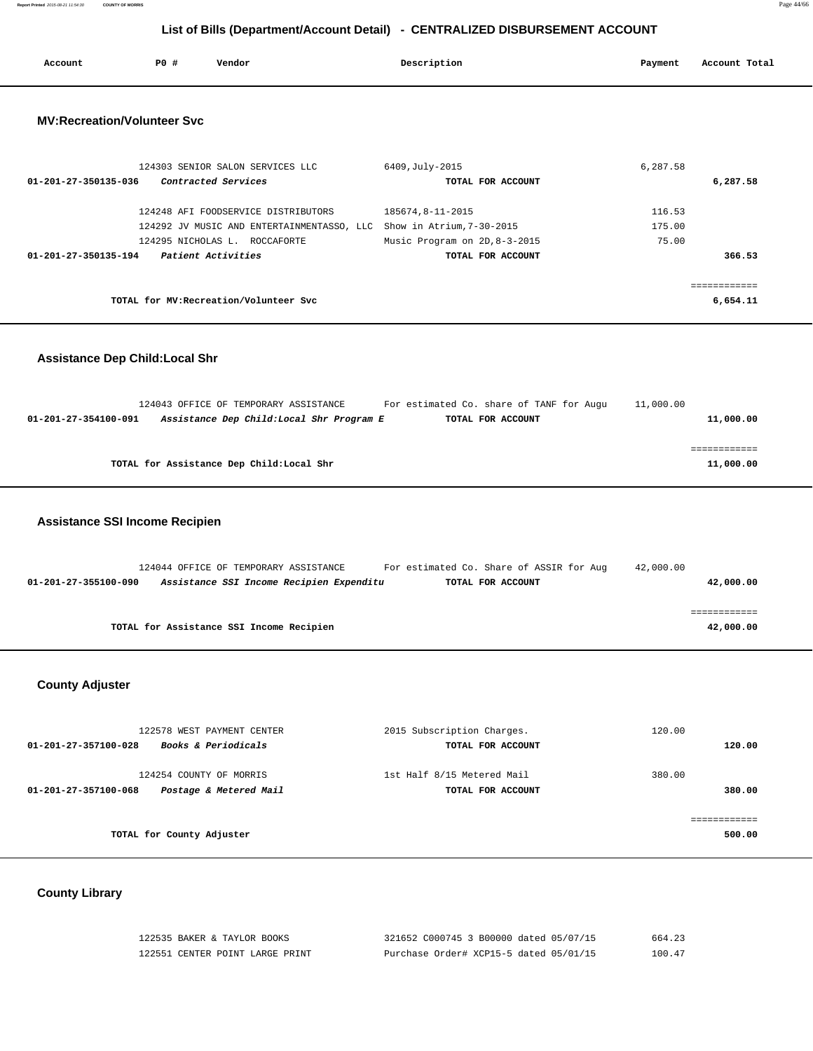# List of Bills (Department/Account Detail) - CENTRALIZED DISBURSEMENT ACCOUNT

| Account | PO # | Vendor | Description | Payment | Account Total |
|---|---|---|---|---|---|

## MV:Recreation/Volunteer Svc

| Account | PO # | Vendor | Description | Payment | Account Total |
|---|---|---|---|---|---|
| | 124303 | SENIOR SALON SERVICES LLC | 6409,July-2015 | 6,287.58 | |
| **01-201-27-350135-036** | | ***Contracted Services*** | **TOTAL FOR ACCOUNT** | | **6,287.58** |
| | 124248 | AFI FOODSERVICE DISTRIBUTORS | 185674,8-11-2015 | 116.53 | |
| | 124292 | JV MUSIC AND ENTERTAINMENTASSO, LLC | Show in Atrium,7-30-2015 | 175.00 | |
| | 124295 | NICHOLAS L. ROCCAFORTE | Music Program on 2D,8-3-2015 | 75.00 | |
| **01-201-27-350135-194** | | ***Patient Activities*** | **TOTAL FOR ACCOUNT** | | **366.53** |

**TOTAL for MV:Recreation/Volunteer Svc** ============ **6,654.11**

## Assistance Dep Child:Local Shr

| Account | PO # | Vendor | Description | Payment | Account Total |
|---|---|---|---|---|---|
| | 124043 | OFFICE OF TEMPORARY ASSISTANCE | For estimated Co. share of TANF for Augu | 11,000.00 | |
| **01-201-27-354100-091** | | ***Assistance Dep Child:Local Shr Program E*** | **TOTAL FOR ACCOUNT** | | **11,000.00** |

**TOTAL for Assistance Dep Child:Local Shr** ============ **11,000.00**

## Assistance SSI Income Recipien

| Account | PO # | Vendor | Description | Payment | Account Total |
|---|---|---|---|---|---|
| | 124044 | OFFICE OF TEMPORARY ASSISTANCE | For estimated Co. Share of ASSIR for Aug | 42,000.00 | |
| **01-201-27-355100-090** | | ***Assistance SSI Income Recipien Expenditu*** | **TOTAL FOR ACCOUNT** | | **42,000.00** |

**TOTAL for Assistance SSI Income Recipien** ============ **42,000.00**

## County Adjuster

| Account | PO # | Vendor | Description | Payment | Account Total |
|---|---|---|---|---|---|
| | 122578 | WEST PAYMENT CENTER | 2015 Subscription Charges. | 120.00 | |
| **01-201-27-357100-028** | | ***Books & Periodicals*** | **TOTAL FOR ACCOUNT** | | **120.00** |
| | 124254 | COUNTY OF MORRIS | 1st Half 8/15 Metered Mail | 380.00 | |
| **01-201-27-357100-068** | | ***Postage & Metered Mail*** | **TOTAL FOR ACCOUNT** | | **380.00** |

**TOTAL for County Adjuster** ============ **500.00**

## County Library

| Account | PO # | Vendor | Description | Payment | Account Total |
|---|---|---|---|---|---|
| | 122535 | BAKER & TAYLOR BOOKS | 321652 C000745 3 B00000 dated 05/07/15 | 664.23 | |
| | 122551 | CENTER POINT LARGE PRINT | Purchase Order# XCP15-5 dated 05/01/15 | 100.47 | |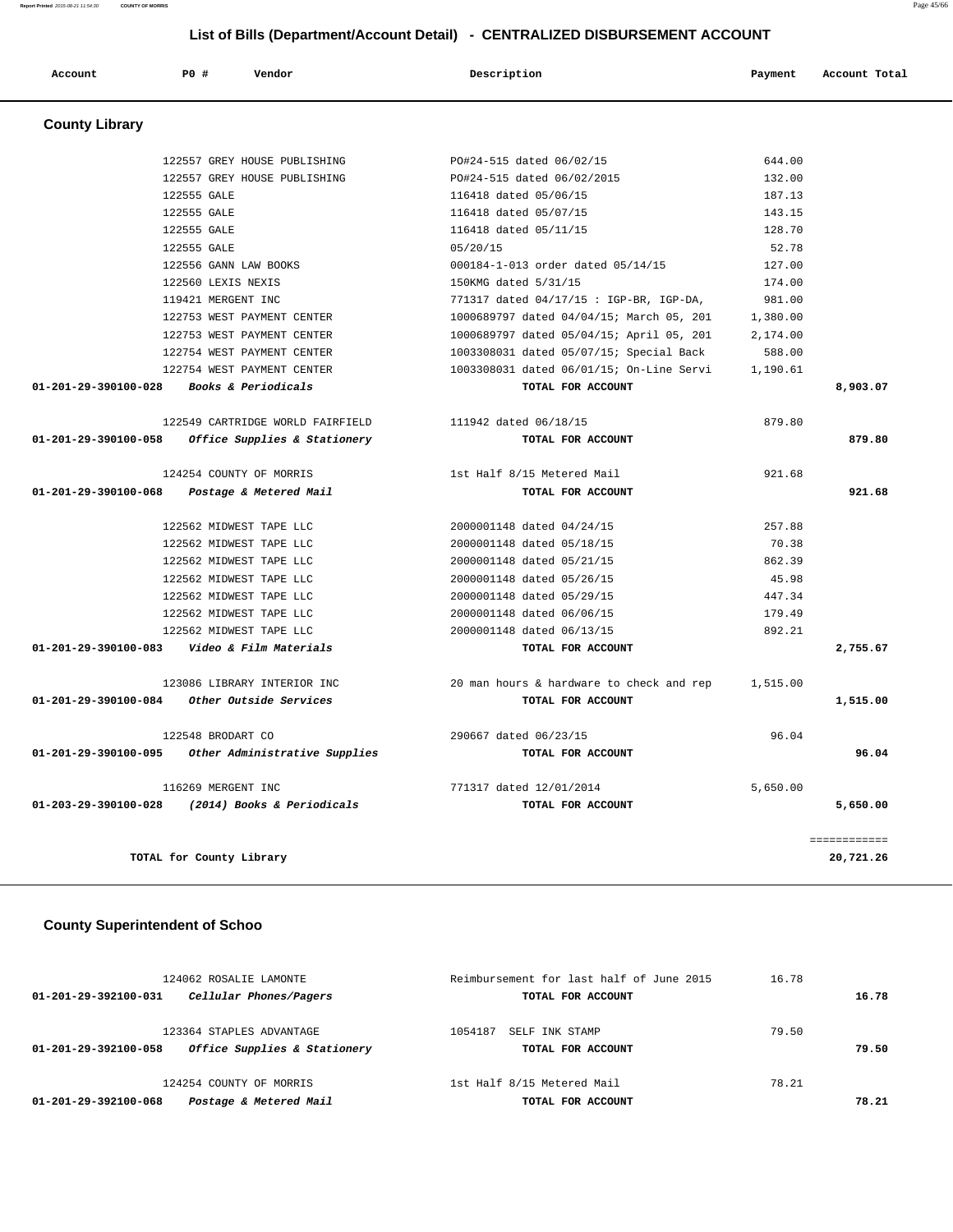## List of Bills (Department/Account Detail) - CENTRALIZED DISBURSEMENT ACCOUNT

| Account | PO # | Vendor | Description | Payment | Account Total |
|---|---|---|---|---|---|

### County Library

| Account | PO # | Vendor | Description | Payment | Account Total |
|---|---|---|---|---|---|
| | 122557 | GREY HOUSE PUBLISHING | PO#24-515 dated 06/02/15 | 644.00 | |
| | 122557 | GREY HOUSE PUBLISHING | PO#24-515 dated 06/02/2015 | 132.00 | |
| | 122555 | GALE | 116418 dated 05/06/15 | 187.13 | |
| | 122555 | GALE | 116418 dated 05/07/15 | 143.15 | |
| | 122555 | GALE | 116418 dated 05/11/15 | 128.70 | |
| | 122555 | GALE | 05/20/15 | 52.78 | |
| | 122556 | GANN LAW BOOKS | 000184-1-013 order dated 05/14/15 | 127.00 | |
| | 122560 | LEXIS NEXIS | 150KMG dated 5/31/15 | 174.00 | |
| | 119421 | MERGENT INC | 771317 dated 04/17/15 : IGP-BR, IGP-DA, | 981.00 | |
| | 122753 | WEST PAYMENT CENTER | 1000689797 dated 04/04/15; March 05, 201 | 1,380.00 | |
| | 122753 | WEST PAYMENT CENTER | 1000689797 dated 05/04/15; April 05, 201 | 2,174.00 | |
| | 122754 | WEST PAYMENT CENTER | 1003308031 dated 05/07/15; Special Back | 588.00 | |
| | 122754 | WEST PAYMENT CENTER | 1003308031 dated 06/01/15; On-Line Servi | 1,190.61 | |
| **01-201-29-390100-028** | | ***Books & Periodicals*** | **TOTAL FOR ACCOUNT** | | **8,903.07** |
| | 122549 | CARTRIDGE WORLD FAIRFIELD | 111942 dated 06/18/15 | 879.80 | |
| **01-201-29-390100-058** | | ***Office Supplies & Stationery*** | **TOTAL FOR ACCOUNT** | | **879.80** |
| | 124254 | COUNTY OF MORRIS | 1st Half 8/15 Metered Mail | 921.68 | |
| **01-201-29-390100-068** | | ***Postage & Metered Mail*** | **TOTAL FOR ACCOUNT** | | **921.68** |
| | 122562 | MIDWEST TAPE LLC | 2000001148 dated 04/24/15 | 257.88 | |
| | 122562 | MIDWEST TAPE LLC | 2000001148 dated 05/18/15 | 70.38 | |
| | 122562 | MIDWEST TAPE LLC | 2000001148 dated 05/21/15 | 862.39 | |
| | 122562 | MIDWEST TAPE LLC | 2000001148 dated 05/26/15 | 45.98 | |
| | 122562 | MIDWEST TAPE LLC | 2000001148 dated 05/29/15 | 447.34 | |
| | 122562 | MIDWEST TAPE LLC | 2000001148 dated 06/06/15 | 179.49 | |
| | 122562 | MIDWEST TAPE LLC | 2000001148 dated 06/13/15 | 892.21 | |
| **01-201-29-390100-083** | | ***Video & Film Materials*** | **TOTAL FOR ACCOUNT** | | **2,755.67** |
| | 123086 | LIBRARY INTERIOR INC | 20 man hours & hardware to check and rep | 1,515.00 | |
| **01-201-29-390100-084** | | ***Other Outside Services*** | **TOTAL FOR ACCOUNT** | | **1,515.00** |
| | 122548 | BRODART CO | 290667 dated 06/23/15 | 96.04 | |
| **01-201-29-390100-095** | | ***Other Administrative Supplies*** | **TOTAL FOR ACCOUNT** | | **96.04** |
| | 116269 | MERGENT INC | 771317 dated 12/01/2014 | 5,650.00 | |
| **01-203-29-390100-028** | | ***(2014) Books & Periodicals*** | **TOTAL FOR ACCOUNT** | | **5,650.00** |
| | | | | | ============ |
| | | **TOTAL for County Library** | | | **20,721.26** |

### County Superintendent of Schoo

| Account | PO # | Vendor | Description | Payment | Account Total |
|---|---|---|---|---|---|
| | 124062 | ROSALIE LAMONTE | Reimbursement for last half of June 2015 | 16.78 | |
| **01-201-29-392100-031** | | ***Cellular Phones/Pagers*** | **TOTAL FOR ACCOUNT** | | **16.78** |
| | 123364 | STAPLES ADVANTAGE | 1054187 SELF INK STAMP | 79.50 | |
| **01-201-29-392100-058** | | ***Office Supplies & Stationery*** | **TOTAL FOR ACCOUNT** | | **79.50** |
| | 124254 | COUNTY OF MORRIS | 1st Half 8/15 Metered Mail | 78.21 | |
| **01-201-29-392100-068** | | ***Postage & Metered Mail*** | **TOTAL FOR ACCOUNT** | | **78.21** |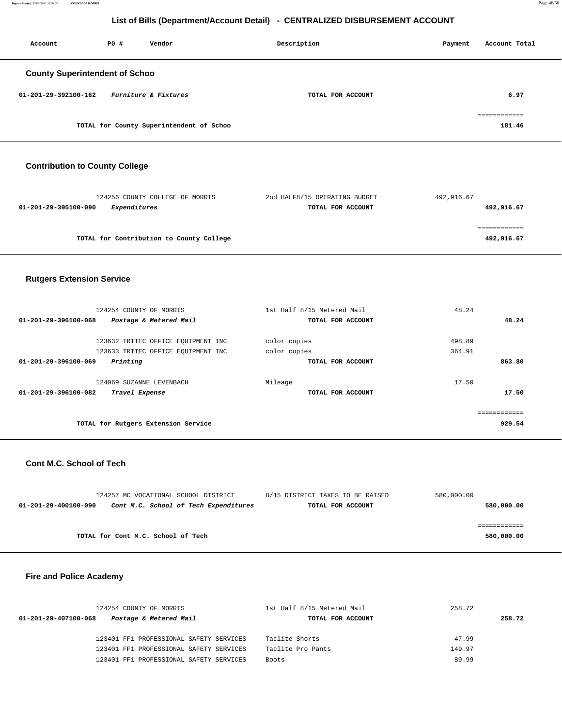## List of Bills (Department/Account Detail) - CENTRALIZED DISBURSEMENT ACCOUNT

| Account | PO # | Vendor | Description | Payment | Account Total |
|---|---|---|---|---|---|

### County Superintendent of Schoo

| Account | PO # | Vendor | Description | Payment | Account Total |
|---|---|---|---|---|---|
| 01-201-29-392100-162 | | *Furniture & Fixtures* | TOTAL FOR ACCOUNT | | 6.97 |
| | | | | | ============ |
| | | TOTAL for County Superintendent of Schoo | | | 181.46 |

### Contribution to County College

| Account | PO # | Vendor | Description | Payment | Account Total |
|---|---|---|---|---|---|
| | 124256 | COUNTY COLLEGE OF MORRIS | 2nd HALF8/15 OPERATING BUDGET | 492,916.67 | |
| 01-201-29-395100-090 | | *Expenditures* | TOTAL FOR ACCOUNT | | 492,916.67 |
| | | | | | ============ |
| | | TOTAL for Contribution to County College | | | 492,916.67 |

### Rutgers Extension Service

| Account | PO # | Vendor | Description | Payment | Account Total |
|---|---|---|---|---|---|
| | 124254 | COUNTY OF MORRIS | 1st Half 8/15 Metered Mail | 48.24 | |
| 01-201-29-396100-068 | | *Postage & Metered Mail* | TOTAL FOR ACCOUNT | | 48.24 |
| | 123632 | TRITEC OFFICE EQUIPMENT INC | color copies | 498.89 | |
| | 123633 | TRITEC OFFICE EQUIPMENT INC | color copies | 364.91 | |
| 01-201-29-396100-069 | | *Printing* | TOTAL FOR ACCOUNT | | 863.80 |
| | 124069 | SUZANNE LEVENBACH | Mileage | 17.50 | |
| 01-201-29-396100-082 | | *Travel Expense* | TOTAL FOR ACCOUNT | | 17.50 |
| | | | | | ============ |
| | | TOTAL for Rutgers Extension Service | | | 929.54 |

### Cont M.C. School of Tech

| Account | PO # | Vendor | Description | Payment | Account Total |
|---|---|---|---|---|---|
| | 124257 | MC VOCATIONAL SCHOOL DISTRICT | 8/15 DISTRICT TAXES TO BE RAISED | 580,000.00 | |
| 01-201-29-400100-090 | | *Cont M.C. School of Tech Expenditures* | TOTAL FOR ACCOUNT | | 580,000.00 |
| | | | | | ============ |
| | | TOTAL for Cont M.C. School of Tech | | | 580,000.00 |

### Fire and Police Academy

| Account | PO # | Vendor | Description | Payment | Account Total |
|---|---|---|---|---|---|
| | 124254 | COUNTY OF MORRIS | 1st Half 8/15 Metered Mail | 258.72 | |
| 01-201-29-407100-068 | | *Postage & Metered Mail* | TOTAL FOR ACCOUNT | | 258.72 |
| | 123401 | FF1 PROFESSIONAL SAFETY SERVICES | Taclite Shorts | 47.99 | |
| | 123401 | FF1 PROFESSIONAL SAFETY SERVICES | Taclite Pro Pants | 149.97 | |
| | 123401 | FF1 PROFESSIONAL SAFETY SERVICES | Boots | 89.99 | |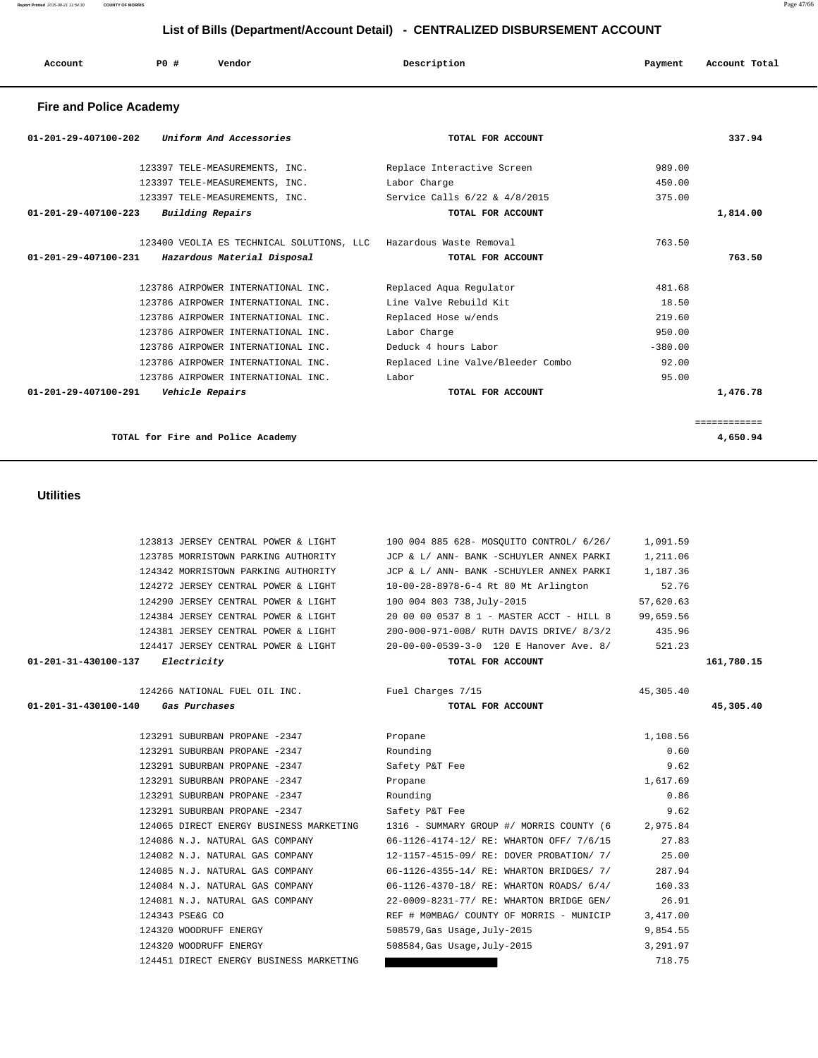# List of Bills (Department/Account Detail) - CENTRALIZED DISBURSEMENT ACCOUNT

| Account | PO # | Vendor | Description | Payment | Account Total |
|---|---|---|---|---|---|

## Fire and Police Academy

| Account | PO # | Vendor | Description | Payment | Account Total |
|---|---|---|---|---|---|
| 01-201-29-407100-202 | | *Uniform And Accessories* | **TOTAL FOR ACCOUNT** | | **337.94** |
| | 123397 | TELE-MEASUREMENTS, INC. | Replace Interactive Screen | 989.00 | |
| | 123397 | TELE-MEASUREMENTS, INC. | Labor Charge | 450.00 | |
| | 123397 | TELE-MEASUREMENTS, INC. | Service Calls 6/22 & 4/8/2015 | 375.00 | |
| 01-201-29-407100-223 | | *Building Repairs* | **TOTAL FOR ACCOUNT** | | **1,814.00** |
| | 123400 | VEOLIA ES TECHNICAL SOLUTIONS, LLC | Hazardous Waste Removal | 763.50 | |
| 01-201-29-407100-231 | | *Hazardous Material Disposal* | **TOTAL FOR ACCOUNT** | | **763.50** |
| | 123786 | AIRPOWER INTERNATIONAL INC. | Replaced Aqua Regulator | 481.68 | |
| | 123786 | AIRPOWER INTERNATIONAL INC. | Line Valve Rebuild Kit | 18.50 | |
| | 123786 | AIRPOWER INTERNATIONAL INC. | Replaced Hose w/ends | 219.60 | |
| | 123786 | AIRPOWER INTERNATIONAL INC. | Labor Charge | 950.00 | |
| | 123786 | AIRPOWER INTERNATIONAL INC. | Deduck 4 hours Labor | -380.00 | |
| | 123786 | AIRPOWER INTERNATIONAL INC. | Replaced Line Valve/Bleeder Combo | 92.00 | |
| | 123786 | AIRPOWER INTERNATIONAL INC. | Labor | 95.00 | |
| 01-201-29-407100-291 | | *Vehicle Repairs* | **TOTAL FOR ACCOUNT** | | **1,476.78** |
| | | | | | ============ |
| | | **TOTAL for Fire and Police Academy** | | | **4,650.94** |

## Utilities

| Account | PO # | Vendor | Description | Payment | Account Total |
|---|---|---|---|---|---|
| | 123813 | JERSEY CENTRAL POWER & LIGHT | 100 004 885 628- MOSQUITO CONTROL/ 6/26/ | 1,091.59 | |
| | 123785 | MORRISTOWN PARKING AUTHORITY | JCP & L/ ANN- BANK -SCHUYLER ANNEX PARKI | 1,211.06 | |
| | 124342 | MORRISTOWN PARKING AUTHORITY | JCP & L/ ANN- BANK -SCHUYLER ANNEX PARKI | 1,187.36 | |
| | 124272 | JERSEY CENTRAL POWER & LIGHT | 10-00-28-8978-6-4 Rt 80 Mt Arlington | 52.76 | |
| | 124290 | JERSEY CENTRAL POWER & LIGHT | 100 004 803 738,July-2015 | 57,620.63 | |
| | 124384 | JERSEY CENTRAL POWER & LIGHT | 20 00 00 0537 8 1 - MASTER ACCT - HILL 8 | 99,659.56 | |
| | 124381 | JERSEY CENTRAL POWER & LIGHT | 200-000-971-008/ RUTH DAVIS DRIVE/ 8/3/2 | 435.96 | |
| | 124417 | JERSEY CENTRAL POWER & LIGHT | 20-00-00-0539-3-0 120 E Hanover Ave. 8/ | 521.23 | |
| 01-201-31-430100-137 | | *Electricity* | **TOTAL FOR ACCOUNT** | | **161,780.15** |
| | 124266 | NATIONAL FUEL OIL INC. | Fuel Charges 7/15 | 45,305.40 | |
| 01-201-31-430100-140 | | *Gas Purchases* | **TOTAL FOR ACCOUNT** | | **45,305.40** |
| | 123291 | SUBURBAN PROPANE -2347 | Propane | 1,108.56 | |
| | 123291 | SUBURBAN PROPANE -2347 | Rounding | 0.60 | |
| | 123291 | SUBURBAN PROPANE -2347 | Safety P&T Fee | 9.62 | |
| | 123291 | SUBURBAN PROPANE -2347 | Propane | 1,617.69 | |
| | 123291 | SUBURBAN PROPANE -2347 | Rounding | 0.86 | |
| | 123291 | SUBURBAN PROPANE -2347 | Safety P&T Fee | 9.62 | |
| | 124065 | DIRECT ENERGY BUSINESS MARKETING | 1316 - SUMMARY GROUP #/ MORRIS COUNTY (6 | 2,975.84 | |
| | 124086 | N.J. NATURAL GAS COMPANY | 06-1126-4174-12/ RE: WHARTON OFF/ 7/6/15 | 27.83 | |
| | 124082 | N.J. NATURAL GAS COMPANY | 12-1157-4515-09/ RE: DOVER PROBATION/ 7/ | 25.00 | |
| | 124085 | N.J. NATURAL GAS COMPANY | 06-1126-4355-14/ RE: WHARTON BRIDGES/ 7/ | 287.94 | |
| | 124084 | N.J. NATURAL GAS COMPANY | 06-1126-4370-18/ RE: WHARTON ROADS/ 6/4/ | 160.33 | |
| | 124081 | N.J. NATURAL GAS COMPANY | 22-0009-8231-77/ RE: WHARTON BRIDGE GEN/ | 26.91 | |
| | 124343 | PSE&G CO | REF # MOMBAG/ COUNTY OF MORRIS - MUNICIP | 3,417.00 | |
| | 124320 | WOODRUFF ENERGY | 508579,Gas Usage,July-2015 | 9,854.55 | |
| | 124320 | WOODRUFF ENERGY | 508584,Gas Usage,July-2015 | 3,291.97 | |
| | 124451 | DIRECT ENERGY BUSINESS MARKETING | | 718.75 | |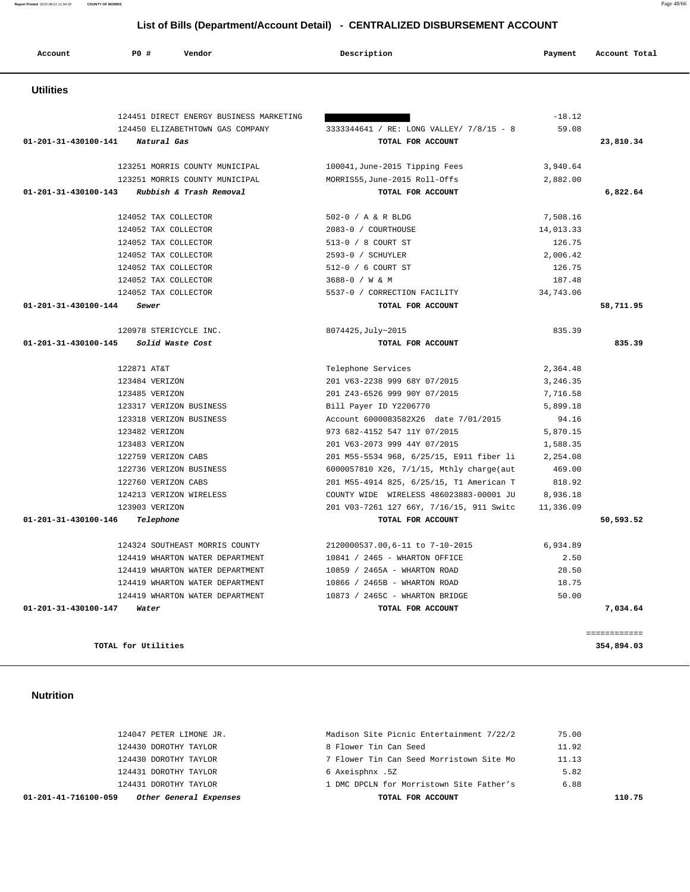## List of Bills (Department/Account Detail) - CENTRALIZED DISBURSEMENT ACCOUNT

| Account | PO # | Vendor | Description | Payment | Account Total |
|---|---|---|---|---|---|

### Utilities

| Account | PO # | Vendor | Description | Payment | Account Total |
|---|---|---|---|---|---|
| | 124451 | DIRECT ENERGY BUSINESS MARKETING | | -18.12 | |
| | 124450 | ELIZABETHTOWN GAS COMPANY | 3333344641 / RE: LONG VALLEY/ 7/8/15 - 8 | 59.08 | |
| **01-201-31-430100-141** | ***Natural Gas*** | | **TOTAL FOR ACCOUNT** | | **23,810.34** |
| | 123251 | MORRIS COUNTY MUNICIPAL | 100041,June-2015 Tipping Fees | 3,940.64 | |
| | 123251 | MORRIS COUNTY MUNICIPAL | MORRIS55,June-2015 Roll-Offs | 2,882.00 | |
| **01-201-31-430100-143** | ***Rubbish & Trash Removal*** | | **TOTAL FOR ACCOUNT** | | **6,822.64** |
| | 124052 | TAX COLLECTOR | 502-0 / A & R BLDG | 7,508.16 | |
| | 124052 | TAX COLLECTOR | 2083-0 / COURTHOUSE | 14,013.33 | |
| | 124052 | TAX COLLECTOR | 513-0 / 8 COURT ST | 126.75 | |
| | 124052 | TAX COLLECTOR | 2593-0 / SCHUYLER | 2,006.42 | |
| | 124052 | TAX COLLECTOR | 512-0 / 6 COURT ST | 126.75 | |
| | 124052 | TAX COLLECTOR | 3688-0 / W & M | 187.48 | |
| | 124052 | TAX COLLECTOR | 5537-0 / CORRECTION FACILITY | 34,743.06 | |
| **01-201-31-430100-144** | ***Sewer*** | | **TOTAL FOR ACCOUNT** | | **58,711.95** |
| | 120978 | STERICYCLE INC. | 8074425,July~2015 | 835.39 | |
| **01-201-31-430100-145** | ***Solid Waste Cost*** | | **TOTAL FOR ACCOUNT** | | **835.39** |
| | 122871 | AT&T | Telephone Services | 2,364.48 | |
| | 123484 | VERIZON | 201 V63-2238 999 68Y 07/2015 | 3,246.35 | |
| | 123485 | VERIZON | 201 Z43-6526 999 90Y 07/2015 | 7,716.58 | |
| | 123317 | VERIZON BUSINESS | Bill Payer ID Y2206770 | 5,899.18 | |
| | 123318 | VERIZON BUSINESS | Account 6000083582X26 date 7/01/2015 | 94.16 | |
| | 123482 | VERIZON | 973 682-4152 547 11Y 07/2015 | 5,870.15 | |
| | 123483 | VERIZON | 201 V63-2073 999 44Y 07/2015 | 1,588.35 | |
| | 122759 | VERIZON CABS | 201 M55-5534 968, 6/25/15, E911 fiber li | 2,254.08 | |
| | 122736 | VERIZON BUSINESS | 6000057810 X26, 7/1/15, Mthly charge(aut | 469.00 | |
| | 122760 | VERIZON CABS | 201 M55-4914 825, 6/25/15, T1 American T | 818.92 | |
| | 124213 | VERIZON WIRELESS | COUNTY WIDE WIRELESS 486023883-00001 JU | 8,936.18 | |
| | 123903 | VERIZON | 201 V03-7261 127 66Y, 7/16/15, 911 Switc | 11,336.09 | |
| **01-201-31-430100-146** | ***Telephone*** | | **TOTAL FOR ACCOUNT** | | **50,593.52** |
| | 124324 | SOUTHEAST MORRIS COUNTY | 2120000537.00,6-11 to 7-10-2015 | 6,934.89 | |
| | 124419 | WHARTON WATER DEPARTMENT | 10841 / 2465 - WHARTON OFFICE | 2.50 | |
| | 124419 | WHARTON WATER DEPARTMENT | 10859 / 2465A - WHARTON ROAD | 28.50 | |
| | 124419 | WHARTON WATER DEPARTMENT | 10866 / 2465B - WHARTON ROAD | 18.75 | |
| | 124419 | WHARTON WATER DEPARTMENT | 10873 / 2465C - WHARTON BRIDGE | 50.00 | |
| **01-201-31-430100-147** | ***Water*** | | **TOTAL FOR ACCOUNT** | | **7,034.64** |
| | | | | | ============ |
| | **TOTAL for Utilities** | | | | **354,894.03** |

### Nutrition

| Account | PO # | Vendor | Description | Payment | Account Total |
|---|---|---|---|---|---|
| | 124047 | PETER LIMONE JR. | Madison Site Picnic Entertainment 7/22/2 | 75.00 | |
| | 124430 | DOROTHY TAYLOR | 8 Flower Tin Can Seed | 11.92 | |
| | 124430 | DOROTHY TAYLOR | 7 Flower Tin Can Seed Morristown Site Mo | 11.13 | |
| | 124431 | DOROTHY TAYLOR | 6 Axeisphnx .5Z | 5.82 | |
| | 124431 | DOROTHY TAYLOR | 1 DMC DPCLN for Morristown Site Father's | 6.88 | |
| **01-201-41-716100-059** | ***Other General Expenses*** | | **TOTAL FOR ACCOUNT** | | **110.75** |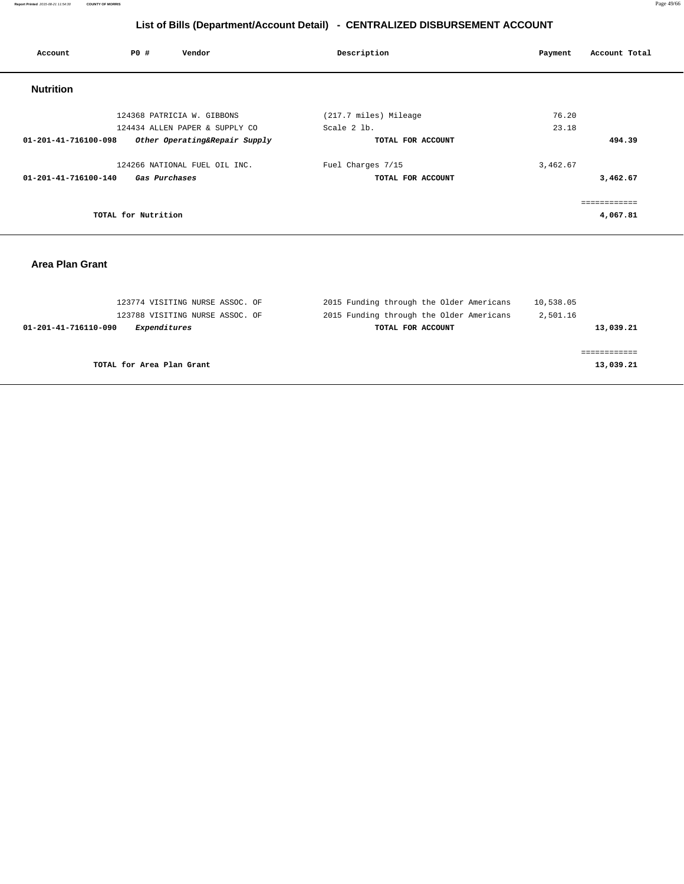## List of Bills (Department/Account Detail) - CENTRALIZED DISBURSEMENT ACCOUNT

| Account | PO # | Vendor | Description | Payment | Account Total |
|---|---|---|---|---|---|

### Nutrition

| Account | PO # | Vendor | Description | Payment | Account Total |
|---|---|---|---|---|---|
| | 124368 | PATRICIA W. GIBBONS | (217.7 miles) Mileage | 76.20 | |
| | 124434 | ALLEN PAPER & SUPPLY CO | Scale 2 lb. | 23.18 | |
| **01-201-41-716100-098** | | ***Other Operating&Repair Supply*** | **TOTAL FOR ACCOUNT** | | **494.39** |
| | 124266 | NATIONAL FUEL OIL INC. | Fuel Charges 7/15 | 3,462.67 | |
| **01-201-41-716100-140** | | ***Gas Purchases*** | **TOTAL FOR ACCOUNT** | | **3,462.67** |
| | | | | | ============ |
| | **TOTAL for Nutrition** | | | | **4,067.81** |

### Area Plan Grant

| Account | PO # | Vendor | Description | Payment | Account Total |
|---|---|---|---|---|---|
| | 123774 | VISITING NURSE ASSOC. OF | 2015 Funding through the Older Americans | 10,538.05 | |
| | 123788 | VISITING NURSE ASSOC. OF | 2015 Funding through the Older Americans | 2,501.16 | |
| **01-201-41-716110-090** | | ***Expenditures*** | **TOTAL FOR ACCOUNT** | | **13,039.21** |
| | | | | | ============ |
| | **TOTAL for Area Plan Grant** | | | | **13,039.21** |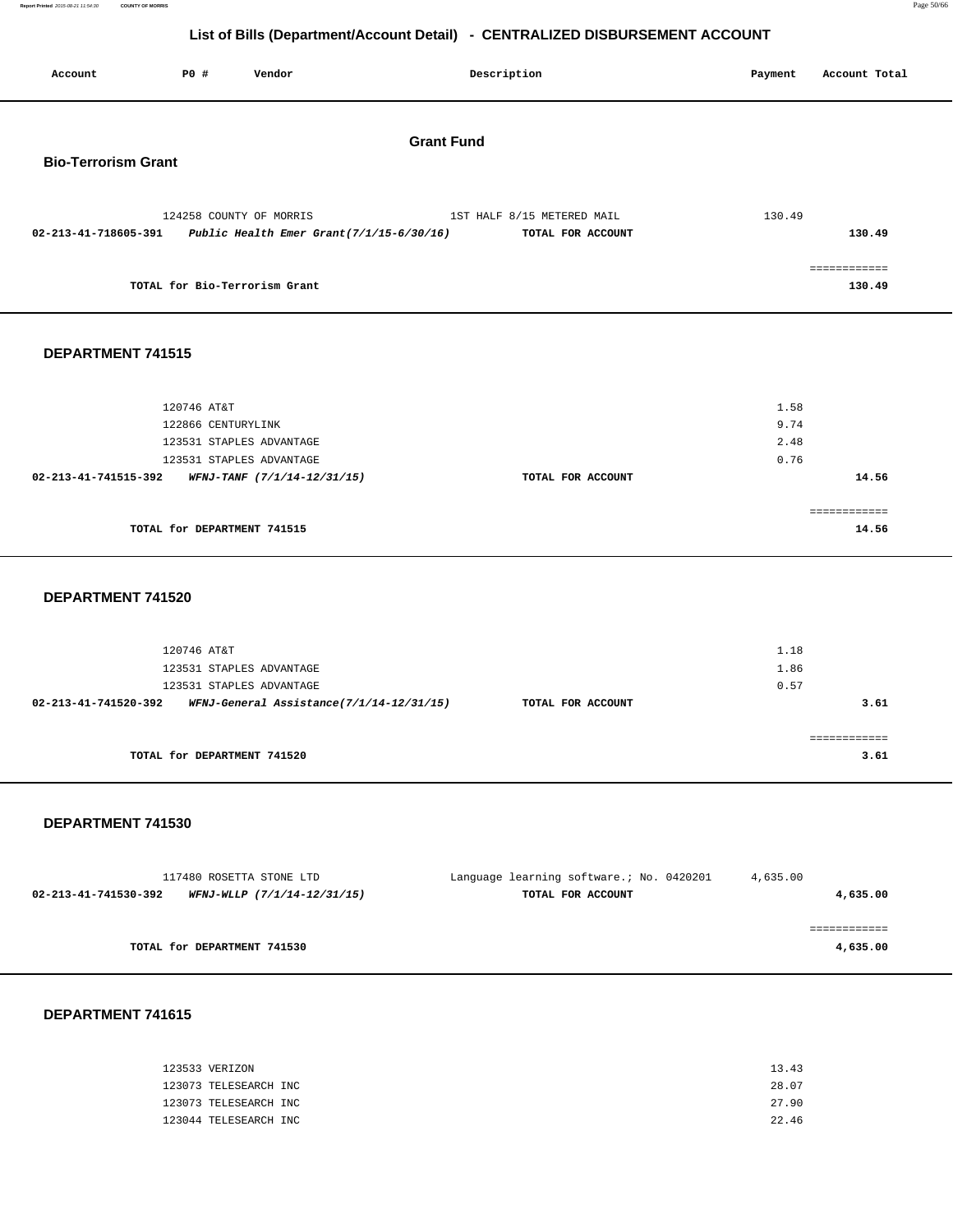# List of Bills (Department/Account Detail) - CENTRALIZED DISBURSEMENT ACCOUNT

| Account | PO # | Vendor | Description | Payment | Account Total |
|---|---|---|---|---|---|

## Grant Fund

### Bio-Terrorism Grant

| Account | PO # | Vendor | Description | Payment | Account Total |
|---|---|---|---|---|---|
| | 124258 | COUNTY OF MORRIS | 1ST HALF 8/15 METERED MAIL | 130.49 | |
| **02-213-41-718605-391** | | ***Public Health Emer Grant(7/1/15-6/30/16)*** | **TOTAL FOR ACCOUNT** | | **130.49** |

**TOTAL for Bio-Terrorism Grant** ============ **130.49**

### DEPARTMENT 741515

| Account | PO # | Vendor | Description | Payment | Account Total |
|---|---|---|---|---|---|
| | 120746 | AT&T | | 1.58 | |
| | 122866 | CENTURYLINK | | 9.74 | |
| | 123531 | STAPLES ADVANTAGE | | 2.48 | |
| | 123531 | STAPLES ADVANTAGE | | 0.76 | |
| **02-213-41-741515-392** | | ***WFNJ-TANF (7/1/14-12/31/15)*** | **TOTAL FOR ACCOUNT** | | **14.56** |

**TOTAL for DEPARTMENT 741515** ============ **14.56**

### DEPARTMENT 741520

| Account | PO # | Vendor | Description | Payment | Account Total |
|---|---|---|---|---|---|
| | 120746 | AT&T | | 1.18 | |
| | 123531 | STAPLES ADVANTAGE | | 1.86 | |
| | 123531 | STAPLES ADVANTAGE | | 0.57 | |
| **02-213-41-741520-392** | | ***WFNJ-General Assistance(7/1/14-12/31/15)*** | **TOTAL FOR ACCOUNT** | | **3.61** |

**TOTAL for DEPARTMENT 741520** ============ **3.61**

### DEPARTMENT 741530

| Account | PO # | Vendor | Description | Payment | Account Total |
|---|---|---|---|---|---|
| | 117480 | ROSETTA STONE LTD | Language learning software.; No. 0420201 | 4,635.00 | |
| **02-213-41-741530-392** | | ***WFNJ-WLLP (7/1/14-12/31/15)*** | **TOTAL FOR ACCOUNT** | | **4,635.00** |

**TOTAL for DEPARTMENT 741530** ============ **4,635.00**

### DEPARTMENT 741615

| Account | PO # | Vendor | Description | Payment | Account Total |
|---|---|---|---|---|---|
| | 123533 | VERIZON | | 13.43 | |
| | 123073 | TELESEARCH INC | | 28.07 | |
| | 123073 | TELESEARCH INC | | 27.90 | |
| | 123044 | TELESEARCH INC | | 22.46 | |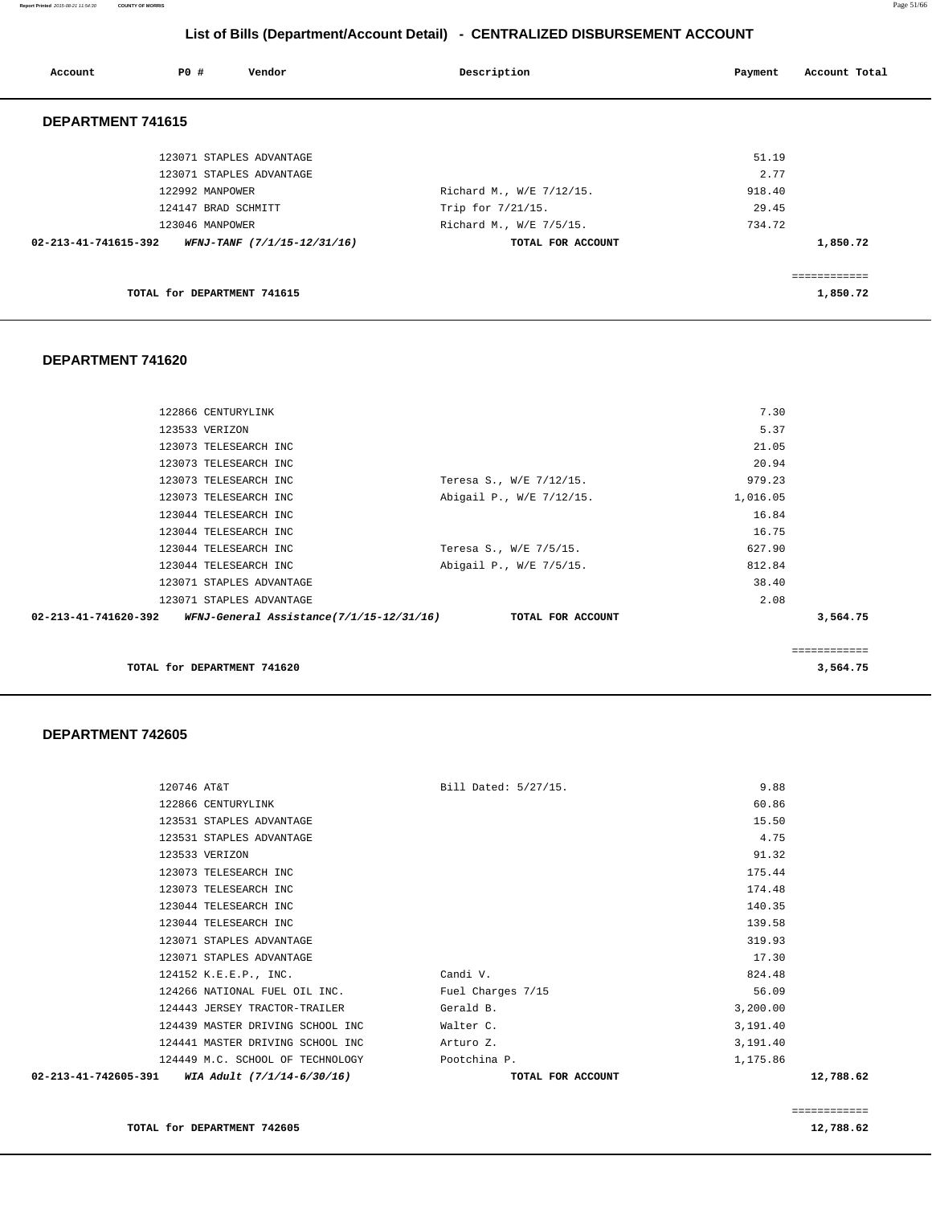## List of Bills (Department/Account Detail) - CENTRALIZED DISBURSEMENT ACCOUNT

| Account | PO # | Vendor | Description | Payment | Account Total |
|---|---|---|---|---|---|

### DEPARTMENT 741615

| Account | PO # | Vendor | Description | Payment | Account Total |
|---|---|---|---|---|---|
| | 123071 | STAPLES ADVANTAGE | | 51.19 | |
| | 123071 | STAPLES ADVANTAGE | | 2.77 | |
| | 122992 | MANPOWER | Richard M., W/E 7/12/15. | 918.40 | |
| | 124147 | BRAD SCHMITT | Trip for 7/21/15. | 29.45 | |
| | 123046 | MANPOWER | Richard M., W/E 7/5/15. | 734.72 | |
| **02-213-41-741615-392** | | ***WFNJ-TANF (7/1/15-12/31/16)*** | **TOTAL FOR ACCOUNT** | | **1,850.72** |

**TOTAL for DEPARTMENT 741615** — **1,850.72**

### DEPARTMENT 741620

| Account | PO # | Vendor | Description | Payment | Account Total |
|---|---|---|---|---|---|
| | 122866 | CENTURYLINK | | 7.30 | |
| | 123533 | VERIZON | | 5.37 | |
| | 123073 | TELESEARCH INC | | 21.05 | |
| | 123073 | TELESEARCH INC | | 20.94 | |
| | 123073 | TELESEARCH INC | Teresa S., W/E 7/12/15. | 979.23 | |
| | 123073 | TELESEARCH INC | Abigail P., W/E 7/12/15. | 1,016.05 | |
| | 123044 | TELESEARCH INC | | 16.84 | |
| | 123044 | TELESEARCH INC | | 16.75 | |
| | 123044 | TELESEARCH INC | Teresa S., W/E 7/5/15. | 627.90 | |
| | 123044 | TELESEARCH INC | Abigail P., W/E 7/5/15. | 812.84 | |
| | 123071 | STAPLES ADVANTAGE | | 38.40 | |
| | 123071 | STAPLES ADVANTAGE | | 2.08 | |
| **02-213-41-741620-392** | | ***WFNJ-General Assistance(7/1/15-12/31/16)*** | **TOTAL FOR ACCOUNT** | | **3,564.75** |

**TOTAL for DEPARTMENT 741620** — **3,564.75**

### DEPARTMENT 742605

| Account | PO # | Vendor | Description | Payment | Account Total |
|---|---|---|---|---|---|
| | 120746 | AT&T | Bill Dated: 5/27/15. | 9.88 | |
| | 122866 | CENTURYLINK | | 60.86 | |
| | 123531 | STAPLES ADVANTAGE | | 15.50 | |
| | 123531 | STAPLES ADVANTAGE | | 4.75 | |
| | 123533 | VERIZON | | 91.32 | |
| | 123073 | TELESEARCH INC | | 175.44 | |
| | 123073 | TELESEARCH INC | | 174.48 | |
| | 123044 | TELESEARCH INC | | 140.35 | |
| | 123044 | TELESEARCH INC | | 139.58 | |
| | 123071 | STAPLES ADVANTAGE | | 319.93 | |
| | 123071 | STAPLES ADVANTAGE | | 17.30 | |
| | 124152 | K.E.E.P., INC. | Candi V. | 824.48 | |
| | 124266 | NATIONAL FUEL OIL INC. | Fuel Charges 7/15 | 56.09 | |
| | 124443 | JERSEY TRACTOR-TRAILER | Gerald B. | 3,200.00 | |
| | 124439 | MASTER DRIVING SCHOOL INC | Walter C. | 3,191.40 | |
| | 124441 | MASTER DRIVING SCHOOL INC | Arturo Z. | 3,191.40 | |
| | 124449 | M.C. SCHOOL OF TECHNOLOGY | Pootchina P. | 1,175.86 | |
| **02-213-41-742605-391** | | ***WIA Adult (7/1/14-6/30/16)*** | **TOTAL FOR ACCOUNT** | | **12,788.62** |

**TOTAL for DEPARTMENT 742605** — **12,788.62**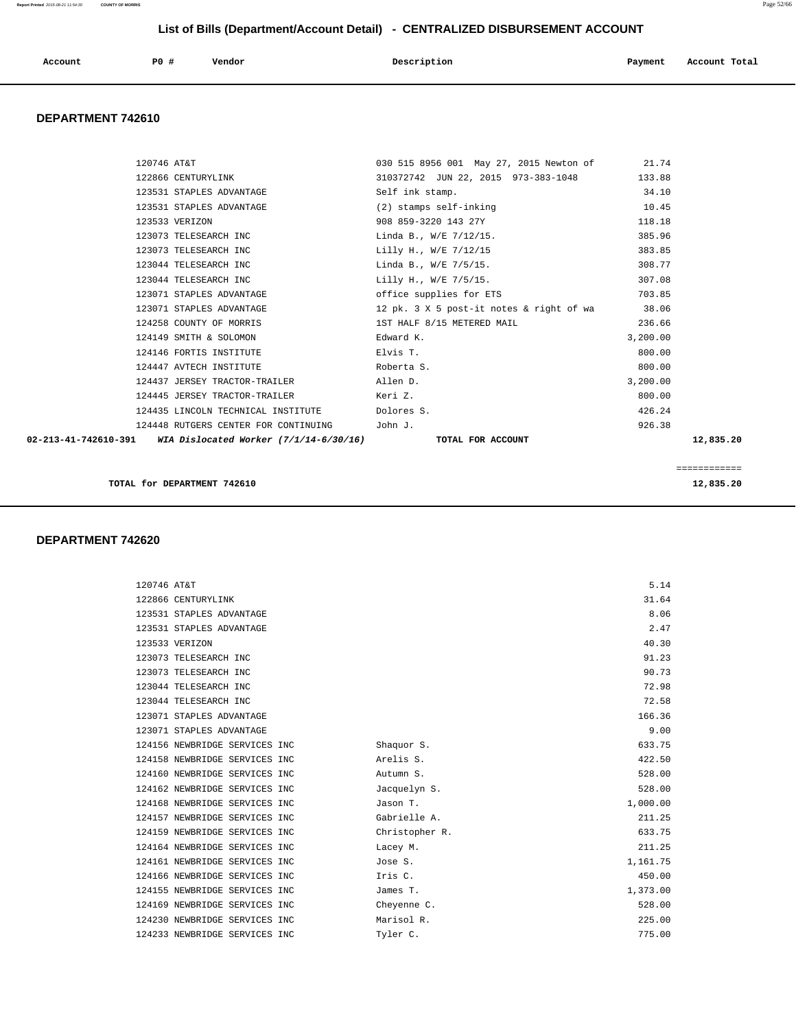## List of Bills (Department/Account Detail) - CENTRALIZED DISBURSEMENT ACCOUNT

| Account | PO # | Vendor | Description | Payment | Account Total |
|---|---|---|---|---|---|

### DEPARTMENT 742610

| Account | PO # | Vendor | Description | Payment | Account Total |
|---|---|---|---|---|---|
| | 120746 | AT&T | 030 515 8956 001 May 27, 2015 Newton of | 21.74 | |
| | 122866 | CENTURYLINK | 310372742 JUN 22, 2015 973-383-1048 | 133.88 | |
| | 123531 | STAPLES ADVANTAGE | Self ink stamp. | 34.10 | |
| | 123531 | STAPLES ADVANTAGE | (2) stamps self-inking | 10.45 | |
| | 123533 | VERIZON | 908 859-3220 143 27Y | 118.18 | |
| | 123073 | TELESEARCH INC | Linda B., W/E 7/12/15. | 385.96 | |
| | 123073 | TELESEARCH INC | Lilly H., W/E 7/12/15 | 383.85 | |
| | 123044 | TELESEARCH INC | Linda B., W/E 7/5/15. | 308.77 | |
| | 123044 | TELESEARCH INC | Lilly H., W/E 7/5/15. | 307.08 | |
| | 123071 | STAPLES ADVANTAGE | office supplies for ETS | 703.85 | |
| | 123071 | STAPLES ADVANTAGE | 12 pk. 3 X 5 post-it notes & right of wa | 38.06 | |
| | 124258 | COUNTY OF MORRIS | 1ST HALF 8/15 METERED MAIL | 236.66 | |
| | 124149 | SMITH & SOLOMON | Edward K. | 3,200.00 | |
| | 124146 | FORTIS INSTITUTE | Elvis T. | 800.00 | |
| | 124447 | AVTECH INSTITUTE | Roberta S. | 800.00 | |
| | 124437 | JERSEY TRACTOR-TRAILER | Allen D. | 3,200.00 | |
| | 124445 | JERSEY TRACTOR-TRAILER | Keri Z. | 800.00 | |
| | 124435 | LINCOLN TECHNICAL INSTITUTE | Dolores S. | 426.24 | |
| | 124448 | RUTGERS CENTER FOR CONTINUING | John J. | 926.38 | |
| **02-213-41-742610-391** | | ***WIA Dislocated Worker (7/1/14-6/30/16)*** | **TOTAL FOR ACCOUNT** | | **12,835.20** |

**TOTAL for DEPARTMENT 742610** — **12,835.20**

### DEPARTMENT 742620

| Account | PO # | Vendor | Description | Payment | Account Total |
|---|---|---|---|---|---|
| | 120746 | AT&T | | 5.14 | |
| | 122866 | CENTURYLINK | | 31.64 | |
| | 123531 | STAPLES ADVANTAGE | | 8.06 | |
| | 123531 | STAPLES ADVANTAGE | | 2.47 | |
| | 123533 | VERIZON | | 40.30 | |
| | 123073 | TELESEARCH INC | | 91.23 | |
| | 123073 | TELESEARCH INC | | 90.73 | |
| | 123044 | TELESEARCH INC | | 72.98 | |
| | 123044 | TELESEARCH INC | | 72.58 | |
| | 123071 | STAPLES ADVANTAGE | | 166.36 | |
| | 123071 | STAPLES ADVANTAGE | | 9.00 | |
| | 124156 | NEWBRIDGE SERVICES INC | Shaquor S. | 633.75 | |
| | 124158 | NEWBRIDGE SERVICES INC | Arelis S. | 422.50 | |
| | 124160 | NEWBRIDGE SERVICES INC | Autumn S. | 528.00 | |
| | 124162 | NEWBRIDGE SERVICES INC | Jacquelyn S. | 528.00 | |
| | 124168 | NEWBRIDGE SERVICES INC | Jason T. | 1,000.00 | |
| | 124157 | NEWBRIDGE SERVICES INC | Gabrielle A. | 211.25 | |
| | 124159 | NEWBRIDGE SERVICES INC | Christopher R. | 633.75 | |
| | 124164 | NEWBRIDGE SERVICES INC | Lacey M. | 211.25 | |
| | 124161 | NEWBRIDGE SERVICES INC | Jose S. | 1,161.75 | |
| | 124166 | NEWBRIDGE SERVICES INC | Iris C. | 450.00 | |
| | 124155 | NEWBRIDGE SERVICES INC | James T. | 1,373.00 | |
| | 124169 | NEWBRIDGE SERVICES INC | Cheyenne C. | 528.00 | |
| | 124230 | NEWBRIDGE SERVICES INC | Marisol R. | 225.00 | |
| | 124233 | NEWBRIDGE SERVICES INC | Tyler C. | 775.00 | |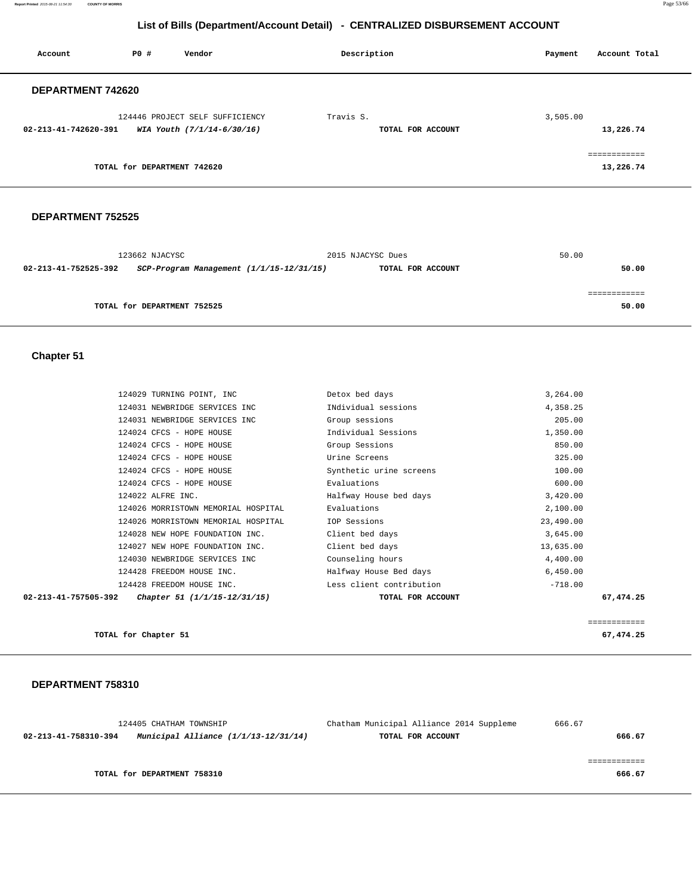## List of Bills (Department/Account Detail) - CENTRALIZED DISBURSEMENT ACCOUNT

| Account | PO # | Vendor | Description | Payment | Account Total |
|---|---|---|---|---|---|

### DEPARTMENT 742620

| Account | PO # | Vendor | Description | Payment | Account Total |
|---|---|---|---|---|---|
| | 124446 | PROJECT SELF SUFFICIENCY | Travis S. | 3,505.00 | |
| 02-213-41-742620-391 | | *WIA Youth (7/1/14-6/30/16)* | TOTAL FOR ACCOUNT | | 13,226.74 |
| | | | | | ============ |
| | | TOTAL for DEPARTMENT 742620 | | | 13,226.74 |

### DEPARTMENT 752525

| Account | PO # | Vendor | Description | Payment | Account Total |
|---|---|---|---|---|---|
| | 123662 | NJACYSC | 2015 NJACYSC Dues | 50.00 | |
| 02-213-41-752525-392 | | *SCP-Program Management (1/1/15-12/31/15)* | TOTAL FOR ACCOUNT | | 50.00 |
| | | | | | ============ |
| | | TOTAL for DEPARTMENT 752525 | | | 50.00 |

### Chapter 51

| Account | PO # | Vendor | Description | Payment | Account Total |
|---|---|---|---|---|---|
| | 124029 | TURNING POINT, INC | Detox bed days | 3,264.00 | |
| | 124031 | NEWBRIDGE SERVICES INC | INdividual sessions | 4,358.25 | |
| | 124031 | NEWBRIDGE SERVICES INC | Group sessions | 205.00 | |
| | 124024 | CFCS - HOPE HOUSE | Individual Sessions | 1,350.00 | |
| | 124024 | CFCS - HOPE HOUSE | Group Sessions | 850.00 | |
| | 124024 | CFCS - HOPE HOUSE | Urine Screens | 325.00 | |
| | 124024 | CFCS - HOPE HOUSE | Synthetic urine screens | 100.00 | |
| | 124024 | CFCS - HOPE HOUSE | Evaluations | 600.00 | |
| | 124022 | ALFRE INC. | Halfway House bed days | 3,420.00 | |
| | 124026 | MORRISTOWN MEMORIAL HOSPITAL | Evaluations | 2,100.00 | |
| | 124026 | MORRISTOWN MEMORIAL HOSPITAL | IOP Sessions | 23,490.00 | |
| | 124028 | NEW HOPE FOUNDATION INC. | Client bed days | 3,645.00 | |
| | 124027 | NEW HOPE FOUNDATION INC. | Client bed days | 13,635.00 | |
| | 124030 | NEWBRIDGE SERVICES INC | Counseling hours | 4,400.00 | |
| | 124428 | FREEDOM HOUSE INC. | Halfway House Bed days | 6,450.00 | |
| | 124428 | FREEDOM HOUSE INC. | Less client contribution | -718.00 | |
| 02-213-41-757505-392 | | *Chapter 51 (1/1/15-12/31/15)* | TOTAL FOR ACCOUNT | | 67,474.25 |
| | | | | | ============ |
| | | TOTAL for Chapter 51 | | | 67,474.25 |

### DEPARTMENT 758310

| Account | PO # | Vendor | Description | Payment | Account Total |
|---|---|---|---|---|---|
| | 124405 | CHATHAM TOWNSHIP | Chatham Municipal Alliance 2014 Suppleme | 666.67 | |
| 02-213-41-758310-394 | | *Municipal Alliance (1/1/13-12/31/14)* | TOTAL FOR ACCOUNT | | 666.67 |
| | | | | | ============ |
| | | TOTAL for DEPARTMENT 758310 | | | 666.67 |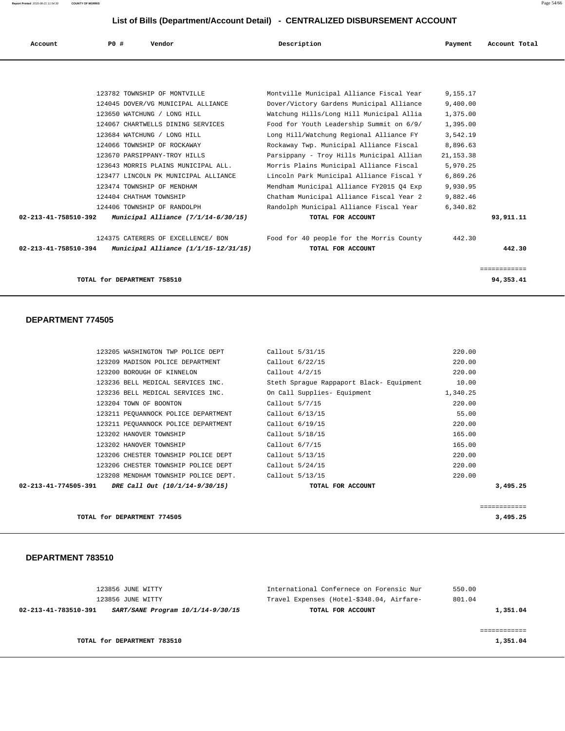## List of Bills (Department/Account Detail) - CENTRALIZED DISBURSEMENT ACCOUNT

| Account | PO # | Vendor | Description | Payment | Account Total |
|---|---|---|---|---|---|
| | 123782 | TOWNSHIP OF MONTVILLE | Montville Municipal Alliance Fiscal Year | 9,155.17 | |
| | 124045 | DOVER/VG MUNICIPAL ALLIANCE | Dover/Victory Gardens Municipal Alliance | 9,400.00 | |
| | 123650 | WATCHUNG / LONG HILL | Watchung Hills/Long Hill Municipal Allia | 1,375.00 | |
| | 124067 | CHARTWELLS DINING SERVICES | Food for Youth Leadership Summit on 6/9/ | 1,395.00 | |
| | 123684 | WATCHUNG / LONG HILL | Long Hill/Watchung Regional Alliance FY | 3,542.19 | |
| | 124066 | TOWNSHIP OF ROCKAWAY | Rockaway Twp. Municipal Alliance Fiscal | 8,896.63 | |
| | 123670 | PARSIPPANY-TROY HILLS | Parsippany - Troy Hills Municipal Allian | 21,153.38 | |
| | 123643 | MORRIS PLAINS MUNICIPAL ALL. | Morris Plains Municipal Alliance Fiscal | 5,970.25 | |
| | 123477 | LINCOLN PK MUNICIPAL ALLIANCE | Lincoln Park Municipal Alliance Fiscal Y | 6,869.26 | |
| | 123474 | TOWNSHIP OF MENDHAM | Mendham Municipal Alliance FY2015 Q4 Exp | 9,930.95 | |
| | 124404 | CHATHAM TOWNSHIP | Chatham Municipal Alliance Fiscal Year 2 | 9,882.46 | |
| | 124406 | TOWNSHIP OF RANDOLPH | Randolph Municipal Alliance Fiscal Year | 6,340.82 | |
| **02-213-41-758510-392** | | ***Municipal Alliance (7/1/14-6/30/15)*** | **TOTAL FOR ACCOUNT** | | **93,911.11** |
| | 124375 | CATERERS OF EXCELLENCE/ BON | Food for 40 people for the Morris County | 442.30 | |
| **02-213-41-758510-394** | | ***Municipal Alliance (1/1/15-12/31/15)*** | **TOTAL FOR ACCOUNT** | | **442.30** |
| | | | | | ============ |
| | | **TOTAL for DEPARTMENT 758510** | | | **94,353.41** |

### DEPARTMENT 774505

| Account | PO # | Vendor | Description | Payment | Account Total |
|---|---|---|---|---|---|
| | 123205 | WASHINGTON TWP POLICE DEPT | Callout 5/31/15 | 220.00 | |
| | 123209 | MADISON POLICE DEPARTMENT | Callout 6/22/15 | 220.00 | |
| | 123200 | BOROUGH OF KINNELON | Callout 4/2/15 | 220.00 | |
| | 123236 | BELL MEDICAL SERVICES INC. | Steth Sprague Rappaport Black- Equipment | 10.00 | |
| | 123236 | BELL MEDICAL SERVICES INC. | On Call Supplies- Equipment | 1,340.25 | |
| | 123204 | TOWN OF BOONTON | Callout 5/7/15 | 220.00 | |
| | 123211 | PEQUANNOCK POLICE DEPARTMENT | Callout 6/13/15 | 55.00 | |
| | 123211 | PEQUANNOCK POLICE DEPARTMENT | Callout 6/19/15 | 220.00 | |
| | 123202 | HANOVER TOWNSHIP | Callout 5/18/15 | 165.00 | |
| | 123202 | HANOVER TOWNSHIP | Callout 6/7/15 | 165.00 | |
| | 123206 | CHESTER TOWNSHIP POLICE DEPT | Callout 5/13/15 | 220.00 | |
| | 123206 | CHESTER TOWNSHIP POLICE DEPT | Callout 5/24/15 | 220.00 | |
| | 123208 | MENDHAM TOWNSHIP POLICE DEPT. | Callout 5/13/15 | 220.00 | |
| **02-213-41-774505-391** | | ***DRE Call Out (10/1/14-9/30/15)*** | **TOTAL FOR ACCOUNT** | | **3,495.25** |
| | | | | | ============ |
| | | **TOTAL for DEPARTMENT 774505** | | | **3,495.25** |

### DEPARTMENT 783510

| Account | PO # | Vendor | Description | Payment | Account Total |
|---|---|---|---|---|---|
| | 123856 | JUNE WITTY | International Confernece on Forensic Nur | 550.00 | |
| | 123856 | JUNE WITTY | Travel Expenses (Hotel-$348.04, Airfare- | 801.04 | |
| **02-213-41-783510-391** | | ***SART/SANE Program 10/1/14-9/30/15*** | **TOTAL FOR ACCOUNT** | | **1,351.04** |
| | | | | | ============ |
| | | **TOTAL for DEPARTMENT 783510** | | | **1,351.04** |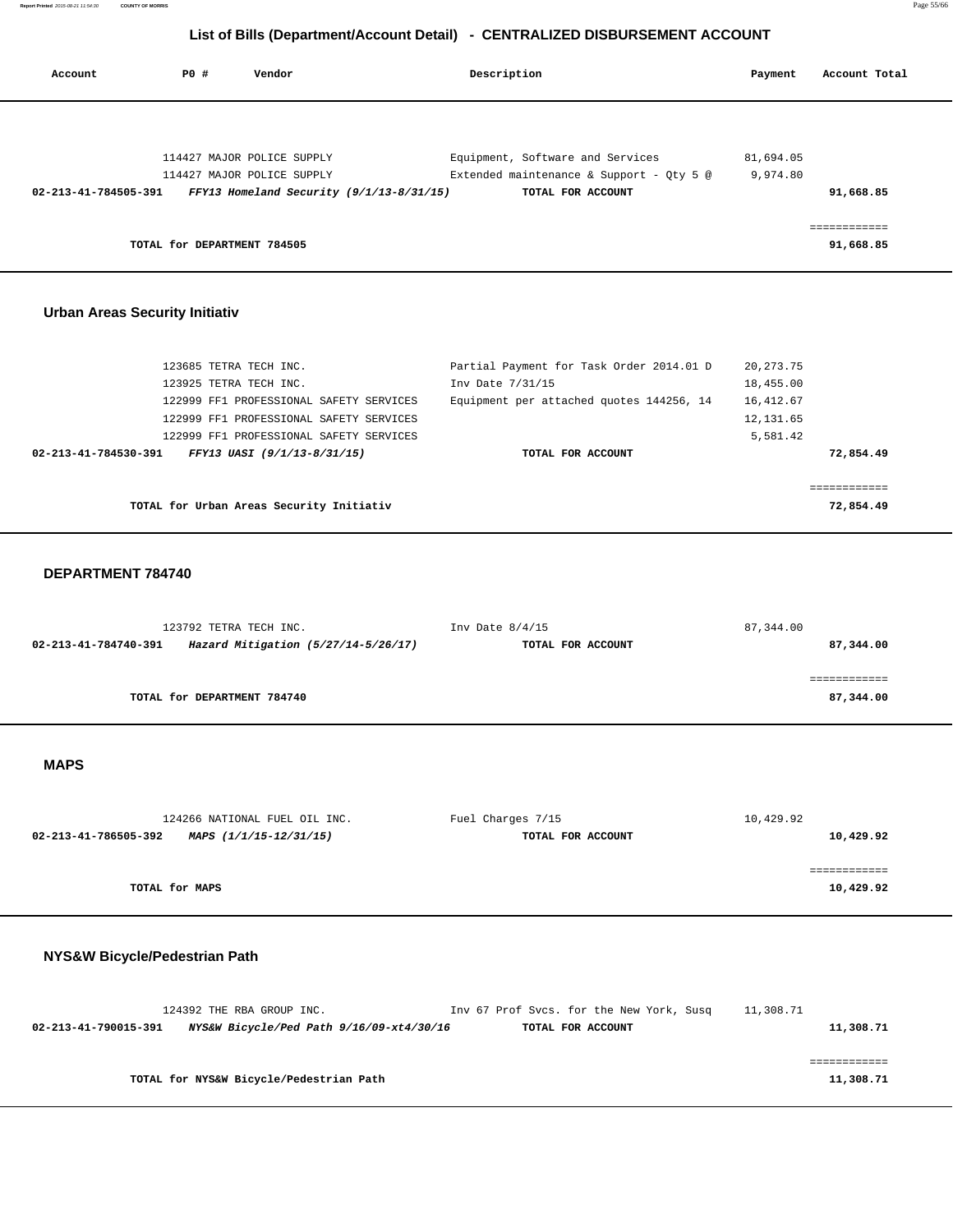## List of Bills (Department/Account Detail) - CENTRALIZED DISBURSEMENT ACCOUNT

| Account | PO # | Vendor | Description | Payment | Account Total |
|---|---|---|---|---|---|
| | 114427 | MAJOR POLICE SUPPLY | Equipment, Software and Services | 81,694.05 | |
| | 114427 | MAJOR POLICE SUPPLY | Extended maintenance & Support - Qty 5 @ | 9,974.80 | |
| 02-213-41-784505-391 | | *FFY13 Homeland Security (9/1/13-8/31/15)* | TOTAL FOR ACCOUNT | | 91,668.85 |
| | | | | | ============ |
| | | TOTAL for DEPARTMENT 784505 | | | 91,668.85 |

### Urban Areas Security Initiativ

| Account | PO # | Vendor | Description | Payment | Account Total |
|---|---|---|---|---|---|
| | 123685 | TETRA TECH INC. | Partial Payment for Task Order 2014.01 D | 20,273.75 | |
| | 123925 | TETRA TECH INC. | Inv Date 7/31/15 | 18,455.00 | |
| | 122999 | FF1 PROFESSIONAL SAFETY SERVICES | Equipment per attached quotes 144256, 14 | 16,412.67 | |
| | 122999 | FF1 PROFESSIONAL SAFETY SERVICES | | 12,131.65 | |
| | 122999 | FF1 PROFESSIONAL SAFETY SERVICES | | 5,581.42 | |
| 02-213-41-784530-391 | | *FFY13 UASI (9/1/13-8/31/15)* | TOTAL FOR ACCOUNT | | 72,854.49 |
| | | | | | ============ |
| | | TOTAL for Urban Areas Security Initiativ | | | 72,854.49 |

### DEPARTMENT 784740

| Account | PO # | Vendor | Description | Payment | Account Total |
|---|---|---|---|---|---|
| | 123792 | TETRA TECH INC. | Inv Date 8/4/15 | 87,344.00 | |
| 02-213-41-784740-391 | | *Hazard Mitigation (5/27/14-5/26/17)* | TOTAL FOR ACCOUNT | | 87,344.00 |
| | | | | | ============ |
| | | TOTAL for DEPARTMENT 784740 | | | 87,344.00 |

### MAPS

| Account | PO # | Vendor | Description | Payment | Account Total |
|---|---|---|---|---|---|
| | 124266 | NATIONAL FUEL OIL INC. | Fuel Charges 7/15 | 10,429.92 | |
| 02-213-41-786505-392 | | *MAPS (1/1/15-12/31/15)* | TOTAL FOR ACCOUNT | | 10,429.92 |
| | | | | | ============ |
| | | TOTAL for MAPS | | | 10,429.92 |

### NYS&W Bicycle/Pedestrian Path

| Account | PO # | Vendor | Description | Payment | Account Total |
|---|---|---|---|---|---|
| | 124392 | THE RBA GROUP INC. | Inv 67 Prof Svcs. for the New York, Susq | 11,308.71 | |
| 02-213-41-790015-391 | | *NYS&W Bicycle/Ped Path 9/16/09-xt4/30/16* | TOTAL FOR ACCOUNT | | 11,308.71 |
| | | | | | ============ |
| | | TOTAL for NYS&W Bicycle/Pedestrian Path | | | 11,308.71 |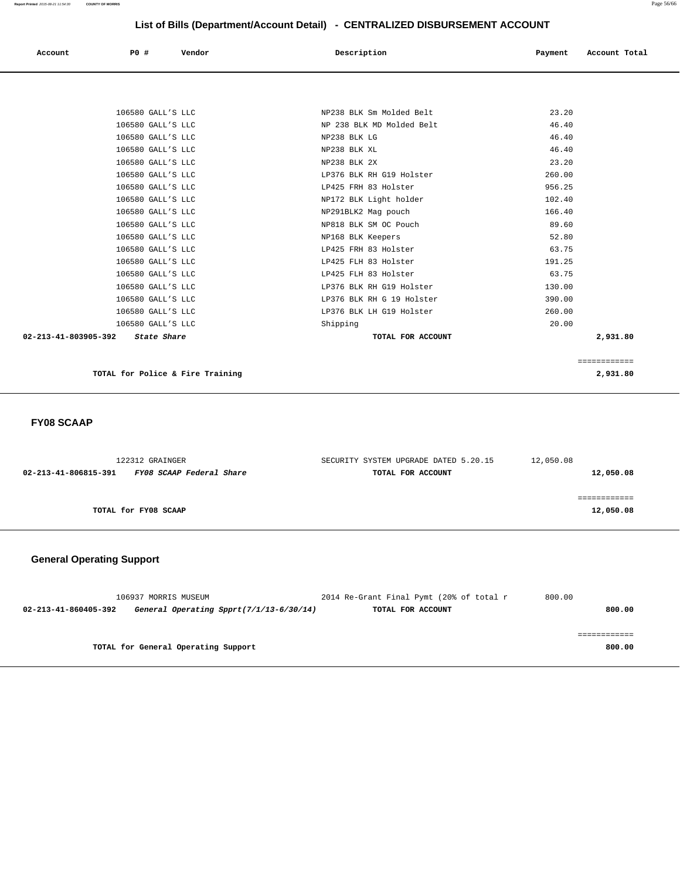# List of Bills (Department/Account Detail) - CENTRALIZED DISBURSEMENT ACCOUNT

| Account | PO # | Vendor | Description | Payment | Account Total |
|---|---|---|---|---|---|
| | 106580 | GALL'S LLC | NP238 BLK Sm Molded Belt | 23.20 | |
| | 106580 | GALL'S LLC | NP 238 BLK MD Molded Belt | 46.40 | |
| | 106580 | GALL'S LLC | NP238 BLK LG | 46.40 | |
| | 106580 | GALL'S LLC | NP238 BLK XL | 46.40 | |
| | 106580 | GALL'S LLC | NP238 BLK 2X | 23.20 | |
| | 106580 | GALL'S LLC | LP376 BLK RH G19 Holster | 260.00 | |
| | 106580 | GALL'S LLC | LP425 FRH 83 Holster | 956.25 | |
| | 106580 | GALL'S LLC | NP172 BLK Light holder | 102.40 | |
| | 106580 | GALL'S LLC | NP291BLK2 Mag pouch | 166.40 | |
| | 106580 | GALL'S LLC | NP818 BLK SM OC Pouch | 89.60 | |
| | 106580 | GALL'S LLC | NP168 BLK Keepers | 52.80 | |
| | 106580 | GALL'S LLC | LP425 FRH 83 Holster | 63.75 | |
| | 106580 | GALL'S LLC | LP425 FLH 83 Holster | 191.25 | |
| | 106580 | GALL'S LLC | LP425 FLH 83 Holster | 63.75 | |
| | 106580 | GALL'S LLC | LP376 BLK RH G19 Holster | 130.00 | |
| | 106580 | GALL'S LLC | LP376 BLK RH G 19 Holster | 390.00 | |
| | 106580 | GALL'S LLC | LP376 BLK LH G19 Holster | 260.00 | |
| | 106580 | GALL'S LLC | Shipping | 20.00 | |
| **02-213-41-803905-392** | ***State Share*** | | **TOTAL FOR ACCOUNT** | | **2,931.80** |

============

**TOTAL for Police & Fire Training** **2,931.80**

## FY08 SCAAP

| Account | PO # | Vendor | Description | Payment | Account Total |
|---|---|---|---|---|---|
| | 122312 | GRAINGER | SECURITY SYSTEM UPGRADE DATED 5.20.15 | 12,050.08 | |
| **02-213-41-806815-391** | ***FY08 SCAAP Federal Share*** | | **TOTAL FOR ACCOUNT** | | **12,050.08** |

============

**TOTAL for FY08 SCAAP** **12,050.08**

## General Operating Support

| Account | PO # | Vendor | Description | Payment | Account Total |
|---|---|---|---|---|---|
| | 106937 | MORRIS MUSEUM | 2014 Re-Grant Final Pymt (20% of total r | 800.00 | |
| **02-213-41-860405-392** | ***General Operating Spprt(7/1/13-6/30/14)*** | | **TOTAL FOR ACCOUNT** | | **800.00** |

============

**TOTAL for General Operating Support** **800.00**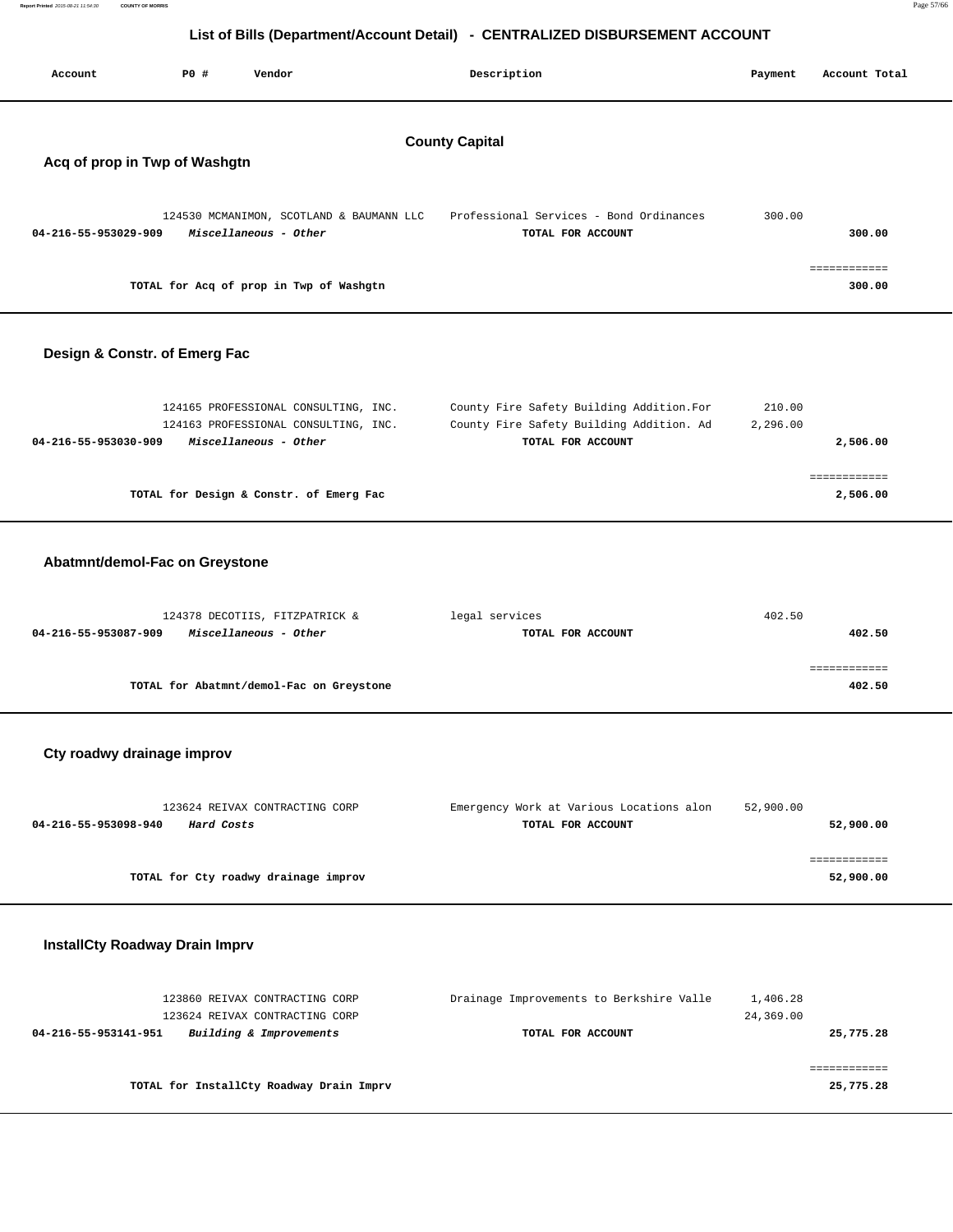# List of Bills (Department/Account Detail) - CENTRALIZED DISBURSEMENT ACCOUNT

| Account | PO # | Vendor | Description | Payment | Account Total |
|---|---|---|---|---|---|

## County Capital

### Acq of prop in Twp of Washgtn

| Account | PO # | Vendor | Description | Payment | Account Total |
|---|---|---|---|---|---|
| | 124530 | MCMANIMON, SCOTLAND & BAUMANN LLC | Professional Services - Bond Ordinances | 300.00 | |
| 04-216-55-953029-909 | | *Miscellaneous - Other* | TOTAL FOR ACCOUNT | | 300.00 |

TOTAL for Acq of prop in Twp of Washgtn: **300.00**

### Design & Constr. of Emerg Fac

| Account | PO # | Vendor | Description | Payment | Account Total |
|---|---|---|---|---|---|
| | 124165 | PROFESSIONAL CONSULTING, INC. | County Fire Safety Building Addition.For | 210.00 | |
| | 124163 | PROFESSIONAL CONSULTING, INC. | County Fire Safety Building Addition. Ad | 2,296.00 | |
| 04-216-55-953030-909 | | *Miscellaneous - Other* | TOTAL FOR ACCOUNT | | 2,506.00 |

TOTAL for Design & Constr. of Emerg Fac: **2,506.00**

### Abatmnt/demol-Fac on Greystone

| Account | PO # | Vendor | Description | Payment | Account Total |
|---|---|---|---|---|---|
| | 124378 | DECOTIIS, FITZPATRICK & | legal services | 402.50 | |
| 04-216-55-953087-909 | | *Miscellaneous - Other* | TOTAL FOR ACCOUNT | | 402.50 |

TOTAL for Abatmnt/demol-Fac on Greystone: **402.50**

### Cty roadwy drainage improv

| Account | PO # | Vendor | Description | Payment | Account Total |
|---|---|---|---|---|---|
| | 123624 | REIVAX CONTRACTING CORP | Emergency Work at Various Locations alon | 52,900.00 | |
| 04-216-55-953098-940 | | *Hard Costs* | TOTAL FOR ACCOUNT | | 52,900.00 |

TOTAL for Cty roadwy drainage improv: **52,900.00**

### InstallCty Roadway Drain Imprv

| Account | PO # | Vendor | Description | Payment | Account Total |
|---|---|---|---|---|---|
| | 123860 | REIVAX CONTRACTING CORP | Drainage Improvements to Berkshire Valle | 1,406.28 | |
| | 123624 | REIVAX CONTRACTING CORP | | 24,369.00 | |
| 04-216-55-953141-951 | | *Building & Improvements* | TOTAL FOR ACCOUNT | | 25,775.28 |

TOTAL for InstallCty Roadway Drain Imprv: **25,775.28**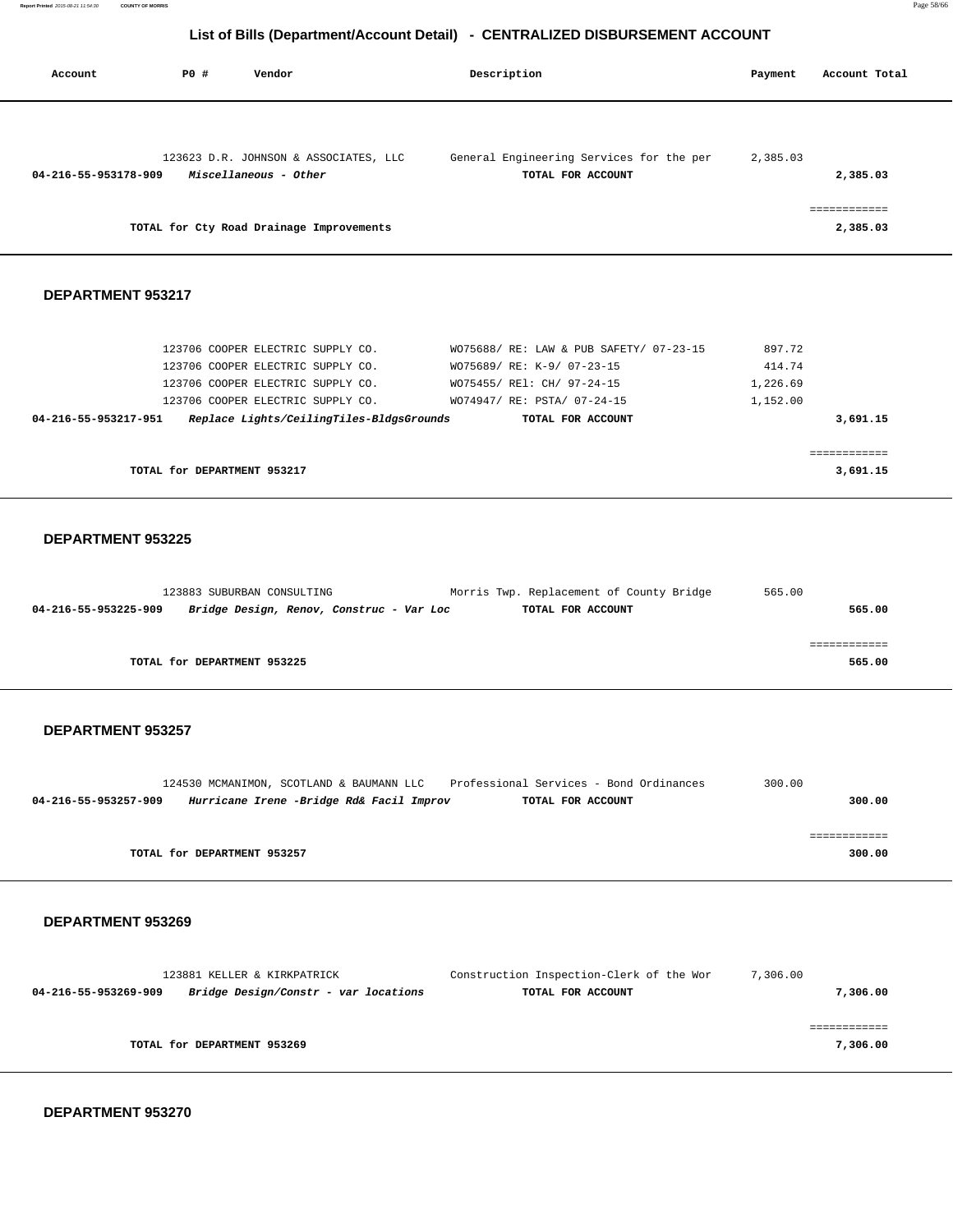# List of Bills (Department/Account Detail) - CENTRALIZED DISBURSEMENT ACCOUNT

| Account | PO # | Vendor | Description | Payment | Account Total |
|---|---|---|---|---|---|
| | 123623 | D.R. JOHNSON & ASSOCIATES, LLC | General Engineering Services for the per | 2,385.03 | |
| 04-216-55-953178-909 | | *Miscellaneous - Other* | TOTAL FOR ACCOUNT | | 2,385.03 |
| | | | | | ============ |
| | | TOTAL for Cty Road Drainage Improvements | | | 2,385.03 |

## DEPARTMENT 953217

| Account | PO # | Vendor | Description | Payment | Account Total |
|---|---|---|---|---|---|
| | 123706 | COOPER ELECTRIC SUPPLY CO. | WO75688/ RE: LAW & PUB SAFETY/ 07-23-15 | 897.72 | |
| | 123706 | COOPER ELECTRIC SUPPLY CO. | WO75689/ RE: K-9/ 07-23-15 | 414.74 | |
| | 123706 | COOPER ELECTRIC SUPPLY CO. | WO75455/ REl: CH/ 97-24-15 | 1,226.69 | |
| | 123706 | COOPER ELECTRIC SUPPLY CO. | WO74947/ RE: PSTA/ 07-24-15 | 1,152.00 | |
| 04-216-55-953217-951 | | *Replace Lights/CeilingTiles-BldgsGrounds* | TOTAL FOR ACCOUNT | | 3,691.15 |
| | | | | | ============ |
| | | TOTAL for DEPARTMENT 953217 | | | 3,691.15 |

## DEPARTMENT 953225

| Account | PO # | Vendor | Description | Payment | Account Total |
|---|---|---|---|---|---|
| | 123883 | SUBURBAN CONSULTING | Morris Twp. Replacement of County Bridge | 565.00 | |
| 04-216-55-953225-909 | | *Bridge Design, Renov, Construc - Var Loc* | TOTAL FOR ACCOUNT | | 565.00 |
| | | | | | ============ |
| | | TOTAL for DEPARTMENT 953225 | | | 565.00 |

## DEPARTMENT 953257

| Account | PO # | Vendor | Description | Payment | Account Total |
|---|---|---|---|---|---|
| | 124530 | MCMANIMON, SCOTLAND & BAUMANN LLC | Professional Services - Bond Ordinances | 300.00 | |
| 04-216-55-953257-909 | | *Hurricane Irene -Bridge Rd& Facil Improv* | TOTAL FOR ACCOUNT | | 300.00 |
| | | | | | ============ |
| | | TOTAL for DEPARTMENT 953257 | | | 300.00 |

## DEPARTMENT 953269

| Account | PO # | Vendor | Description | Payment | Account Total |
|---|---|---|---|---|---|
| | 123881 | KELLER & KIRKPATRICK | Construction Inspection-Clerk of the Wor | 7,306.00 | |
| 04-216-55-953269-909 | | *Bridge Design/Constr - var locations* | TOTAL FOR ACCOUNT | | 7,306.00 |
| | | | | | ============ |
| | | TOTAL for DEPARTMENT 953269 | | | 7,306.00 |

## DEPARTMENT 953270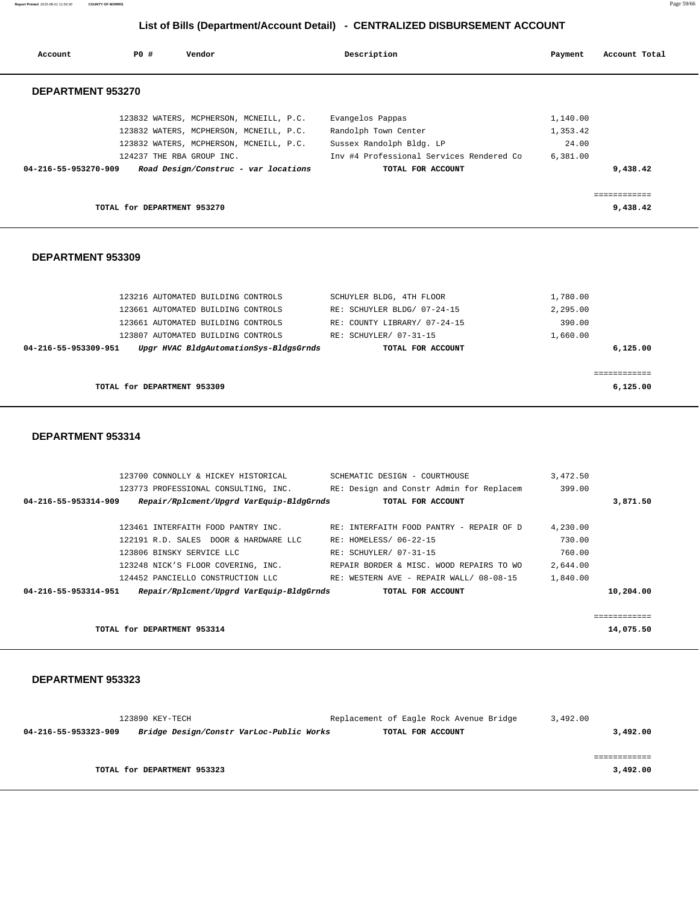# List of Bills (Department/Account Detail) - CENTRALIZED DISBURSEMENT ACCOUNT

| Account | PO # | Vendor | Description | Payment | Account Total |
|---|---|---|---|---|---|

## DEPARTMENT 953270

| Account | PO # | Vendor | Description | Payment | Account Total |
|---|---|---|---|---|---|
| | 123832 | WATERS, MCPHERSON, MCNEILL, P.C. | Evangelos Pappas | 1,140.00 | |
| | 123832 | WATERS, MCPHERSON, MCNEILL, P.C. | Randolph Town Center | 1,353.42 | |
| | 123832 | WATERS, MCPHERSON, MCNEILL, P.C. | Sussex Randolph Bldg. LP | 24.00 | |
| | 124237 | THE RBA GROUP INC. | Inv #4 Professional Services Rendered Co | 6,381.00 | |
| **04-216-55-953270-909** | | ***Road Design/Construc - var locations*** | **TOTAL FOR ACCOUNT** | | **9,438.42** |

**TOTAL for DEPARTMENT 953270** — **9,438.42**

## DEPARTMENT 953309

| Account | PO # | Vendor | Description | Payment | Account Total |
|---|---|---|---|---|---|
| | 123216 | AUTOMATED BUILDING CONTROLS | SCHUYLER BLDG, 4TH FLOOR | 1,780.00 | |
| | 123661 | AUTOMATED BUILDING CONTROLS | RE: SCHUYLER BLDG/ 07-24-15 | 2,295.00 | |
| | 123661 | AUTOMATED BUILDING CONTROLS | RE: COUNTY LIBRARY/ 07-24-15 | 390.00 | |
| | 123807 | AUTOMATED BUILDING CONTROLS | RE: SCHUYLER/ 07-31-15 | 1,660.00 | |
| **04-216-55-953309-951** | | ***Upgr HVAC BldgAutomationSys-BldgsGrnds*** | **TOTAL FOR ACCOUNT** | | **6,125.00** |

**TOTAL for DEPARTMENT 953309** — **6,125.00**

## DEPARTMENT 953314

| Account | PO # | Vendor | Description | Payment | Account Total |
|---|---|---|---|---|---|
| | 123700 | CONNOLLY & HICKEY HISTORICAL | SCHEMATIC DESIGN - COURTHOUSE | 3,472.50 | |
| | 123773 | PROFESSIONAL CONSULTING, INC. | RE: Design and Constr Admin for Replacem | 399.00 | |
| **04-216-55-953314-909** | | ***Repair/Rplcment/Upgrd VarEquip-BldgGrnds*** | **TOTAL FOR ACCOUNT** | | **3,871.50** |
| | 123461 | INTERFAITH FOOD PANTRY INC. | RE: INTERFAITH FOOD PANTRY - REPAIR OF D | 4,230.00 | |
| | 122191 | R.D. SALES DOOR & HARDWARE LLC | RE: HOMELESS/ 06-22-15 | 730.00 | |
| | 123806 | BINSKY SERVICE LLC | RE: SCHUYLER/ 07-31-15 | 760.00 | |
| | 123248 | NICK'S FLOOR COVERING, INC. | REPAIR BORDER & MISC. WOOD REPAIRS TO WO | 2,644.00 | |
| | 124452 | PANCIELLO CONSTRUCTION LLC | RE: WESTERN AVE - REPAIR WALL/ 08-08-15 | 1,840.00 | |
| **04-216-55-953314-951** | | ***Repair/Rplcment/Upgrd VarEquip-BldgGrnds*** | **TOTAL FOR ACCOUNT** | | **10,204.00** |

**TOTAL for DEPARTMENT 953314** — **14,075.50**

## DEPARTMENT 953323

| Account | PO # | Vendor | Description | Payment | Account Total |
|---|---|---|---|---|---|
| | 123890 | KEY-TECH | Replacement of Eagle Rock Avenue Bridge | 3,492.00 | |
| **04-216-55-953323-909** | | ***Bridge Design/Constr VarLoc-Public Works*** | **TOTAL FOR ACCOUNT** | | **3,492.00** |

**TOTAL for DEPARTMENT 953323** — **3,492.00**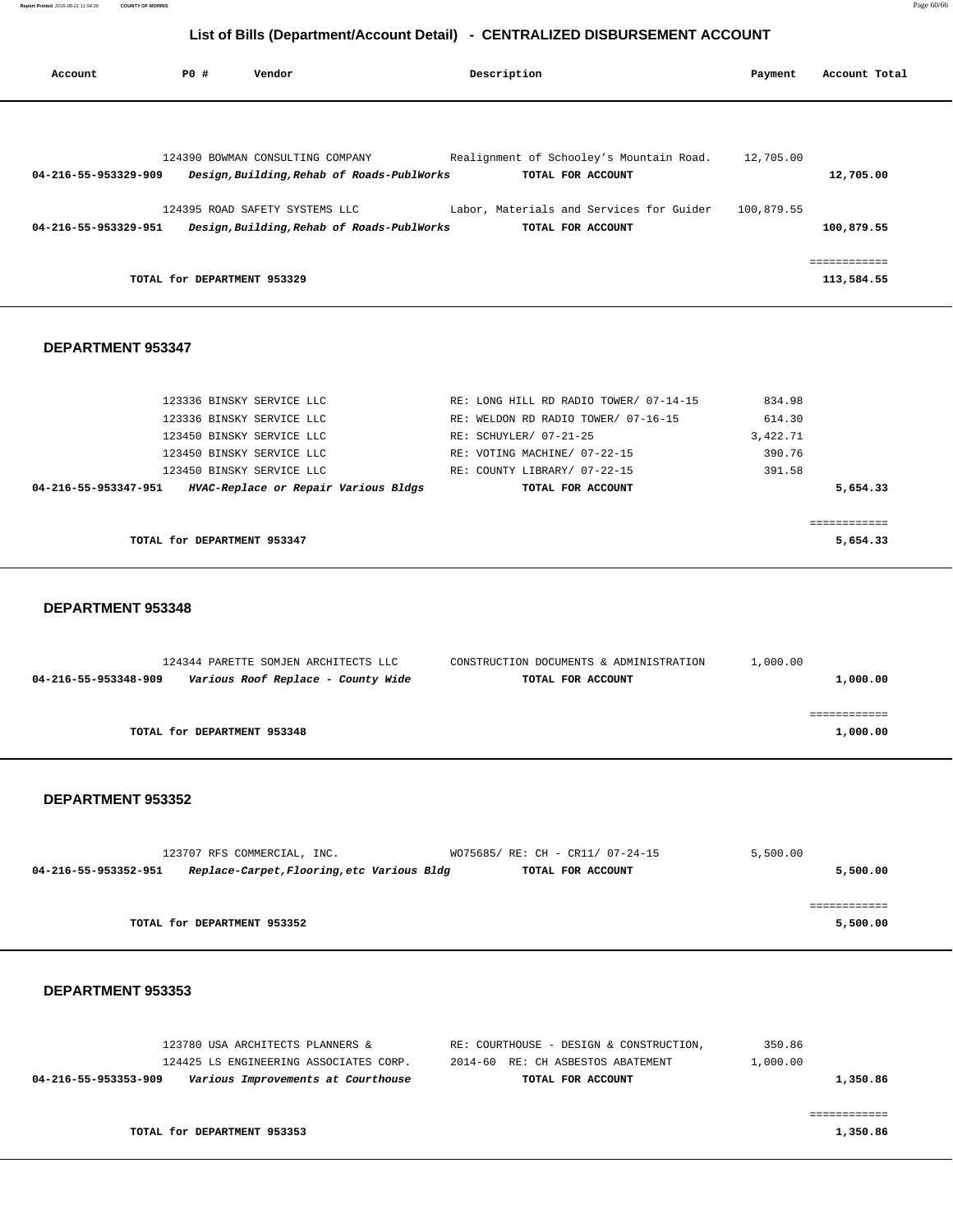## List of Bills (Department/Account Detail) - CENTRALIZED DISBURSEMENT ACCOUNT

| Account | PO # | Vendor | Description | Payment | Account Total |
|---|---|---|---|---|---|
| | 124390 | BOWMAN CONSULTING COMPANY | Realignment of Schooley's Mountain Road. | 12,705.00 | |
| **04-216-55-953329-909** | | ***Design,Building,Rehab of Roads-PublWorks*** | **TOTAL FOR ACCOUNT** | | **12,705.00** |
| | 124395 | ROAD SAFETY SYSTEMS LLC | Labor, Materials and Services for Guider | 100,879.55 | |
| **04-216-55-953329-951** | | ***Design,Building,Rehab of Roads-PublWorks*** | **TOTAL FOR ACCOUNT** | | **100,879.55** |
| | | | | | ============ |
| | **TOTAL for DEPARTMENT 953329** | | | | **113,584.55** |

### DEPARTMENT 953347

| Account | PO # | Vendor | Description | Payment | Account Total |
|---|---|---|---|---|---|
| | 123336 | BINSKY SERVICE LLC | RE: LONG HILL RD RADIO TOWER/ 07-14-15 | 834.98 | |
| | 123336 | BINSKY SERVICE LLC | RE: WELDON RD RADIO TOWER/ 07-16-15 | 614.30 | |
| | 123450 | BINSKY SERVICE LLC | RE: SCHUYLER/ 07-21-25 | 3,422.71 | |
| | 123450 | BINSKY SERVICE LLC | RE: VOTING MACHINE/ 07-22-15 | 390.76 | |
| | 123450 | BINSKY SERVICE LLC | RE: COUNTY LIBRARY/ 07-22-15 | 391.58 | |
| **04-216-55-953347-951** | | ***HVAC-Replace or Repair Various Bldgs*** | **TOTAL FOR ACCOUNT** | | **5,654.33** |
| | | | | | ============ |
| | **TOTAL for DEPARTMENT 953347** | | | | **5,654.33** |

### DEPARTMENT 953348

| Account | PO # | Vendor | Description | Payment | Account Total |
|---|---|---|---|---|---|
| | 124344 | PARETTE SOMJEN ARCHITECTS LLC | CONSTRUCTION DOCUMENTS & ADMINISTRATION | 1,000.00 | |
| **04-216-55-953348-909** | | ***Various Roof Replace - County Wide*** | **TOTAL FOR ACCOUNT** | | **1,000.00** |
| | | | | | ============ |
| | **TOTAL for DEPARTMENT 953348** | | | | **1,000.00** |

### DEPARTMENT 953352

| Account | PO # | Vendor | Description | Payment | Account Total |
|---|---|---|---|---|---|
| | 123707 | RFS COMMERCIAL, INC. | WO75685/ RE: CH - CR11/ 07-24-15 | 5,500.00 | |
| **04-216-55-953352-951** | | ***Replace-Carpet,Flooring,etc Various Bldg*** | **TOTAL FOR ACCOUNT** | | **5,500.00** |
| | | | | | ============ |
| | **TOTAL for DEPARTMENT 953352** | | | | **5,500.00** |

### DEPARTMENT 953353

| Account | PO # | Vendor | Description | Payment | Account Total |
|---|---|---|---|---|---|
| | 123780 | USA ARCHITECTS PLANNERS & | RE: COURTHOUSE - DESIGN & CONSTRUCTION, | 350.86 | |
| | 124425 | LS ENGINEERING ASSOCIATES CORP. | 2014-60 RE: CH ASBESTOS ABATEMENT | 1,000.00 | |
| **04-216-55-953353-909** | | ***Various Improvements at Courthouse*** | **TOTAL FOR ACCOUNT** | | **1,350.86** |
| | | | | | ============ |
| | **TOTAL for DEPARTMENT 953353** | | | | **1,350.86** |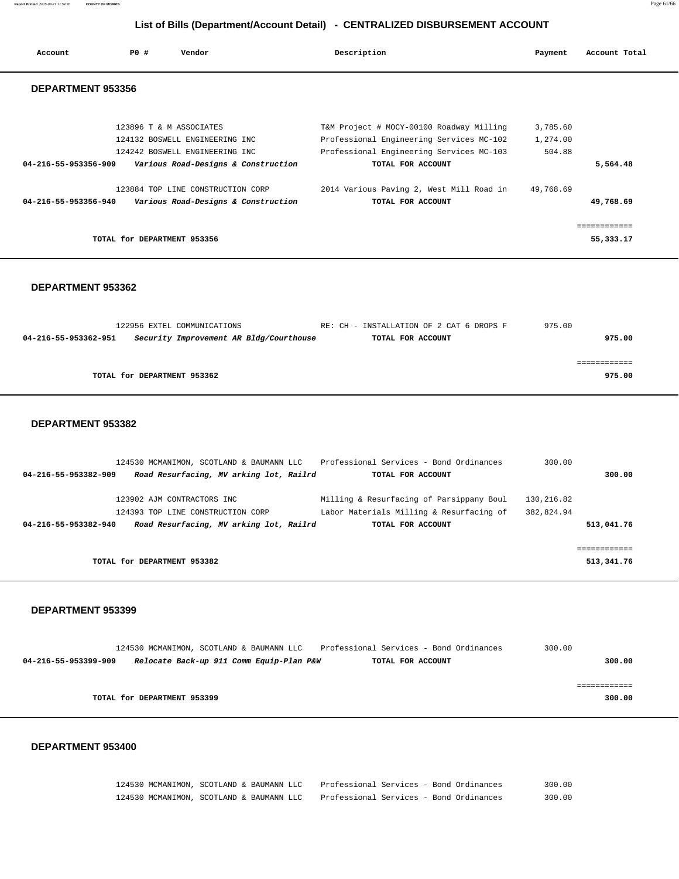## List of Bills (Department/Account Detail) - CENTRALIZED DISBURSEMENT ACCOUNT

| Account | PO # | Vendor | Description | Payment | Account Total |
|---|---|---|---|---|---|

### DEPARTMENT 953356

| Account | PO # | Vendor | Description | Payment | Account Total |
|---|---|---|---|---|---|
| | 123896 | T & M ASSOCIATES | T&M Project # MOCY-00100 Roadway Milling | 3,785.60 | |
| | 124132 | BOSWELL ENGINEERING INC | Professional Engineering Services MC-102 | 1,274.00 | |
| | 124242 | BOSWELL ENGINEERING INC | Professional Engineering Services MC-103 | 504.88 | |
| **04-216-55-953356-909** | | ***Various Road-Designs & Construction*** | **TOTAL FOR ACCOUNT** | | **5,564.48** |
| | 123884 | TOP LINE CONSTRUCTION CORP | 2014 Various Paving 2, West Mill Road in | 49,768.69 | |
| **04-216-55-953356-940** | | ***Various Road-Designs & Construction*** | **TOTAL FOR ACCOUNT** | | **49,768.69** |
| | | **TOTAL for DEPARTMENT 953356** | | | **55,333.17** |

### DEPARTMENT 953362

| Account | PO # | Vendor | Description | Payment | Account Total |
|---|---|---|---|---|---|
| | 122956 | EXTEL COMMUNICATIONS | RE: CH - INSTALLATION OF 2 CAT 6 DROPS F | 975.00 | |
| **04-216-55-953362-951** | | ***Security Improvement AR Bldg/Courthouse*** | **TOTAL FOR ACCOUNT** | | **975.00** |
| | | **TOTAL for DEPARTMENT 953362** | | | **975.00** |

### DEPARTMENT 953382

| Account | PO # | Vendor | Description | Payment | Account Total |
|---|---|---|---|---|---|
| | 124530 | MCMANIMON, SCOTLAND & BAUMANN LLC | Professional Services - Bond Ordinances | 300.00 | |
| **04-216-55-953382-909** | | ***Road Resurfacing, MV arking lot, Railrd*** | **TOTAL FOR ACCOUNT** | | **300.00** |
| | 123902 | AJM CONTRACTORS INC | Milling & Resurfacing of Parsippany Boul | 130,216.82 | |
| | 124393 | TOP LINE CONSTRUCTION CORP | Labor Materials Milling & Resurfacing of | 382,824.94 | |
| **04-216-55-953382-940** | | ***Road Resurfacing, MV arking lot, Railrd*** | **TOTAL FOR ACCOUNT** | | **513,041.76** |
| | | **TOTAL for DEPARTMENT 953382** | | | **513,341.76** |

### DEPARTMENT 953399

| Account | PO # | Vendor | Description | Payment | Account Total |
|---|---|---|---|---|---|
| | 124530 | MCMANIMON, SCOTLAND & BAUMANN LLC | Professional Services - Bond Ordinances | 300.00 | |
| **04-216-55-953399-909** | | ***Relocate Back-up 911 Comm Equip-Plan P&W*** | **TOTAL FOR ACCOUNT** | | **300.00** |
| | | **TOTAL for DEPARTMENT 953399** | | | **300.00** |

### DEPARTMENT 953400

| Account | PO # | Vendor | Description | Payment | Account Total |
|---|---|---|---|---|---|
| | 124530 | MCMANIMON, SCOTLAND & BAUMANN LLC | Professional Services - Bond Ordinances | 300.00 | |
| | 124530 | MCMANIMON, SCOTLAND & BAUMANN LLC | Professional Services - Bond Ordinances | 300.00 | |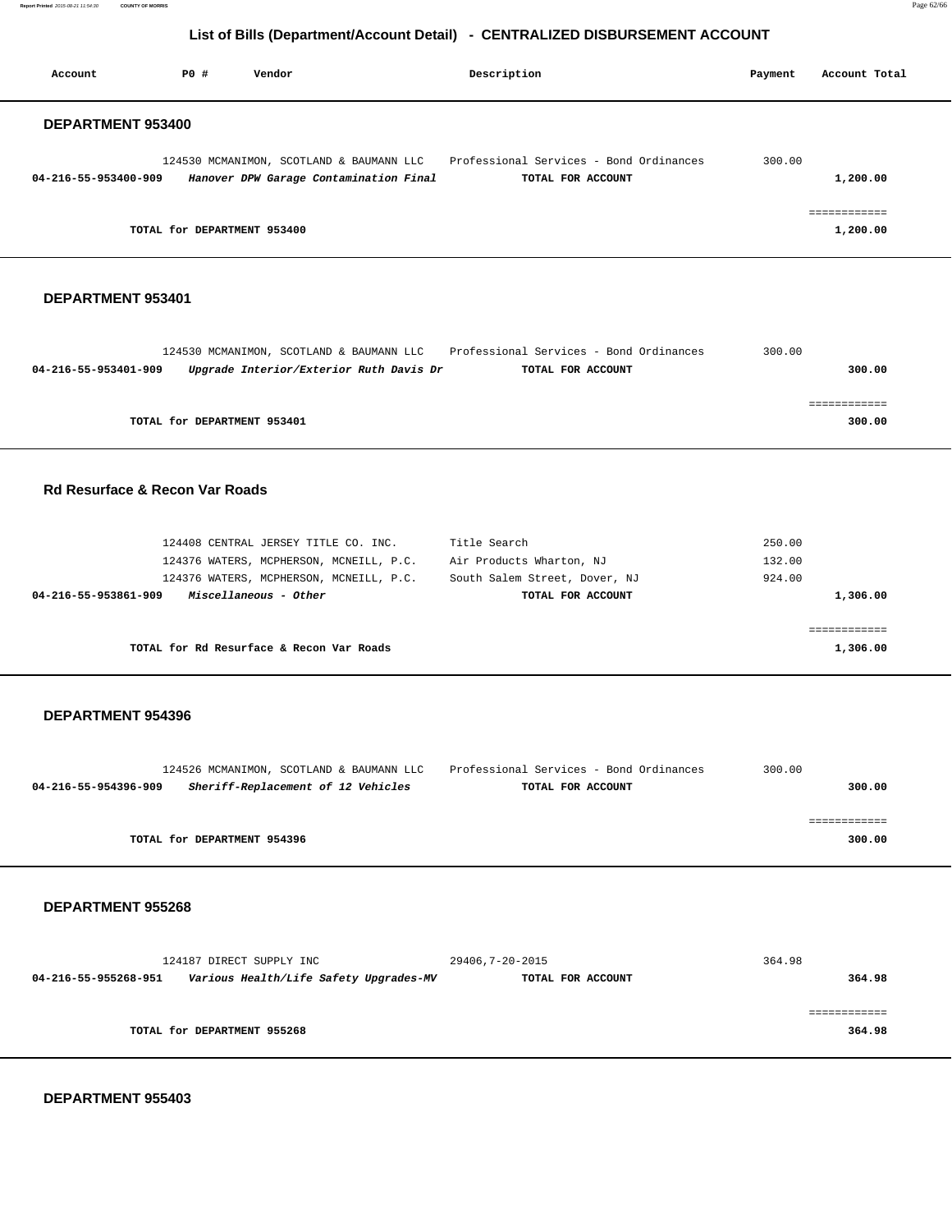# List of Bills (Department/Account Detail) - CENTRALIZED DISBURSEMENT ACCOUNT

| Account | PO # | Vendor | Description | Payment | Account Total |
|---|---|---|---|---|---|

## DEPARTMENT 953400

| Account | PO # | Vendor | Description | Payment | Account Total |
|---|---|---|---|---|---|
| | 124530 | MCMANIMON, SCOTLAND & BAUMANN LLC | Professional Services - Bond Ordinances | 300.00 | |
| **04-216-55-953400-909** | | ***Hanover DPW Garage Contamination Final*** | **TOTAL FOR ACCOUNT** | | **1,200.00** |

**TOTAL for DEPARTMENT 953400** ============ **1,200.00**

## DEPARTMENT 953401

| Account | PO # | Vendor | Description | Payment | Account Total |
|---|---|---|---|---|---|
| | 124530 | MCMANIMON, SCOTLAND & BAUMANN LLC | Professional Services - Bond Ordinances | 300.00 | |
| **04-216-55-953401-909** | | ***Upgrade Interior/Exterior Ruth Davis Dr*** | **TOTAL FOR ACCOUNT** | | **300.00** |

**TOTAL for DEPARTMENT 953401** ============ **300.00**

## Rd Resurface & Recon Var Roads

| Account | PO # | Vendor | Description | Payment | Account Total |
|---|---|---|---|---|---|
| | 124408 | CENTRAL JERSEY TITLE CO. INC. | Title Search | 250.00 | |
| | 124376 | WATERS, MCPHERSON, MCNEILL, P.C. | Air Products Wharton, NJ | 132.00 | |
| | 124376 | WATERS, MCPHERSON, MCNEILL, P.C. | South Salem Street, Dover, NJ | 924.00 | |
| **04-216-55-953861-909** | | ***Miscellaneous - Other*** | **TOTAL FOR ACCOUNT** | | **1,306.00** |

**TOTAL for Rd Resurface & Recon Var Roads** ============ **1,306.00**

## DEPARTMENT 954396

| Account | PO # | Vendor | Description | Payment | Account Total |
|---|---|---|---|---|---|
| | 124526 | MCMANIMON, SCOTLAND & BAUMANN LLC | Professional Services - Bond Ordinances | 300.00 | |
| **04-216-55-954396-909** | | ***Sheriff-Replacement of 12 Vehicles*** | **TOTAL FOR ACCOUNT** | | **300.00** |

**TOTAL for DEPARTMENT 954396** ============ **300.00**

## DEPARTMENT 955268

| Account | PO # | Vendor | Description | Payment | Account Total |
|---|---|---|---|---|---|
| | 124187 | DIRECT SUPPLY INC | 29406,7-20-2015 | 364.98 | |
| **04-216-55-955268-951** | | ***Various Health/Life Safety Upgrades-MV*** | **TOTAL FOR ACCOUNT** | | **364.98** |

**TOTAL for DEPARTMENT 955268** ============ **364.98**

## DEPARTMENT 955403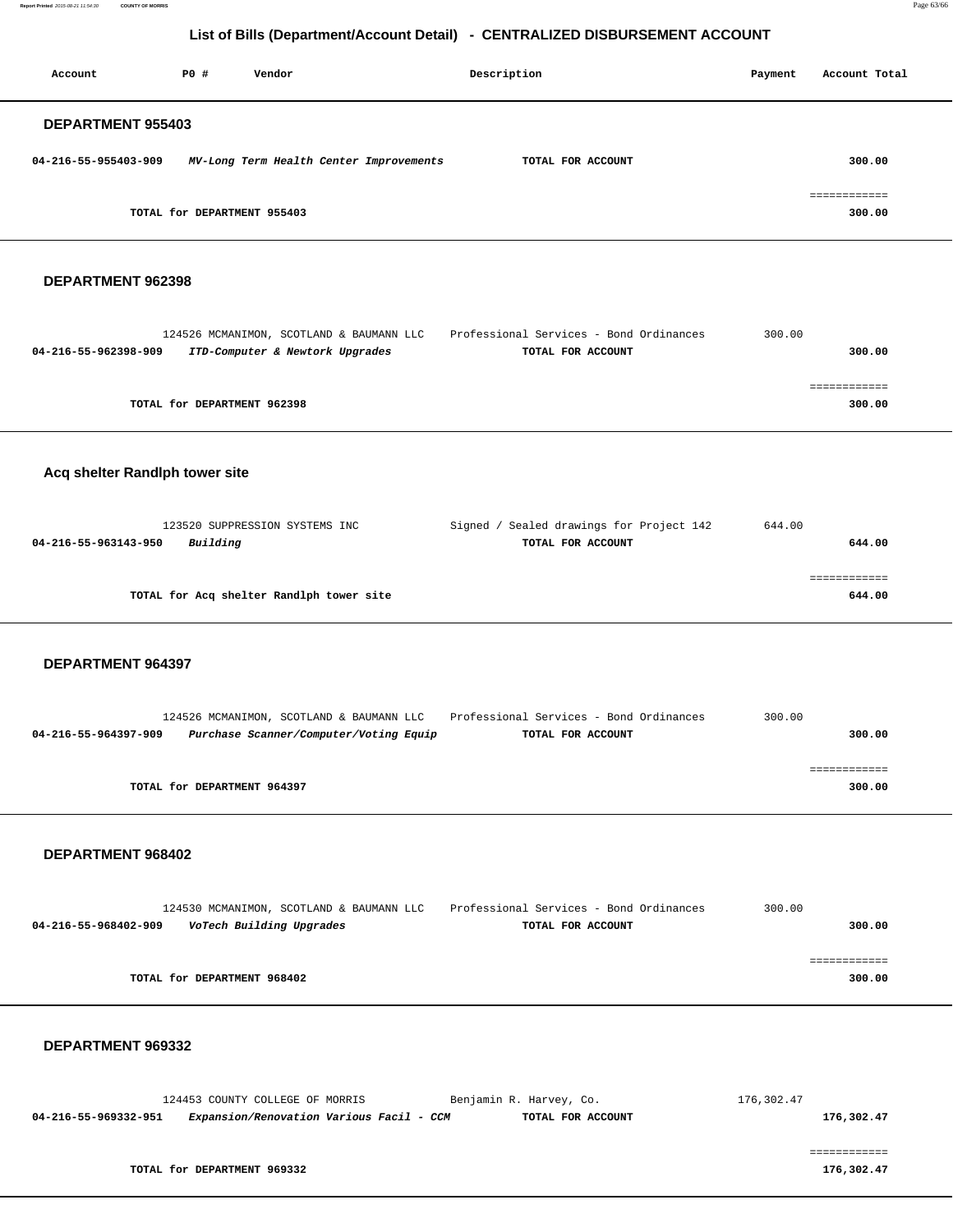# List of Bills (Department/Account Detail) - CENTRALIZED DISBURSEMENT ACCOUNT

| Account | PO # | Vendor | Description | Payment | Account Total |
|---|---|---|---|---|---|

## DEPARTMENT 955403

| Account | PO # | Vendor | Description | Payment | Account Total |
|---|---|---|---|---|---|
| 04-216-55-955403-909 | | *MV-Long Term Health Center Improvements* | TOTAL FOR ACCOUNT | | 300.00 |

**TOTAL for DEPARTMENT 955403** ============ **300.00**

## DEPARTMENT 962398

| Account | PO # | Vendor | Description | Payment | Account Total |
|---|---|---|---|---|---|
| | 124526 | MCMANIMON, SCOTLAND & BAUMANN LLC | Professional Services - Bond Ordinances | 300.00 | |
| 04-216-55-962398-909 | | *ITD-Computer & Newtork Upgrades* | TOTAL FOR ACCOUNT | | 300.00 |

**TOTAL for DEPARTMENT 962398** ============ **300.00**

## Acq shelter Randlph tower site

| Account | PO # | Vendor | Description | Payment | Account Total |
|---|---|---|---|---|---|
| | 123520 | SUPPRESSION SYSTEMS INC | Signed / Sealed drawings for Project 142 | 644.00 | |
| 04-216-55-963143-950 | | *Building* | TOTAL FOR ACCOUNT | | 644.00 |

**TOTAL for Acq shelter Randlph tower site** ============ **644.00**

## DEPARTMENT 964397

| Account | PO # | Vendor | Description | Payment | Account Total |
|---|---|---|---|---|---|
| | 124526 | MCMANIMON, SCOTLAND & BAUMANN LLC | Professional Services - Bond Ordinances | 300.00 | |
| 04-216-55-964397-909 | | *Purchase Scanner/Computer/Voting Equip* | TOTAL FOR ACCOUNT | | 300.00 |

**TOTAL for DEPARTMENT 964397** ============ **300.00**

## DEPARTMENT 968402

| Account | PO # | Vendor | Description | Payment | Account Total |
|---|---|---|---|---|---|
| | 124530 | MCMANIMON, SCOTLAND & BAUMANN LLC | Professional Services - Bond Ordinances | 300.00 | |
| 04-216-55-968402-909 | | *VoTech Building Upgrades* | TOTAL FOR ACCOUNT | | 300.00 |

**TOTAL for DEPARTMENT 968402** ============ **300.00**

## DEPARTMENT 969332

| Account | PO # | Vendor | Description | Payment | Account Total |
|---|---|---|---|---|---|
| | 124453 | COUNTY COLLEGE OF MORRIS | Benjamin R. Harvey, Co. | 176,302.47 | |
| 04-216-55-969332-951 | | *Expansion/Renovation Various Facil - CCM* | TOTAL FOR ACCOUNT | | 176,302.47 |

**TOTAL for DEPARTMENT 969332** ============ **176,302.47**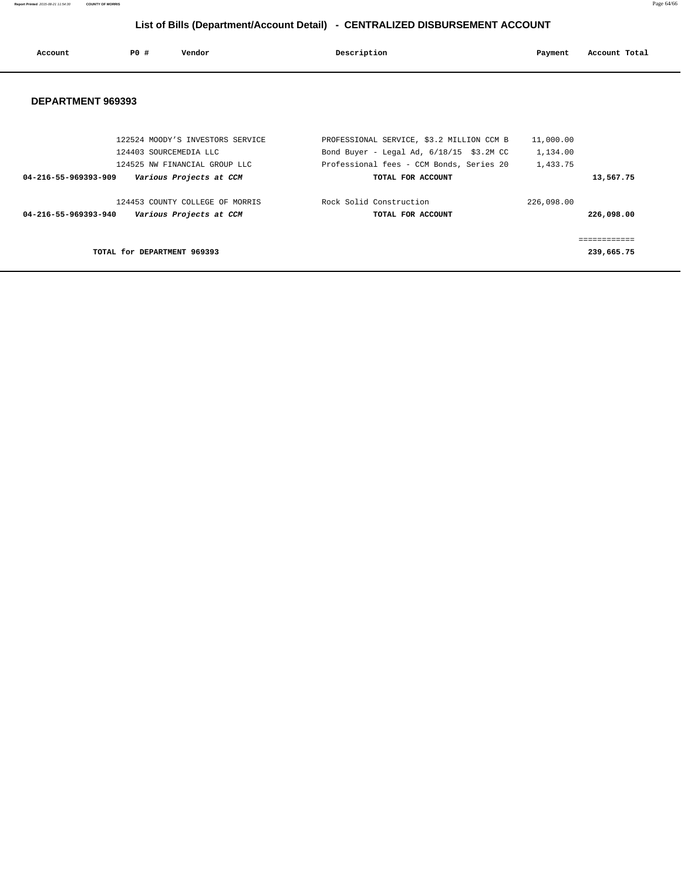## List of Bills (Department/Account Detail) - CENTRALIZED DISBURSEMENT ACCOUNT

| Account | PO # | Vendor | Description | Payment | Account Total |
|---|---|---|---|---|---|

### DEPARTMENT 969393

| Account | PO # | Vendor | Description | Payment | Account Total |
|---|---|---|---|---|---|
| | 122524 | MOODY'S INVESTORS SERVICE | PROFESSIONAL SERVICE, $3.2 MILLION CCM B | 11,000.00 | |
| | 124403 | SOURCEMEDIA LLC | Bond Buyer - Legal Ad, 6/18/15 $3.2M CC | 1,134.00 | |
| | 124525 | NW FINANCIAL GROUP LLC | Professional fees - CCM Bonds, Series 20 | 1,433.75 | |
| **04-216-55-969393-909** | | ***Various Projects at CCM*** | **TOTAL FOR ACCOUNT** | | **13,567.75** |
| | 124453 | COUNTY COLLEGE OF MORRIS | Rock Solid Construction | 226,098.00 | |
| **04-216-55-969393-940** | | ***Various Projects at CCM*** | **TOTAL FOR ACCOUNT** | | **226,098.00** |
| | | | | | ============ |
| | | **TOTAL for DEPARTMENT 969393** | | | **239,665.75** |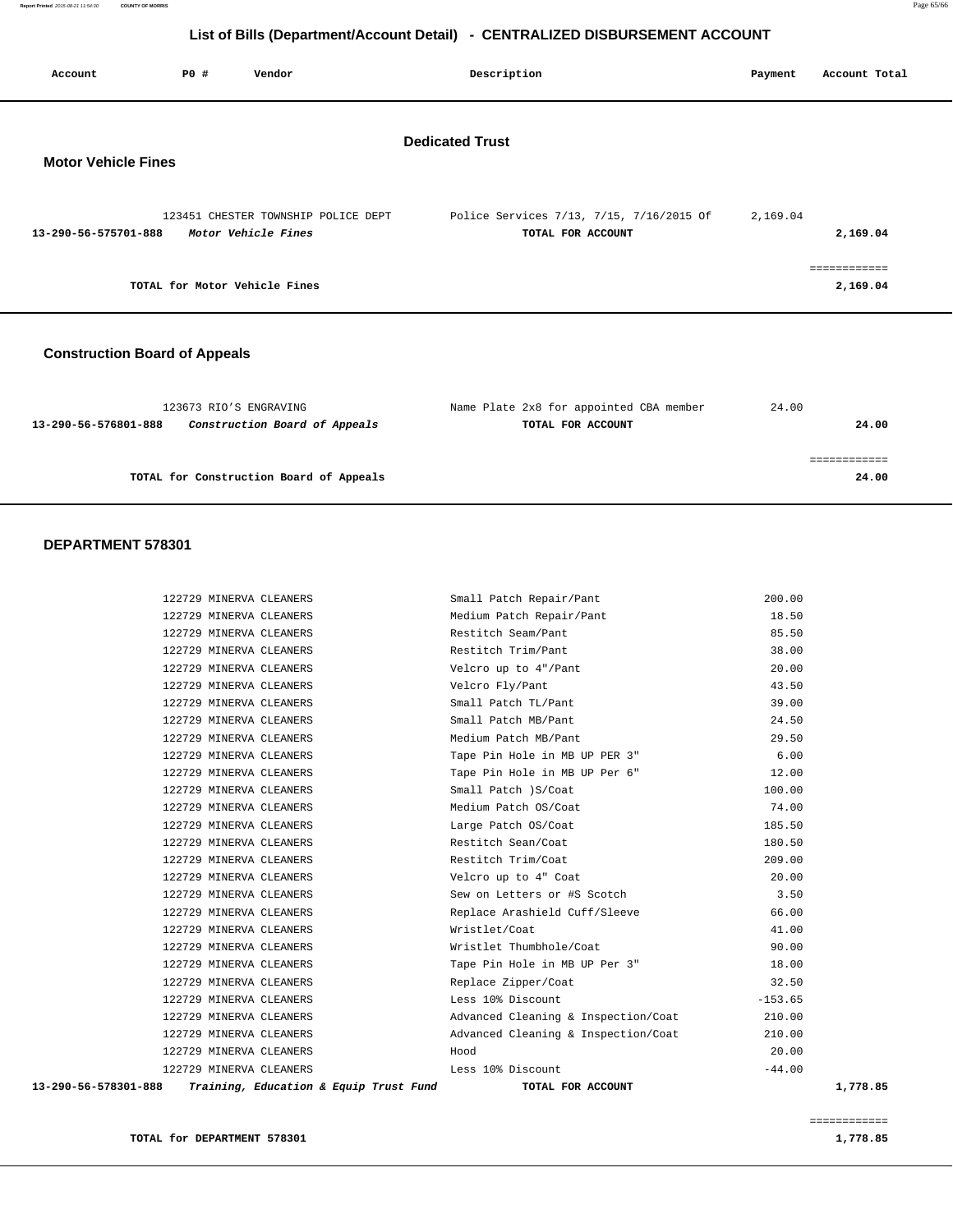# List of Bills (Department/Account Detail) - CENTRALIZED DISBURSEMENT ACCOUNT

| Account | PO # | Vendor | Description | Payment | Account Total |
|---|---|---|---|---|---|

## Dedicated Trust

### Motor Vehicle Fines

| Account | PO # | Vendor | Description | Payment | Account Total |
|---|---|---|---|---|---|
| | 123451 | CHESTER TOWNSHIP POLICE DEPT | Police Services 7/13, 7/15, 7/16/2015 Of | 2,169.04 | |
| **13-290-56-575701-888** | | ***Motor Vehicle Fines*** | **TOTAL FOR ACCOUNT** | | **2,169.04** |

**TOTAL for Motor Vehicle Fines** — ============ **2,169.04**

### Construction Board of Appeals

| Account | PO # | Vendor | Description | Payment | Account Total |
|---|---|---|---|---|---|
| | 123673 | RIO'S ENGRAVING | Name Plate 2x8 for appointed CBA member | 24.00 | |
| **13-290-56-576801-888** | | ***Construction Board of Appeals*** | **TOTAL FOR ACCOUNT** | | **24.00** |

**TOTAL for Construction Board of Appeals** — ============ **24.00**

### DEPARTMENT 578301

| Account | PO # | Vendor | Description | Payment | Account Total |
|---|---|---|---|---|---|
| | 122729 | MINERVA CLEANERS | Small Patch Repair/Pant | 200.00 | |
| | 122729 | MINERVA CLEANERS | Medium Patch Repair/Pant | 18.50 | |
| | 122729 | MINERVA CLEANERS | Restitch Seam/Pant | 85.50 | |
| | 122729 | MINERVA CLEANERS | Restitch Trim/Pant | 38.00 | |
| | 122729 | MINERVA CLEANERS | Velcro up to 4"/Pant | 20.00 | |
| | 122729 | MINERVA CLEANERS | Velcro Fly/Pant | 43.50 | |
| | 122729 | MINERVA CLEANERS | Small Patch TL/Pant | 39.00 | |
| | 122729 | MINERVA CLEANERS | Small Patch MB/Pant | 24.50 | |
| | 122729 | MINERVA CLEANERS | Medium Patch MB/Pant | 29.50 | |
| | 122729 | MINERVA CLEANERS | Tape Pin Hole in MB UP PER 3" | 6.00 | |
| | 122729 | MINERVA CLEANERS | Tape Pin Hole in MB UP Per 6" | 12.00 | |
| | 122729 | MINERVA CLEANERS | Small Patch )S/Coat | 100.00 | |
| | 122729 | MINERVA CLEANERS | Medium Patch OS/Coat | 74.00 | |
| | 122729 | MINERVA CLEANERS | Large Patch OS/Coat | 185.50 | |
| | 122729 | MINERVA CLEANERS | Restitch Sean/Coat | 180.50 | |
| | 122729 | MINERVA CLEANERS | Restitch Trim/Coat | 209.00 | |
| | 122729 | MINERVA CLEANERS | Velcro up to 4" Coat | 20.00 | |
| | 122729 | MINERVA CLEANERS | Sew on Letters or #S Scotch | 3.50 | |
| | 122729 | MINERVA CLEANERS | Replace Arashield Cuff/Sleeve | 66.00 | |
| | 122729 | MINERVA CLEANERS | Wristlet/Coat | 41.00 | |
| | 122729 | MINERVA CLEANERS | Wristlet Thumbhole/Coat | 90.00 | |
| | 122729 | MINERVA CLEANERS | Tape Pin Hole in MB UP Per 3" | 18.00 | |
| | 122729 | MINERVA CLEANERS | Replace Zipper/Coat | 32.50 | |
| | 122729 | MINERVA CLEANERS | Less 10% Discount | -153.65 | |
| | 122729 | MINERVA CLEANERS | Advanced Cleaning & Inspection/Coat | 210.00 | |
| | 122729 | MINERVA CLEANERS | Advanced Cleaning & Inspection/Coat | 210.00 | |
| | 122729 | MINERVA CLEANERS | Hood | 20.00 | |
| | 122729 | MINERVA CLEANERS | Less 10% Discount | -44.00 | |
| **13-290-56-578301-888** | | ***Training, Education & Equip Trust Fund*** | **TOTAL FOR ACCOUNT** | | **1,778.85** |

**TOTAL for DEPARTMENT 578301** — ============ **1,778.85**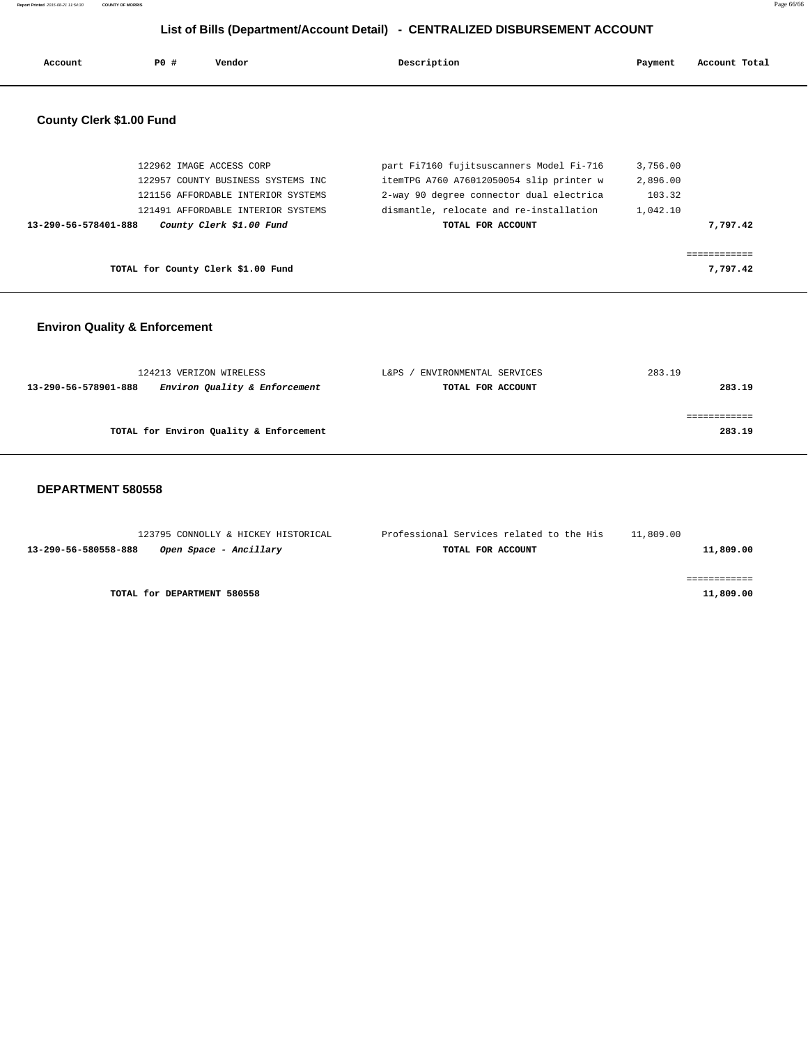## List of Bills (Department/Account Detail) - CENTRALIZED DISBURSEMENT ACCOUNT

| Account | PO # | Vendor | Description | Payment | Account Total |
|---|---|---|---|---|---|

### County Clerk $1.00 Fund

| Account | PO # | Vendor | Description | Payment | Account Total |
|---|---|---|---|---|---|
| | 122962 | IMAGE ACCESS CORP | part Fi7160 fujitsuscanners Model Fi-716 | 3,756.00 | |
| | 122957 | COUNTY BUSINESS SYSTEMS INC | itemTPG A760 A76012050054 slip printer w | 2,896.00 | |
| | 121156 | AFFORDABLE INTERIOR SYSTEMS | 2-way 90 degree connector dual electrica | 103.32 | |
| | 121491 | AFFORDABLE INTERIOR SYSTEMS | dismantle, relocate and re-installation | 1,042.10 | |
| **13-290-56-578401-888** | | ***County Clerk $1.00 Fund*** | **TOTAL FOR ACCOUNT** | | **7,797.42** |

============

**TOTAL for County Clerk $1.00 Fund** **7,797.42**

### Environ Quality & Enforcement

| Account | PO # | Vendor | Description | Payment | Account Total |
|---|---|---|---|---|---|
| | 124213 | VERIZON WIRELESS | L&PS / ENVIRONMENTAL SERVICES | 283.19 | |
| **13-290-56-578901-888** | | ***Environ Quality & Enforcement*** | **TOTAL FOR ACCOUNT** | | **283.19** |

============

**TOTAL for Environ Quality & Enforcement** **283.19**

### DEPARTMENT 580558

| Account | PO # | Vendor | Description | Payment | Account Total |
|---|---|---|---|---|---|
| | 123795 | CONNOLLY & HICKEY HISTORICAL | Professional Services related to the His | 11,809.00 | |
| **13-290-56-580558-888** | | ***Open Space - Ancillary*** | **TOTAL FOR ACCOUNT** | | **11,809.00** |

============

**TOTAL for DEPARTMENT 580558** **11,809.00**